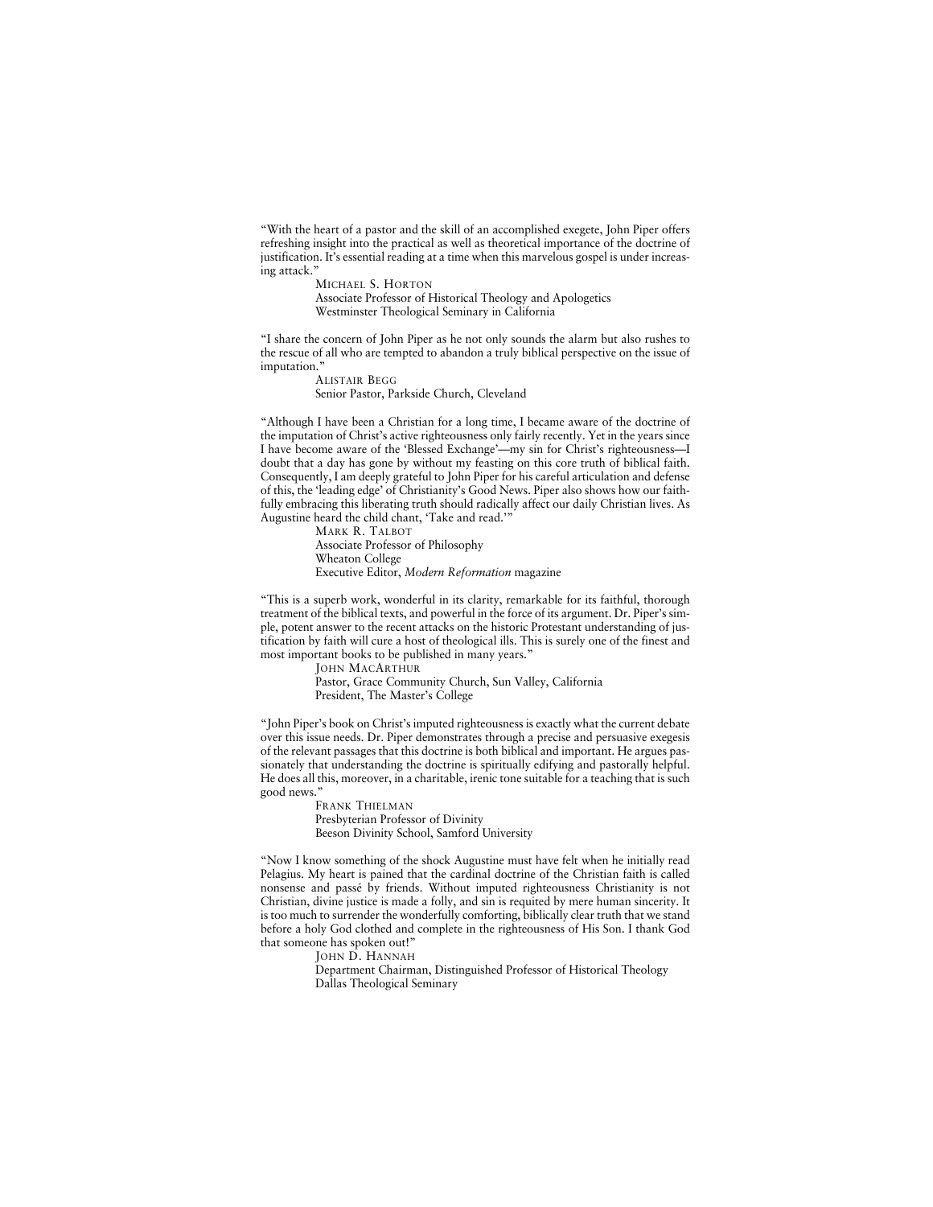"With the heart of a pastor and the skill of an accomplished exegete, John Piper offers refreshing insight into the practical as well as theoretical importance of the doctrine of justification. It's essential reading at a time when this marvelous gospel is under increasing attack."

MICHAEL S. HORTON
Associate Professor of Historical Theology and Apologetics
Westminster Theological Seminary in California

"I share the concern of John Piper as he not only sounds the alarm but also rushes to the rescue of all who are tempted to abandon a truly biblical perspective on the issue of imputation."

ALISTAIR BEGG
Senior Pastor, Parkside Church, Cleveland

"Although I have been a Christian for a long time, I became aware of the doctrine of the imputation of Christ's active righteousness only fairly recently. Yet in the years since I have become aware of the 'Blessed Exchange'—my sin for Christ's righteousness—I doubt that a day has gone by without my feasting on this core truth of biblical faith. Consequently, I am deeply grateful to John Piper for his careful articulation and defense of this, the 'leading edge' of Christianity's Good News. Piper also shows how our faithfully embracing this liberating truth should radically affect our daily Christian lives. As Augustine heard the child chant, 'Take and read.'"

MARK R. TALBOT
Associate Professor of Philosophy
Wheaton College
Executive Editor, *Modern Reformation* magazine

"This is a superb work, wonderful in its clarity, remarkable for its faithful, thorough treatment of the biblical texts, and powerful in the force of its argument. Dr. Piper's simple, potent answer to the recent attacks on the historic Protestant understanding of justification by faith will cure a host of theological ills. This is surely one of the finest and most important books to be published in many years."

JOHN MACARTHUR
Pastor, Grace Community Church, Sun Valley, California
President, The Master's College

"John Piper's book on Christ's imputed righteousness is exactly what the current debate over this issue needs. Dr. Piper demonstrates through a precise and persuasive exegesis of the relevant passages that this doctrine is both biblical and important. He argues passionately that understanding the doctrine is spiritually edifying and pastorally helpful. He does all this, moreover, in a charitable, irenic tone suitable for a teaching that is such good news."

FRANK THIELMAN
Presbyterian Professor of Divinity
Beeson Divinity School, Samford University

"Now I know something of the shock Augustine must have felt when he initially read Pelagius. My heart is pained that the cardinal doctrine of the Christian faith is called nonsense and passé by friends. Without imputed righteousness Christianity is not Christian, divine justice is made a folly, and sin is requited by mere human sincerity. It is too much to surrender the wonderfully comforting, biblically clear truth that we stand before a holy God clothed and complete in the righteousness of His Son. I thank God that someone has spoken out!"

JOHN D. HANNAH
Department Chairman, Distinguished Professor of Historical Theology
Dallas Theological Seminary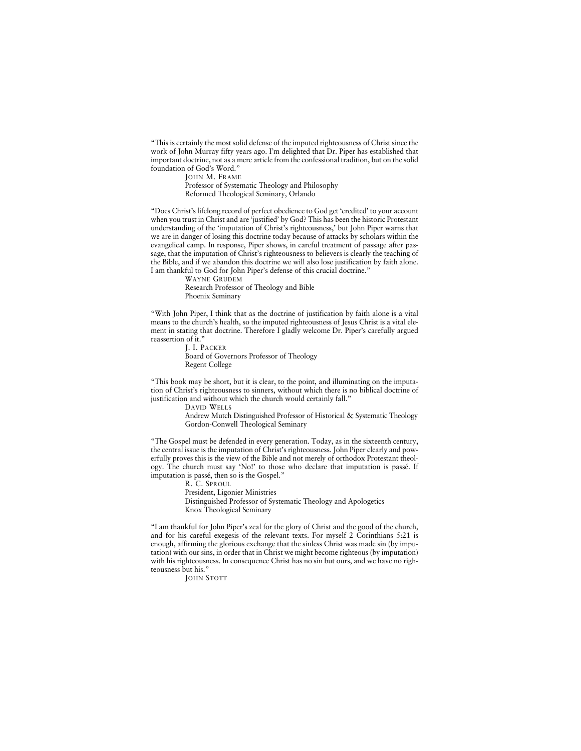"This is certainly the most solid defense of the imputed righteousness of Christ since the work of John Murray fifty years ago. I'm delighted that Dr. Piper has established that important doctrine, not as a mere article from the confessional tradition, but on the solid foundation of God's Word."

JOHN M. FRAME
Professor of Systematic Theology and Philosophy
Reformed Theological Seminary, Orlando

"Does Christ's lifelong record of perfect obedience to God get 'credited' to your account when you trust in Christ and are 'justified' by God? This has been the historic Protestant understanding of the 'imputation of Christ's righteousness,' but John Piper warns that we are in danger of losing this doctrine today because of attacks by scholars within the evangelical camp. In response, Piper shows, in careful treatment of passage after passage, that the imputation of Christ's righteousness to believers is clearly the teaching of the Bible, and if we abandon this doctrine we will also lose justification by faith alone. I am thankful to God for John Piper's defense of this crucial doctrine."

WAYNE GRUDEM
Research Professor of Theology and Bible
Phoenix Seminary

"With John Piper, I think that as the doctrine of justification by faith alone is a vital means to the church's health, so the imputed righteousness of Jesus Christ is a vital element in stating that doctrine. Therefore I gladly welcome Dr. Piper's carefully argued reassertion of it."

J. I. PACKER
Board of Governors Professor of Theology
Regent College

"This book may be short, but it is clear, to the point, and illuminating on the imputation of Christ's righteousness to sinners, without which there is no biblical doctrine of justification and without which the church would certainly fall."

DAVID WELLS
Andrew Mutch Distinguished Professor of Historical & Systematic Theology
Gordon-Conwell Theological Seminary

"The Gospel must be defended in every generation. Today, as in the sixteenth century, the central issue is the imputation of Christ's righteousness. John Piper clearly and powerfully proves this is the view of the Bible and not merely of orthodox Protestant theology. The church must say 'No!' to those who declare that imputation is passé. If imputation is passé, then so is the Gospel."

R. C. SPROUL
President, Ligonier Ministries
Distinguished Professor of Systematic Theology and Apologetics
Knox Theological Seminary

"I am thankful for John Piper's zeal for the glory of Christ and the good of the church, and for his careful exegesis of the relevant texts. For myself 2 Corinthians 5:21 is enough, affirming the glorious exchange that the sinless Christ was made sin (by imputation) with our sins, in order that in Christ we might become righteous (by imputation) with his righteousness. In consequence Christ has no sin but ours, and we have no righteousness but his."

JOHN STOTT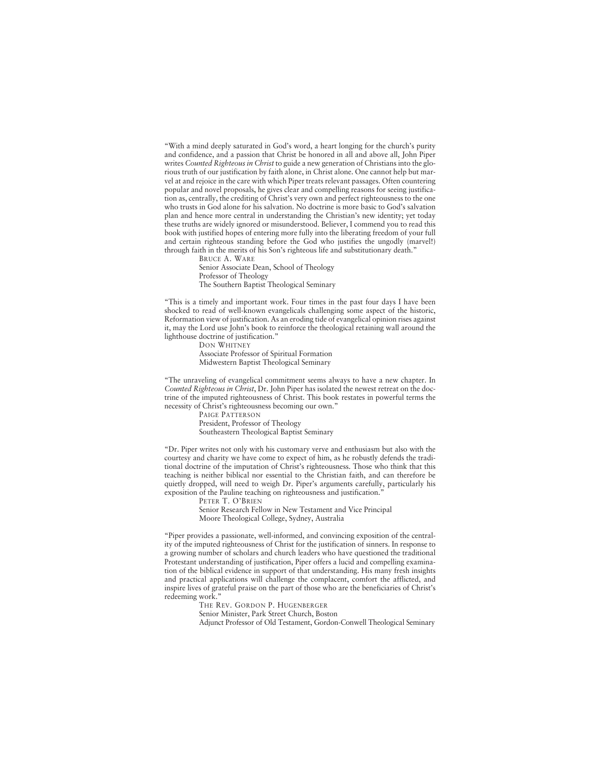"With a mind deeply saturated in God's word, a heart longing for the church's purity and confidence, and a passion that Christ be honored in all and above all, John Piper writes *Counted Righteous in Christ* to guide a new generation of Christians into the glorious truth of our justification by faith alone, in Christ alone. One cannot help but marvel at and rejoice in the care with which Piper treats relevant passages. Often countering popular and novel proposals, he gives clear and compelling reasons for seeing justification as, centrally, the crediting of Christ's very own and perfect righteousness to the one who trusts in God alone for his salvation. No doctrine is more basic to God's salvation plan and hence more central in understanding the Christian's new identity; yet today these truths are widely ignored or misunderstood. Believer, I commend you to read this book with justified hopes of entering more fully into the liberating freedom of your full and certain righteous standing before the God who justifies the ungodly (marvel!) through faith in the merits of his Son's righteous life and substitutionary death."

> BRUCE A. WARE
> Senior Associate Dean, School of Theology
> Professor of Theology
> The Southern Baptist Theological Seminary

"This is a timely and important work. Four times in the past four days I have been shocked to read of well-known evangelicals challenging some aspect of the historic, Reformation view of justification. As an eroding tide of evangelical opinion rises against it, may the Lord use John's book to reinforce the theological retaining wall around the lighthouse doctrine of justification."

> DON WHITNEY
> Associate Professor of Spiritual Formation
> Midwestern Baptist Theological Seminary

"The unraveling of evangelical commitment seems always to have a new chapter. In *Counted Righteous in Christ*, Dr. John Piper has isolated the newest retreat on the doctrine of the imputed righteousness of Christ. This book restates in powerful terms the necessity of Christ's righteousness becoming our own."

> PAIGE PATTERSON
> President, Professor of Theology
> Southeastern Theological Baptist Seminary

"Dr. Piper writes not only with his customary verve and enthusiasm but also with the courtesy and charity we have come to expect of him, as he robustly defends the traditional doctrine of the imputation of Christ's righteousness. Those who think that this teaching is neither biblical nor essential to the Christian faith, and can therefore be quietly dropped, will need to weigh Dr. Piper's arguments carefully, particularly his exposition of the Pauline teaching on righteousness and justification."

> PETER T. O'BRIEN
> Senior Research Fellow in New Testament and Vice Principal
> Moore Theological College, Sydney, Australia

"Piper provides a passionate, well-informed, and convincing exposition of the centrality of the imputed righteousness of Christ for the justification of sinners. In response to a growing number of scholars and church leaders who have questioned the traditional Protestant understanding of justification, Piper offers a lucid and compelling examination of the biblical evidence in support of that understanding. His many fresh insights and practical applications will challenge the complacent, comfort the afflicted, and inspire lives of grateful praise on the part of those who are the beneficiaries of Christ's redeeming work."

> THE REV. GORDON P. HUGENBERGER
> Senior Minister, Park Street Church, Boston
> Adjunct Professor of Old Testament, Gordon-Conwell Theological Seminary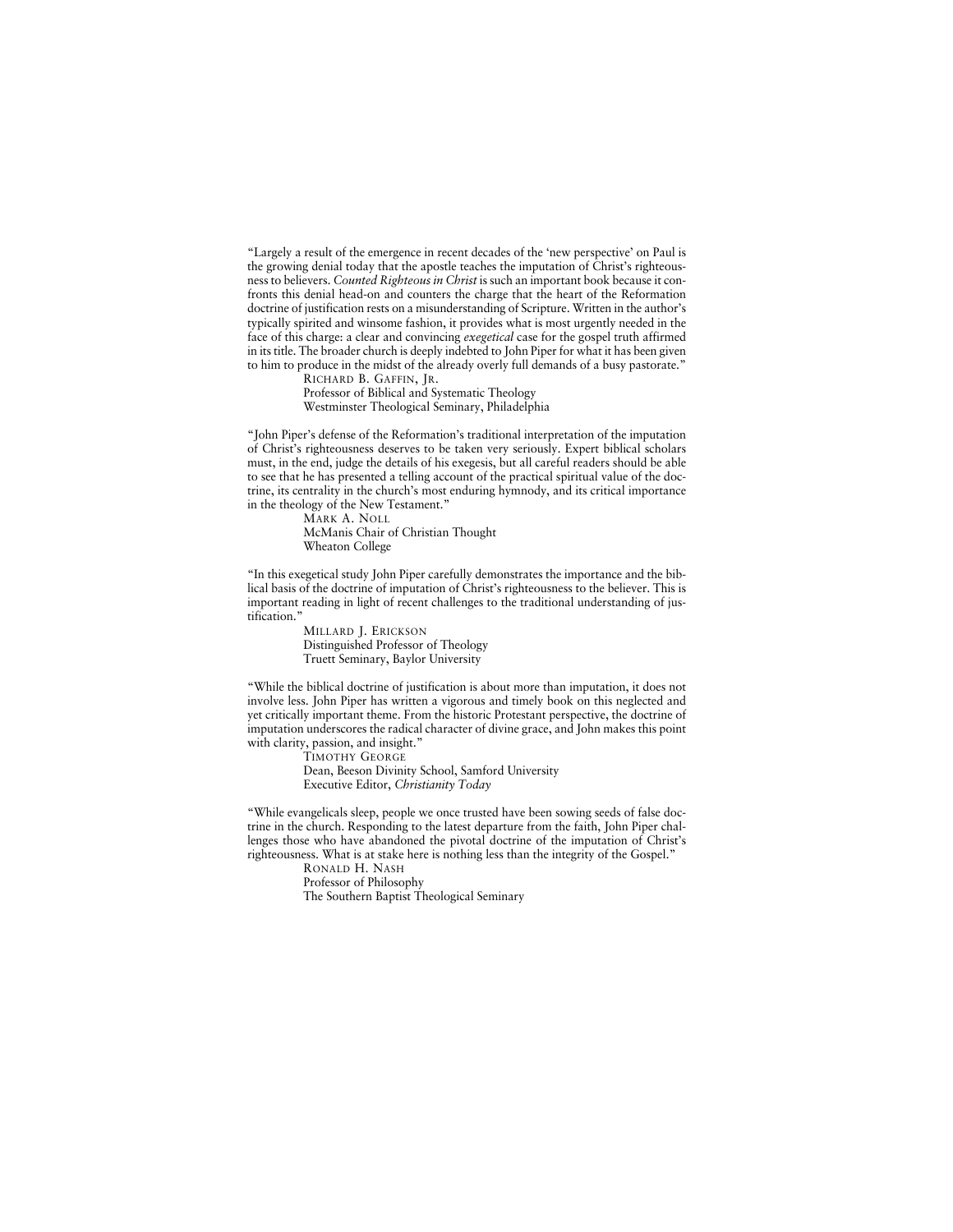"Largely a result of the emergence in recent decades of the 'new perspective' on Paul is the growing denial today that the apostle teaches the imputation of Christ's righteousness to believers. *Counted Righteous in Christ* is such an important book because it confronts this denial head-on and counters the charge that the heart of the Reformation doctrine of justification rests on a misunderstanding of Scripture. Written in the author's typically spirited and winsome fashion, it provides what is most urgently needed in the face of this charge: a clear and convincing *exegetical* case for the gospel truth affirmed in its title. The broader church is deeply indebted to John Piper for what it has been given to him to produce in the midst of the already overly full demands of a busy pastorate."

RICHARD B. GAFFIN, JR.
Professor of Biblical and Systematic Theology
Westminster Theological Seminary, Philadelphia

"John Piper's defense of the Reformation's traditional interpretation of the imputation of Christ's righteousness deserves to be taken very seriously. Expert biblical scholars must, in the end, judge the details of his exegesis, but all careful readers should be able to see that he has presented a telling account of the practical spiritual value of the doctrine, its centrality in the church's most enduring hymnody, and its critical importance in the theology of the New Testament."

MARK A. NOLL
McManis Chair of Christian Thought
Wheaton College

"In this exegetical study John Piper carefully demonstrates the importance and the biblical basis of the doctrine of imputation of Christ's righteousness to the believer. This is important reading in light of recent challenges to the traditional understanding of justification."

MILLARD J. ERICKSON
Distinguished Professor of Theology
Truett Seminary, Baylor University

"While the biblical doctrine of justification is about more than imputation, it does not involve less. John Piper has written a vigorous and timely book on this neglected and yet critically important theme. From the historic Protestant perspective, the doctrine of imputation underscores the radical character of divine grace, and John makes this point with clarity, passion, and insight."

TIMOTHY GEORGE
Dean, Beeson Divinity School, Samford University
Executive Editor, *Christianity Today*

"While evangelicals sleep, people we once trusted have been sowing seeds of false doctrine in the church. Responding to the latest departure from the faith, John Piper challenges those who have abandoned the pivotal doctrine of the imputation of Christ's righteousness. What is at stake here is nothing less than the integrity of the Gospel."

RONALD H. NASH
Professor of Philosophy
The Southern Baptist Theological Seminary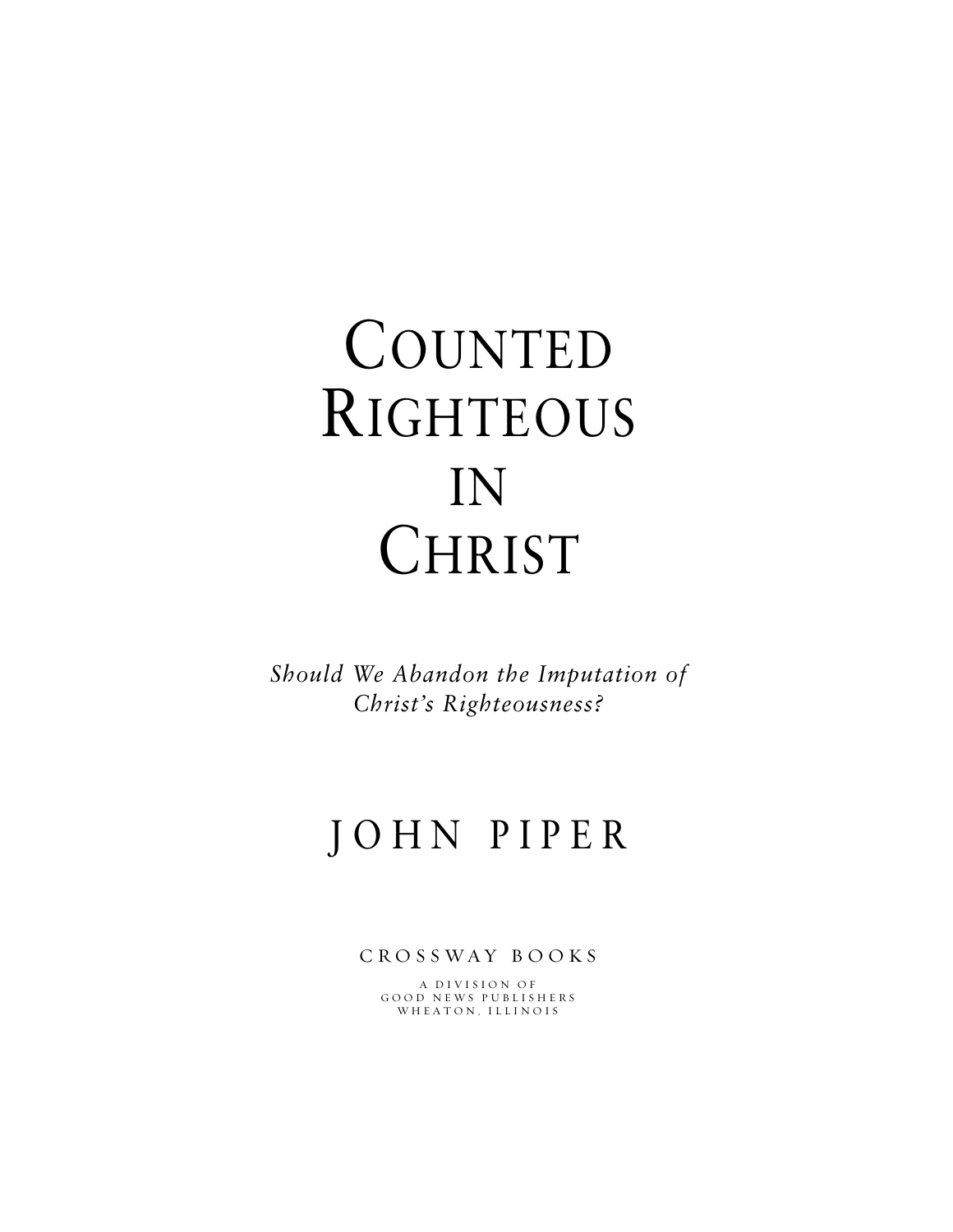# COUNTED RIGHTEOUS IN CHRIST

*Should We Abandon the Imputation of Christ's Righteousness?*

JOHN PIPER

CROSSWAY BOOKS

A DIVISION OF
GOOD NEWS PUBLISHERS
WHEATON, ILLINOIS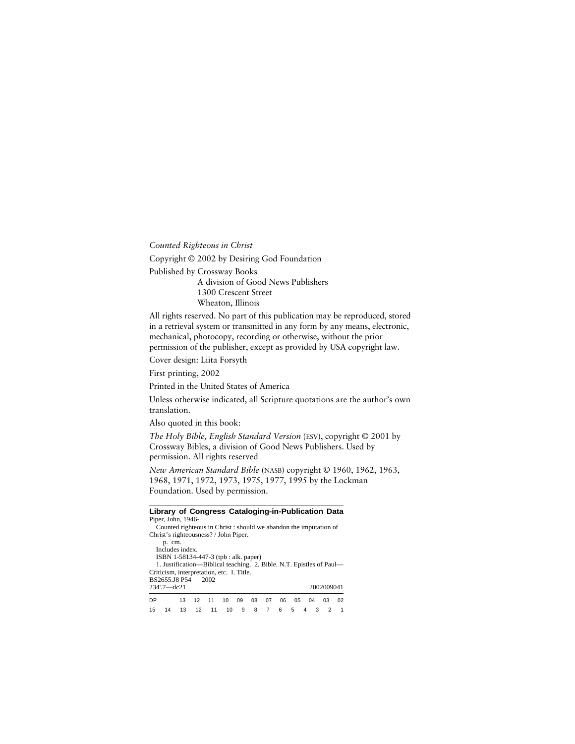*Counted Righteous in Christ*

Copyright © 2002 by Desiring God Foundation

Published by Crossway Books
A division of Good News Publishers
1300 Crescent Street
Wheaton, Illinois

All rights reserved. No part of this publication may be reproduced, stored in a retrieval system or transmitted in any form by any means, electronic, mechanical, photocopy, recording or otherwise, without the prior permission of the publisher, except as provided by USA copyright law.

Cover design: Liita Forsyth

First printing, 2002

Printed in the United States of America

Unless otherwise indicated, all Scripture quotations are the author's own translation.

Also quoted in this book:

*The Holy Bible, English Standard Version* (ESV), copyright © 2001 by Crossway Bibles, a division of Good News Publishers. Used by permission. All rights reserved

*New American Standard Bible* (NASB) copyright © 1960, 1962, 1963, 1968, 1971, 1972, 1973, 1975, 1977, 1995 by the Lockman Foundation. Used by permission.

**Library of Congress Cataloging-in-Publication Data**

Piper, John, 1946-
Counted righteous in Christ : should we abandon the imputation of Christ's righteousness? / John Piper.
p. cm.
Includes index.
ISBN 1-58134-447-3 (tpb : alk. paper)
1. Justification—Biblical teaching. 2. Bible. N.T. Epistles of Paul—Criticism, interpretation, etc. I. Title.
BS2655.J8 P54 2002
234'.7—dc21 2002009041

DP 13 12 11 10 09 08 07 06 05 04 03 02
15 14 13 12 11 10 9 8 7 6 5 4 3 2 1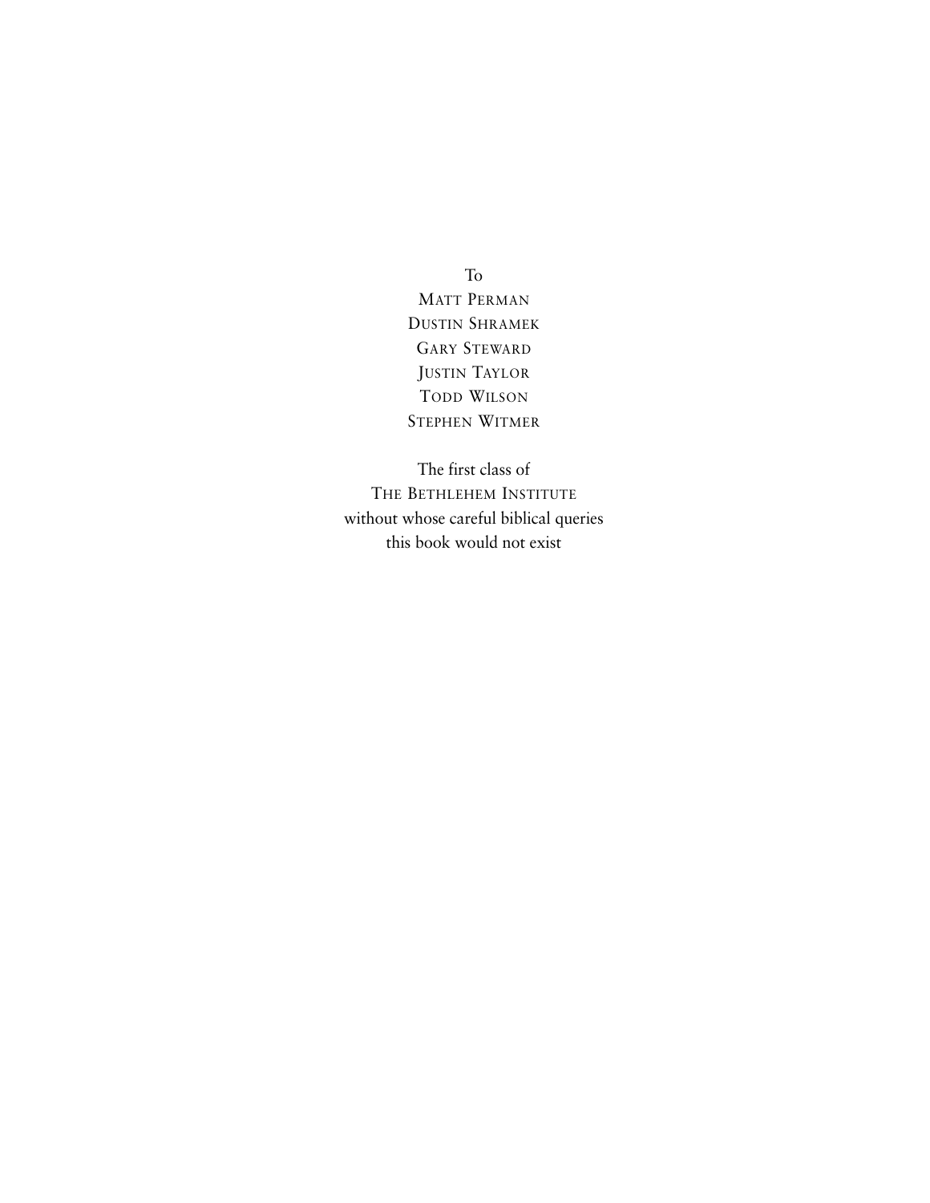To

Matt Perman
Dustin Shramek
Gary Steward
Justin Taylor
Todd Wilson
Stephen Witmer

The first class of
The Bethlehem Institute
without whose careful biblical queries
this book would not exist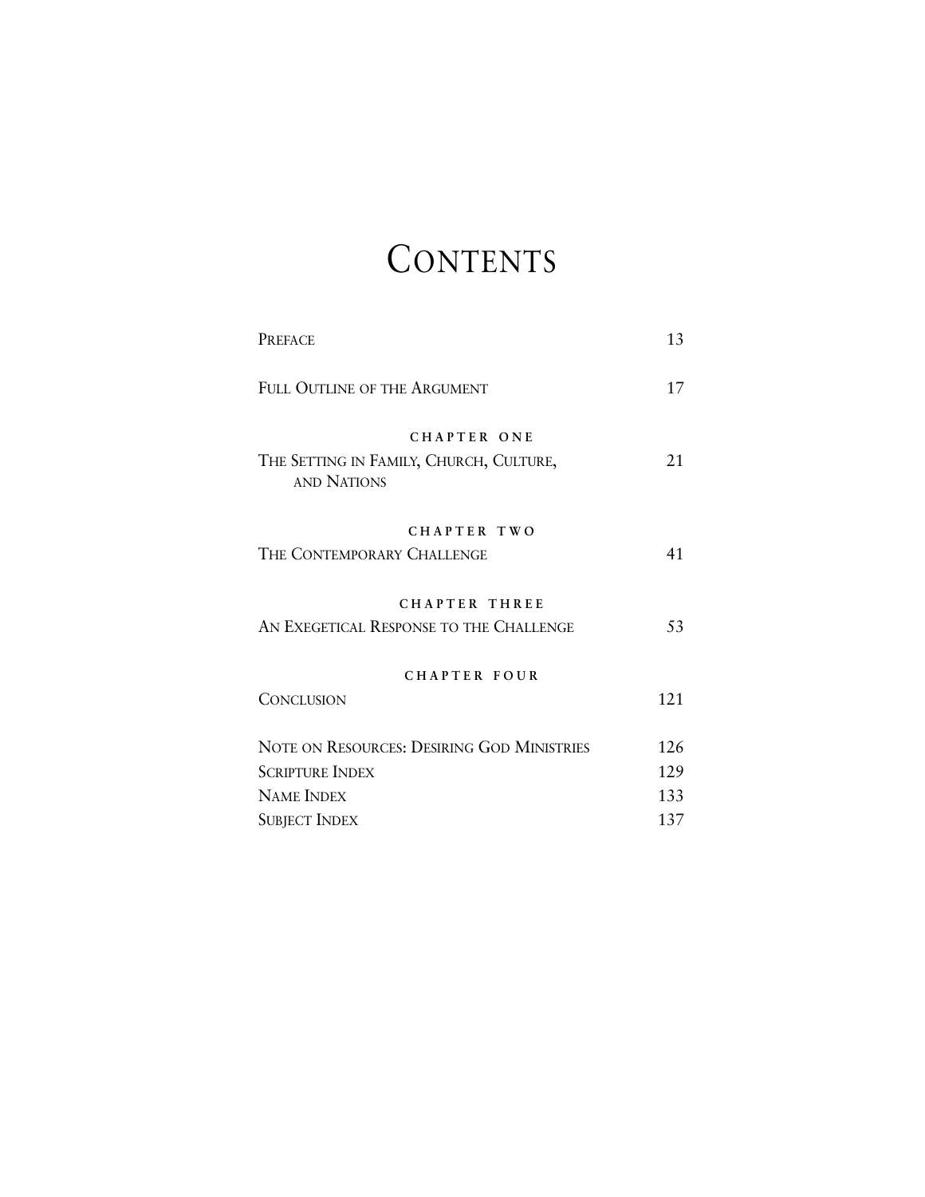# Contents

| | |
|---|---|
| Preface | 13 |
| Full Outline of the Argument | 17 |
| **Chapter One** | |
| The Setting in Family, Church, Culture, and Nations | 21 |
| **Chapter Two** | |
| The Contemporary Challenge | 41 |
| **Chapter Three** | |
| An Exegetical Response to the Challenge | 53 |
| **Chapter Four** | |
| Conclusion | 121 |
| Note on Resources: Desiring God Ministries | 126 |
| Scripture Index | 129 |
| Name Index | 133 |
| Subject Index | 137 |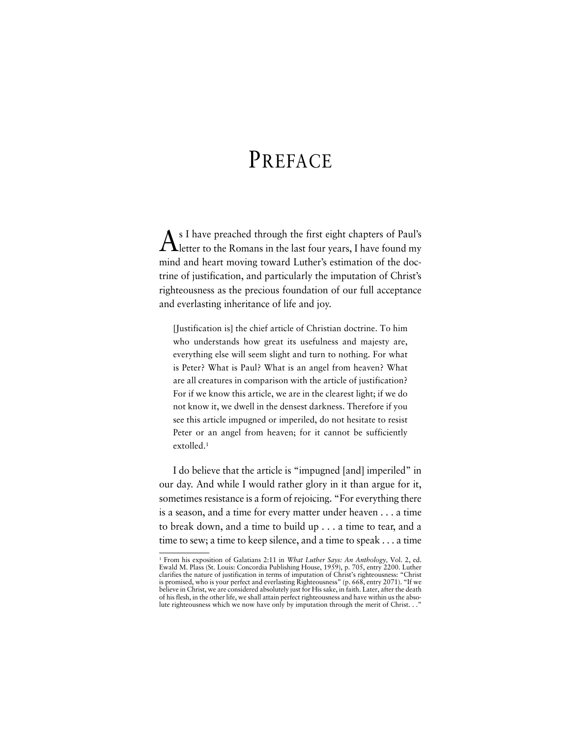# PREFACE

As I have preached through the first eight chapters of Paul's letter to the Romans in the last four years, I have found my mind and heart moving toward Luther's estimation of the doctrine of justification, and particularly the imputation of Christ's righteousness as the precious foundation of our full acceptance and everlasting inheritance of life and joy.

> [Justification is] the chief article of Christian doctrine. To him who understands how great its usefulness and majesty are, everything else will seem slight and turn to nothing. For what is Peter? What is Paul? What is an angel from heaven? What are all creatures in comparison with the article of justification? For if we know this article, we are in the clearest light; if we do not know it, we dwell in the densest darkness. Therefore if you see this article impugned or imperiled, do not hesitate to resist Peter or an angel from heaven; for it cannot be sufficiently extolled.[1]

I do believe that the article is "impugned [and] imperiled" in our day. And while I would rather glory in it than argue for it, sometimes resistance is a form of rejoicing. "For everything there is a season, and a time for every matter under heaven . . . a time to break down, and a time to build up . . . a time to tear, and a time to sew; a time to keep silence, and a time to speak . . . a time

---

[1] From his exposition of Galatians 2:11 in *What Luther Says: An Anthology,* Vol. 2, ed. Ewald M. Plass (St. Louis: Concordia Publishing House, 1959), p. 705, entry 2200. Luther clarifies the nature of justification in terms of imputation of Christ's righteousness: "Christ is promised, who is your perfect and everlasting Righteousness" (p. 668, entry 2071). "If we believe in Christ, we are considered absolutely just for His sake, in faith. Later, after the death of his flesh, in the other life, we shall attain perfect righteousness and have within us the absolute righteousness which we now have only by imputation through the merit of Christ. . ."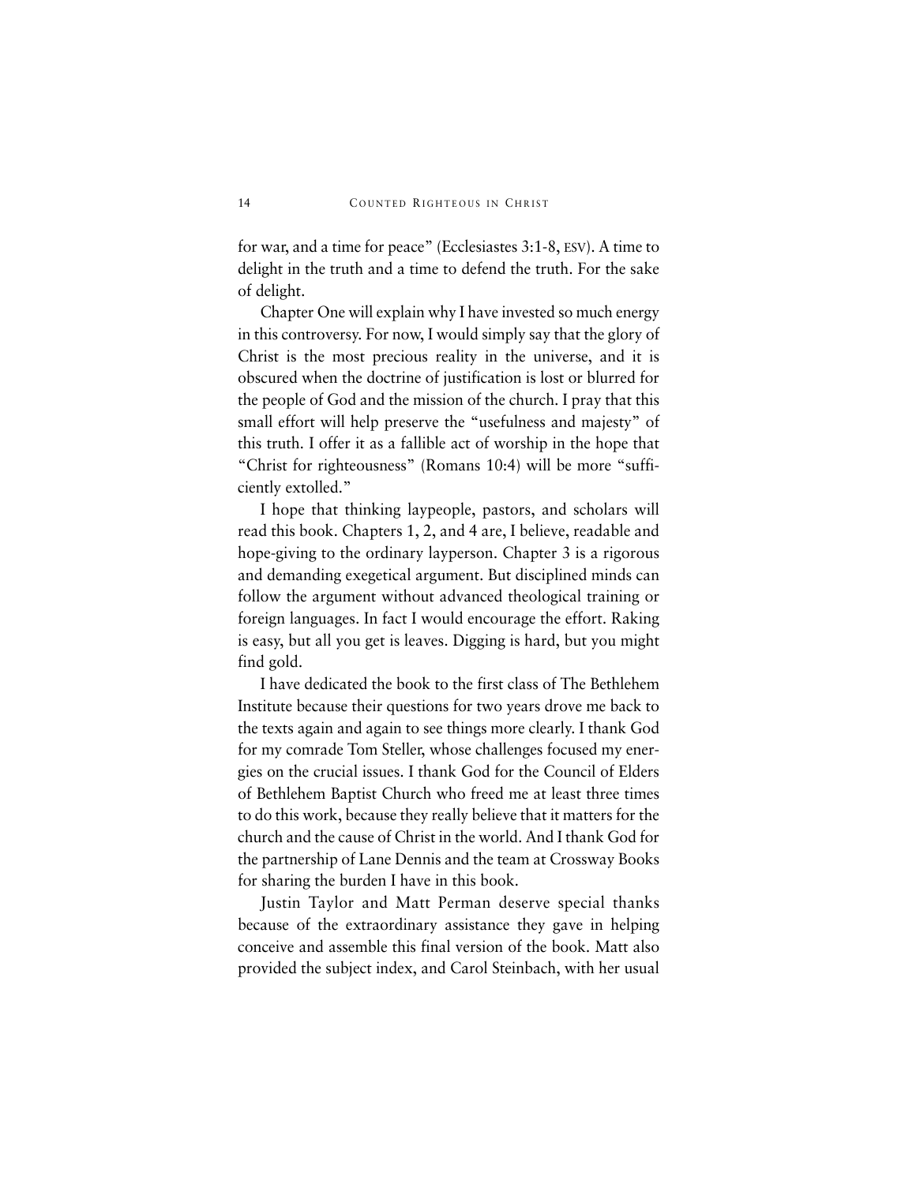for war, and a time for peace" (Ecclesiastes 3:1-8, ESV). A time to delight in the truth and a time to defend the truth. For the sake of delight.

Chapter One will explain why I have invested so much energy in this controversy. For now, I would simply say that the glory of Christ is the most precious reality in the universe, and it is obscured when the doctrine of justification is lost or blurred for the people of God and the mission of the church. I pray that this small effort will help preserve the "usefulness and majesty" of this truth. I offer it as a fallible act of worship in the hope that "Christ for righteousness" (Romans 10:4) will be more "sufficiently extolled."

I hope that thinking laypeople, pastors, and scholars will read this book. Chapters 1, 2, and 4 are, I believe, readable and hope-giving to the ordinary layperson. Chapter 3 is a rigorous and demanding exegetical argument. But disciplined minds can follow the argument without advanced theological training or foreign languages. In fact I would encourage the effort. Raking is easy, but all you get is leaves. Digging is hard, but you might find gold.

I have dedicated the book to the first class of The Bethlehem Institute because their questions for two years drove me back to the texts again and again to see things more clearly. I thank God for my comrade Tom Steller, whose challenges focused my energies on the crucial issues. I thank God for the Council of Elders of Bethlehem Baptist Church who freed me at least three times to do this work, because they really believe that it matters for the church and the cause of Christ in the world. And I thank God for the partnership of Lane Dennis and the team at Crossway Books for sharing the burden I have in this book.

Justin Taylor and Matt Perman deserve special thanks because of the extraordinary assistance they gave in helping conceive and assemble this final version of the book. Matt also provided the subject index, and Carol Steinbach, with her usual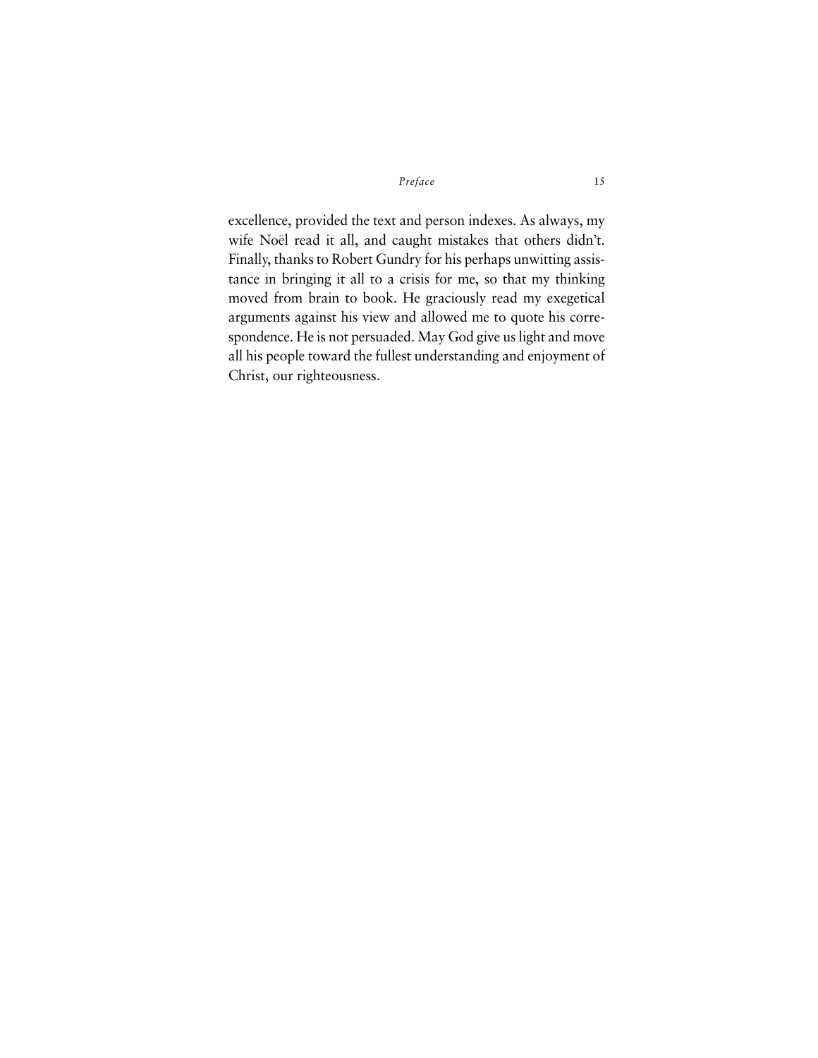excellence, provided the text and person indexes. As always, my wife Noël read it all, and caught mistakes that others didn't. Finally, thanks to Robert Gundry for his perhaps unwitting assistance in bringing it all to a crisis for me, so that my thinking moved from brain to book. He graciously read my exegetical arguments against his view and allowed me to quote his correspondence. He is not persuaded. May God give us light and move all his people toward the fullest understanding and enjoyment of Christ, our righteousness.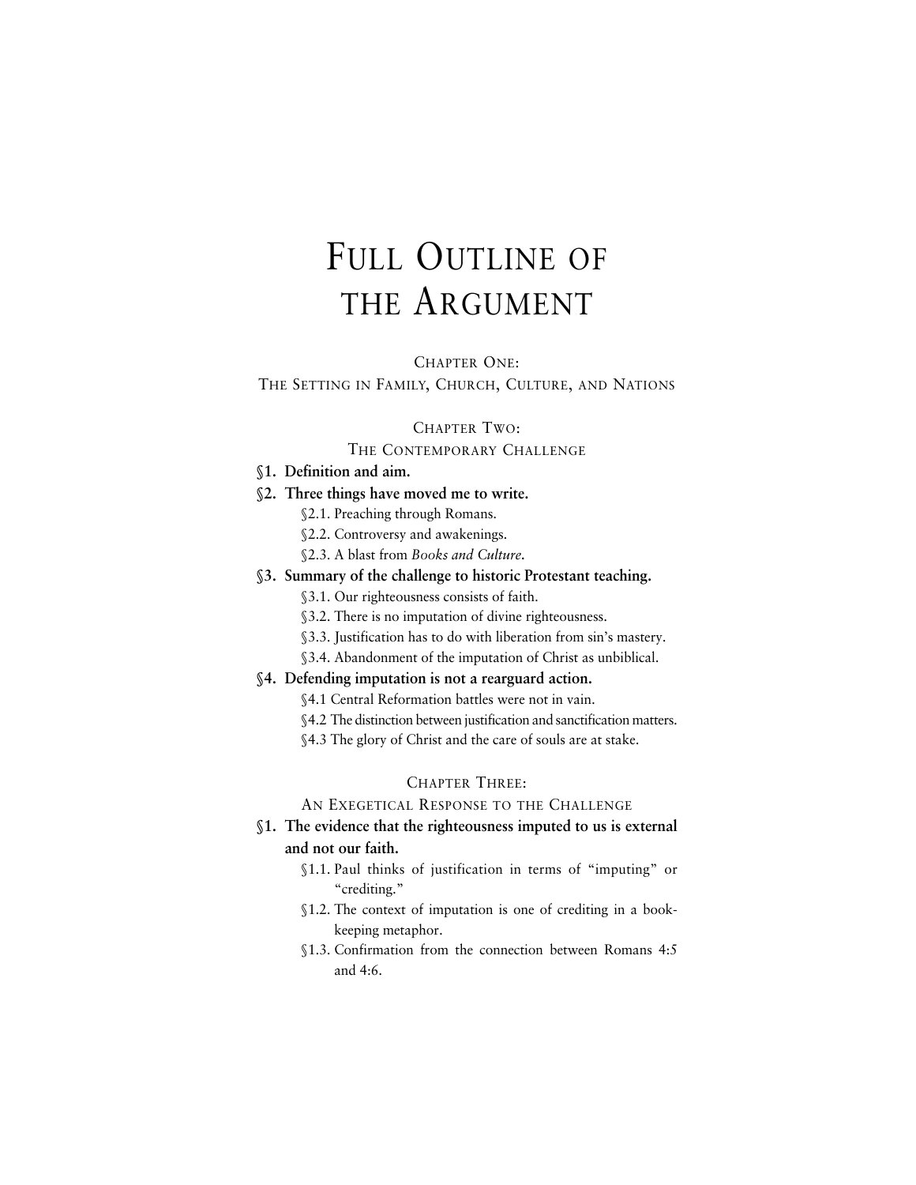# Full Outline of the Argument

## Chapter One:
## The Setting in Family, Church, Culture, and Nations

## Chapter Two:
## The Contemporary Challenge

**§1. Definition and aim.**

**§2. Three things have moved me to write.**

- §2.1. Preaching through Romans.
- §2.2. Controversy and awakenings.
- §2.3. A blast from *Books and Culture*.

**§3. Summary of the challenge to historic Protestant teaching.**

- §3.1. Our righteousness consists of faith.
- §3.2. There is no imputation of divine righteousness.
- §3.3. Justification has to do with liberation from sin's mastery.
- §3.4. Abandonment of the imputation of Christ as unbiblical.

**§4. Defending imputation is not a rearguard action.**

- §4.1 Central Reformation battles were not in vain.
- §4.2 The distinction between justification and sanctification matters.
- §4.3 The glory of Christ and the care of souls are at stake.

## Chapter Three:
## An Exegetical Response to the Challenge

**§1. The evidence that the righteousness imputed to us is external and not our faith.**

- §1.1. Paul thinks of justification in terms of "imputing" or "crediting."
- §1.2. The context of imputation is one of crediting in a bookkeeping metaphor.
- §1.3. Confirmation from the connection between Romans 4:5 and 4:6.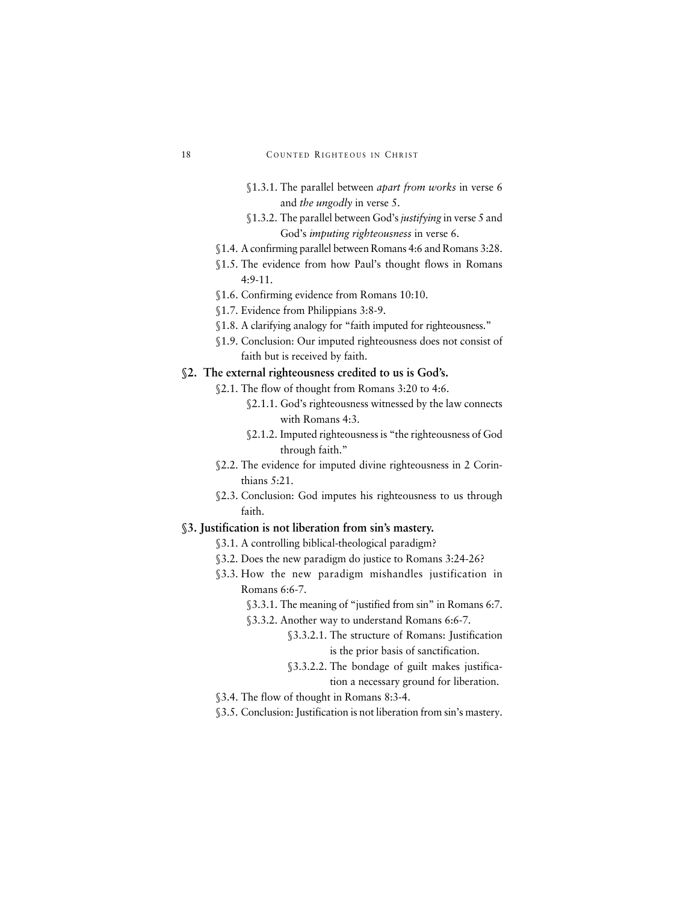- §1.3.1. The parallel between *apart from works* in verse 6 and *the ungodly* in verse 5.
- §1.3.2. The parallel between God's *justifying* in verse 5 and God's *imputing righteousness* in verse 6.

§1.4. A confirming parallel between Romans 4:6 and Romans 3:28.

§1.5. The evidence from how Paul's thought flows in Romans 4:9-11.

§1.6. Confirming evidence from Romans 10:10.

§1.7. Evidence from Philippians 3:8-9.

§1.8. A clarifying analogy for "faith imputed for righteousness."

§1.9. Conclusion: Our imputed righteousness does not consist of faith but is received by faith.

**§2. The external righteousness credited to us is God's.**

§2.1. The flow of thought from Romans 3:20 to 4:6.

- §2.1.1. God's righteousness witnessed by the law connects with Romans 4:3.
- §2.1.2. Imputed righteousness is "the righteousness of God through faith."

§2.2. The evidence for imputed divine righteousness in 2 Corinthians 5:21.

§2.3. Conclusion: God imputes his righteousness to us through faith.

**§3. Justification is not liberation from sin's mastery.**

§3.1. A controlling biblical-theological paradigm?

§3.2. Does the new paradigm do justice to Romans 3:24-26?

§3.3. How the new paradigm mishandles justification in Romans 6:6-7.

- §3.3.1. The meaning of "justified from sin" in Romans 6:7.
- §3.3.2. Another way to understand Romans 6:6-7.
  - §3.3.2.1. The structure of Romans: Justification is the prior basis of sanctification.
  - §3.3.2.2. The bondage of guilt makes justification a necessary ground for liberation.

§3.4. The flow of thought in Romans 8:3-4.

§3.5. Conclusion: Justification is not liberation from sin's mastery.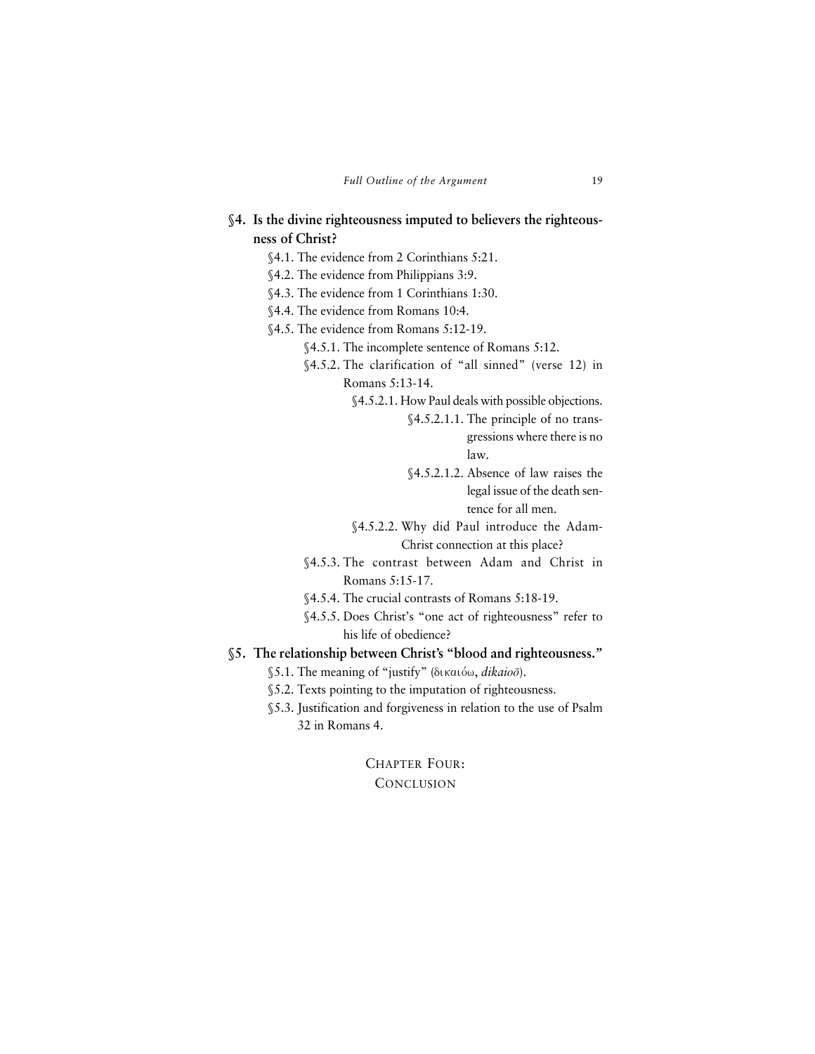**§4. Is the divine righteousness imputed to believers the righteousness of Christ?**

- §4.1. The evidence from 2 Corinthians 5:21.
- §4.2. The evidence from Philippians 3:9.
- §4.3. The evidence from 1 Corinthians 1:30.
- §4.4. The evidence from Romans 10:4.
- §4.5. The evidence from Romans 5:12-19.
  - §4.5.1. The incomplete sentence of Romans 5:12.
  - §4.5.2. The clarification of "all sinned" (verse 12) in Romans 5:13-14.
    - §4.5.2.1. How Paul deals with possible objections.
      - §4.5.2.1.1. The principle of no transgressions where there is no law.
      - §4.5.2.1.2. Absence of law raises the legal issue of the death sentence for all men.
    - §4.5.2.2. Why did Paul introduce the Adam-Christ connection at this place?
  - §4.5.3. The contrast between Adam and Christ in Romans 5:15-17.
  - §4.5.4. The crucial contrasts of Romans 5:18-19.
  - §4.5.5. Does Christ's "one act of righteousness" refer to his life of obedience?

**§5. The relationship between Christ's "blood and righteousness."**

- §5.1. The meaning of "justify" (δικαιόω, *dikaioō*).
- §5.2. Texts pointing to the imputation of righteousness.
- §5.3. Justification and forgiveness in relation to the use of Psalm 32 in Romans 4.

## CHAPTER FOUR: CONCLUSION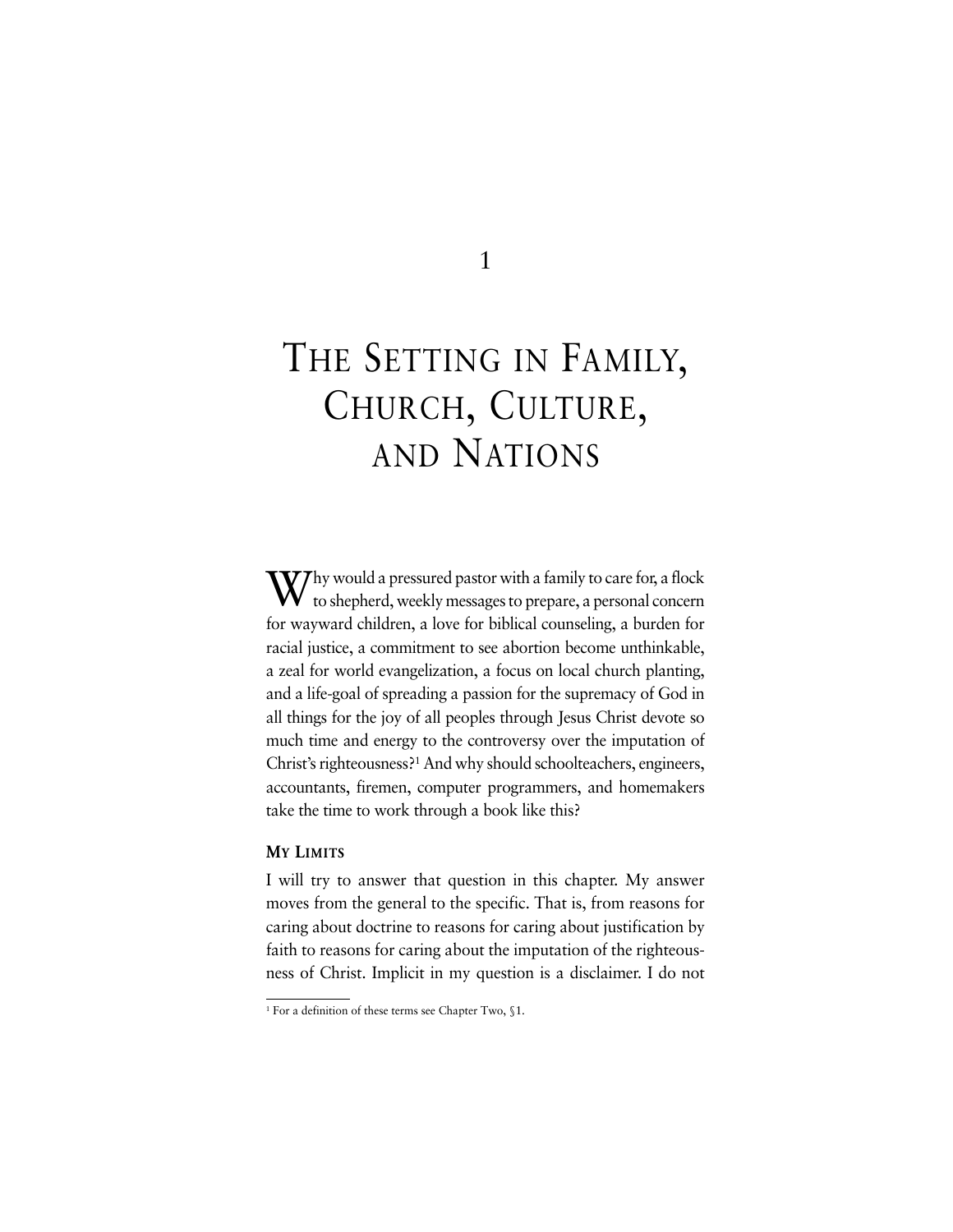# 1

# THE SETTING IN FAMILY, CHURCH, CULTURE, AND NATIONS

Why would a pressured pastor with a family to care for, a flock to shepherd, weekly messages to prepare, a personal concern for wayward children, a love for biblical counseling, a burden for racial justice, a commitment to see abortion become unthinkable, a zeal for world evangelization, a focus on local church planting, and a life-goal of spreading a passion for the supremacy of God in all things for the joy of all peoples through Jesus Christ devote so much time and energy to the controversy over the imputation of Christ's righteousness?[1] And why should schoolteachers, engineers, accountants, firemen, computer programmers, and homemakers take the time to work through a book like this?

## MY LIMITS

I will try to answer that question in this chapter. My answer moves from the general to the specific. That is, from reasons for caring about doctrine to reasons for caring about justification by faith to reasons for caring about the imputation of the righteousness of Christ. Implicit in my question is a disclaimer. I do not

[1] For a definition of these terms see Chapter Two, §1.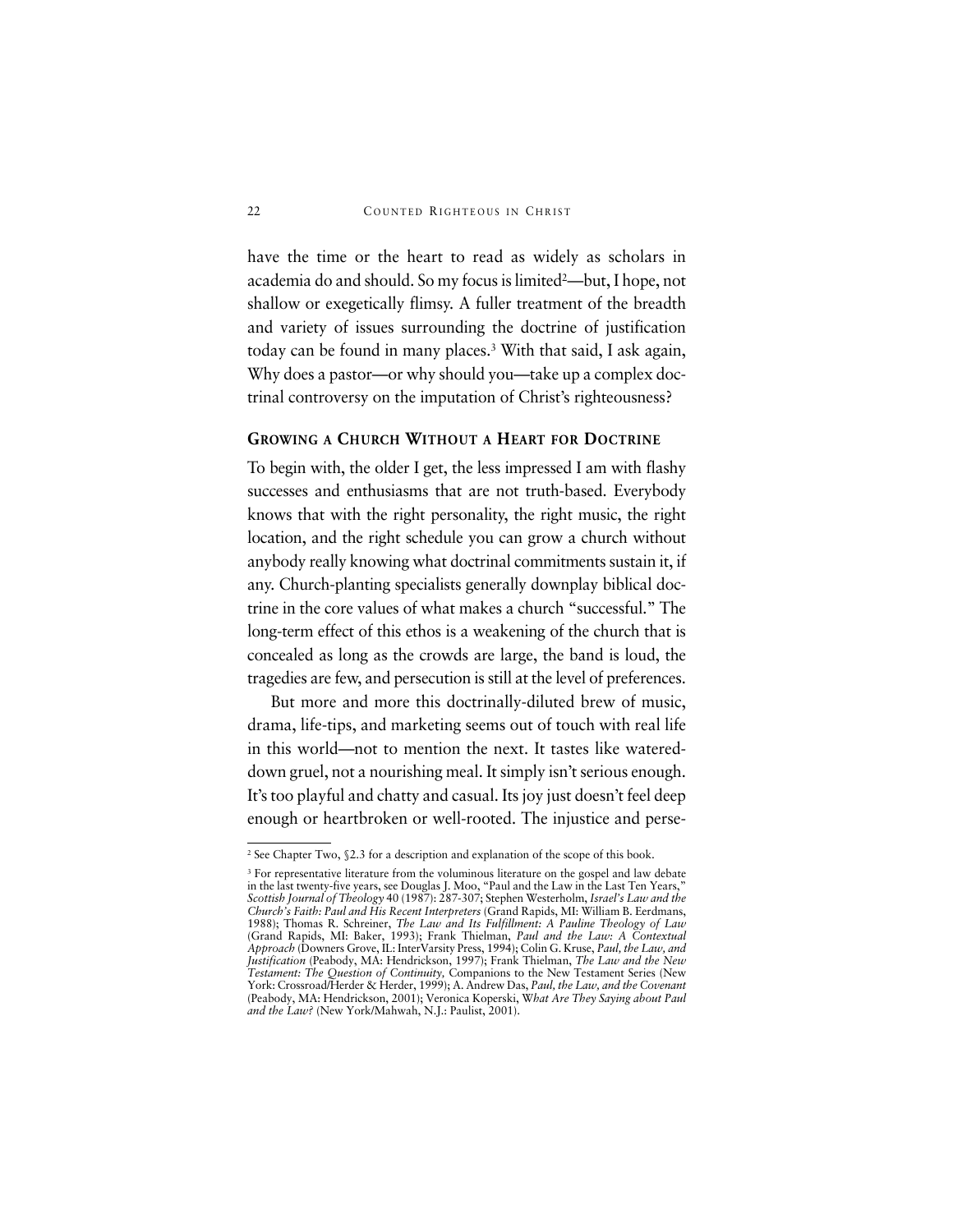have the time or the heart to read as widely as scholars in academia do and should. So my focus is limited[2]—but, I hope, not shallow or exegetically flimsy. A fuller treatment of the breadth and variety of issues surrounding the doctrine of justification today can be found in many places.[3] With that said, I ask again, Why does a pastor—or why should you—take up a complex doctrinal controversy on the imputation of Christ's righteousness?

## Growing a Church Without a Heart for Doctrine

To begin with, the older I get, the less impressed I am with flashy successes and enthusiasms that are not truth-based. Everybody knows that with the right personality, the right music, the right location, and the right schedule you can grow a church without anybody really knowing what doctrinal commitments sustain it, if any. Church-planting specialists generally downplay biblical doctrine in the core values of what makes a church "successful." The long-term effect of this ethos is a weakening of the church that is concealed as long as the crowds are large, the band is loud, the tragedies are few, and persecution is still at the level of preferences.

But more and more this doctrinally-diluted brew of music, drama, life-tips, and marketing seems out of touch with real life in this world—not to mention the next. It tastes like watered-down gruel, not a nourishing meal. It simply isn't serious enough. It's too playful and chatty and casual. Its joy just doesn't feel deep enough or heartbroken or well-rooted. The injustice and perse-

---

[2] See Chapter Two, §2.3 for a description and explanation of the scope of this book.

[3] For representative literature from the voluminous literature on the gospel and law debate in the last twenty-five years, see Douglas J. Moo, "Paul and the Law in the Last Ten Years," *Scottish Journal of Theology* 40 (1987): 287-307; Stephen Westerholm, *Israel's Law and the Church's Faith: Paul and His Recent Interpreters* (Grand Rapids, MI: William B. Eerdmans, 1988); Thomas R. Schreiner, *The Law and Its Fulfillment: A Pauline Theology of Law* (Grand Rapids, MI: Baker, 1993); Frank Thielman, *Paul and the Law: A Contextual Approach* (Downers Grove, IL: InterVarsity Press, 1994); Colin G. Kruse, *Paul, the Law, and Justification* (Peabody, MA: Hendrickson, 1997); Frank Thielman, *The Law and the New Testament: The Question of Continuity,* Companions to the New Testament Series (New York: Crossroad/Herder & Herder, 1999); A. Andrew Das, *Paul, the Law, and the Covenant* (Peabody, MA: Hendrickson, 2001); Veronica Koperski, *What Are They Saying about Paul and the Law?* (New York/Mahwah, N.J.: Paulist, 2001).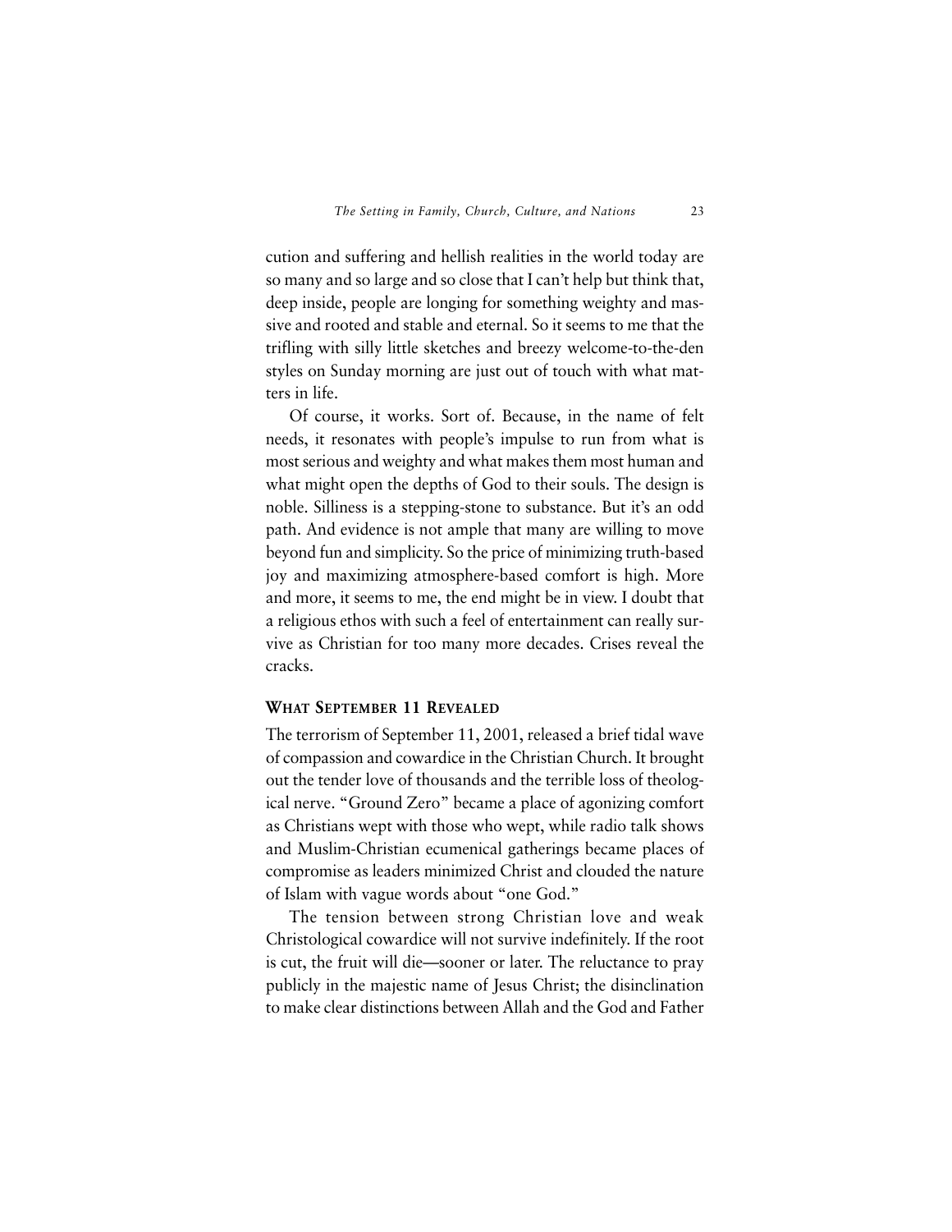cution and suffering and hellish realities in the world today are so many and so large and so close that I can't help but think that, deep inside, people are longing for something weighty and massive and rooted and stable and eternal. So it seems to me that the trifling with silly little sketches and breezy welcome-to-the-den styles on Sunday morning are just out of touch with what matters in life.

Of course, it works. Sort of. Because, in the name of felt needs, it resonates with people's impulse to run from what is most serious and weighty and what makes them most human and what might open the depths of God to their souls. The design is noble. Silliness is a stepping-stone to substance. But it's an odd path. And evidence is not ample that many are willing to move beyond fun and simplicity. So the price of minimizing truth-based joy and maximizing atmosphere-based comfort is high. More and more, it seems to me, the end might be in view. I doubt that a religious ethos with such a feel of entertainment can really survive as Christian for too many more decades. Crises reveal the cracks.

### What September 11 Revealed

The terrorism of September 11, 2001, released a brief tidal wave of compassion and cowardice in the Christian Church. It brought out the tender love of thousands and the terrible loss of theological nerve. "Ground Zero" became a place of agonizing comfort as Christians wept with those who wept, while radio talk shows and Muslim-Christian ecumenical gatherings became places of compromise as leaders minimized Christ and clouded the nature of Islam with vague words about "one God."

The tension between strong Christian love and weak Christological cowardice will not survive indefinitely. If the root is cut, the fruit will die—sooner or later. The reluctance to pray publicly in the majestic name of Jesus Christ; the disinclination to make clear distinctions between Allah and the God and Father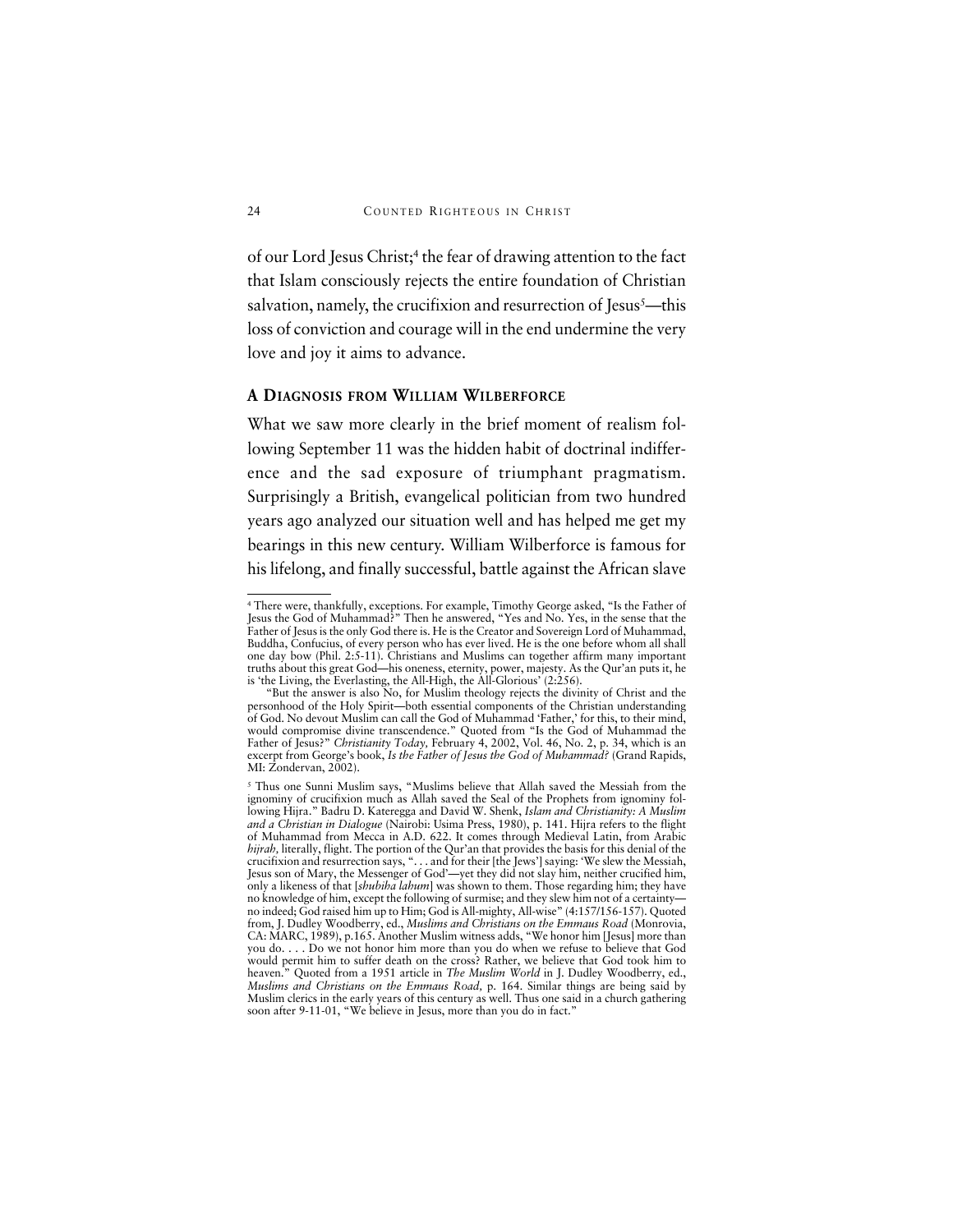of our Lord Jesus Christ;[4] the fear of drawing attention to the fact that Islam consciously rejects the entire foundation of Christian salvation, namely, the crucifixion and resurrection of Jesus[5]—this loss of conviction and courage will in the end undermine the very love and joy it aims to advance.

## A Diagnosis from William Wilberforce

What we saw more clearly in the brief moment of realism following September 11 was the hidden habit of doctrinal indifference and the sad exposure of triumphant pragmatism. Surprisingly a British, evangelical politician from two hundred years ago analyzed our situation well and has helped me get my bearings in this new century. William Wilberforce is famous for his lifelong, and finally successful, battle against the African slave

---

[4] There were, thankfully, exceptions. For example, Timothy George asked, "Is the Father of Jesus the God of Muhammad?" Then he answered, "Yes and No. Yes, in the sense that the Father of Jesus is the only God there is. He is the Creator and Sovereign Lord of Muhammad, Buddha, Confucius, of every person who has ever lived. He is the one before whom all shall one day bow (Phil. 2:5-11). Christians and Muslims can together affirm many important truths about this great God—his oneness, eternity, power, majesty. As the Qur'an puts it, he is 'the Living, the Everlasting, the All-High, the All-Glorious' (2:256).

"But the answer is also No, for Muslim theology rejects the divinity of Christ and the personhood of the Holy Spirit—both essential components of the Christian understanding of God. No devout Muslim can call the God of Muhammad 'Father,' for this, to their mind, would compromise divine transcendence." Quoted from "Is the God of Muhammad the Father of Jesus?" *Christianity Today,* February 4, 2002, Vol. 46, No. 2, p. 34, which is an excerpt from George's book, *Is the Father of Jesus the God of Muhammad?* (Grand Rapids, MI: Zondervan, 2002).

[5] Thus one Sunni Muslim says, "Muslims believe that Allah saved the Messiah from the ignominy of crucifixion much as Allah saved the Seal of the Prophets from ignominy following Hijra." Badru D. Kateregga and David W. Shenk, *Islam and Christianity: A Muslim and a Christian in Dialogue* (Nairobi: Usima Press, 1980), p. 141. Hijra refers to the flight of Muhammad from Mecca in A.D. 622. It comes through Medieval Latin, from Arabic *hijrah,* literally, flight. The portion of the Qur'an that provides the basis for this denial of the crucifixion and resurrection says, ". . . and for their [the Jews'] saying: 'We slew the Messiah, Jesus son of Mary, the Messenger of God'—yet they did not slay him, neither crucified him, only a likeness of that [*shubiha lahum*] was shown to them. Those regarding him; they have no knowledge of him, except the following of surmise; and they slew him not of a certainty—no indeed; God raised him up to Him; God is All-mighty, All-wise" (4:157/156-157). Quoted from, J. Dudley Woodberry, ed., *Muslims and Christians on the Emmaus Road* (Monrovia, CA: MARC, 1989), p.165. Another Muslim witness adds, "We honor him [Jesus] more than you do. . . . Do we not honor him more than you do when we refuse to believe that God would permit him to suffer death on the cross? Rather, we believe that God took him to heaven." Quoted from a 1951 article in *The Muslim World* in J. Dudley Woodberry, ed., *Muslims and Christians on the Emmaus Road,* p. 164. Similar things are being said by Muslim clerics in the early years of this century as well. Thus one said in a church gathering soon after 9-11-01, "We believe in Jesus, more than you do in fact."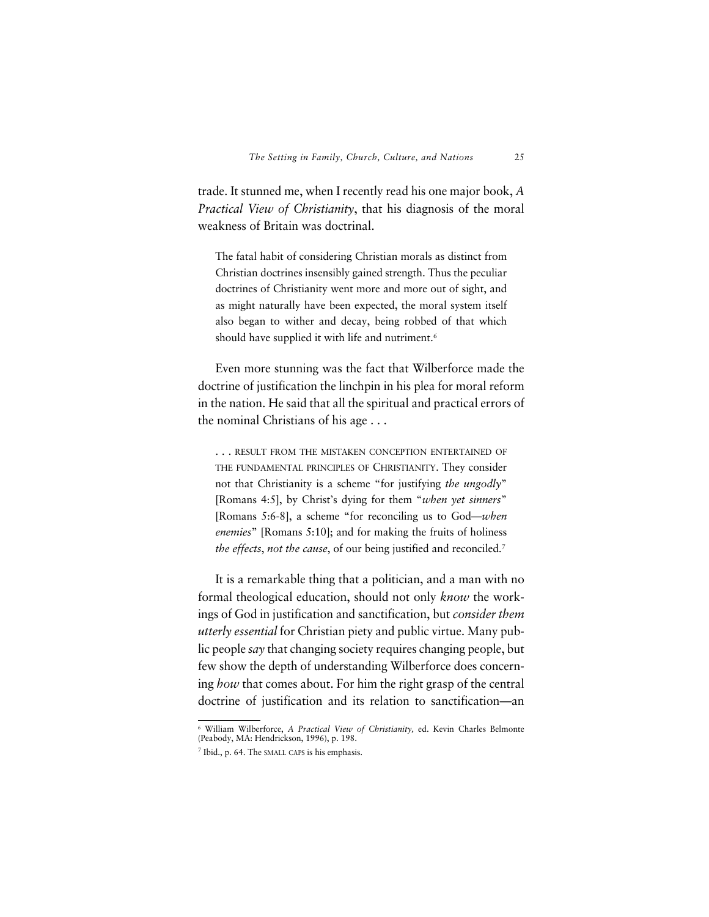trade. It stunned me, when I recently read his one major book, *A Practical View of Christianity*, that his diagnosis of the moral weakness of Britain was doctrinal.

> The fatal habit of considering Christian morals as distinct from Christian doctrines insensibly gained strength. Thus the peculiar doctrines of Christianity went more and more out of sight, and as might naturally have been expected, the moral system itself also began to wither and decay, being robbed of that which should have supplied it with life and nutriment.[6]

Even more stunning was the fact that Wilberforce made the doctrine of justification the linchpin in his plea for moral reform in the nation. He said that all the spiritual and practical errors of the nominal Christians of his age . . .

> . . . RESULT FROM THE MISTAKEN CONCEPTION ENTERTAINED OF THE FUNDAMENTAL PRINCIPLES OF CHRISTIANITY. They consider not that Christianity is a scheme "for justifying *the ungodly*" [Romans 4:5], by Christ's dying for them "*when yet sinners*" [Romans 5:6-8], a scheme "for reconciling us to God—*when enemies*" [Romans 5:10]; and for making the fruits of holiness *the effects*, *not the cause*, of our being justified and reconciled.[7]

It is a remarkable thing that a politician, and a man with no formal theological education, should not only *know* the workings of God in justification and sanctification, but *consider them utterly essential* for Christian piety and public virtue. Many public people *say* that changing society requires changing people, but few show the depth of understanding Wilberforce does concerning *how* that comes about. For him the right grasp of the central doctrine of justification and its relation to sanctification—an

---

[6] William Wilberforce, *A Practical View of Christianity,* ed. Kevin Charles Belmonte (Peabody, MA: Hendrickson, 1996), p. 198.

[7] Ibid., p. 64. The SMALL CAPS is his emphasis.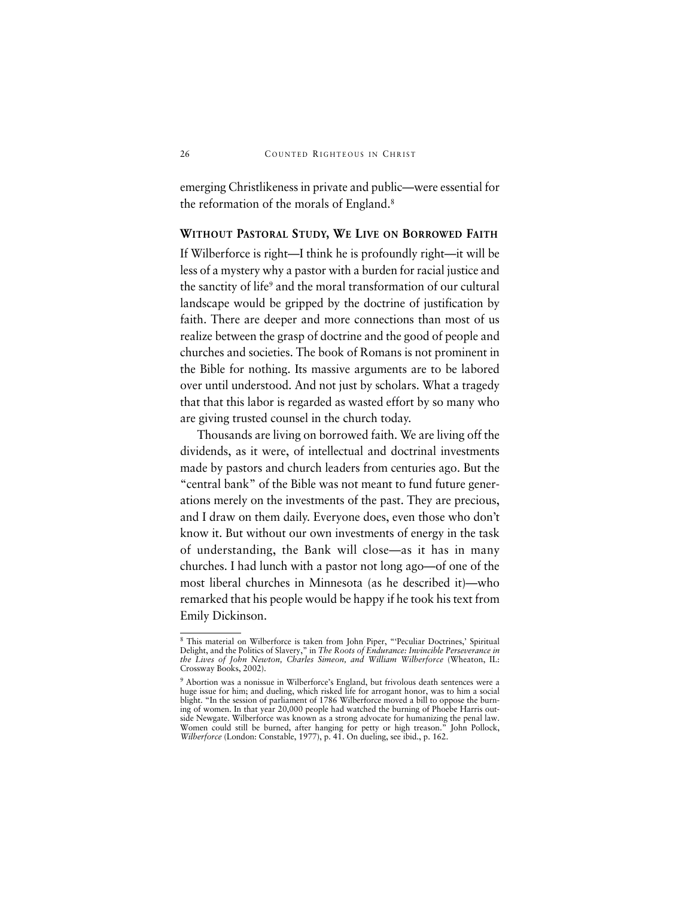emerging Christlikeness in private and public—were essential for the reformation of the morals of England.[8]

## WITHOUT PASTORAL STUDY, WE LIVE ON BORROWED FAITH

If Wilberforce is right—I think he is profoundly right—it will be less of a mystery why a pastor with a burden for racial justice and the sanctity of life[9] and the moral transformation of our cultural landscape would be gripped by the doctrine of justification by faith. There are deeper and more connections than most of us realize between the grasp of doctrine and the good of people and churches and societies. The book of Romans is not prominent in the Bible for nothing. Its massive arguments are to be labored over until understood. And not just by scholars. What a tragedy that that this labor is regarded as wasted effort by so many who are giving trusted counsel in the church today.

Thousands are living on borrowed faith. We are living off the dividends, as it were, of intellectual and doctrinal investments made by pastors and church leaders from centuries ago. But the "central bank" of the Bible was not meant to fund future generations merely on the investments of the past. They are precious, and I draw on them daily. Everyone does, even those who don't know it. But without our own investments of energy in the task of understanding, the Bank will close—as it has in many churches. I had lunch with a pastor not long ago—of one of the most liberal churches in Minnesota (as he described it)—who remarked that his people would be happy if he took his text from Emily Dickinson.

---

[8] This material on Wilberforce is taken from John Piper, "'Peculiar Doctrines,' Spiritual Delight, and the Politics of Slavery," in *The Roots of Endurance: Invincible Perseverance in the Lives of John Newton, Charles Simeon, and William Wilberforce* (Wheaton, IL: Crossway Books, 2002).

[9] Abortion was a nonissue in Wilberforce's England, but frivolous death sentences were a huge issue for him; and dueling, which risked life for arrogant honor, was to him a social blight. "In the session of parliament of 1786 Wilberforce moved a bill to oppose the burning of women. In that year 20,000 people had watched the burning of Phoebe Harris outside Newgate. Wilberforce was known as a strong advocate for humanizing the penal law. Women could still be burned, after hanging for petty or high treason." John Pollock, *Wilberforce* (London: Constable, 1977), p. 41. On dueling, see ibid., p. 162.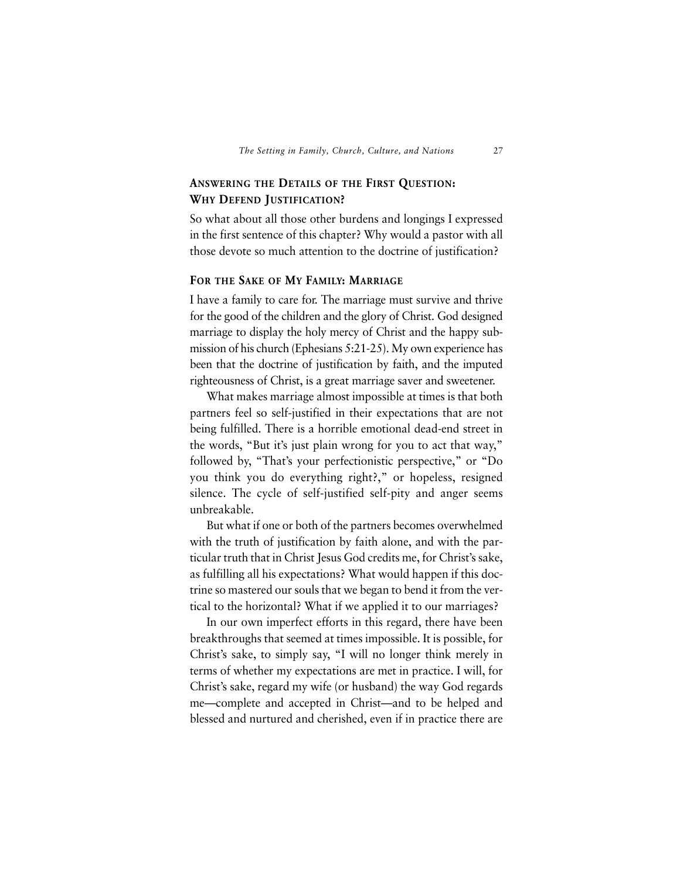## Answering the Details of the First Question: Why Defend Justification?

So what about all those other burdens and longings I expressed in the first sentence of this chapter? Why would a pastor with all those devote so much attention to the doctrine of justification?

### For the Sake of My Family: Marriage

I have a family to care for. The marriage must survive and thrive for the good of the children and the glory of Christ. God designed marriage to display the holy mercy of Christ and the happy submission of his church (Ephesians 5:21-25). My own experience has been that the doctrine of justification by faith, and the imputed righteousness of Christ, is a great marriage saver and sweetener.

What makes marriage almost impossible at times is that both partners feel so self-justified in their expectations that are not being fulfilled. There is a horrible emotional dead-end street in the words, "But it's just plain wrong for you to act that way," followed by, "That's your perfectionistic perspective," or "Do you think you do everything right?," or hopeless, resigned silence. The cycle of self-justified self-pity and anger seems unbreakable.

But what if one or both of the partners becomes overwhelmed with the truth of justification by faith alone, and with the particular truth that in Christ Jesus God credits me, for Christ's sake, as fulfilling all his expectations? What would happen if this doctrine so mastered our souls that we began to bend it from the vertical to the horizontal? What if we applied it to our marriages?

In our own imperfect efforts in this regard, there have been breakthroughs that seemed at times impossible. It is possible, for Christ's sake, to simply say, "I will no longer think merely in terms of whether my expectations are met in practice. I will, for Christ's sake, regard my wife (or husband) the way God regards me—complete and accepted in Christ—and to be helped and blessed and nurtured and cherished, even if in practice there are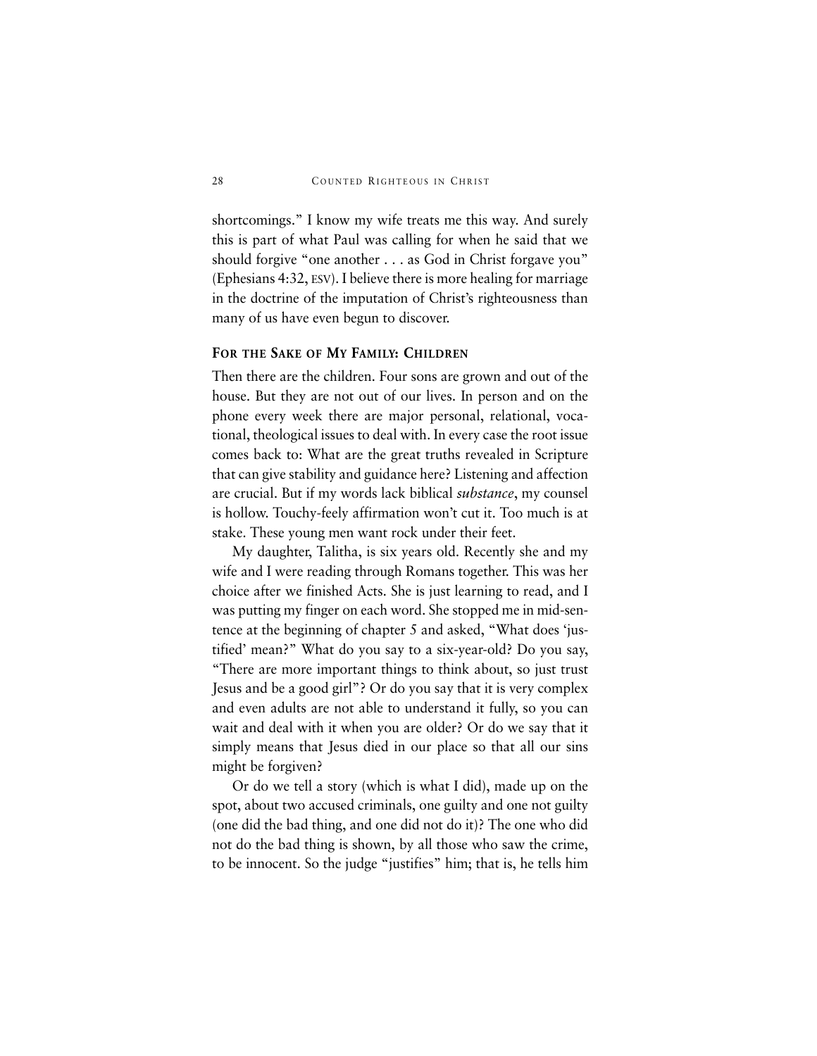shortcomings." I know my wife treats me this way. And surely this is part of what Paul was calling for when he said that we should forgive "one another . . . as God in Christ forgave you" (Ephesians 4:32, ESV). I believe there is more healing for marriage in the doctrine of the imputation of Christ's righteousness than many of us have even begun to discover.

### For the Sake of My Family: Children

Then there are the children. Four sons are grown and out of the house. But they are not out of our lives. In person and on the phone every week there are major personal, relational, vocational, theological issues to deal with. In every case the root issue comes back to: What are the great truths revealed in Scripture that can give stability and guidance here? Listening and affection are crucial. But if my words lack biblical *substance*, my counsel is hollow. Touchy-feely affirmation won't cut it. Too much is at stake. These young men want rock under their feet.

My daughter, Talitha, is six years old. Recently she and my wife and I were reading through Romans together. This was her choice after we finished Acts. She is just learning to read, and I was putting my finger on each word. She stopped me in mid-sentence at the beginning of chapter 5 and asked, "What does 'justified' mean?" What do you say to a six-year-old? Do you say, "There are more important things to think about, so just trust Jesus and be a good girl"? Or do you say that it is very complex and even adults are not able to understand it fully, so you can wait and deal with it when you are older? Or do we say that it simply means that Jesus died in our place so that all our sins might be forgiven?

Or do we tell a story (which is what I did), made up on the spot, about two accused criminals, one guilty and one not guilty (one did the bad thing, and one did not do it)? The one who did not do the bad thing is shown, by all those who saw the crime, to be innocent. So the judge "justifies" him; that is, he tells him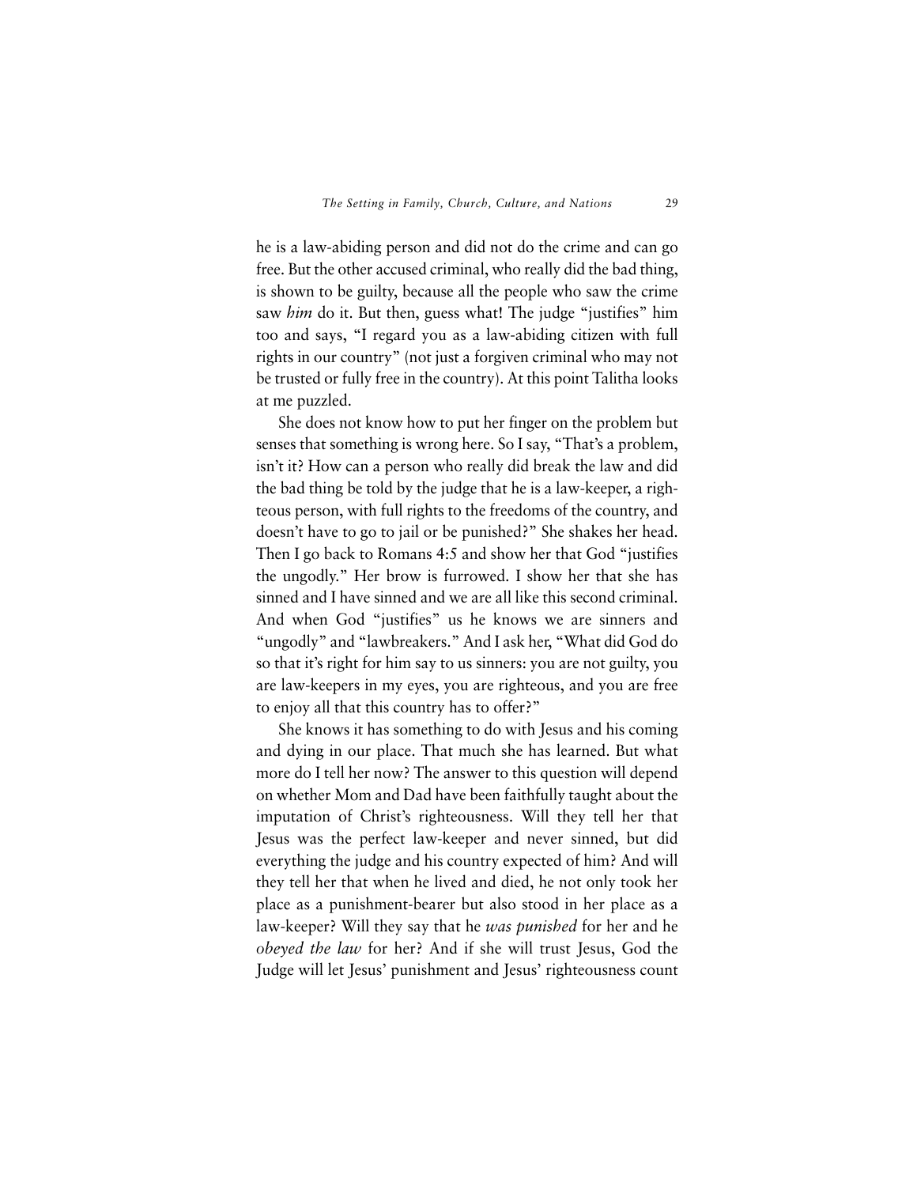he is a law-abiding person and did not do the crime and can go free. But the other accused criminal, who really did the bad thing, is shown to be guilty, because all the people who saw the crime saw *him* do it. But then, guess what! The judge "justifies" him too and says, "I regard you as a law-abiding citizen with full rights in our country" (not just a forgiven criminal who may not be trusted or fully free in the country). At this point Talitha looks at me puzzled.

She does not know how to put her finger on the problem but senses that something is wrong here. So I say, "That's a problem, isn't it? How can a person who really did break the law and did the bad thing be told by the judge that he is a law-keeper, a righteous person, with full rights to the freedoms of the country, and doesn't have to go to jail or be punished?" She shakes her head. Then I go back to Romans 4:5 and show her that God "justifies the ungodly." Her brow is furrowed. I show her that she has sinned and I have sinned and we are all like this second criminal. And when God "justifies" us he knows we are sinners and "ungodly" and "lawbreakers." And I ask her, "What did God do so that it's right for him say to us sinners: you are not guilty, you are law-keepers in my eyes, you are righteous, and you are free to enjoy all that this country has to offer?"

She knows it has something to do with Jesus and his coming and dying in our place. That much she has learned. But what more do I tell her now? The answer to this question will depend on whether Mom and Dad have been faithfully taught about the imputation of Christ's righteousness. Will they tell her that Jesus was the perfect law-keeper and never sinned, but did everything the judge and his country expected of him? And will they tell her that when he lived and died, he not only took her place as a punishment-bearer but also stood in her place as a law-keeper? Will they say that he *was punished* for her and he *obeyed the law* for her? And if she will trust Jesus, God the Judge will let Jesus' punishment and Jesus' righteousness count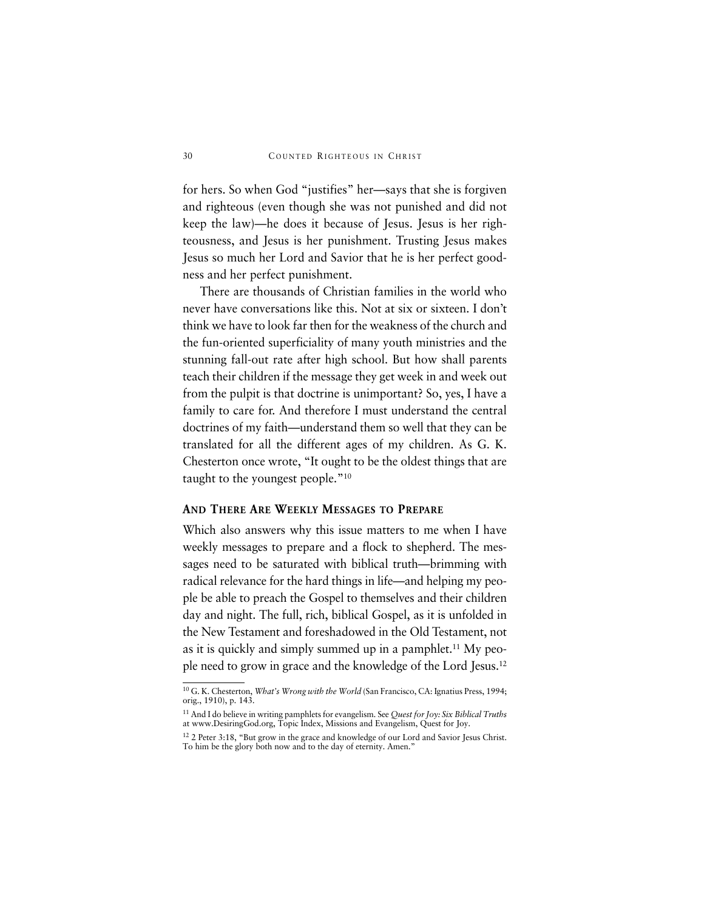for hers. So when God "justifies" her—says that she is forgiven and righteous (even though she was not punished and did not keep the law)—he does it because of Jesus. Jesus is her righteousness, and Jesus is her punishment. Trusting Jesus makes Jesus so much her Lord and Savior that he is her perfect goodness and her perfect punishment.

There are thousands of Christian families in the world who never have conversations like this. Not at six or sixteen. I don't think we have to look far then for the weakness of the church and the fun-oriented superficiality of many youth ministries and the stunning fall-out rate after high school. But how shall parents teach their children if the message they get week in and week out from the pulpit is that doctrine is unimportant? So, yes, I have a family to care for. And therefore I must understand the central doctrines of my faith—understand them so well that they can be translated for all the different ages of my children. As G. K. Chesterton once wrote, "It ought to be the oldest things that are taught to the youngest people."[10]

### And There Are Weekly Messages to Prepare

Which also answers why this issue matters to me when I have weekly messages to prepare and a flock to shepherd. The messages need to be saturated with biblical truth—brimming with radical relevance for the hard things in life—and helping my people be able to preach the Gospel to themselves and their children day and night. The full, rich, biblical Gospel, as it is unfolded in the New Testament and foreshadowed in the Old Testament, not as it is quickly and simply summed up in a pamphlet.[11] My people need to grow in grace and the knowledge of the Lord Jesus.[12]

---

[10] G. K. Chesterton, *What's Wrong with the World* (San Francisco, CA: Ignatius Press, 1994; orig., 1910), p. 143.

[11] And I do believe in writing pamphlets for evangelism. See *Quest for Joy: Six Biblical Truths* at www.DesiringGod.org, Topic Index, Missions and Evangelism, Quest for Joy.

[12] 2 Peter 3:18, "But grow in the grace and knowledge of our Lord and Savior Jesus Christ. To him be the glory both now and to the day of eternity. Amen."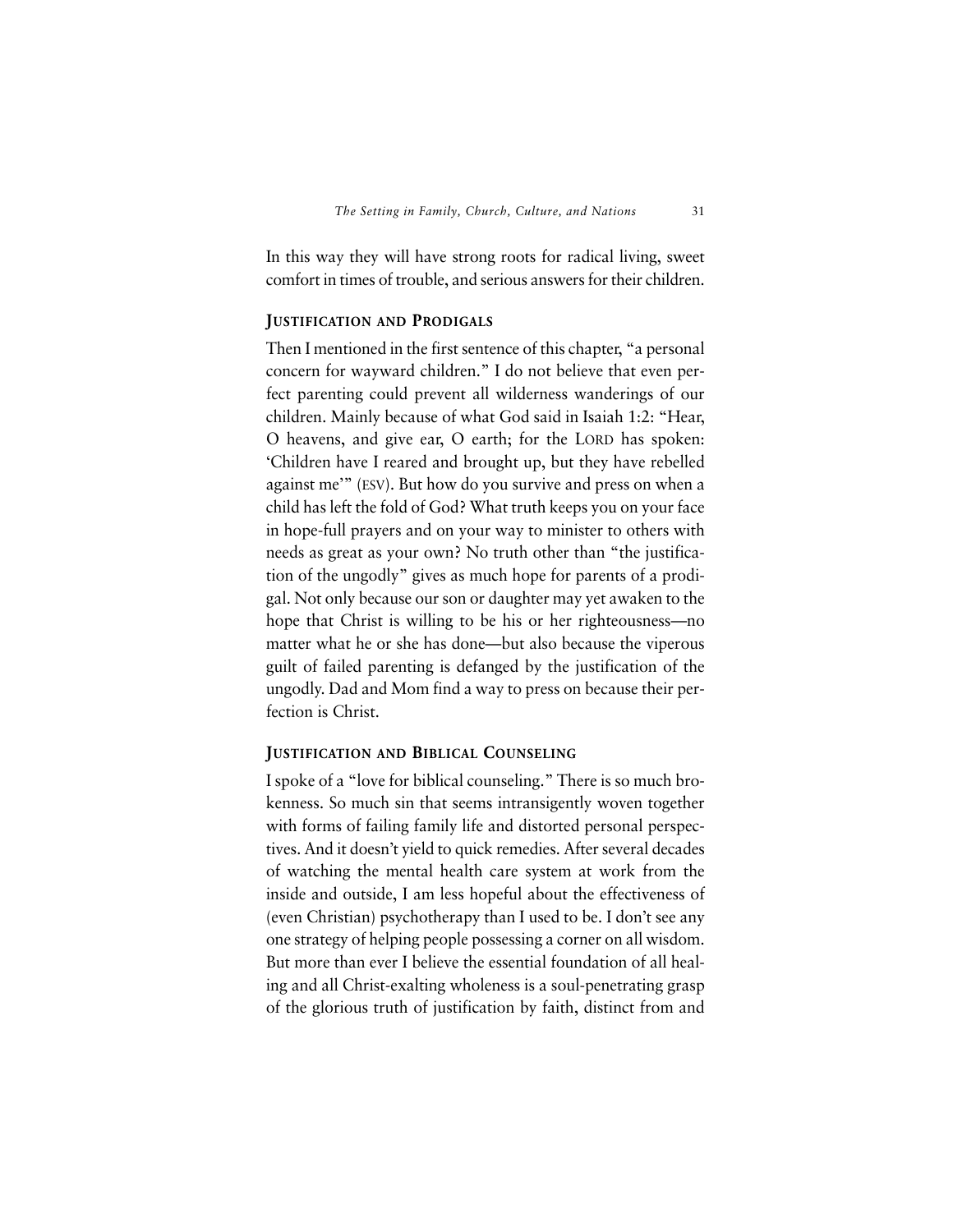In this way they will have strong roots for radical living, sweet comfort in times of trouble, and serious answers for their children.

### Justification and Prodigals

Then I mentioned in the first sentence of this chapter, "a personal concern for wayward children." I do not believe that even perfect parenting could prevent all wilderness wanderings of our children. Mainly because of what God said in Isaiah 1:2: "Hear, O heavens, and give ear, O earth; for the LORD has spoken: 'Children have I reared and brought up, but they have rebelled against me'" (ESV). But how do you survive and press on when a child has left the fold of God? What truth keeps you on your face in hope-full prayers and on your way to minister to others with needs as great as your own? No truth other than "the justification of the ungodly" gives as much hope for parents of a prodigal. Not only because our son or daughter may yet awaken to the hope that Christ is willing to be his or her righteousness—no matter what he or she has done—but also because the viperous guilt of failed parenting is defanged by the justification of the ungodly. Dad and Mom find a way to press on because their perfection is Christ.

### Justification and Biblical Counseling

I spoke of a "love for biblical counseling." There is so much brokenness. So much sin that seems intransigently woven together with forms of failing family life and distorted personal perspectives. And it doesn't yield to quick remedies. After several decades of watching the mental health care system at work from the inside and outside, I am less hopeful about the effectiveness of (even Christian) psychotherapy than I used to be. I don't see any one strategy of helping people possessing a corner on all wisdom. But more than ever I believe the essential foundation of all healing and all Christ-exalting wholeness is a soul-penetrating grasp of the glorious truth of justification by faith, distinct from and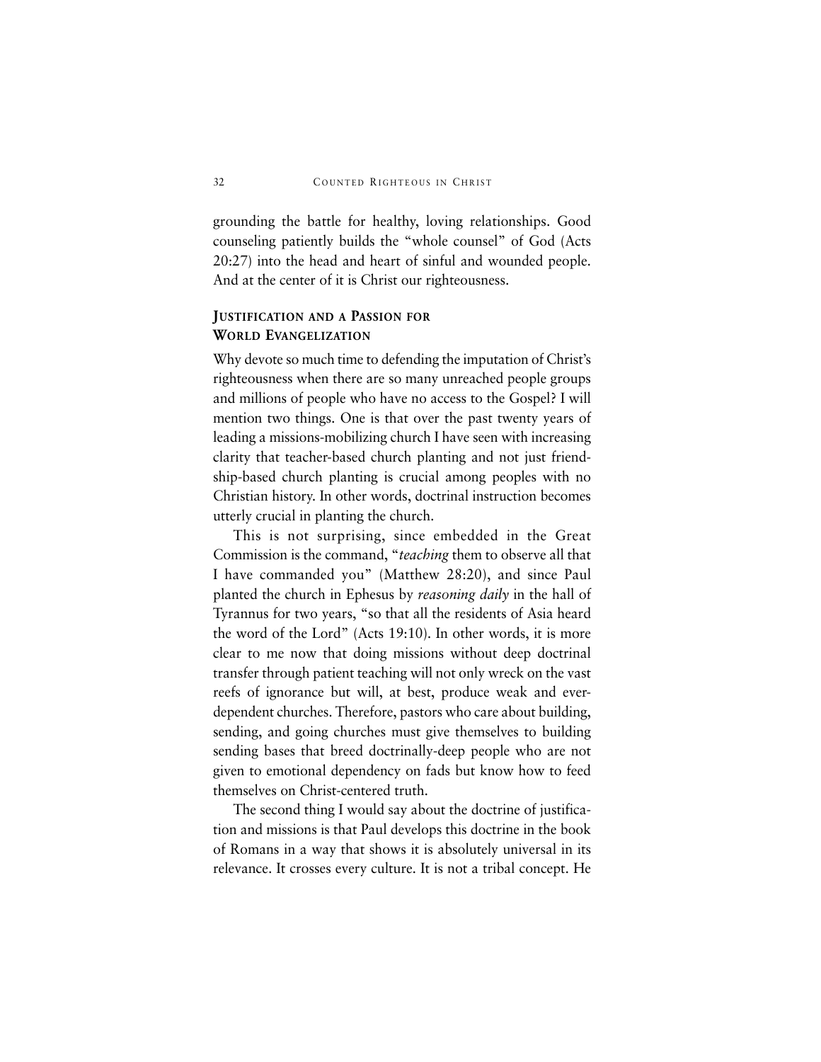grounding the battle for healthy, loving relationships. Good counseling patiently builds the "whole counsel" of God (Acts 20:27) into the head and heart of sinful and wounded people. And at the center of it is Christ our righteousness.

## Justification and a Passion for World Evangelization

Why devote so much time to defending the imputation of Christ's righteousness when there are so many unreached people groups and millions of people who have no access to the Gospel? I will mention two things. One is that over the past twenty years of leading a missions-mobilizing church I have seen with increasing clarity that teacher-based church planting and not just friendship-based church planting is crucial among peoples with no Christian history. In other words, doctrinal instruction becomes utterly crucial in planting the church.

This is not surprising, since embedded in the Great Commission is the command, "*teaching* them to observe all that I have commanded you" (Matthew 28:20), and since Paul planted the church in Ephesus by *reasoning daily* in the hall of Tyrannus for two years, "so that all the residents of Asia heard the word of the Lord" (Acts 19:10). In other words, it is more clear to me now that doing missions without deep doctrinal transfer through patient teaching will not only wreck on the vast reefs of ignorance but will, at best, produce weak and ever-dependent churches. Therefore, pastors who care about building, sending, and going churches must give themselves to building sending bases that breed doctrinally-deep people who are not given to emotional dependency on fads but know how to feed themselves on Christ-centered truth.

The second thing I would say about the doctrine of justification and missions is that Paul develops this doctrine in the book of Romans in a way that shows it is absolutely universal in its relevance. It crosses every culture. It is not a tribal concept. He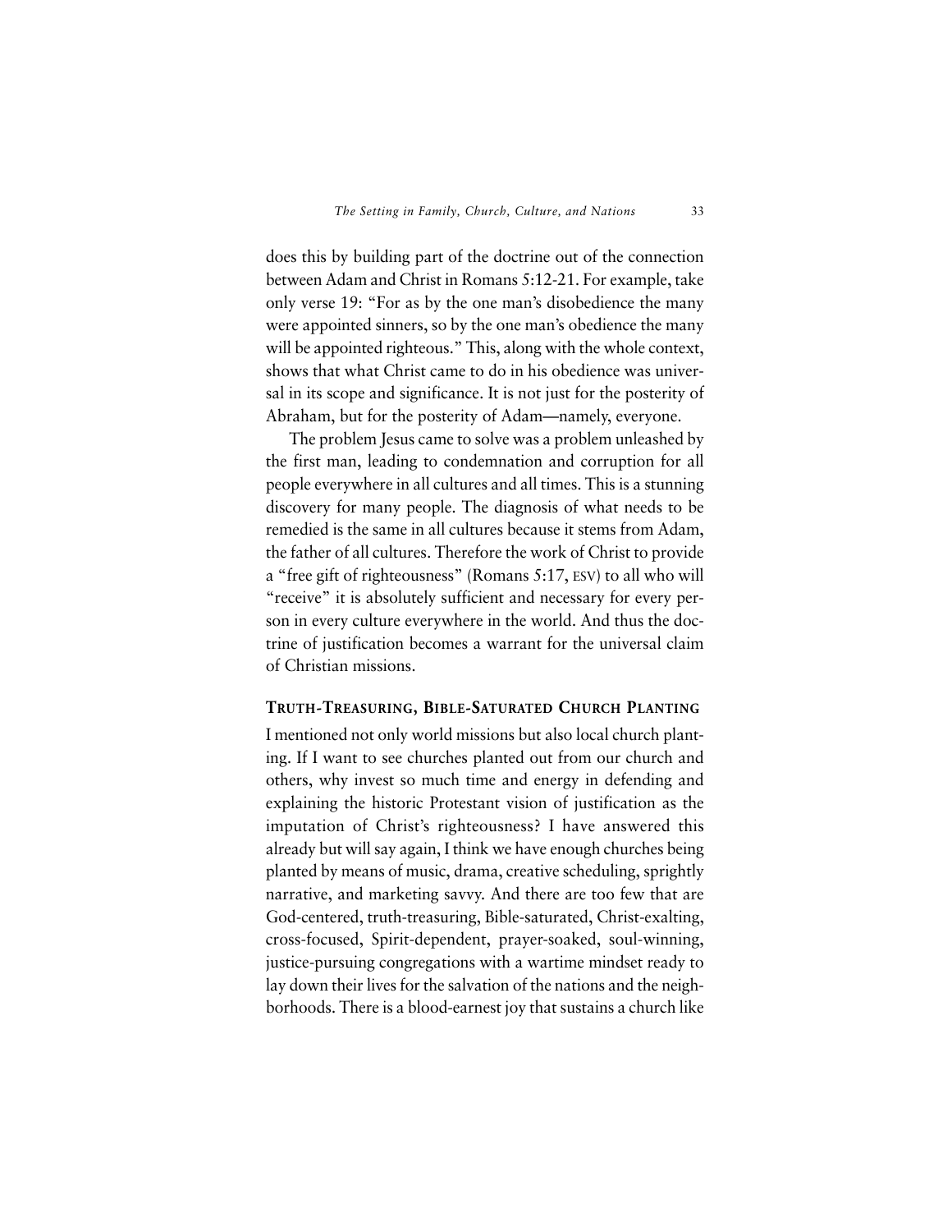does this by building part of the doctrine out of the connection between Adam and Christ in Romans 5:12-21. For example, take only verse 19: "For as by the one man's disobedience the many were appointed sinners, so by the one man's obedience the many will be appointed righteous." This, along with the whole context, shows that what Christ came to do in his obedience was universal in its scope and significance. It is not just for the posterity of Abraham, but for the posterity of Adam—namely, everyone.

The problem Jesus came to solve was a problem unleashed by the first man, leading to condemnation and corruption for all people everywhere in all cultures and all times. This is a stunning discovery for many people. The diagnosis of what needs to be remedied is the same in all cultures because it stems from Adam, the father of all cultures. Therefore the work of Christ to provide a "free gift of righteousness" (Romans 5:17, ESV) to all who will "receive" it is absolutely sufficient and necessary for every person in every culture everywhere in the world. And thus the doctrine of justification becomes a warrant for the universal claim of Christian missions.

## Truth-Treasuring, Bible-Saturated Church Planting

I mentioned not only world missions but also local church planting. If I want to see churches planted out from our church and others, why invest so much time and energy in defending and explaining the historic Protestant vision of justification as the imputation of Christ's righteousness? I have answered this already but will say again, I think we have enough churches being planted by means of music, drama, creative scheduling, sprightly narrative, and marketing savvy. And there are too few that are God-centered, truth-treasuring, Bible-saturated, Christ-exalting, cross-focused, Spirit-dependent, prayer-soaked, soul-winning, justice-pursuing congregations with a wartime mindset ready to lay down their lives for the salvation of the nations and the neighborhoods. There is a blood-earnest joy that sustains a church like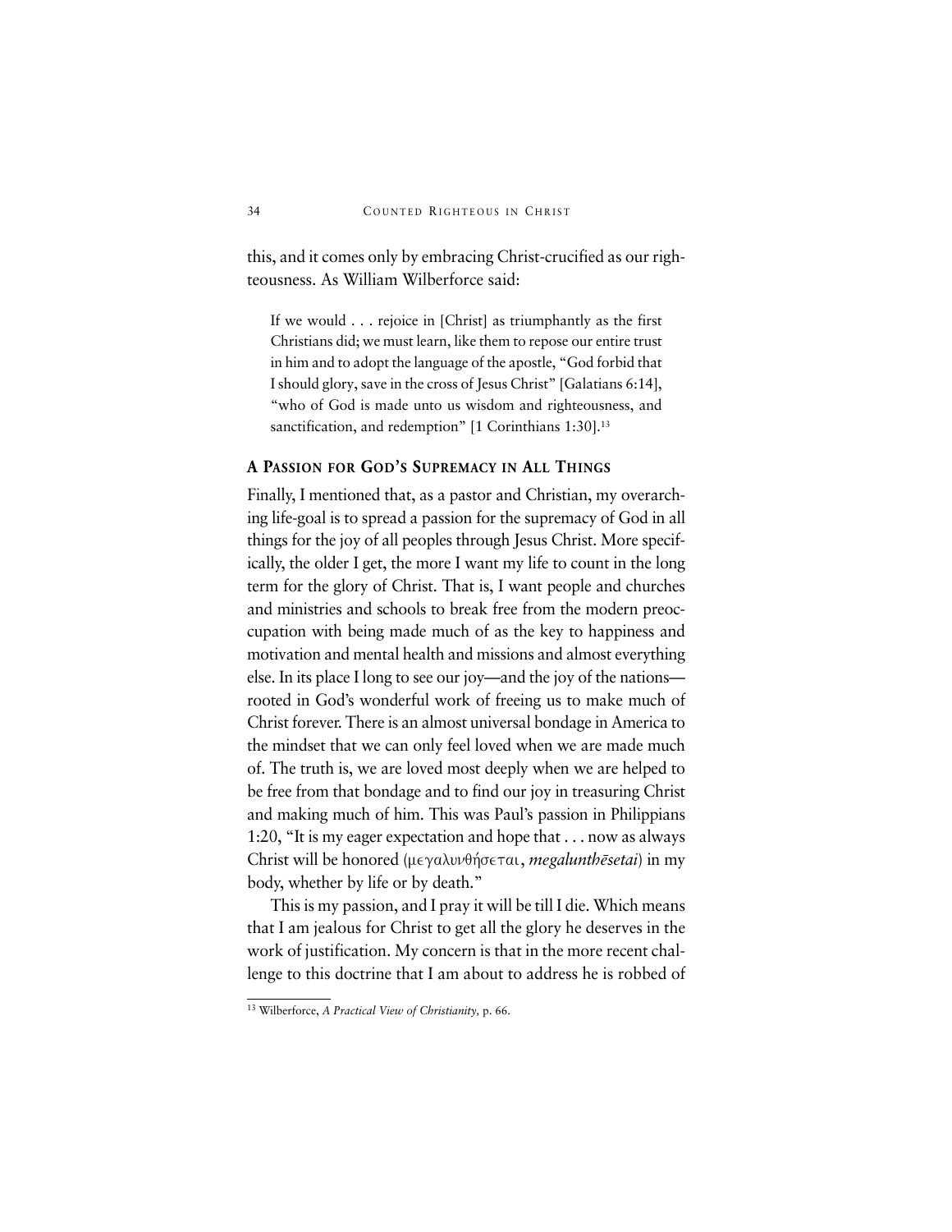this, and it comes only by embracing Christ-crucified as our righteousness. As William Wilberforce said:

> If we would . . . rejoice in [Christ] as triumphantly as the first Christians did; we must learn, like them to repose our entire trust in him and to adopt the language of the apostle, "God forbid that I should glory, save in the cross of Jesus Christ" [Galatians 6:14], "who of God is made unto us wisdom and righteousness, and sanctification, and redemption" [1 Corinthians 1:30].[13]

### A Passion for God's Supremacy in All Things

Finally, I mentioned that, as a pastor and Christian, my overarching life-goal is to spread a passion for the supremacy of God in all things for the joy of all peoples through Jesus Christ. More specifically, the older I get, the more I want my life to count in the long term for the glory of Christ. That is, I want people and churches and ministries and schools to break free from the modern preoccupation with being made much of as the key to happiness and motivation and mental health and missions and almost everything else. In its place I long to see our joy—and the joy of the nations—rooted in God's wonderful work of freeing us to make much of Christ forever. There is an almost universal bondage in America to the mindset that we can only feel loved when we are made much of. The truth is, we are loved most deeply when we are helped to be free from that bondage and to find our joy in treasuring Christ and making much of him. This was Paul's passion in Philippians 1:20, "It is my eager expectation and hope that . . . now as always Christ will be honored (μεγαλυνθήσεται, *megalunthēsetai*) in my body, whether by life or by death."

This is my passion, and I pray it will be till I die. Which means that I am jealous for Christ to get all the glory he deserves in the work of justification. My concern is that in the more recent challenge to this doctrine that I am about to address he is robbed of

[13] Wilberforce, *A Practical View of Christianity,* p. 66.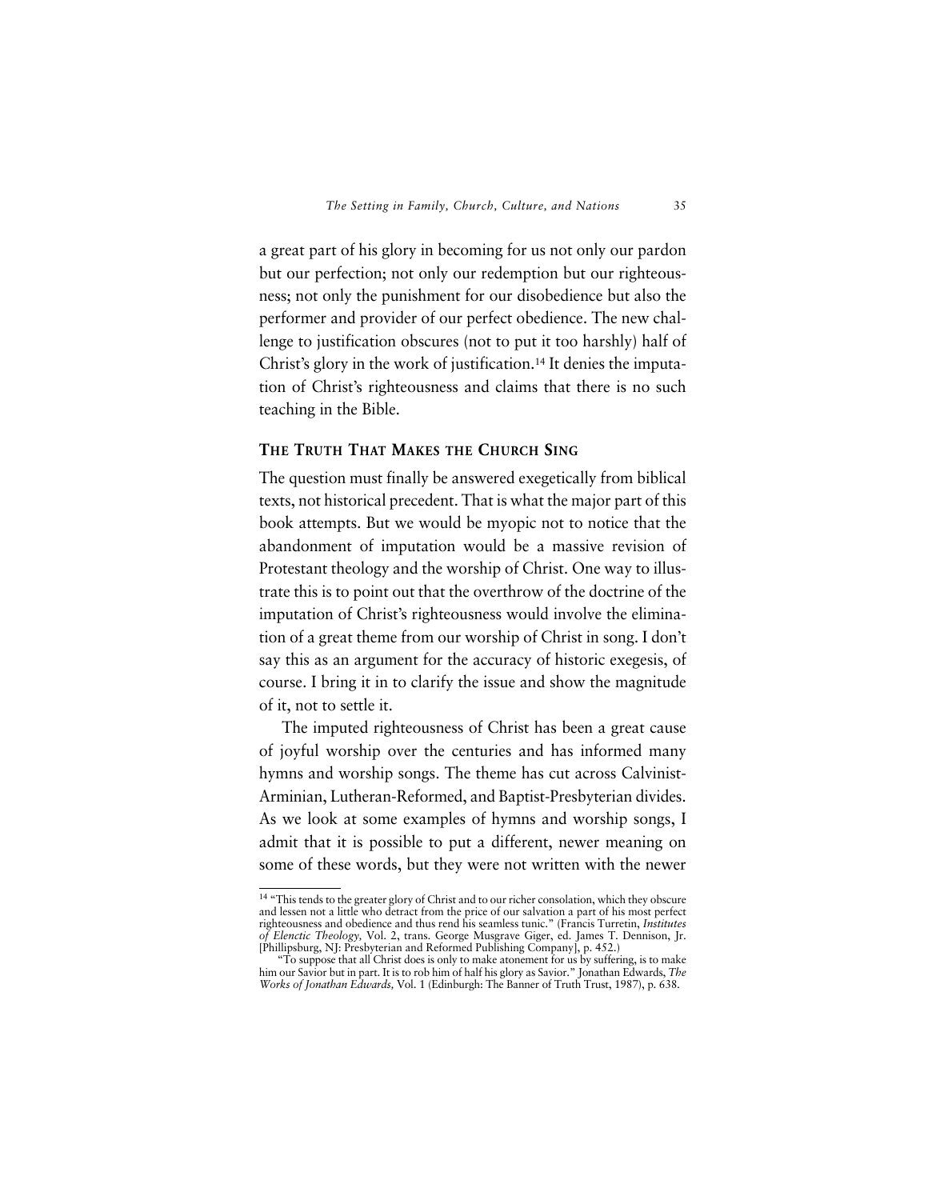a great part of his glory in becoming for us not only our pardon but our perfection; not only our redemption but our righteousness; not only the punishment for our disobedience but also the performer and provider of our perfect obedience. The new challenge to justification obscures (not to put it too harshly) half of Christ's glory in the work of justification.[14] It denies the imputation of Christ's righteousness and claims that there is no such teaching in the Bible.

## THE TRUTH THAT MAKES THE CHURCH SING

The question must finally be answered exegetically from biblical texts, not historical precedent. That is what the major part of this book attempts. But we would be myopic not to notice that the abandonment of imputation would be a massive revision of Protestant theology and the worship of Christ. One way to illustrate this is to point out that the overthrow of the doctrine of the imputation of Christ's righteousness would involve the elimination of a great theme from our worship of Christ in song. I don't say this as an argument for the accuracy of historic exegesis, of course. I bring it in to clarify the issue and show the magnitude of it, not to settle it.

The imputed righteousness of Christ has been a great cause of joyful worship over the centuries and has informed many hymns and worship songs. The theme has cut across Calvinist-Arminian, Lutheran-Reformed, and Baptist-Presbyterian divides. As we look at some examples of hymns and worship songs, I admit that it is possible to put a different, newer meaning on some of these words, but they were not written with the newer

---

[14] "This tends to the greater glory of Christ and to our richer consolation, which they obscure and lessen not a little who detract from the price of our salvation a part of his most perfect righteousness and obedience and thus rend his seamless tunic." (Francis Turretin, *Institutes of Elenctic Theology,* Vol. 2, trans. George Musgrave Giger, ed. James T. Dennison, Jr. [Phillipsburg, NJ: Presbyterian and Reformed Publishing Company], p. 452.)

"To suppose that all Christ does is only to make atonement for us by suffering, is to make him our Savior but in part. It is to rob him of half his glory as Savior." Jonathan Edwards, *The Works of Jonathan Edwards,* Vol. 1 (Edinburgh: The Banner of Truth Trust, 1987), p. 638.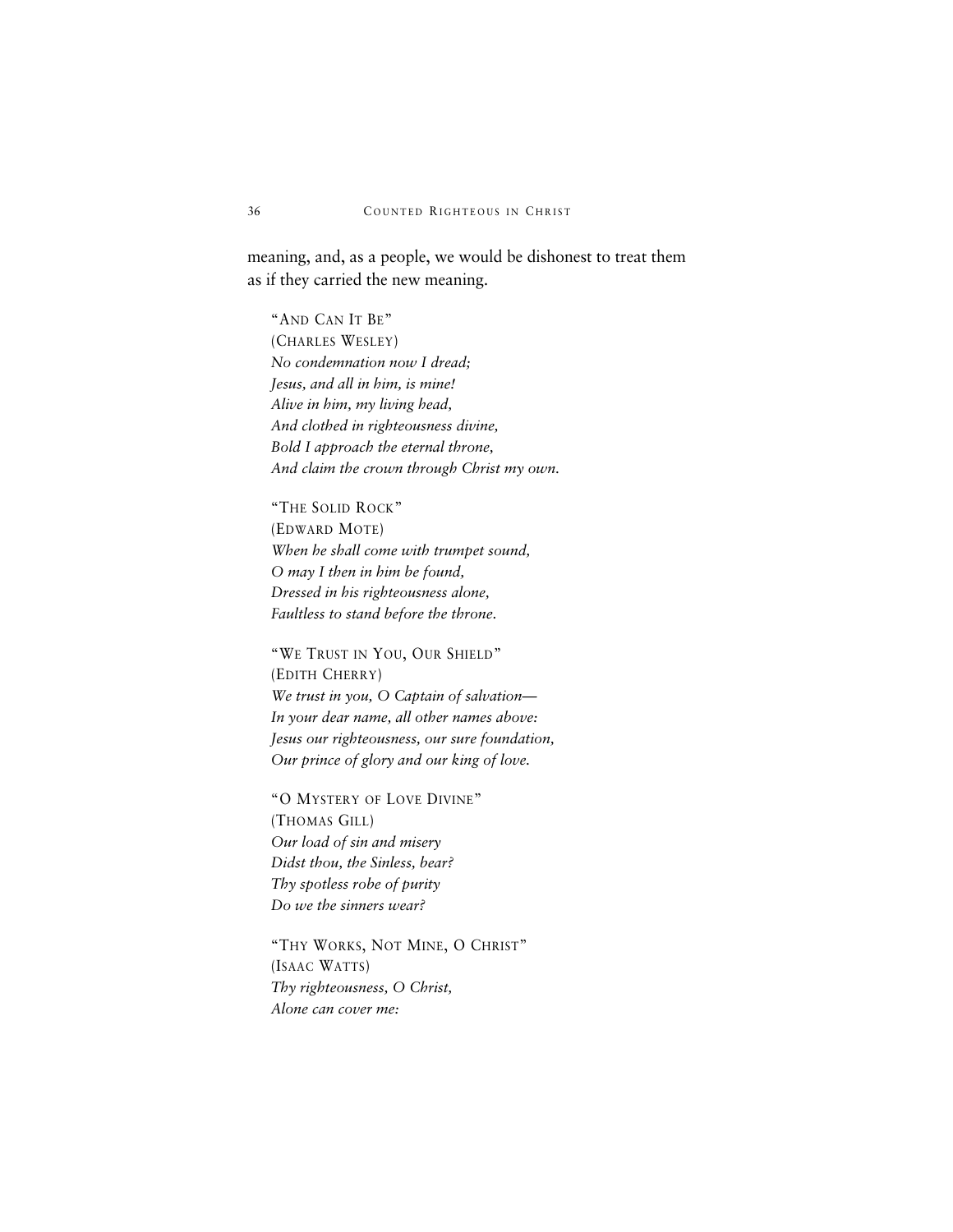meaning, and, as a people, we would be dishonest to treat them as if they carried the new meaning.

"AND CAN IT BE"
(CHARLES WESLEY)
*No condemnation now I dread;*
*Jesus, and all in him, is mine!*
*Alive in him, my living head,*
*And clothed in righteousness divine,*
*Bold I approach the eternal throne,*
*And claim the crown through Christ my own.*

"THE SOLID ROCK"
(EDWARD MOTE)
*When he shall come with trumpet sound,*
*O may I then in him be found,*
*Dressed in his righteousness alone,*
*Faultless to stand before the throne.*

"WE TRUST IN YOU, OUR SHIELD"
(EDITH CHERRY)
*We trust in you, O Captain of salvation—*
*In your dear name, all other names above:*
*Jesus our righteousness, our sure foundation,*
*Our prince of glory and our king of love.*

"O MYSTERY OF LOVE DIVINE"
(THOMAS GILL)
*Our load of sin and misery*
*Didst thou, the Sinless, bear?*
*Thy spotless robe of purity*
*Do we the sinners wear?*

"THY WORKS, NOT MINE, O CHRIST"
(ISAAC WATTS)
*Thy righteousness, O Christ,*
*Alone can cover me:*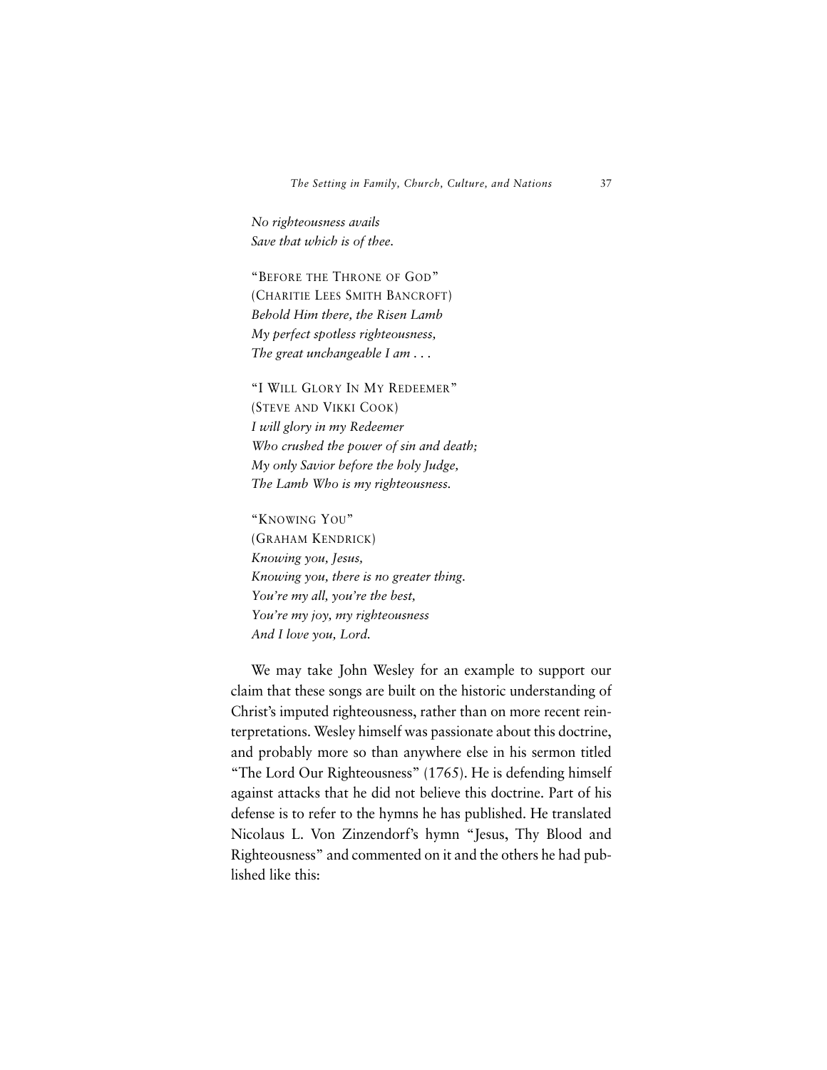*No righteousness avails*
*Save that which is of thee.*

"BEFORE THE THRONE OF GOD"
(CHARITIE LEES SMITH BANCROFT)
*Behold Him there, the Risen Lamb*
*My perfect spotless righteousness,*
*The great unchangeable I am . . .*

"I WILL GLORY IN MY REDEEMER"
(STEVE AND VIKKI COOK)
*I will glory in my Redeemer*
*Who crushed the power of sin and death;*
*My only Savior before the holy Judge,*
*The Lamb Who is my righteousness.*

"KNOWING YOU"
(GRAHAM KENDRICK)
*Knowing you, Jesus,*
*Knowing you, there is no greater thing.*
*You're my all, you're the best,*
*You're my joy, my righteousness*
*And I love you, Lord.*

We may take John Wesley for an example to support our claim that these songs are built on the historic understanding of Christ's imputed righteousness, rather than on more recent reinterpretations. Wesley himself was passionate about this doctrine, and probably more so than anywhere else in his sermon titled "The Lord Our Righteousness" (1765). He is defending himself against attacks that he did not believe this doctrine. Part of his defense is to refer to the hymns he has published. He translated Nicolaus L. Von Zinzendorf's hymn "Jesus, Thy Blood and Righteousness" and commented on it and the others he had published like this: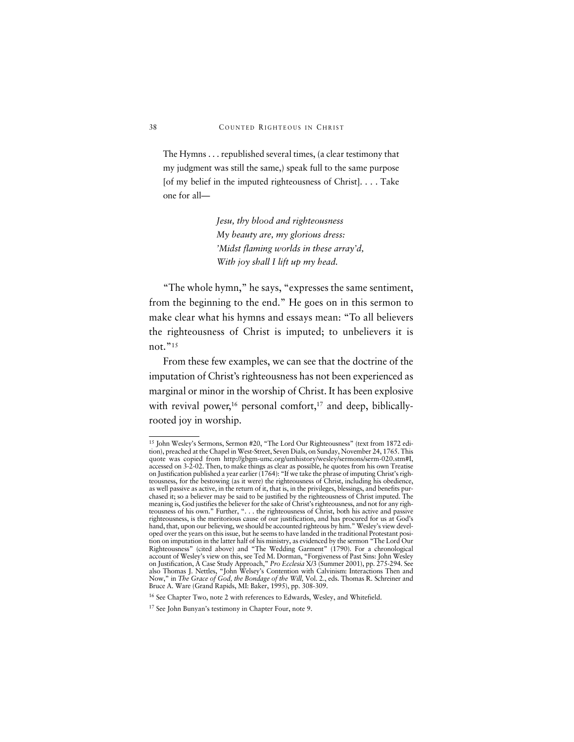> The Hymns . . . republished several times, (a clear testimony that my judgment was still the same,) speak full to the same purpose [of my belief in the imputed righteousness of Christ]. . . . Take one for all—
>
> *Jesu, thy blood and righteousness*
> *My beauty are, my glorious dress:*
> *'Midst flaming worlds in these array'd,*
> *With joy shall I lift up my head.*

"The whole hymn," he says, "expresses the same sentiment, from the beginning to the end." He goes on in this sermon to make clear what his hymns and essays mean: "To all believers the righteousness of Christ is imputed; to unbelievers it is not."[15]

From these few examples, we can see that the doctrine of the imputation of Christ's righteousness has not been experienced as marginal or minor in the worship of Christ. It has been explosive with revival power,[16] personal comfort,[17] and deep, biblically-rooted joy in worship.

---

[15] John Wesley's Sermons, Sermon #20, "The Lord Our Righteousness" (text from 1872 edition), preached at the Chapel in West-Street, Seven Dials, on Sunday, November 24, 1765. This quote was copied from http://gbgm-umc.org/umhistory/wesley/sermons/serm-020.stm#I, accessed on 3-2-02. Then, to make things as clear as possible, he quotes from his own Treatise on Justification published a year earlier (1764): "If we take the phrase of imputing Christ's righteousness, for the bestowing (as it were) the righteousness of Christ, including his obedience, as well passive as active, in the return of it, that is, in the privileges, blessings, and benefits purchased it; so a believer may be said to be justified by the righteousness of Christ imputed. The meaning is, God justifies the believer for the sake of Christ's righteousness, and not for any righteousness of his own." Further, ". . . the righteousness of Christ, both his active and passive righteousness, is the meritorious cause of our justification, and has procured for us at God's hand, that, upon our believing, we should be accounted righteous by him." Wesley's view developed over the years on this issue, but he seems to have landed in the traditional Protestant position on imputation in the latter half of his ministry, as evidenced by the sermon "The Lord Our Righteousness" (cited above) and "The Wedding Garment" (1790). For a chronological account of Wesley's view on this, see Ted M. Dorman, "Forgiveness of Past Sins: John Wesley on Justification, A Case Study Approach," *Pro Ecclesia* X/3 (Summer 2001), pp. 275-294. See also Thomas J. Nettles, "John Welsey's Contention with Calvinism: Interactions Then and Now," in *The Grace of God, the Bondage of the Will,* Vol. 2., eds. Thomas R. Schreiner and Bruce A. Ware (Grand Rapids, MI: Baker, 1995), pp. 308-309.

[16] See Chapter Two, note 2 with references to Edwards, Wesley, and Whitefield.

[17] See John Bunyan's testimony in Chapter Four, note 9.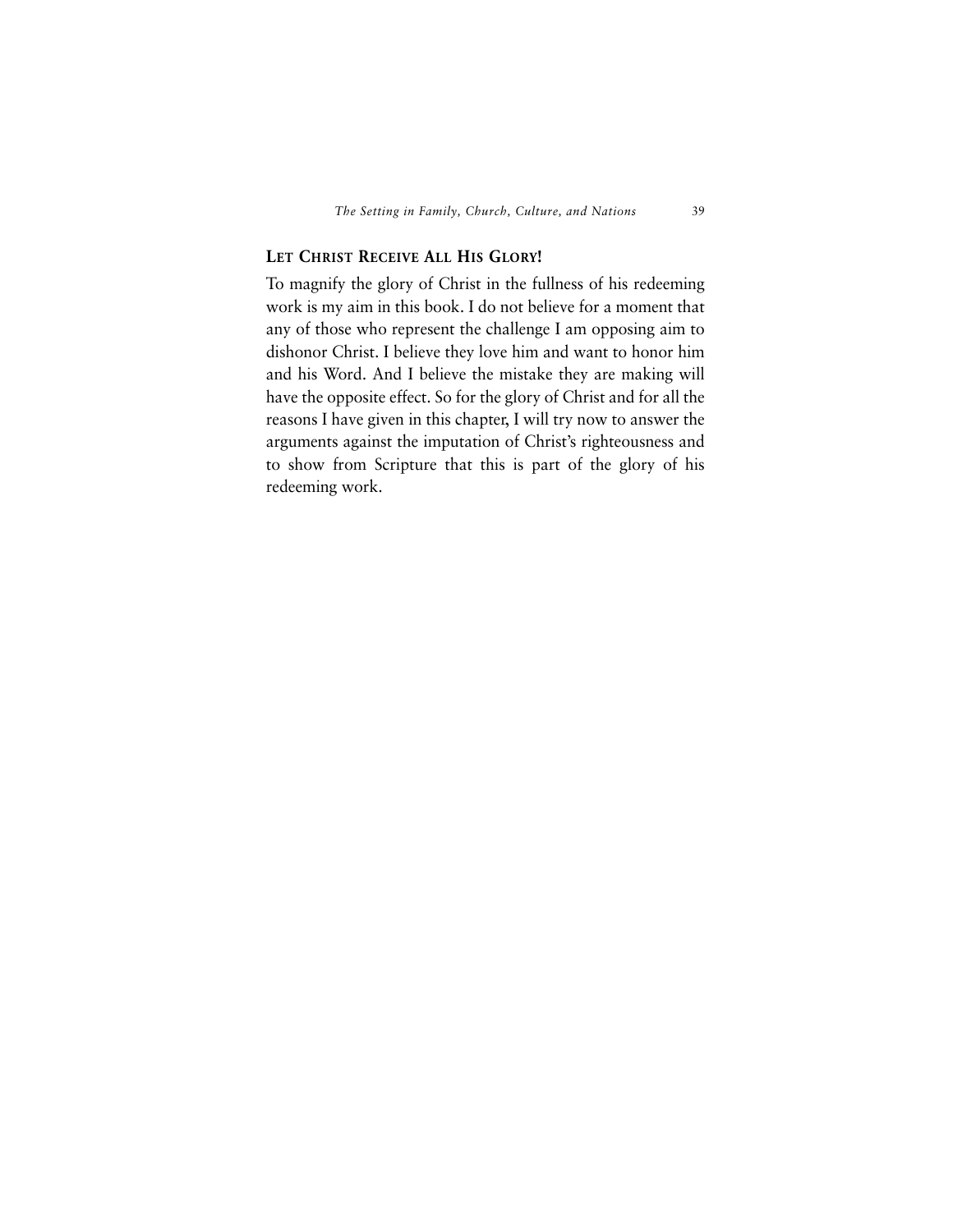## Let Christ Receive All His Glory!

To magnify the glory of Christ in the fullness of his redeeming work is my aim in this book. I do not believe for a moment that any of those who represent the challenge I am opposing aim to dishonor Christ. I believe they love him and want to honor him and his Word. And I believe the mistake they are making will have the opposite effect. So for the glory of Christ and for all the reasons I have given in this chapter, I will try now to answer the arguments against the imputation of Christ's righteousness and to show from Scripture that this is part of the glory of his redeeming work.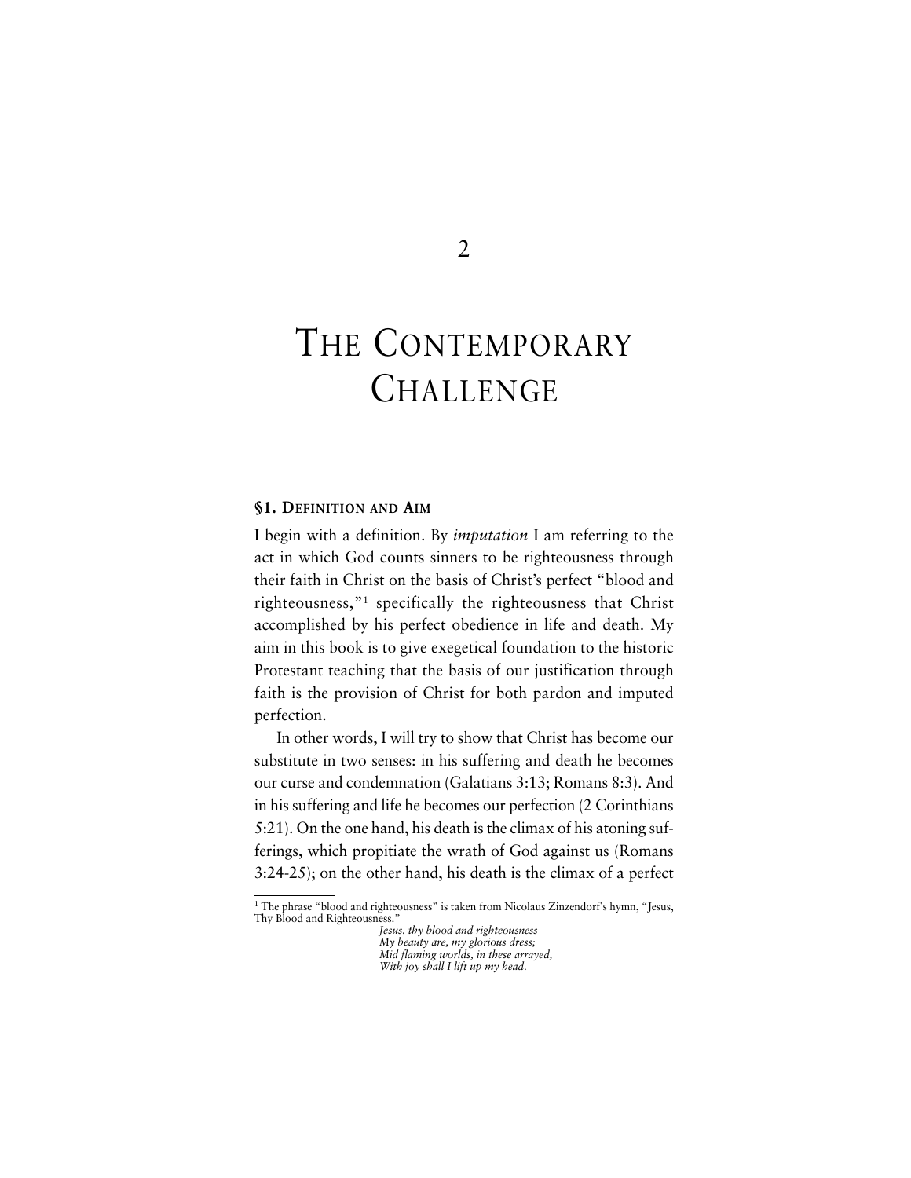# 2

# THE CONTEMPORARY CHALLENGE

### §1. DEFINITION AND AIM

I begin with a definition. By *imputation* I am referring to the act in which God counts sinners to be righteousness through their faith in Christ on the basis of Christ's perfect "blood and righteousness,"[1] specifically the righteousness that Christ accomplished by his perfect obedience in life and death. My aim in this book is to give exegetical foundation to the historic Protestant teaching that the basis of our justification through faith is the provision of Christ for both pardon and imputed perfection.

In other words, I will try to show that Christ has become our substitute in two senses: in his suffering and death he becomes our curse and condemnation (Galatians 3:13; Romans 8:3). And in his suffering and life he becomes our perfection (2 Corinthians 5:21). On the one hand, his death is the climax of his atoning sufferings, which propitiate the wrath of God against us (Romans 3:24-25); on the other hand, his death is the climax of a perfect

---

[1] The phrase "blood and righteousness" is taken from Nicolaus Zinzendorf's hymn, "Jesus, Thy Blood and Righteousness."

*Jesus, thy blood and righteousness*
*My beauty are, my glorious dress;*
*Mid flaming worlds, in these arrayed,*
*With joy shall I lift up my head.*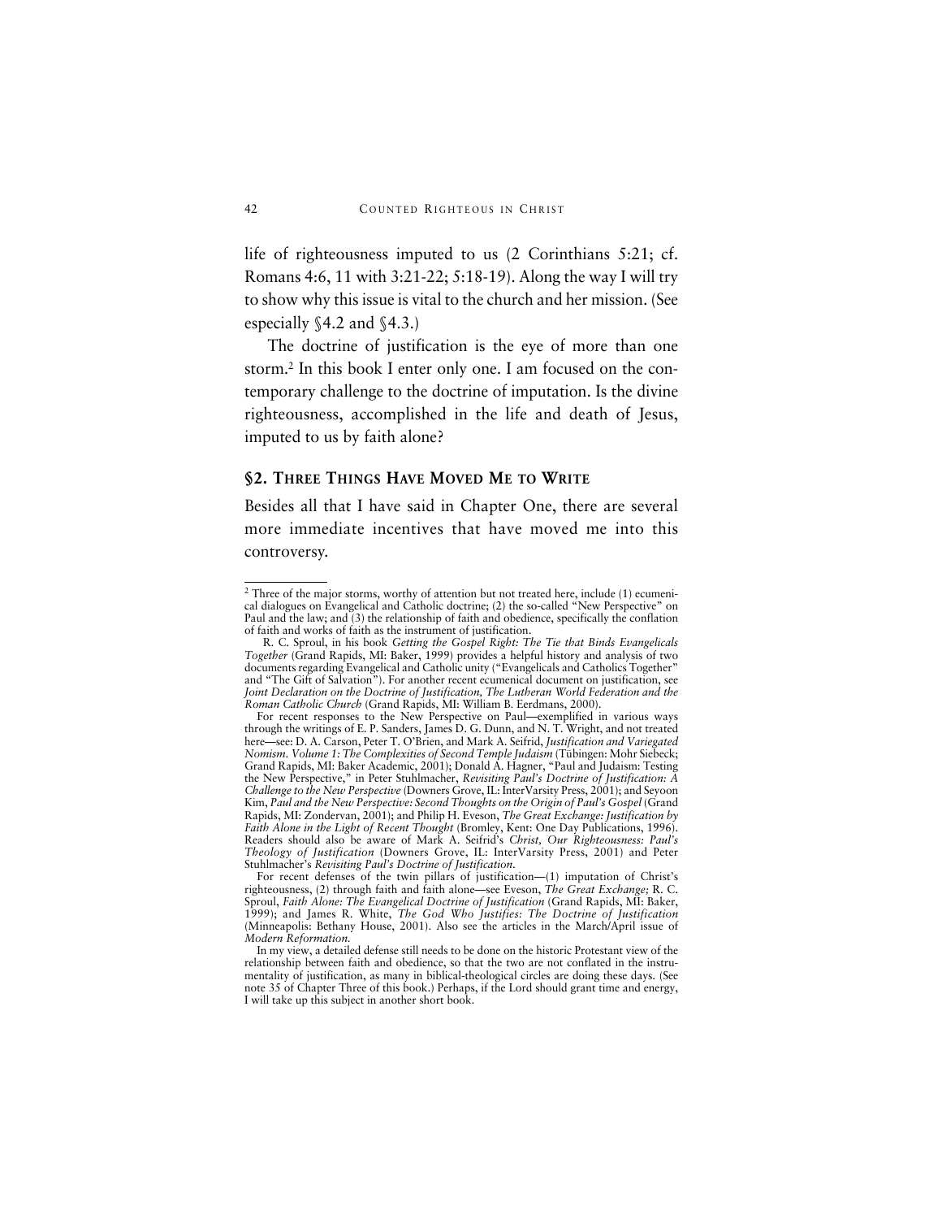life of righteousness imputed to us (2 Corinthians 5:21; cf. Romans 4:6, 11 with 3:21-22; 5:18-19). Along the way I will try to show why this issue is vital to the church and her mission. (See especially §4.2 and §4.3.)

The doctrine of justification is the eye of more than one storm.[2] In this book I enter only one. I am focused on the contemporary challenge to the doctrine of imputation. Is the divine righteousness, accomplished in the life and death of Jesus, imputed to us by faith alone?

## §2. Three Things Have Moved Me to Write

Besides all that I have said in Chapter One, there are several more immediate incentives that have moved me into this controversy.

---

[2] Three of the major storms, worthy of attention but not treated here, include (1) ecumenical dialogues on Evangelical and Catholic doctrine; (2) the so-called "New Perspective" on Paul and the law; and (3) the relationship of faith and obedience, specifically the conflation of faith and works of faith as the instrument of justification.

R. C. Sproul, in his book *Getting the Gospel Right: The Tie that Binds Evangelicals Together* (Grand Rapids, MI: Baker, 1999) provides a helpful history and analysis of two documents regarding Evangelical and Catholic unity ("Evangelicals and Catholics Together" and "The Gift of Salvation"). For another recent ecumenical document on justification, see *Joint Declaration on the Doctrine of Justification, The Lutheran World Federation and the Roman Catholic Church* (Grand Rapids, MI: William B. Eerdmans, 2000).

For recent responses to the New Perspective on Paul—exemplified in various ways through the writings of E. P. Sanders, James D. G. Dunn, and N. T. Wright, and not treated here—see: D. A. Carson, Peter T. O'Brien, and Mark A. Seifrid, *Justification and Variegated Nomism. Volume 1: The Complexities of Second Temple Judaism* (Tübingen: Mohr Siebeck; Grand Rapids, MI: Baker Academic, 2001); Donald A. Hagner, "Paul and Judaism: Testing the New Perspective," in Peter Stuhlmacher, *Revisiting Paul's Doctrine of Justification: A Challenge to the New Perspective* (Downers Grove, IL: InterVarsity Press, 2001); and Seyoon Kim, *Paul and the New Perspective: Second Thoughts on the Origin of Paul's Gospel* (Grand Rapids, MI: Zondervan, 2001); and Philip H. Eveson, *The Great Exchange: Justification by Faith Alone in the Light of Recent Thought* (Bromley, Kent: One Day Publications, 1996). Readers should also be aware of Mark A. Seifrid's *Christ, Our Righteousness: Paul's Theology of Justification* (Downers Grove, IL: InterVarsity Press, 2001) and Peter Stuhlmacher's *Revisiting Paul's Doctrine of Justification*.

For recent defenses of the twin pillars of justification—(1) imputation of Christ's righteousness, (2) through faith and faith alone—see Eveson, *The Great Exchange;* R. C. Sproul, *Faith Alone: The Evangelical Doctrine of Justification* (Grand Rapids, MI: Baker, 1999); and James R. White, *The God Who Justifies: The Doctrine of Justification* (Minneapolis: Bethany House, 2001). Also see the articles in the March/April issue of *Modern Reformation*.

In my view, a detailed defense still needs to be done on the historic Protestant view of the relationship between faith and obedience, so that the two are not conflated in the instrumentality of justification, as many in biblical-theological circles are doing these days. (See note 35 of Chapter Three of this book.) Perhaps, if the Lord should grant time and energy, I will take up this subject in another short book.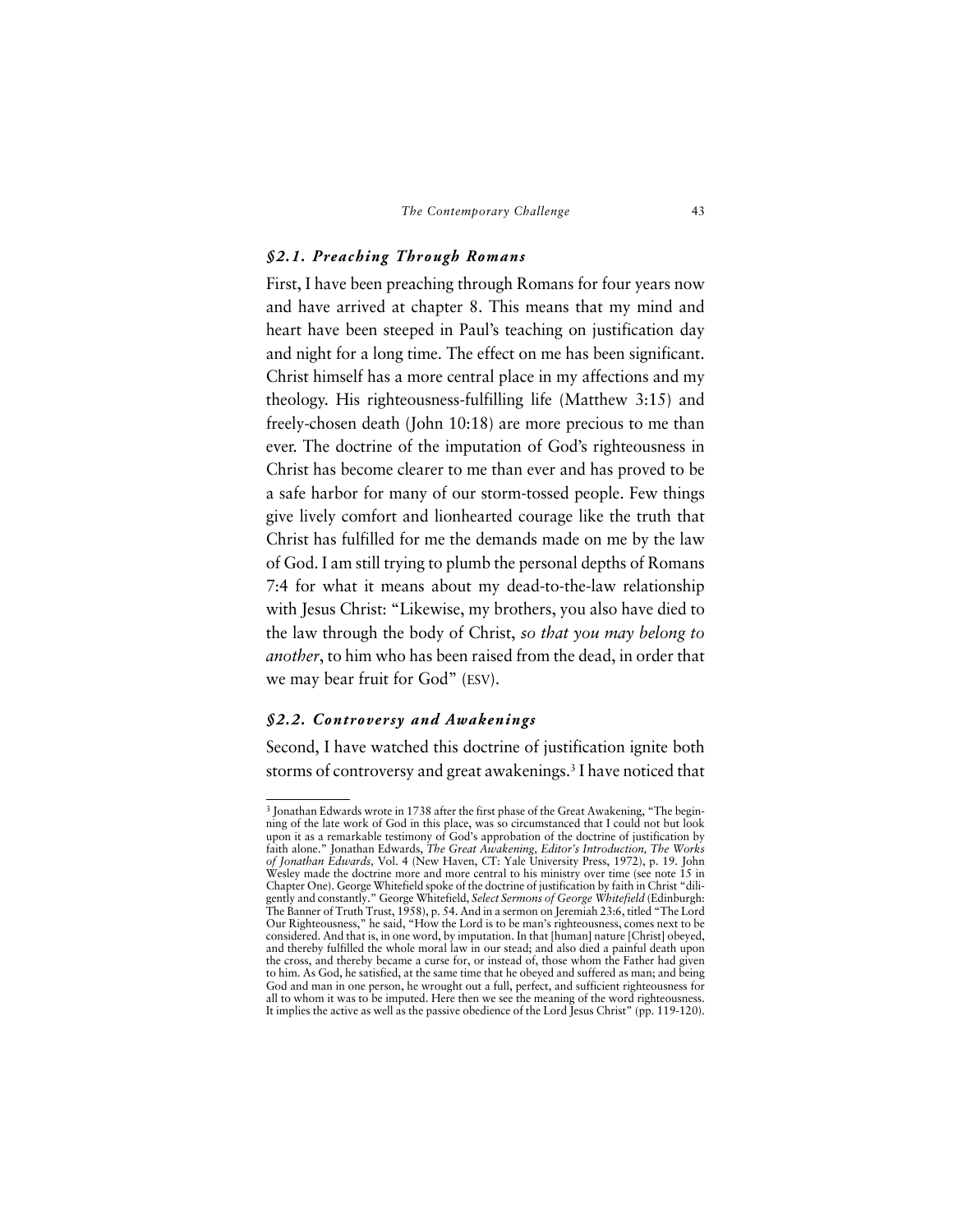### *§2.1. Preaching Through Romans*

First, I have been preaching through Romans for four years now and have arrived at chapter 8. This means that my mind and heart have been steeped in Paul's teaching on justification day and night for a long time. The effect on me has been significant. Christ himself has a more central place in my affections and my theology. His righteousness-fulfilling life (Matthew 3:15) and freely-chosen death (John 10:18) are more precious to me than ever. The doctrine of the imputation of God's righteousness in Christ has become clearer to me than ever and has proved to be a safe harbor for many of our storm-tossed people. Few things give lively comfort and lionhearted courage like the truth that Christ has fulfilled for me the demands made on me by the law of God. I am still trying to plumb the personal depths of Romans 7:4 for what it means about my dead-to-the-law relationship with Jesus Christ: "Likewise, my brothers, you also have died to the law through the body of Christ, *so that you may belong to another*, to him who has been raised from the dead, in order that we may bear fruit for God" (ESV).

### *§2.2. Controversy and Awakenings*

Second, I have watched this doctrine of justification ignite both storms of controversy and great awakenings.[3] I have noticed that

[3] Jonathan Edwards wrote in 1738 after the first phase of the Great Awakening, "The beginning of the late work of God in this place, was so circumstanced that I could not but look upon it as a remarkable testimony of God's approbation of the doctrine of justification by faith alone." Jonathan Edwards, *The Great Awakening, Editor's Introduction, The Works of Jonathan Edwards,* Vol. 4 (New Haven, CT: Yale University Press, 1972), p. 19. John Wesley made the doctrine more and more central to his ministry over time (see note 15 in Chapter One). George Whitefield spoke of the doctrine of justification by faith in Christ "diligently and constantly." George Whitefield, *Select Sermons of George Whitefield* (Edinburgh: The Banner of Truth Trust, 1958), p. 54. And in a sermon on Jeremiah 23:6, titled "The Lord Our Righteousness," he said, "How the Lord is to be man's righteousness, comes next to be considered. And that is, in one word, by imputation. In that [human] nature [Christ] obeyed, and thereby fulfilled the whole moral law in our stead; and also died a painful death upon the cross, and thereby became a curse for, or instead of, those whom the Father had given to him. As God, he satisfied, at the same time that he obeyed and suffered as man; and being God and man in one person, he wrought out a full, perfect, and sufficient righteousness for all to whom it was to be imputed. Here then we see the meaning of the word righteousness. It implies the active as well as the passive obedience of the Lord Jesus Christ" (pp. 119-120).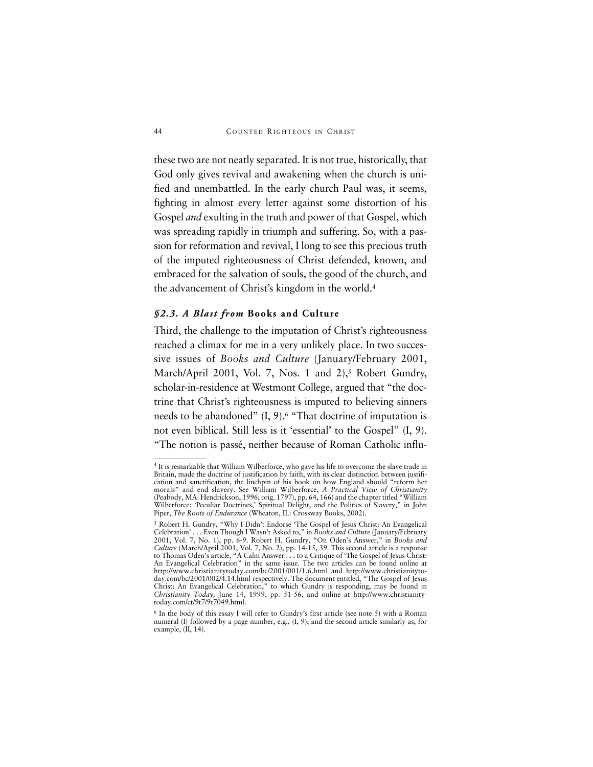these two are not neatly separated. It is not true, historically, that God only gives revival and awakening when the church is unified and unembattled. In the early church Paul was, it seems, fighting in almost every letter against some distortion of his Gospel *and* exulting in the truth and power of that Gospel, which was spreading rapidly in triumph and suffering. So, with a passion for reformation and revival, I long to see this precious truth of the imputed righteousness of Christ defended, known, and embraced for the salvation of souls, the good of the church, and the advancement of Christ's kingdom in the world.[4]

### *§2.3. A Blast from* **Books and Culture**

Third, the challenge to the imputation of Christ's righteousness reached a climax for me in a very unlikely place. In two successive issues of *Books and Culture* (January/February 2001, March/April 2001, Vol. 7, Nos. 1 and 2),[5] Robert Gundry, scholar-in-residence at Westmont College, argued that "the doctrine that Christ's righteousness is imputed to believing sinners needs to be abandoned" (I, 9).[6] "That doctrine of imputation is not even biblical. Still less is it 'essential' to the Gospel" (I, 9). "The notion is passé, neither because of Roman Catholic influ-

---

[4] It is remarkable that William Wilberforce, who gave his life to overcome the slave trade in Britain, made the doctrine of justification by faith, with its clear distinction between justification and sanctification, the linchpin of his book on how England should "reform her morals" and end slavery. See William Wilberforce, *A Practical View of Christianity* (Peabody, MA: Hendrickson, 1996; orig. 1797), pp. 64, 166) and the chapter titled "William Wilberforce: 'Peculiar Doctrines,' Spiritual Delight, and the Politics of Slavery," in John Piper, *The Roots of Endurance* (Wheaton, IL: Crossway Books, 2002).

[5] Robert H. Gundry, "Why I Didn't Endorse 'The Gospel of Jesus Christ: An Evangelical Celebration' . . . Even Though I Wasn't Asked to," in *Books and Culture* (January/February 2001, Vol. 7, No. 1), pp. 6-9. Robert H. Gundry, "On Oden's Answer," in *Books and Culture* (March/April 2001, Vol. 7, No. 2), pp. 14-15, 39. This second article is a response to Thomas Oden's article, "A Calm Answer . . . to a Critique of 'The Gospel of Jesus Christ: An Evangelical Celebration" in the same issue. The two articles can be found online at http://www.christianitytoday.com/bc/2001/001/1.6.html and http://www.christianitytoday.com/bc/2001/002/4.14.html respectively. The document entitled, "The Gospel of Jesus Christ: An Evangelical Celebration," to which Gundry is responding, may be found in *Christianity Today,* June 14, 1999, pp. 51-56, and online at http://www.christianitytoday.com/ct/9t7/9t7049.html.

[6] In the body of this essay I will refer to Gundry's first article (see note 5) with a Roman numeral (I) followed by a page number, e.g., (I, 9); and the second article similarly as, for example, (II, 14).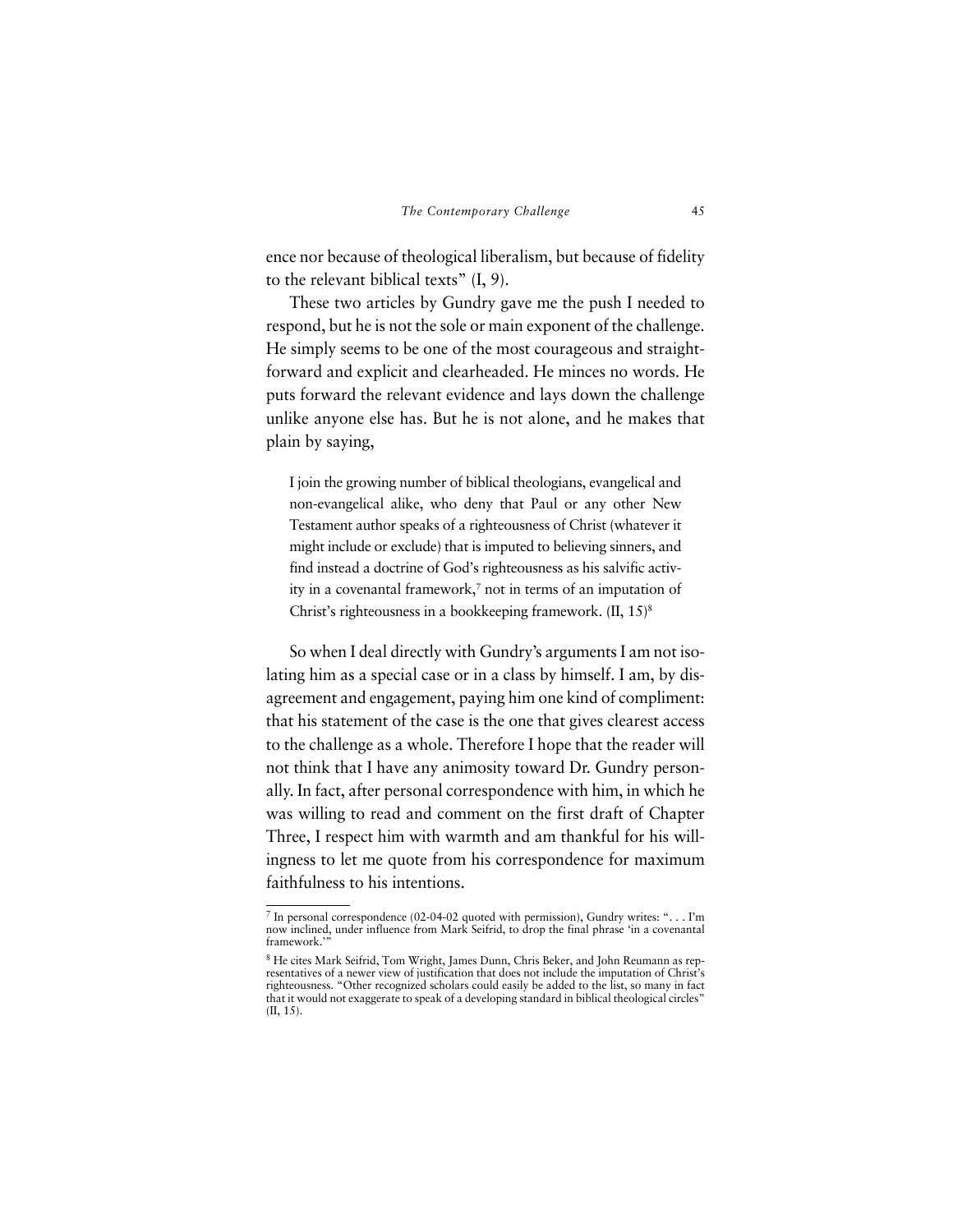ence nor because of theological liberalism, but because of fidelity to the relevant biblical texts" (I, 9).

These two articles by Gundry gave me the push I needed to respond, but he is not the sole or main exponent of the challenge. He simply seems to be one of the most courageous and straightforward and explicit and clearheaded. He minces no words. He puts forward the relevant evidence and lays down the challenge unlike anyone else has. But he is not alone, and he makes that plain by saying,

> I join the growing number of biblical theologians, evangelical and non-evangelical alike, who deny that Paul or any other New Testament author speaks of a righteousness of Christ (whatever it might include or exclude) that is imputed to believing sinners, and find instead a doctrine of God's righteousness as his salvific activity in a covenantal framework,[7] not in terms of an imputation of Christ's righteousness in a bookkeeping framework. (II, 15)[8]

So when I deal directly with Gundry's arguments I am not isolating him as a special case or in a class by himself. I am, by disagreement and engagement, paying him one kind of compliment: that his statement of the case is the one that gives clearest access to the challenge as a whole. Therefore I hope that the reader will not think that I have any animosity toward Dr. Gundry personally. In fact, after personal correspondence with him, in which he was willing to read and comment on the first draft of Chapter Three, I respect him with warmth and am thankful for his willingness to let me quote from his correspondence for maximum faithfulness to his intentions.

---

[7] In personal correspondence (02-04-02 quoted with permission), Gundry writes: ". . . I'm now inclined, under influence from Mark Seifrid, to drop the final phrase 'in a covenantal framework.'"

[8] He cites Mark Seifrid, Tom Wright, James Dunn, Chris Beker, and John Reumann as representatives of a newer view of justification that does not include the imputation of Christ's righteousness. "Other recognized scholars could easily be added to the list, so many in fact that it would not exaggerate to speak of a developing standard in biblical theological circles" (II, 15).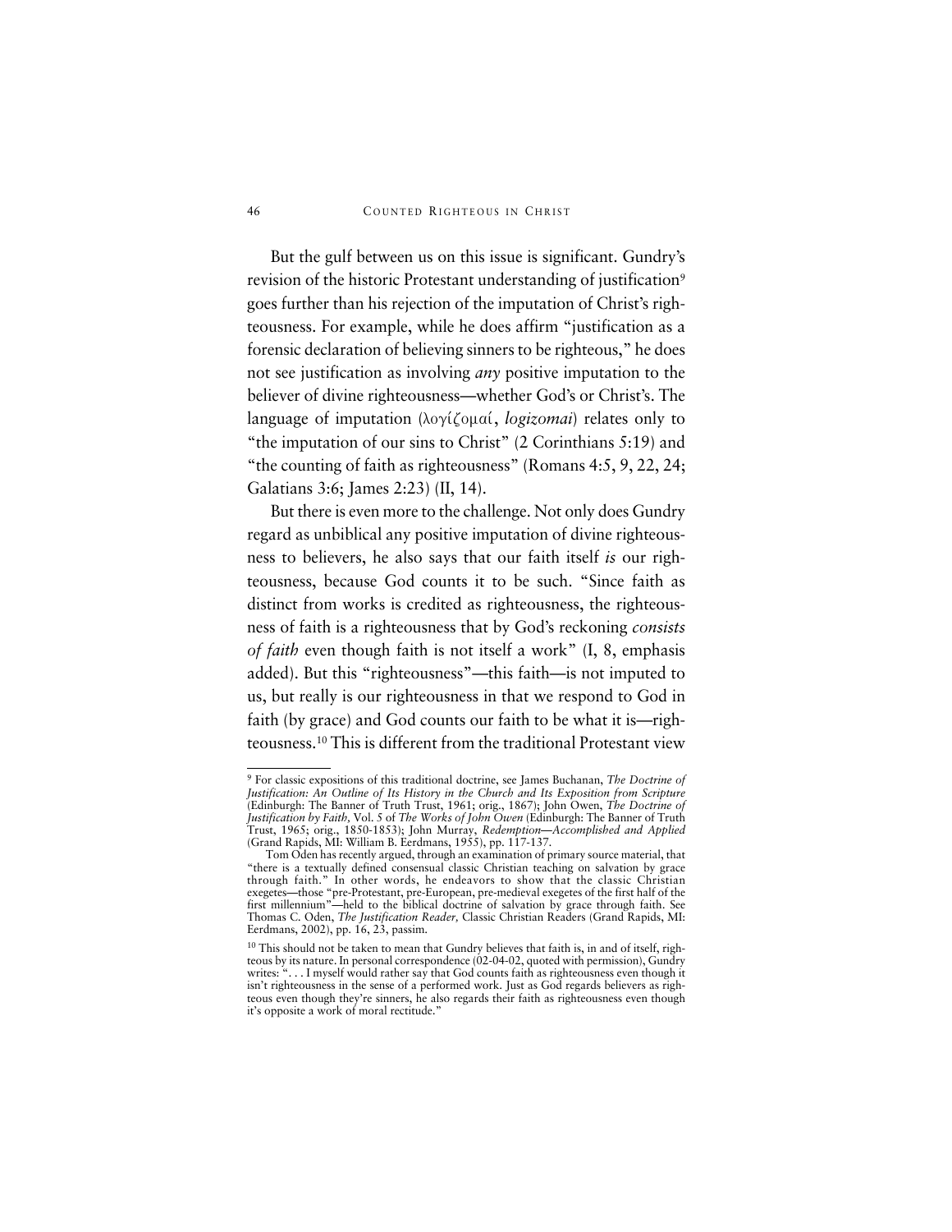But the gulf between us on this issue is significant. Gundry's revision of the historic Protestant understanding of justification[9] goes further than his rejection of the imputation of Christ's righteousness. For example, while he does affirm "justification as a forensic declaration of believing sinners to be righteous," he does not see justification as involving *any* positive imputation to the believer of divine righteousness—whether God's or Christ's. The language of imputation (λογίζομαί, *logizomai*) relates only to "the imputation of our sins to Christ" (2 Corinthians 5:19) and "the counting of faith as righteousness" (Romans 4:5, 9, 22, 24; Galatians 3:6; James 2:23) (II, 14).

But there is even more to the challenge. Not only does Gundry regard as unbiblical any positive imputation of divine righteousness to believers, he also says that our faith itself *is* our righteousness, because God counts it to be such. "Since faith as distinct from works is credited as righteousness, the righteousness of faith is a righteousness that by God's reckoning *consists of faith* even though faith is not itself a work" (I, 8, emphasis added). But this "righteousness"—this faith—is not imputed to us, but really is our righteousness in that we respond to God in faith (by grace) and God counts our faith to be what it is—righteousness.[10] This is different from the traditional Protestant view

---

[9] For classic expositions of this traditional doctrine, see James Buchanan, *The Doctrine of Justification: An Outline of Its History in the Church and Its Exposition from Scripture* (Edinburgh: The Banner of Truth Trust, 1961; orig., 1867); John Owen, *The Doctrine of Justification by Faith,* Vol. 5 of *The Works of John Owen* (Edinburgh: The Banner of Truth Trust, 1965; orig., 1850-1853); John Murray, *Redemption—Accomplished and Applied* (Grand Rapids, MI: William B. Eerdmans, 1955), pp. 117-137.

Tom Oden has recently argued, through an examination of primary source material, that "there is a textually defined consensual classic Christian teaching on salvation by grace through faith." In other words, he endeavors to show that the classic Christian exegetes—those "pre-Protestant, pre-European, pre-medieval exegetes of the first half of the first millennium"—held to the biblical doctrine of salvation by grace through faith. See Thomas C. Oden, *The Justification Reader,* Classic Christian Readers (Grand Rapids, MI: Eerdmans, 2002), pp. 16, 23, passim.

[10] This should not be taken to mean that Gundry believes that faith is, in and of itself, righteous by its nature. In personal correspondence (02-04-02, quoted with permission), Gundry writes: ". . . I myself would rather say that God counts faith as righteousness even though it isn't righteousness in the sense of a performed work. Just as God regards believers as righteous even though they're sinners, he also regards their faith as righteousness even though it's opposite a work of moral rectitude."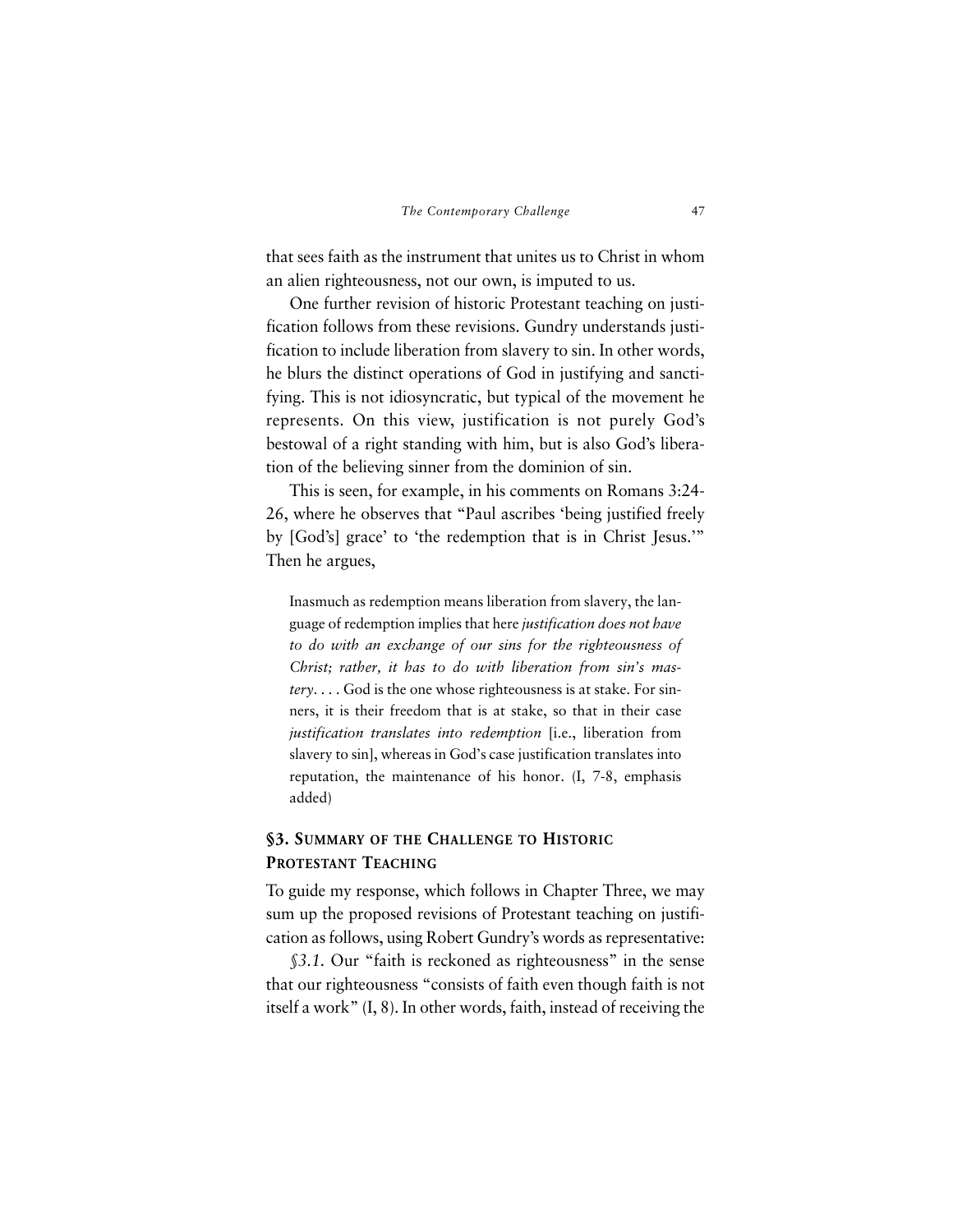that sees faith as the instrument that unites us to Christ in whom an alien righteousness, not our own, is imputed to us.

One further revision of historic Protestant teaching on justification follows from these revisions. Gundry understands justification to include liberation from slavery to sin. In other words, he blurs the distinct operations of God in justifying and sanctifying. This is not idiosyncratic, but typical of the movement he represents. On this view, justification is not purely God's bestowal of a right standing with him, but is also God's liberation of the believing sinner from the dominion of sin.

This is seen, for example, in his comments on Romans 3:24-26, where he observes that "Paul ascribes 'being justified freely by [God's] grace' to 'the redemption that is in Christ Jesus.'" Then he argues,

> Inasmuch as redemption means liberation from slavery, the language of redemption implies that here *justification does not have to do with an exchange of our sins for the righteousness of Christ; rather, it has to do with liberation from sin's mastery*. . . . God is the one whose righteousness is at stake. For sinners, it is their freedom that is at stake, so that in their case *justification translates into redemption* [i.e., liberation from slavery to sin], whereas in God's case justification translates into reputation, the maintenance of his honor. (I, 7-8, emphasis added)

## §3. Summary of the Challenge to Historic Protestant Teaching

To guide my response, which follows in Chapter Three, we may sum up the proposed revisions of Protestant teaching on justification as follows, using Robert Gundry's words as representative:

*§3.1.* Our "faith is reckoned as righteousness" in the sense that our righteousness "consists of faith even though faith is not itself a work" (I, 8). In other words, faith, instead of receiving the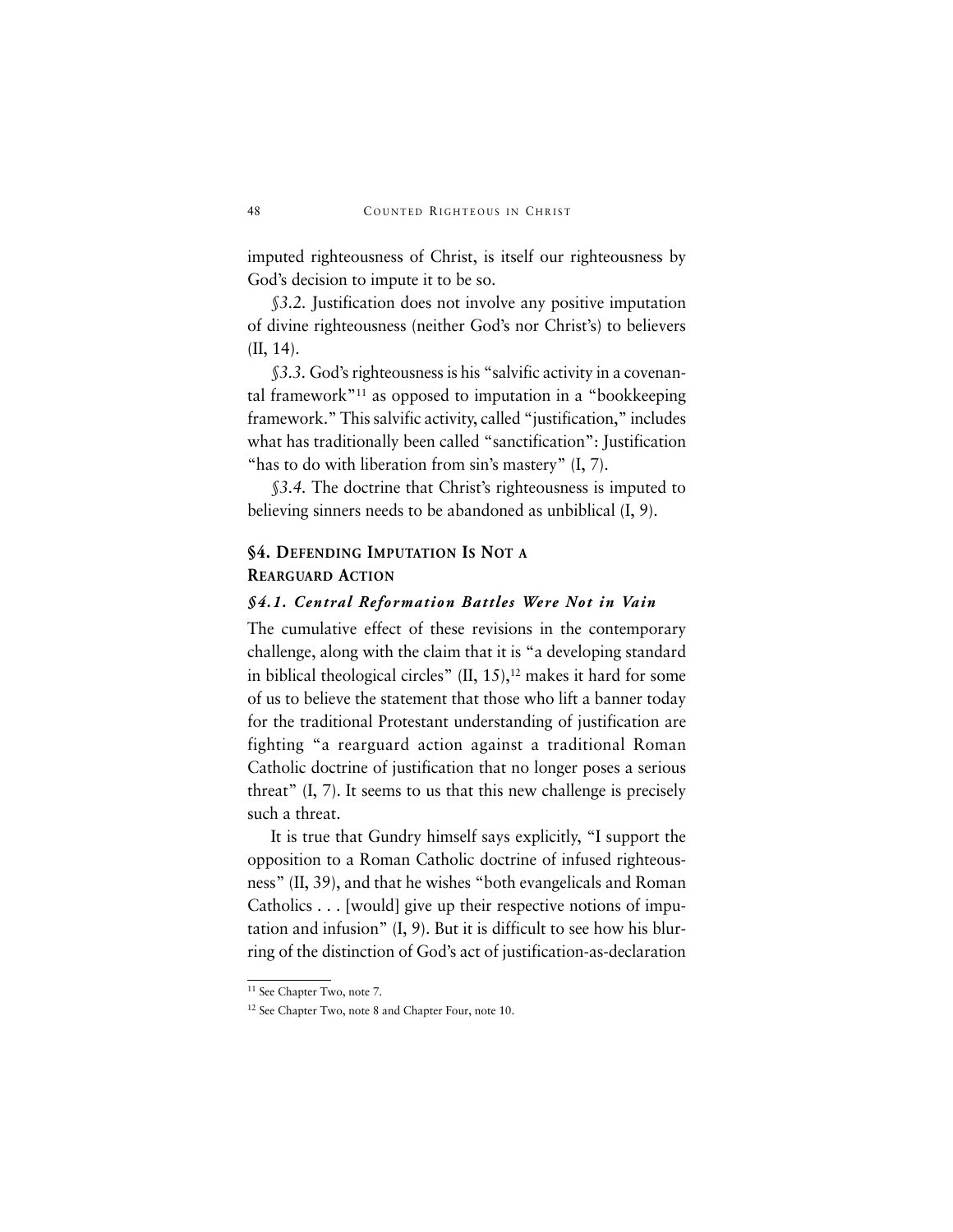imputed righteousness of Christ, is itself our righteousness by God's decision to impute it to be so.

*§3.2.* Justification does not involve any positive imputation of divine righteousness (neither God's nor Christ's) to believers (II, 14).

*§3.3.* God's righteousness is his "salvific activity in a covenantal framework"[11] as opposed to imputation in a "bookkeeping framework." This salvific activity, called "justification," includes what has traditionally been called "sanctification": Justification "has to do with liberation from sin's mastery" (I, 7).

*§3.4.* The doctrine that Christ's righteousness is imputed to believing sinners needs to be abandoned as unbiblical (I, 9).

## §4. Defending Imputation Is Not a Rearguard Action

### *§4.1. Central Reformation Battles Were Not in Vain*

The cumulative effect of these revisions in the contemporary challenge, along with the claim that it is "a developing standard in biblical theological circles" (II, 15),[12] makes it hard for some of us to believe the statement that those who lift a banner today for the traditional Protestant understanding of justification are fighting "a rearguard action against a traditional Roman Catholic doctrine of justification that no longer poses a serious threat" (I, 7). It seems to us that this new challenge is precisely such a threat.

It is true that Gundry himself says explicitly, "I support the opposition to a Roman Catholic doctrine of infused righteousness" (II, 39), and that he wishes "both evangelicals and Roman Catholics . . . [would] give up their respective notions of imputation and infusion" (I, 9). But it is difficult to see how his blurring of the distinction of God's act of justification-as-declaration

---

[11] See Chapter Two, note 7.

[12] See Chapter Two, note 8 and Chapter Four, note 10.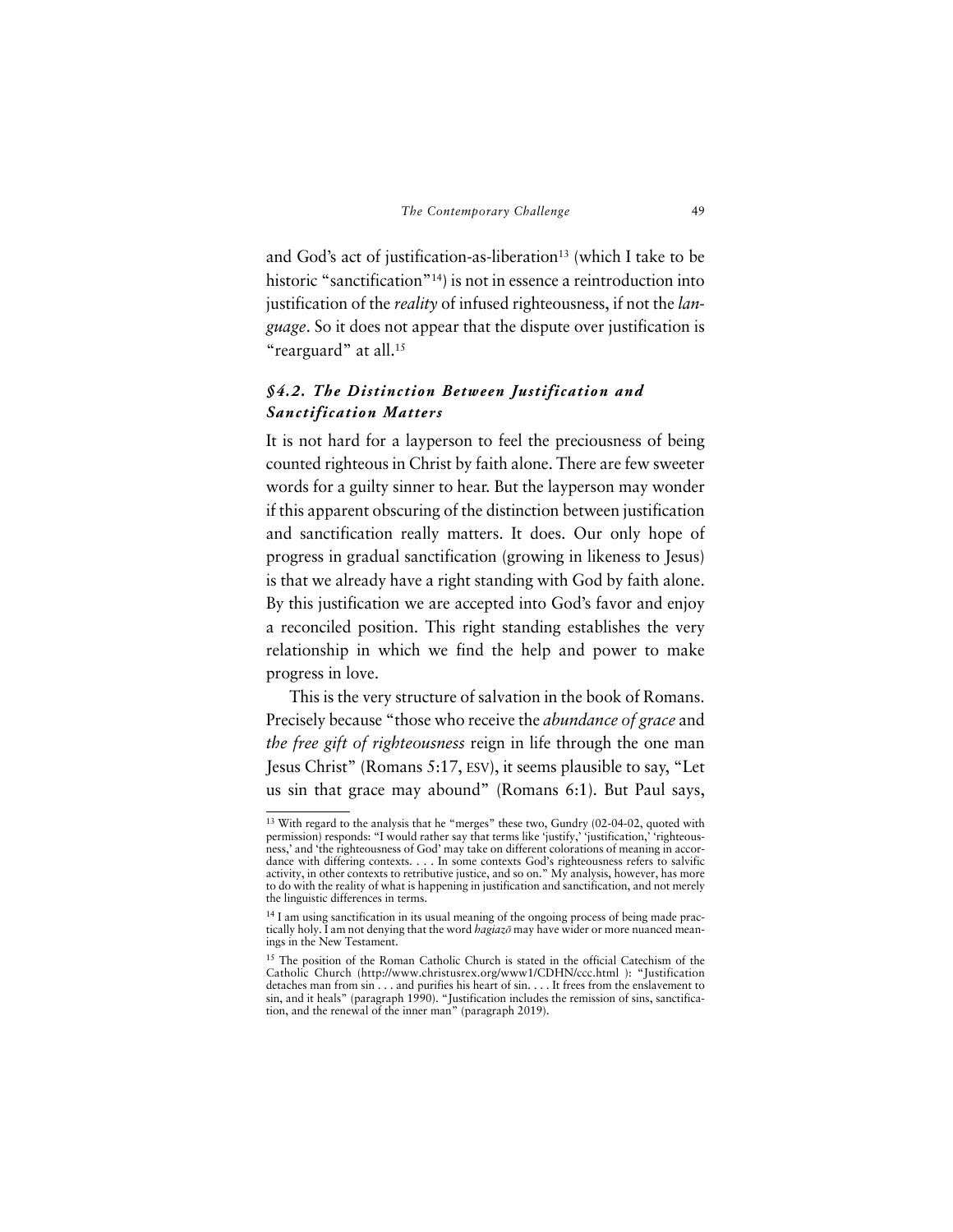and God's act of justification-as-liberation[13] (which I take to be historic "sanctification"[14]) is not in essence a reintroduction into justification of the *reality* of infused righteousness, if not the *language*. So it does not appear that the dispute over justification is "rearguard" at all.[15]

### *§4.2. The Distinction Between Justification and Sanctification Matters*

It is not hard for a layperson to feel the preciousness of being counted righteous in Christ by faith alone. There are few sweeter words for a guilty sinner to hear. But the layperson may wonder if this apparent obscuring of the distinction between justification and sanctification really matters. It does. Our only hope of progress in gradual sanctification (growing in likeness to Jesus) is that we already have a right standing with God by faith alone. By this justification we are accepted into God's favor and enjoy a reconciled position. This right standing establishes the very relationship in which we find the help and power to make progress in love.

This is the very structure of salvation in the book of Romans. Precisely because "those who receive the *abundance of grace* and *the free gift of righteousness* reign in life through the one man Jesus Christ" (Romans 5:17, ESV), it seems plausible to say, "Let us sin that grace may abound" (Romans 6:1). But Paul says,

---

[13] With regard to the analysis that he "merges" these two, Gundry (02-04-02, quoted with permission) responds: "I would rather say that terms like 'justify,' 'justification,' 'righteousness,' and 'the righteousness of God' may take on different colorations of meaning in accordance with differing contexts. . . . In some contexts God's righteousness refers to salvific activity, in other contexts to retributive justice, and so on." My analysis, however, has more to do with the reality of what is happening in justification and sanctification, and not merely the linguistic differences in terms.

[14] I am using sanctification in its usual meaning of the ongoing process of being made practically holy. I am not denying that the word *hagiazō* may have wider or more nuanced meanings in the New Testament.

[15] The position of the Roman Catholic Church is stated in the official Catechism of the Catholic Church (http://www.christusrex.org/www1/CDHN/ccc.html ): "Justification detaches man from sin . . . and purifies his heart of sin. . . . It frees from the enslavement to sin, and it heals" (paragraph 1990). "Justification includes the remission of sins, sanctification, and the renewal of the inner man" (paragraph 2019).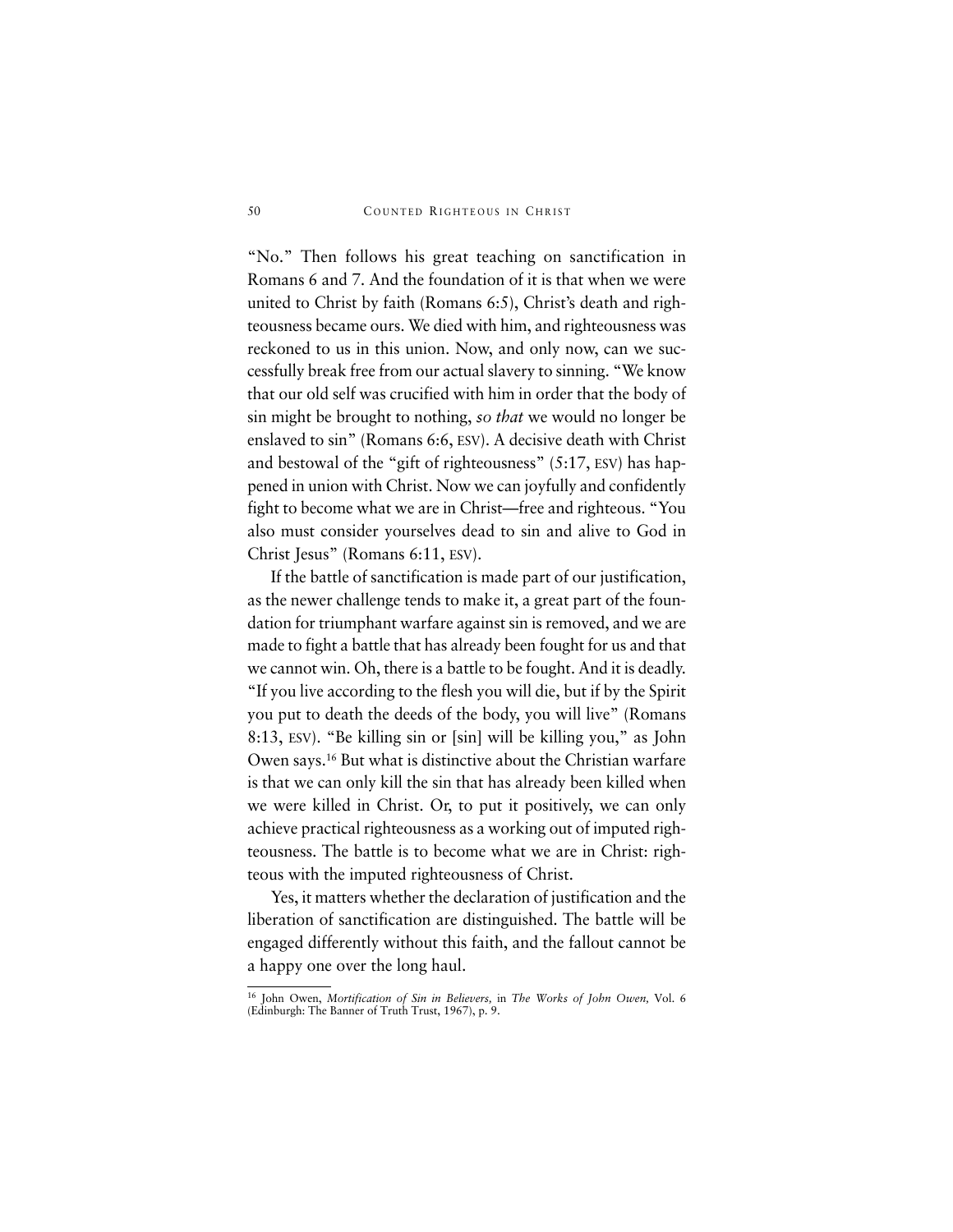"No." Then follows his great teaching on sanctification in Romans 6 and 7. And the foundation of it is that when we were united to Christ by faith (Romans 6:5), Christ's death and righteousness became ours. We died with him, and righteousness was reckoned to us in this union. Now, and only now, can we successfully break free from our actual slavery to sinning. "We know that our old self was crucified with him in order that the body of sin might be brought to nothing, *so that* we would no longer be enslaved to sin" (Romans 6:6, ESV). A decisive death with Christ and bestowal of the "gift of righteousness" (5:17, ESV) has happened in union with Christ. Now we can joyfully and confidently fight to become what we are in Christ—free and righteous. "You also must consider yourselves dead to sin and alive to God in Christ Jesus" (Romans 6:11, ESV).

If the battle of sanctification is made part of our justification, as the newer challenge tends to make it, a great part of the foundation for triumphant warfare against sin is removed, and we are made to fight a battle that has already been fought for us and that we cannot win. Oh, there is a battle to be fought. And it is deadly. "If you live according to the flesh you will die, but if by the Spirit you put to death the deeds of the body, you will live" (Romans 8:13, ESV). "Be killing sin or [sin] will be killing you," as John Owen says.[16] But what is distinctive about the Christian warfare is that we can only kill the sin that has already been killed when we were killed in Christ. Or, to put it positively, we can only achieve practical righteousness as a working out of imputed righteousness. The battle is to become what we are in Christ: righteous with the imputed righteousness of Christ.

Yes, it matters whether the declaration of justification and the liberation of sanctification are distinguished. The battle will be engaged differently without this faith, and the fallout cannot be a happy one over the long haul.

---

[16] John Owen, *Mortification of Sin in Believers,* in *The Works of John Owen,* Vol. 6 (Edinburgh: The Banner of Truth Trust, 1967), p. 9.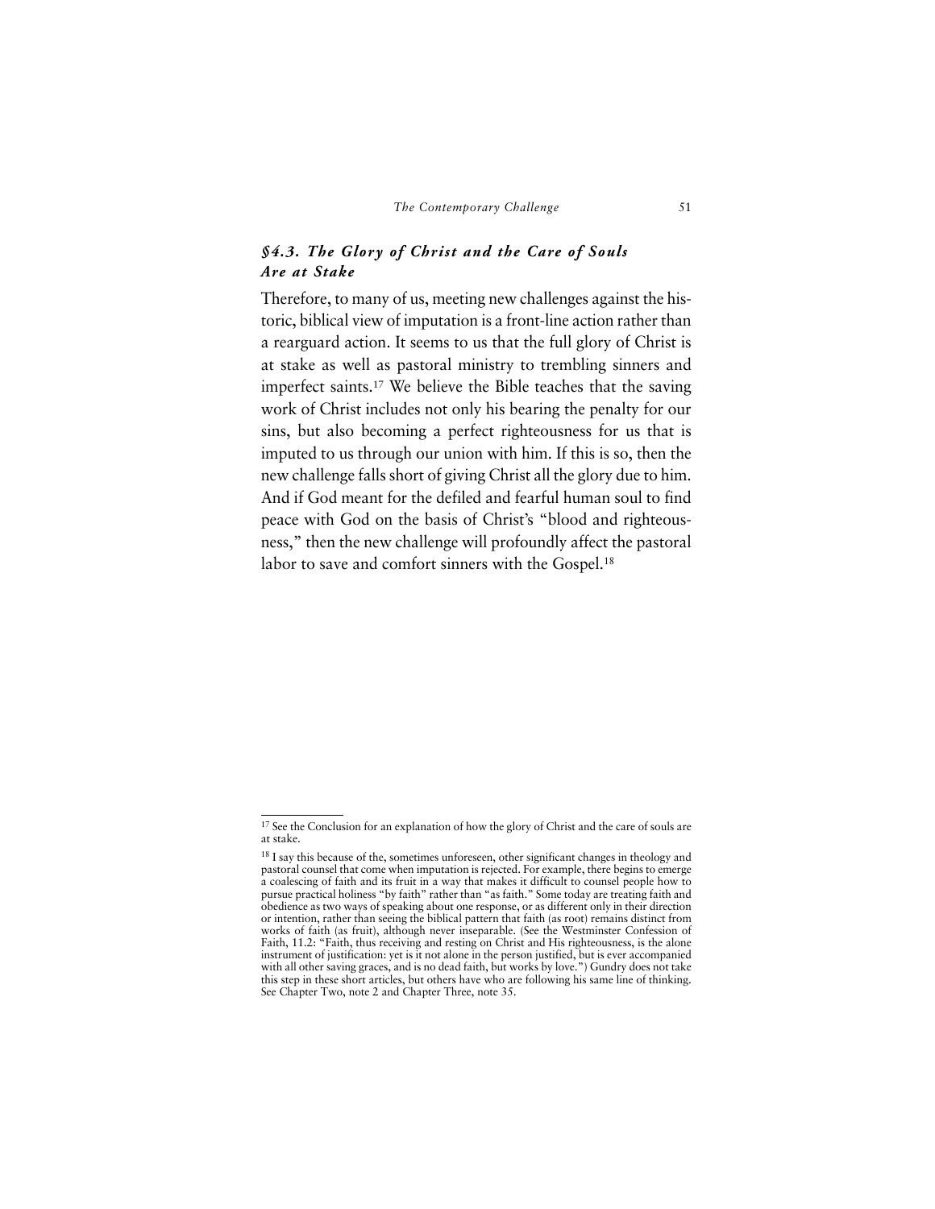### *§4.3. The Glory of Christ and the Care of Souls Are at Stake*

Therefore, to many of us, meeting new challenges against the historic, biblical view of imputation is a front-line action rather than a rearguard action. It seems to us that the full glory of Christ is at stake as well as pastoral ministry to trembling sinners and imperfect saints.[17] We believe the Bible teaches that the saving work of Christ includes not only his bearing the penalty for our sins, but also becoming a perfect righteousness for us that is imputed to us through our union with him. If this is so, then the new challenge falls short of giving Christ all the glory due to him. And if God meant for the defiled and fearful human soul to find peace with God on the basis of Christ's "blood and righteousness," then the new challenge will profoundly affect the pastoral labor to save and comfort sinners with the Gospel.[18]

---

[17] See the Conclusion for an explanation of how the glory of Christ and the care of souls are at stake.

[18] I say this because of the, sometimes unforeseen, other significant changes in theology and pastoral counsel that come when imputation is rejected. For example, there begins to emerge a coalescing of faith and its fruit in a way that makes it difficult to counsel people how to pursue practical holiness "by faith" rather than "as faith." Some today are treating faith and obedience as two ways of speaking about one response, or as different only in their direction or intention, rather than seeing the biblical pattern that faith (as root) remains distinct from works of faith (as fruit), although never inseparable. (See the Westminster Confession of Faith, 11.2: "Faith, thus receiving and resting on Christ and His righteousness, is the alone instrument of justification: yet is it not alone in the person justified, but is ever accompanied with all other saving graces, and is no dead faith, but works by love.") Gundry does not take this step in these short articles, but others have who are following his same line of thinking. See Chapter Two, note 2 and Chapter Three, note 35.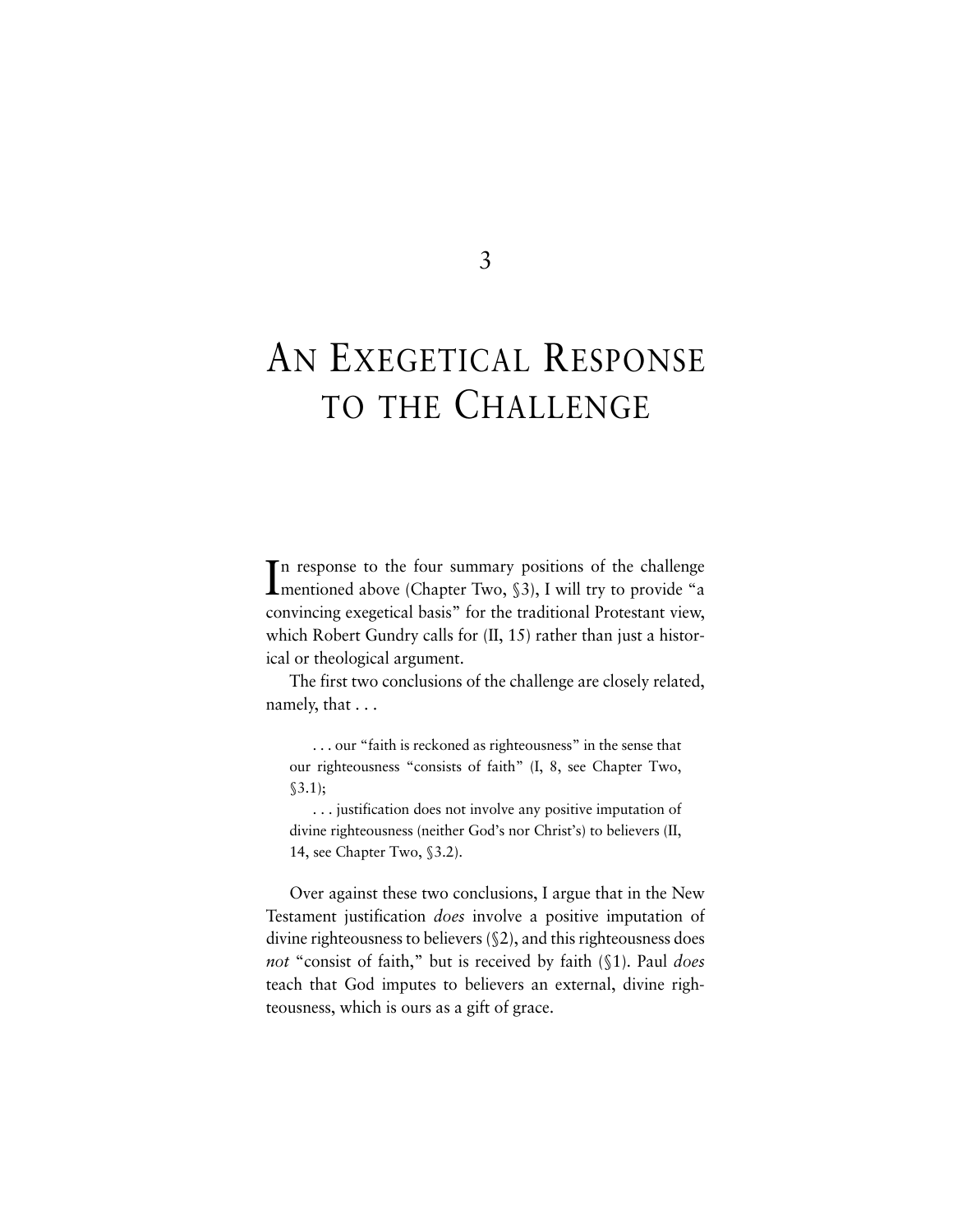# 3

# An Exegetical Response to the Challenge

In response to the four summary positions of the challenge mentioned above (Chapter Two, §3), I will try to provide "a convincing exegetical basis" for the traditional Protestant view, which Robert Gundry calls for (II, 15) rather than just a historical or theological argument.

The first two conclusions of the challenge are closely related, namely, that . . .

> . . . our "faith is reckoned as righteousness" in the sense that our righteousness "consists of faith" (I, 8, see Chapter Two, §3.1);
>
> . . . justification does not involve any positive imputation of divine righteousness (neither God's nor Christ's) to believers (II, 14, see Chapter Two, §3.2).

Over against these two conclusions, I argue that in the New Testament justification *does* involve a positive imputation of divine righteousness to believers (§2), and this righteousness does *not* "consist of faith," but is received by faith (§1). Paul *does* teach that God imputes to believers an external, divine righteousness, which is ours as a gift of grace.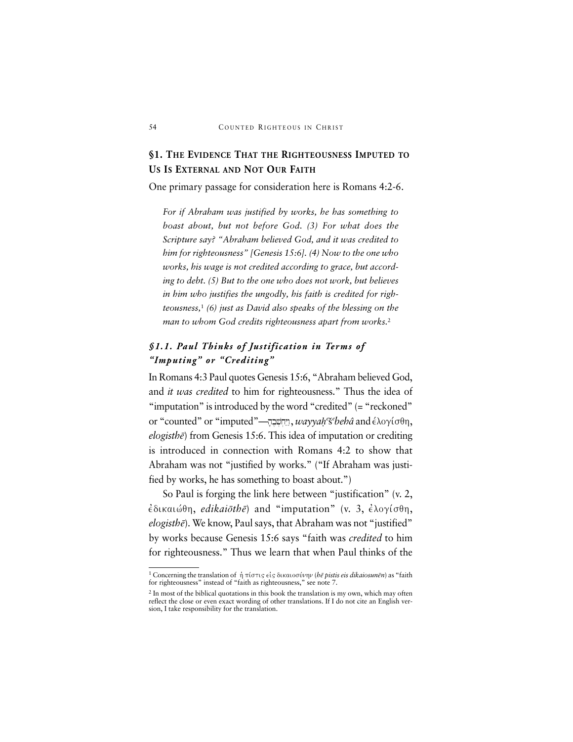## §1. The Evidence That the Righteousness Imputed to Us Is External and Not Our Faith

One primary passage for consideration here is Romans 4:2-6.

> *For if Abraham was justified by works, he has something to boast about, but not before God. (3) For what does the Scripture say? "Abraham believed God, and it was credited to him for righteousness" [Genesis 15:6]. (4) Now to the one who works, his wage is not credited according to grace, but according to debt. (5) But to the one who does not work, but believes in him who justifies the ungodly, his faith is credited for righteousness,*[1] *(6) just as David also speaks of the blessing on the man to whom God credits righteousness apart from works.*[2]

### *§1.1. Paul Thinks of Justification in Terms of "Imputing" or "Crediting"*

In Romans 4:3 Paul quotes Genesis 15:6, "Abraham believed God, and *it was credited* to him for righteousness." Thus the idea of "imputation" is introduced by the word "credited" (= "reckoned" or "counted" or "imputed"—וַיַּחְשְׁבֶהָ, *wayyaḥ^e^š^e^behâ* and ἐλογίσθη, *elogisthē*) from Genesis 15:6. This idea of imputation or crediting is introduced in connection with Romans 4:2 to show that Abraham was not "justified by works." ("If Abraham was justified by works, he has something to boast about.")

So Paul is forging the link here between "justification" (v. 2, ἐδικαιώθη, *edikaiōthē*) and "imputation" (v. 3, ἐλογίσθη, *elogisthē*). We know, Paul says, that Abraham was not "justified" by works because Genesis 15:6 says "faith was *credited* to him for righteousness." Thus we learn that when Paul thinks of the

---

[1] Concerning the translation of ἡ πίστις εἰς δικαιοσύνην (*hē pistis eis dikaiosunēn*) as "faith for righteousness" instead of "faith as righteousness," see note 7.

[2] In most of the biblical quotations in this book the translation is my own, which may often reflect the close or even exact wording of other translations. If I do not cite an English version, I take responsibility for the translation.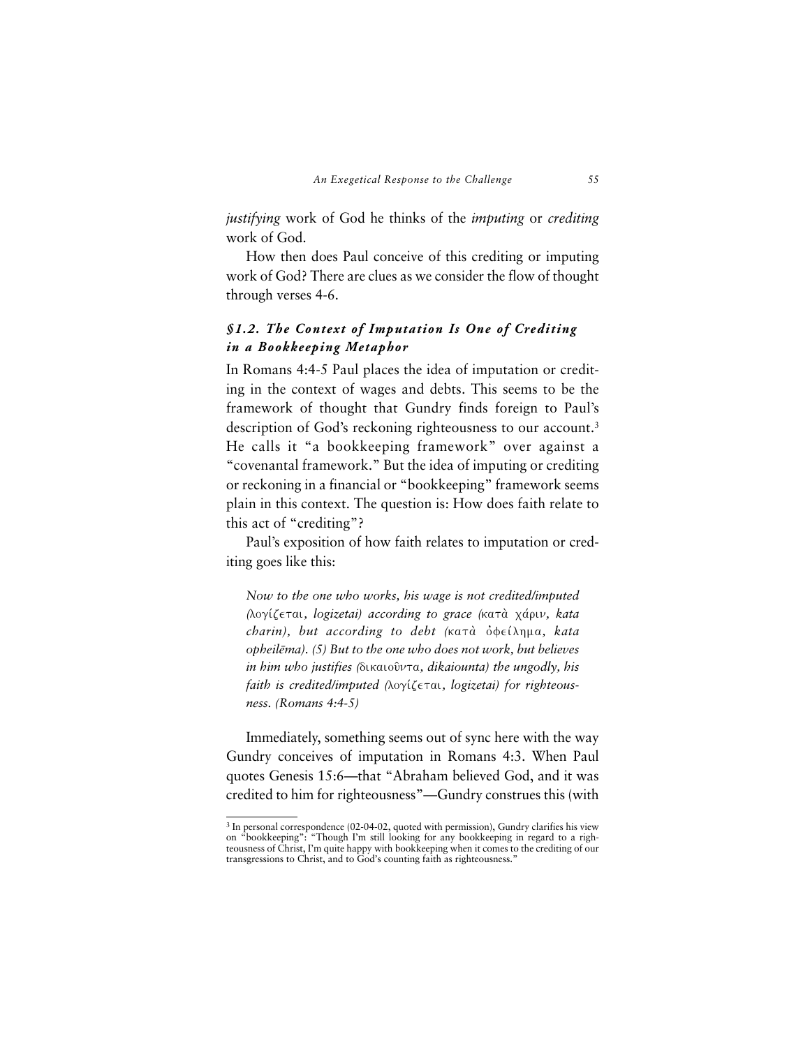*justifying* work of God he thinks of the *imputing* or *crediting* work of God.

How then does Paul conceive of this crediting or imputing work of God? There are clues as we consider the flow of thought through verses 4-6.

### *§1.2. The Context of Imputation Is One of Crediting in a Bookkeeping Metaphor*

In Romans 4:4-5 Paul places the idea of imputation or crediting in the context of wages and debts. This seems to be the framework of thought that Gundry finds foreign to Paul's description of God's reckoning righteousness to our account.[3] He calls it "a bookkeeping framework" over against a "covenantal framework." But the idea of imputing or crediting or reckoning in a financial or "bookkeeping" framework seems plain in this context. The question is: How does faith relate to this act of "crediting"?

Paul's exposition of how faith relates to imputation or crediting goes like this:

> *Now to the one who works, his wage is not credited/imputed (*λογίζεται*, logizetai) according to grace (*κατὰ χάριν*, kata charin), but according to debt (*κατὰ ὀφείλημα*, kata opheilēma). (5) But to the one who does not work, but believes in him who justifies (*δικαιοῦντα*, dikaiounta) the ungodly, his faith is credited/imputed (*λογίζεται*, logizetai) for righteousness. (Romans 4:4-5)*

Immediately, something seems out of sync here with the way Gundry conceives of imputation in Romans 4:3. When Paul quotes Genesis 15:6—that "Abraham believed God, and it was credited to him for righteousness"—Gundry construes this (with

---

[3] In personal correspondence (02-04-02, quoted with permission), Gundry clarifies his view on "bookkeeping": "Though I'm still looking for any bookkeeping in regard to a righteousness of Christ, I'm quite happy with bookkeeping when it comes to the crediting of our transgressions to Christ, and to God's counting faith as righteousness."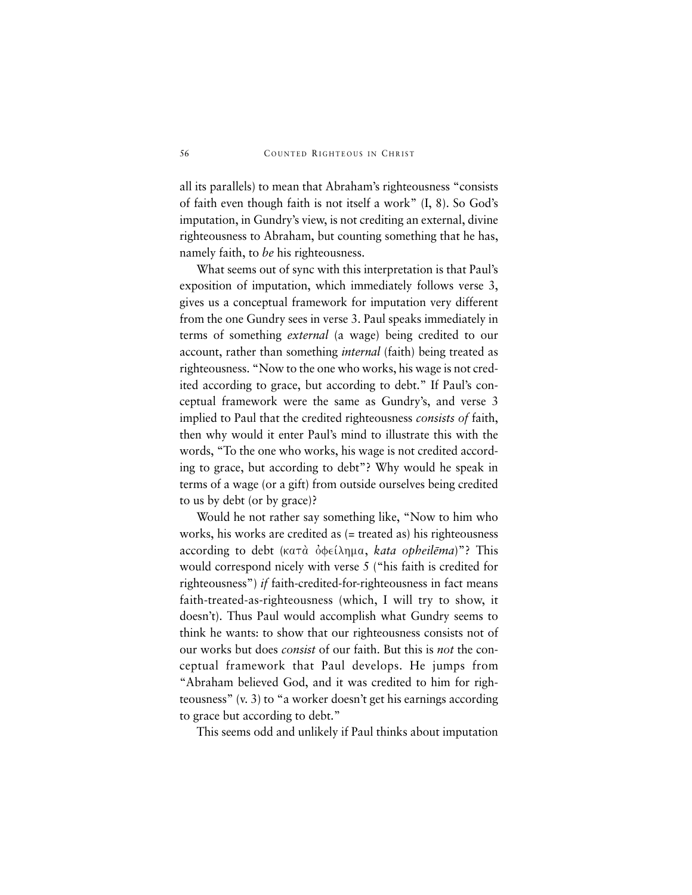all its parallels) to mean that Abraham's righteousness "consists of faith even though faith is not itself a work" (I, 8). So God's imputation, in Gundry's view, is not crediting an external, divine righteousness to Abraham, but counting something that he has, namely faith, to *be* his righteousness.

What seems out of sync with this interpretation is that Paul's exposition of imputation, which immediately follows verse 3, gives us a conceptual framework for imputation very different from the one Gundry sees in verse 3. Paul speaks immediately in terms of something *external* (a wage) being credited to our account, rather than something *internal* (faith) being treated as righteousness. "Now to the one who works, his wage is not credited according to grace, but according to debt." If Paul's conceptual framework were the same as Gundry's, and verse 3 implied to Paul that the credited righteousness *consists of* faith, then why would it enter Paul's mind to illustrate this with the words, "To the one who works, his wage is not credited according to grace, but according to debt"? Why would he speak in terms of a wage (or a gift) from outside ourselves being credited to us by debt (or by grace)?

Would he not rather say something like, "Now to him who works, his works are credited as (= treated as) his righteousness according to debt (κατὰ ὀφείλημα, *kata opheilēma*)"? This would correspond nicely with verse 5 ("his faith is credited for righteousness") *if* faith-credited-for-righteousness in fact means faith-treated-as-righteousness (which, I will try to show, it doesn't). Thus Paul would accomplish what Gundry seems to think he wants: to show that our righteousness consists not of our works but does *consist* of our faith. But this is *not* the conceptual framework that Paul develops. He jumps from "Abraham believed God, and it was credited to him for righteousness" (v. 3) to "a worker doesn't get his earnings according to grace but according to debt."

This seems odd and unlikely if Paul thinks about imputation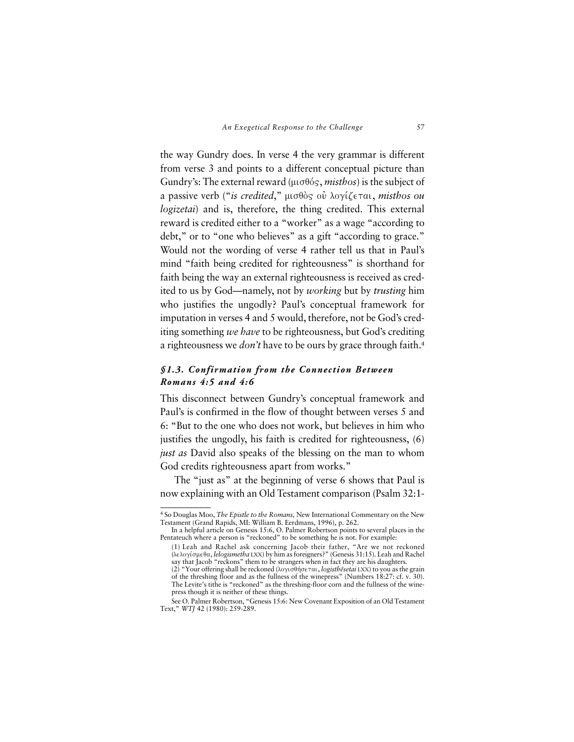the way Gundry does. In verse 4 the very grammar is different from verse 3 and points to a different conceptual picture than Gundry's: The external reward (μισθός, *misthos*) is the subject of a passive verb ("*is credited*," μισθὸς οὐ λογίζεται, *misthos ou logizetai*) and is, therefore, the thing credited. This external reward is credited either to a "worker" as a wage "according to debt," or to "one who believes" as a gift "according to grace." Would not the wording of verse 4 rather tell us that in Paul's mind "faith being credited for righteousness" is shorthand for faith being the way an external righteousness is received as credited to us by God—namely, not by *working* but by *trusting* him who justifies the ungodly? Paul's conceptual framework for imputation in verses 4 and 5 would, therefore, not be God's crediting something *we have* to be righteousness, but God's crediting a righteousness we *don't* have to be ours by grace through faith.[4]

### *§1.3. Confirmation from the Connection Between Romans 4:5 and 4:6*

This disconnect between Gundry's conceptual framework and Paul's is confirmed in the flow of thought between verses 5 and 6: "But to the one who does not work, but believes in him who justifies the ungodly, his faith is credited for righteousness, (6) *just as* David also speaks of the blessing on the man to whom God credits righteousness apart from works."

The "just as" at the beginning of verse 6 shows that Paul is now explaining with an Old Testament comparison (Psalm 32:1-

---

[4] So Douglas Moo, *The Epistle to the Romans,* New International Commentary on the New Testament (Grand Rapids, MI: William B. Eerdmans, 1996), p. 262.

In a helpful article on Genesis 15:6, O. Palmer Robertson points to several places in the Pentateuch where a person is "reckoned" to be something he is not. For example:

(1) Leah and Rachel ask concerning Jacob their father, "Are we not reckoned (λελογίσμεθα, *lelogismetha* LXX) by him as foreigners?" (Genesis 31:15). Leah and Rachel say that Jacob "reckons" them to be strangers when in fact they are his daughters.

(2) "Your offering shall be reckoned (λογισθήσεται, *logisthēsetai* LXX) to you as the grain of the threshing floor and as the fullness of the winepress" (Numbers 18:27: cf. v. 30). The Levite's tithe is "reckoned" as the threshing-floor corn and the fullness of the winepress though it is neither of these things.

See O. Palmer Robertson, "Genesis 15:6: New Covenant Exposition of an Old Testament Text," *WTJ* 42 (1980): 259-289.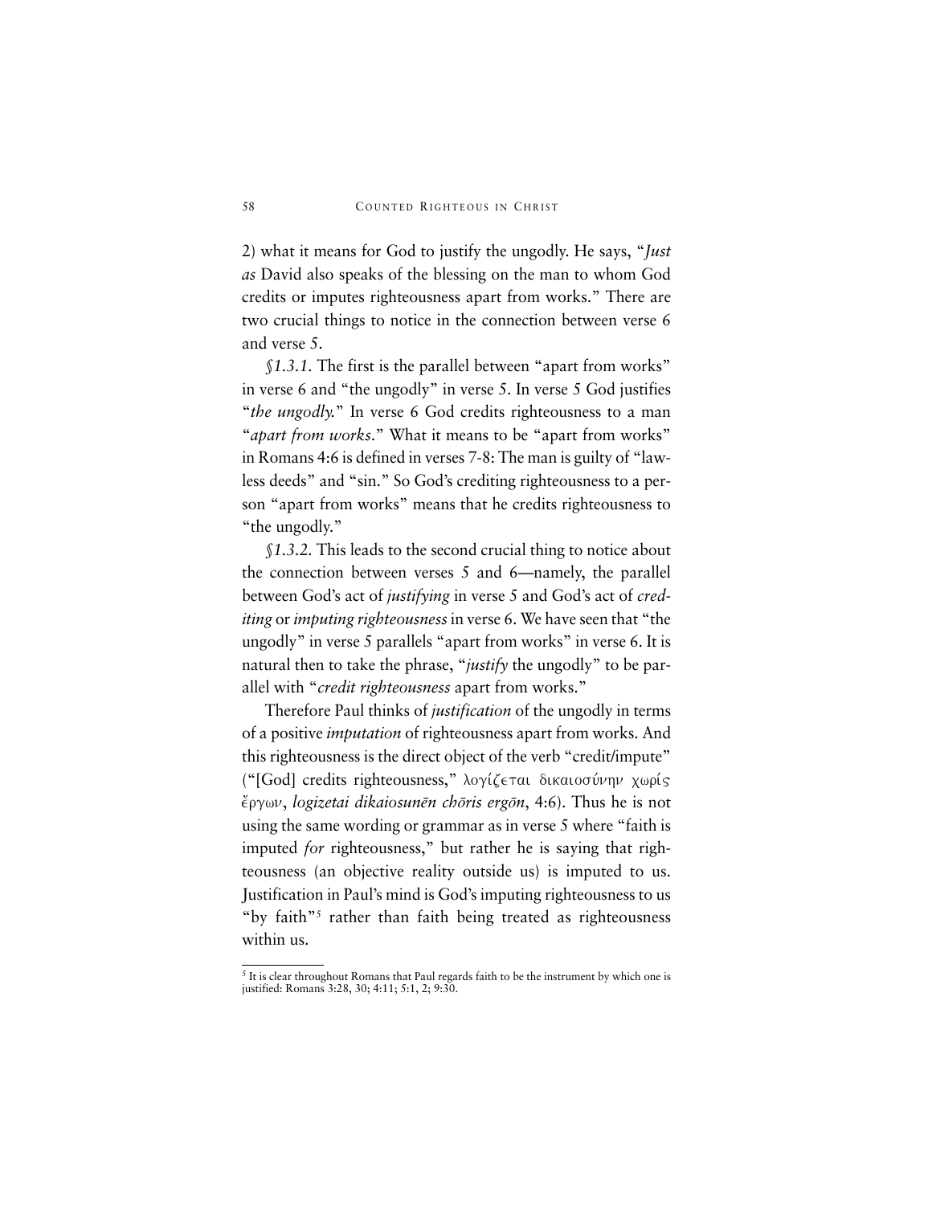2) what it means for God to justify the ungodly. He says, "*Just as* David also speaks of the blessing on the man to whom God credits or imputes righteousness apart from works." There are two crucial things to notice in the connection between verse 6 and verse 5.

*§1.3.1.* The first is the parallel between "apart from works" in verse 6 and "the ungodly" in verse 5. In verse 5 God justifies "*the ungodly.*" In verse 6 God credits righteousness to a man "*apart from works.*" What it means to be "apart from works" in Romans 4:6 is defined in verses 7-8: The man is guilty of "lawless deeds" and "sin." So God's crediting righteousness to a person "apart from works" means that he credits righteousness to "the ungodly."

*§1.3.2.* This leads to the second crucial thing to notice about the connection between verses 5 and 6—namely, the parallel between God's act of *justifying* in verse 5 and God's act of *crediting* or *imputing righteousness* in verse 6. We have seen that "the ungodly" in verse 5 parallels "apart from works" in verse 6. It is natural then to take the phrase, "*justify* the ungodly" to be parallel with "*credit righteousness* apart from works."

Therefore Paul thinks of *justification* of the ungodly in terms of a positive *imputation* of righteousness apart from works. And this righteousness is the direct object of the verb "credit/impute" ("[God] credits righteousness," λογίζεται δικαιοσύνην χωρίς ἔργων, *logizetai dikaiosunēn chōris ergōn*, 4:6). Thus he is not using the same wording or grammar as in verse 5 where "faith is imputed *for* righteousness," but rather he is saying that righteousness (an objective reality outside us) is imputed to us. Justification in Paul's mind is God's imputing righteousness to us "by faith"[5] rather than faith being treated as righteousness within us.

[5] It is clear throughout Romans that Paul regards faith to be the instrument by which one is justified: Romans 3:28, 30; 4:11; 5:1, 2; 9:30.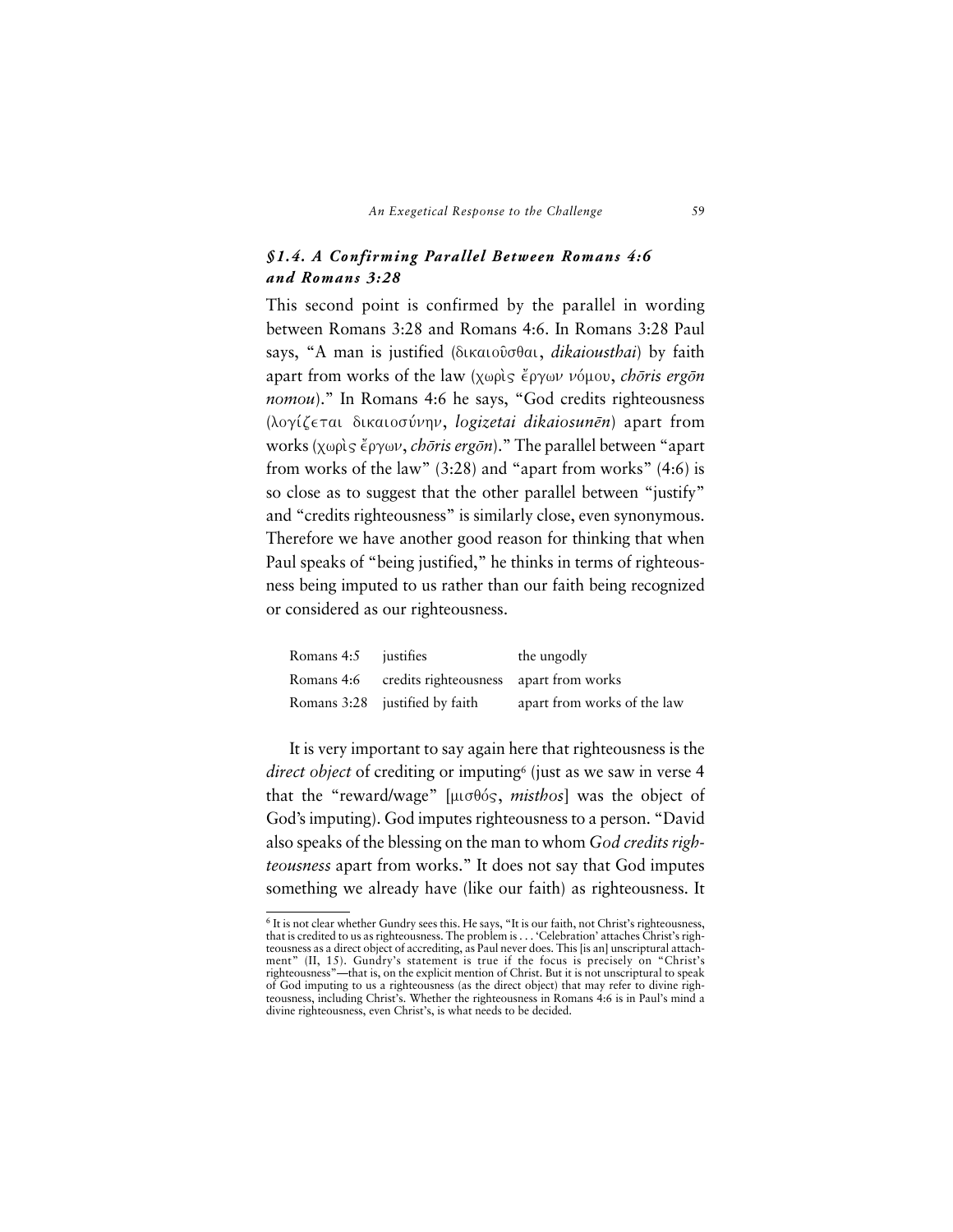### *§1.4. A Confirming Parallel Between Romans 4:6 and Romans 3:28*

This second point is confirmed by the parallel in wording between Romans 3:28 and Romans 4:6. In Romans 3:28 Paul says, "A man is justified (δικαιοῦσθαι, *dikaiousthai*) by faith apart from works of the law (χωρὶς ἔργων νόμου, *chōris ergōn nomou*)." In Romans 4:6 he says, "God credits righteousness (λογίζεται δικαιοσύνην, *logizetai dikaiosunēn*) apart from works (χωρὶς ἔργων, *chōris ergōn*)." The parallel between "apart from works of the law" (3:28) and "apart from works" (4:6) is so close as to suggest that the other parallel between "justify" and "credits righteousness" is similarly close, even synonymous. Therefore we have another good reason for thinking that when Paul speaks of "being justified," he thinks in terms of righteousness being imputed to us rather than our faith being recognized or considered as our righteousness.

| | | |
|---|---|---|
| Romans 4:5 | justifies | the ungodly |
| Romans 4:6 | credits righteousness | apart from works |
| Romans 3:28 | justified by faith | apart from works of the law |

It is very important to say again here that righteousness is the *direct object* of crediting or imputing[6] (just as we saw in verse 4 that the "reward/wage" [μισθός, *misthos*] was the object of God's imputing). God imputes righteousness to a person. "David also speaks of the blessing on the man to whom *God credits righteousness* apart from works." It does not say that God imputes something we already have (like our faith) as righteousness. It

[6] It is not clear whether Gundry sees this. He says, "It is our faith, not Christ's righteousness, that is credited to us as righteousness. The problem is . . . 'Celebration' attaches Christ's righteousness as a direct object of accrediting, as Paul never does. This [is an] unscriptural attachment" (II, 15). Gundry's statement is true if the focus is precisely on "Christ's righteousness"—that is, on the explicit mention of Christ. But it is not unscriptural to speak of God imputing to us a righteousness (as the direct object) that may refer to divine righteousness, including Christ's. Whether the righteousness in Romans 4:6 is in Paul's mind a divine righteousness, even Christ's, is what needs to be decided.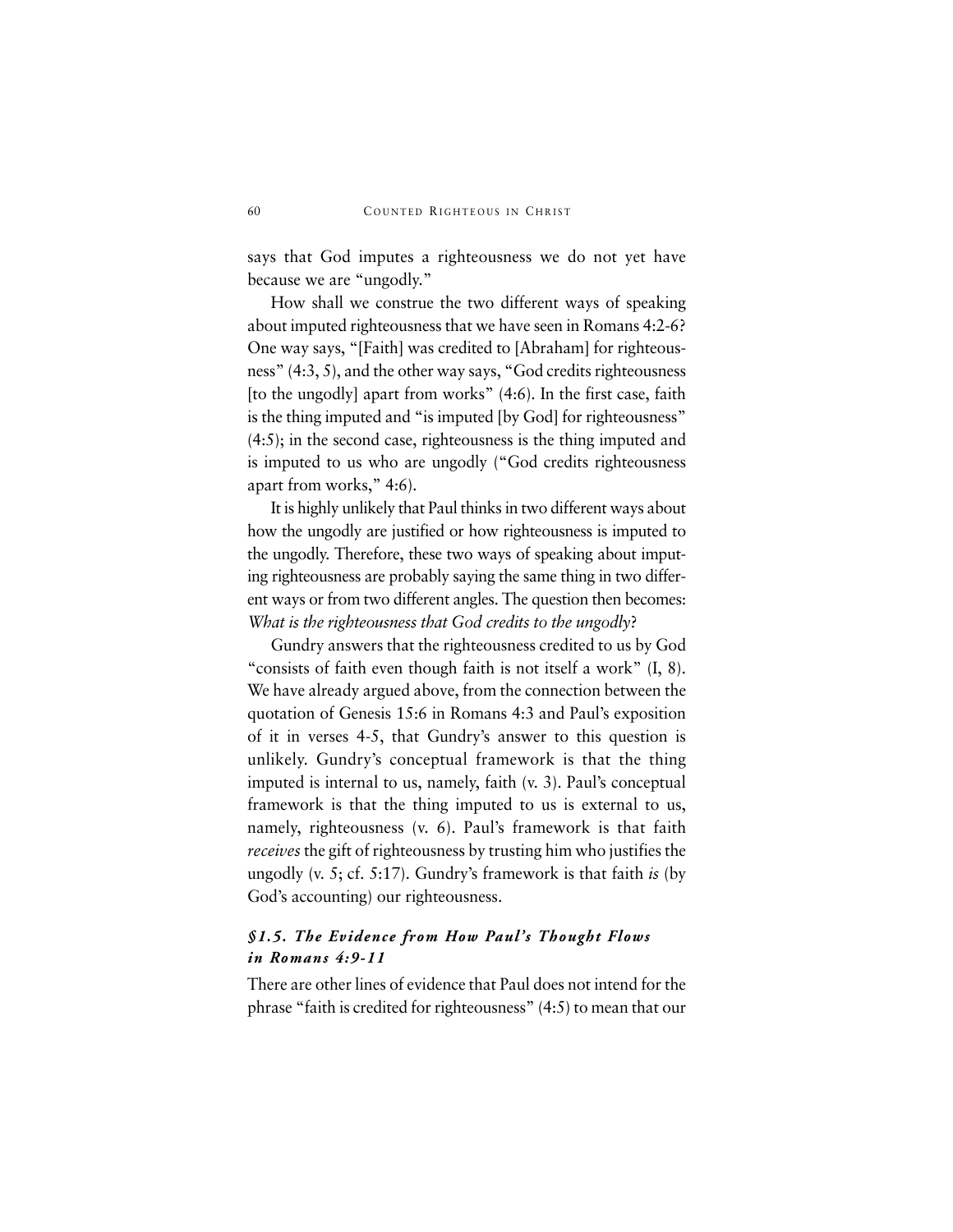says that God imputes a righteousness we do not yet have because we are "ungodly."

How shall we construe the two different ways of speaking about imputed righteousness that we have seen in Romans 4:2-6? One way says, "[Faith] was credited to [Abraham] for righteousness" (4:3, 5), and the other way says, "God credits righteousness [to the ungodly] apart from works" (4:6). In the first case, faith is the thing imputed and "is imputed [by God] for righteousness" (4:5); in the second case, righteousness is the thing imputed and is imputed to us who are ungodly ("God credits righteousness apart from works," 4:6).

It is highly unlikely that Paul thinks in two different ways about how the ungodly are justified or how righteousness is imputed to the ungodly. Therefore, these two ways of speaking about imputing righteousness are probably saying the same thing in two different ways or from two different angles. The question then becomes: *What is the righteousness that God credits to the ungodly*?

Gundry answers that the righteousness credited to us by God "consists of faith even though faith is not itself a work" (I, 8). We have already argued above, from the connection between the quotation of Genesis 15:6 in Romans 4:3 and Paul's exposition of it in verses 4-5, that Gundry's answer to this question is unlikely. Gundry's conceptual framework is that the thing imputed is internal to us, namely, faith (v. 3). Paul's conceptual framework is that the thing imputed to us is external to us, namely, righteousness (v. 6). Paul's framework is that faith *receives* the gift of righteousness by trusting him who justifies the ungodly (v. 5; cf. 5:17). Gundry's framework is that faith *is* (by God's accounting) our righteousness.

### *§1.5. The Evidence from How Paul's Thought Flows in Romans 4:9-11*

There are other lines of evidence that Paul does not intend for the phrase "faith is credited for righteousness" (4:5) to mean that our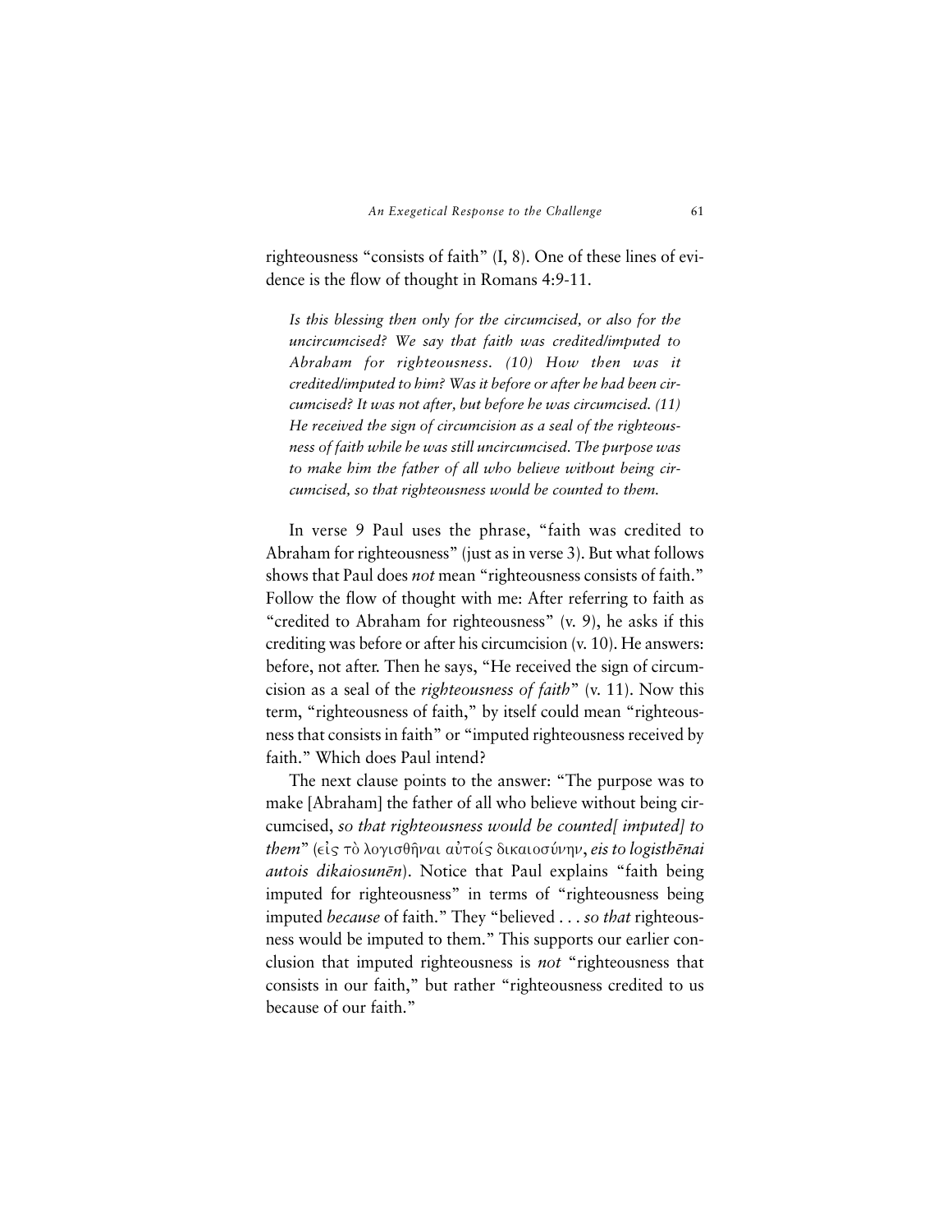righteousness "consists of faith" (I, 8). One of these lines of evidence is the flow of thought in Romans 4:9-11.

> *Is this blessing then only for the circumcised, or also for the uncircumcised? We say that faith was credited/imputed to Abraham for righteousness. (10) How then was it credited/imputed to him? Was it before or after he had been circumcised? It was not after, but before he was circumcised. (11) He received the sign of circumcision as a seal of the righteousness of faith while he was still uncircumcised. The purpose was to make him the father of all who believe without being circumcised, so that righteousness would be counted to them.*

In verse 9 Paul uses the phrase, "faith was credited to Abraham for righteousness" (just as in verse 3). But what follows shows that Paul does *not* mean "righteousness consists of faith." Follow the flow of thought with me: After referring to faith as "credited to Abraham for righteousness" (v. 9), he asks if this crediting was before or after his circumcision (v. 10). He answers: before, not after. Then he says, "He received the sign of circumcision as a seal of the *righteousness of faith*" (v. 11). Now this term, "righteousness of faith," by itself could mean "righteousness that consists in faith" or "imputed righteousness received by faith." Which does Paul intend?

The next clause points to the answer: "The purpose was to make [Abraham] the father of all who believe without being circumcised, *so that righteousness would be counted[ imputed] to them*" (εἰς τὸ λογισθῆναι αὐτοίς δικαιοσύνην, *eis to logisthēnai autois dikaiosunēn*). Notice that Paul explains "faith being imputed for righteousness" in terms of "righteousness being imputed *because* of faith." They "believed . . . *so that* righteousness would be imputed to them." This supports our earlier conclusion that imputed righteousness is *not* "righteousness that consists in our faith," but rather "righteousness credited to us because of our faith."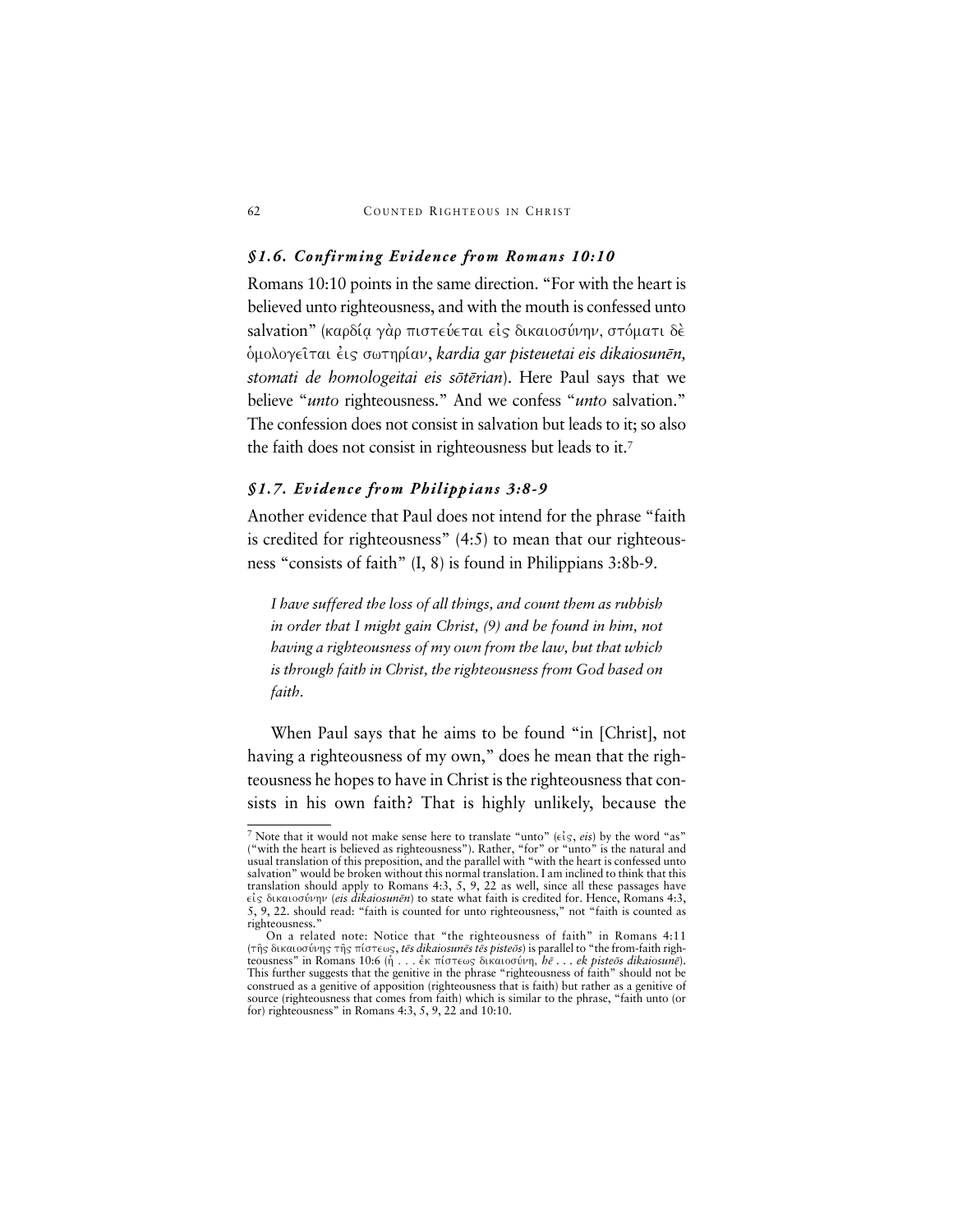### *§1.6. Confirming Evidence from Romans 10:10*

Romans 10:10 points in the same direction. "For with the heart is believed unto righteousness, and with the mouth is confessed unto salvation" (καρδίᾳ γὰρ πιστεύεται εἰς δικαιοσύνην, στόματι δὲ ὁμολογεῖται ἐις σωτηρίαν, *kardia gar pisteuetai eis dikaiosunēn, stomati de homologeitai eis sōtērian*). Here Paul says that we believe "*unto* righteousness." And we confess "*unto* salvation." The confession does not consist in salvation but leads to it; so also the faith does not consist in righteousness but leads to it.[7]

### *§1.7. Evidence from Philippians 3:8-9*

Another evidence that Paul does not intend for the phrase "faith is credited for righteousness" (4:5) to mean that our righteousness "consists of faith" (I, 8) is found in Philippians 3:8b-9.

> *I have suffered the loss of all things, and count them as rubbish in order that I might gain Christ, (9) and be found in him, not having a righteousness of my own from the law, but that which is through faith in Christ, the righteousness from God based on faith.*

When Paul says that he aims to be found "in [Christ], not having a righteousness of my own," does he mean that the righteousness he hopes to have in Christ is the righteousness that consists in his own faith? That is highly unlikely, because the

---

[7] Note that it would not make sense here to translate "unto" (εἰς, *eis*) by the word "as" ("with the heart is believed as righteousness"). Rather, "for" or "unto" is the natural and usual translation of this preposition, and the parallel with "with the heart is confessed unto salvation" would be broken without this normal translation. I am inclined to think that this translation should apply to Romans 4:3, 5, 9, 22 as well, since all these passages have εἰς δικαιοσύνην (*eis dikaiosunēn*) to state what faith is credited for. Hence, Romans 4:3, 5, 9, 22. should read: "faith is counted for unto righteousness," not "faith is counted as righteousness."

On a related note: Notice that "the righteousness of faith" in Romans 4:11 (τῆς δικαιοσύνης τῆς πίστεως, *tēs dikaiosunēs tēs pisteōs*) is parallel to "the from-faith righteousness" in Romans 10:6 (ἡ . . . ἐκ πίστεως δικαιοσύνη, *hē . . . ek pisteōs dikaiosunē*). This further suggests that the genitive in the phrase "righteousness of faith" should not be construed as a genitive of apposition (righteousness that is faith) but rather as a genitive of source (righteousness that comes from faith) which is similar to the phrase, "faith unto (or for) righteousness" in Romans 4:3, 5, 9, 22 and 10:10.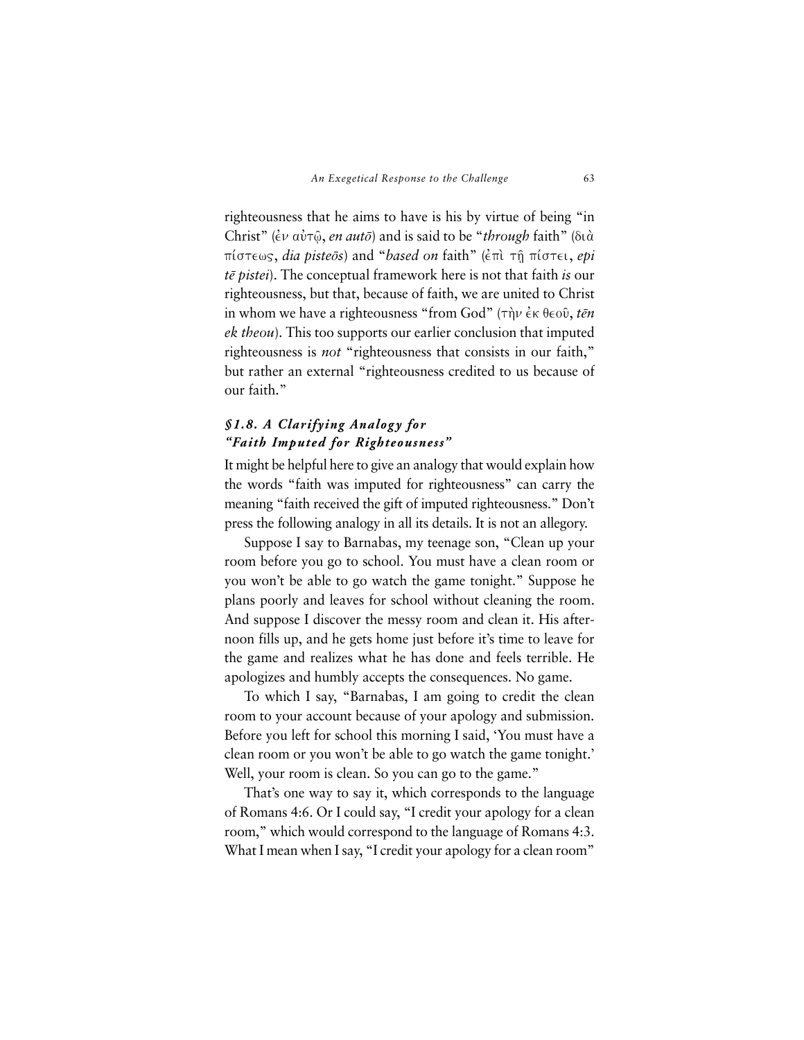righteousness that he aims to have is his by virtue of being "in Christ" (ἐν αὐτῷ, *en autō*) and is said to be "*through* faith" (διὰ πίστεως, *dia pisteōs*) and "*based on* faith" (ἐπὶ τῇ πίστει, *epi tē pistei*). The conceptual framework here is not that faith *is* our righteousness, but that, because of faith, we are united to Christ in whom we have a righteousness "from God" (τὴν ἐκ θεοῦ, *tēn ek theou*). This too supports our earlier conclusion that imputed righteousness is *not* "righteousness that consists in our faith," but rather an external "righteousness credited to us because of our faith."

### *§1.8. A Clarifying Analogy for "Faith Imputed for Righteousness"*

It might be helpful here to give an analogy that would explain how the words "faith was imputed for righteousness" can carry the meaning "faith received the gift of imputed righteousness." Don't press the following analogy in all its details. It is not an allegory.

Suppose I say to Barnabas, my teenage son, "Clean up your room before you go to school. You must have a clean room or you won't be able to go watch the game tonight." Suppose he plans poorly and leaves for school without cleaning the room. And suppose I discover the messy room and clean it. His afternoon fills up, and he gets home just before it's time to leave for the game and realizes what he has done and feels terrible. He apologizes and humbly accepts the consequences. No game.

To which I say, "Barnabas, I am going to credit the clean room to your account because of your apology and submission. Before you left for school this morning I said, 'You must have a clean room or you won't be able to go watch the game tonight.' Well, your room is clean. So you can go to the game."

That's one way to say it, which corresponds to the language of Romans 4:6. Or I could say, "I credit your apology for a clean room," which would correspond to the language of Romans 4:3. What I mean when I say, "I credit your apology for a clean room"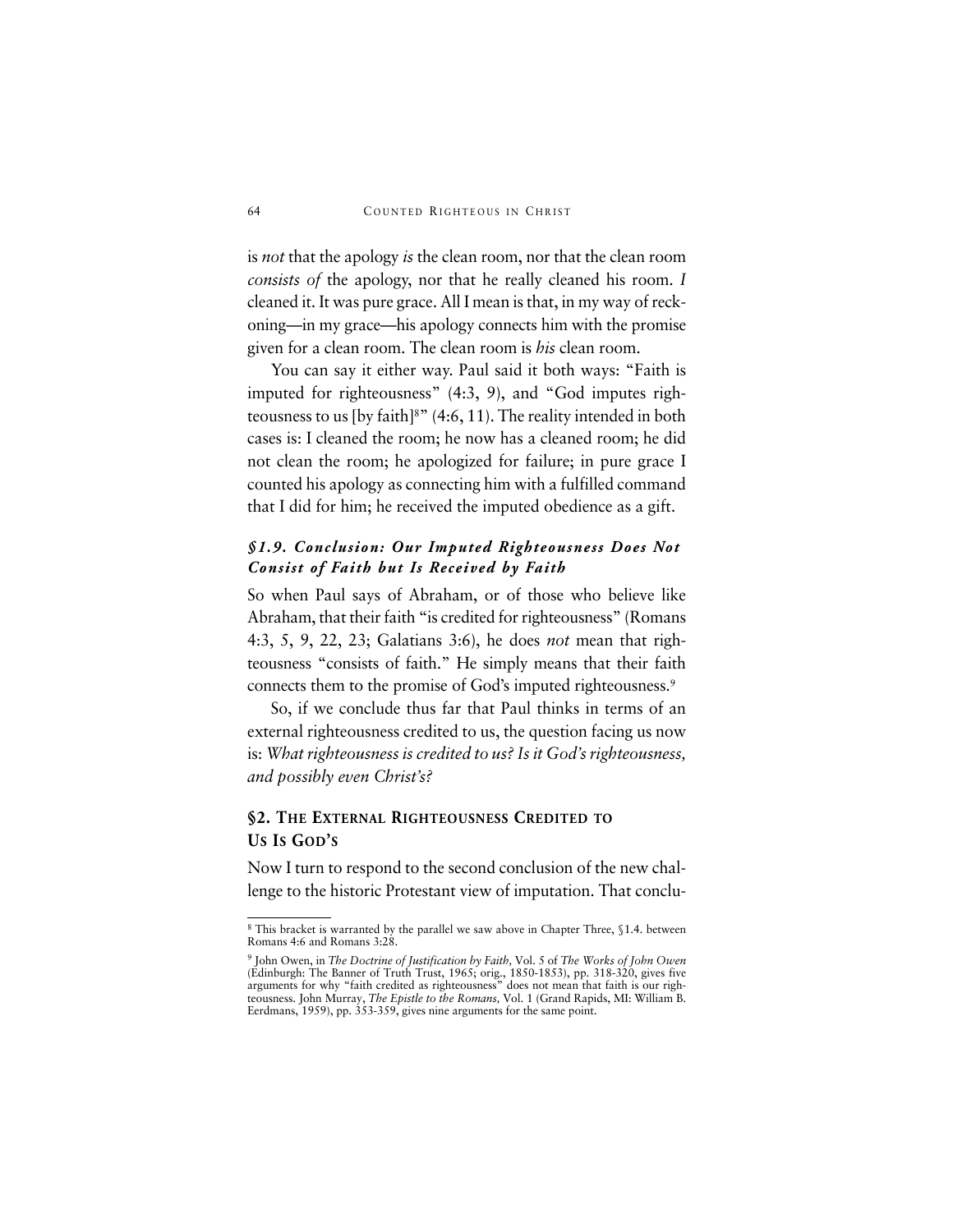is *not* that the apology *is* the clean room, nor that the clean room *consists of* the apology, nor that he really cleaned his room. *I* cleaned it. It was pure grace. All I mean is that, in my way of reckoning—in my grace—his apology connects him with the promise given for a clean room. The clean room is *his* clean room.

You can say it either way. Paul said it both ways: "Faith is imputed for righteousness" (4:3, 9), and "God imputes righteousness to us [by faith][8]" (4:6, 11). The reality intended in both cases is: I cleaned the room; he now has a cleaned room; he did not clean the room; he apologized for failure; in pure grace I counted his apology as connecting him with a fulfilled command that I did for him; he received the imputed obedience as a gift.

### *§1.9. Conclusion: Our Imputed Righteousness Does Not Consist of Faith but Is Received by Faith*

So when Paul says of Abraham, or of those who believe like Abraham, that their faith "is credited for righteousness" (Romans 4:3, 5, 9, 22, 23; Galatians 3:6), he does *not* mean that righteousness "consists of faith." He simply means that their faith connects them to the promise of God's imputed righteousness.[9]

So, if we conclude thus far that Paul thinks in terms of an external righteousness credited to us, the question facing us now is: *What righteousness is credited to us? Is it God's righteousness, and possibly even Christ's?*

## §2. THE EXTERNAL RIGHTEOUSNESS CREDITED TO US IS GOD'S

Now I turn to respond to the second conclusion of the new challenge to the historic Protestant view of imputation. That conclu-

---

[8] This bracket is warranted by the parallel we saw above in Chapter Three, §1.4. between Romans 4:6 and Romans 3:28.

[9] John Owen, in *The Doctrine of Justification by Faith,* Vol. 5 of *The Works of John Owen* (Edinburgh: The Banner of Truth Trust, 1965; orig., 1850-1853), pp. 318-320, gives five arguments for why "faith credited as righteousness" does not mean that faith is our righteousness. John Murray, *The Epistle to the Romans,* Vol. 1 (Grand Rapids, MI: William B. Eerdmans, 1959), pp. 353-359, gives nine arguments for the same point.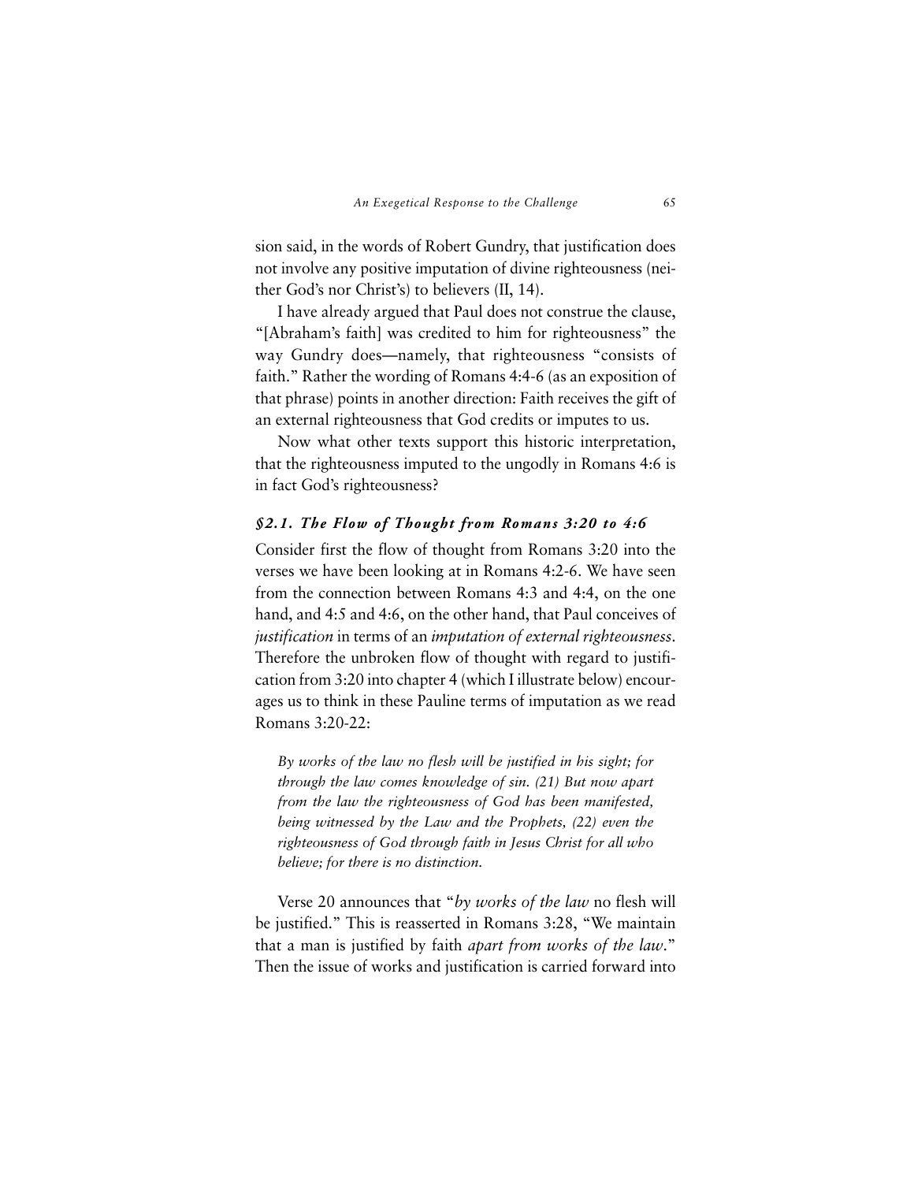sion said, in the words of Robert Gundry, that justification does not involve any positive imputation of divine righteousness (neither God's nor Christ's) to believers (II, 14).

I have already argued that Paul does not construe the clause, "[Abraham's faith] was credited to him for righteousness" the way Gundry does—namely, that righteousness "consists of faith." Rather the wording of Romans 4:4-6 (as an exposition of that phrase) points in another direction: Faith receives the gift of an external righteousness that God credits or imputes to us.

Now what other texts support this historic interpretation, that the righteousness imputed to the ungodly in Romans 4:6 is in fact God's righteousness?

### *§2.1. The Flow of Thought from Romans 3:20 to 4:6*

Consider first the flow of thought from Romans 3:20 into the verses we have been looking at in Romans 4:2-6. We have seen from the connection between Romans 4:3 and 4:4, on the one hand, and 4:5 and 4:6, on the other hand, that Paul conceives of *justification* in terms of an *imputation of external righteousness*. Therefore the unbroken flow of thought with regard to justification from 3:20 into chapter 4 (which I illustrate below) encourages us to think in these Pauline terms of imputation as we read Romans 3:20-22:

> *By works of the law no flesh will be justified in his sight; for through the law comes knowledge of sin. (21) But now apart from the law the righteousness of God has been manifested, being witnessed by the Law and the Prophets, (22) even the righteousness of God through faith in Jesus Christ for all who believe; for there is no distinction.*

Verse 20 announces that "*by works of the law* no flesh will be justified." This is reasserted in Romans 3:28, "We maintain that a man is justified by faith *apart from works of the law*." Then the issue of works and justification is carried forward into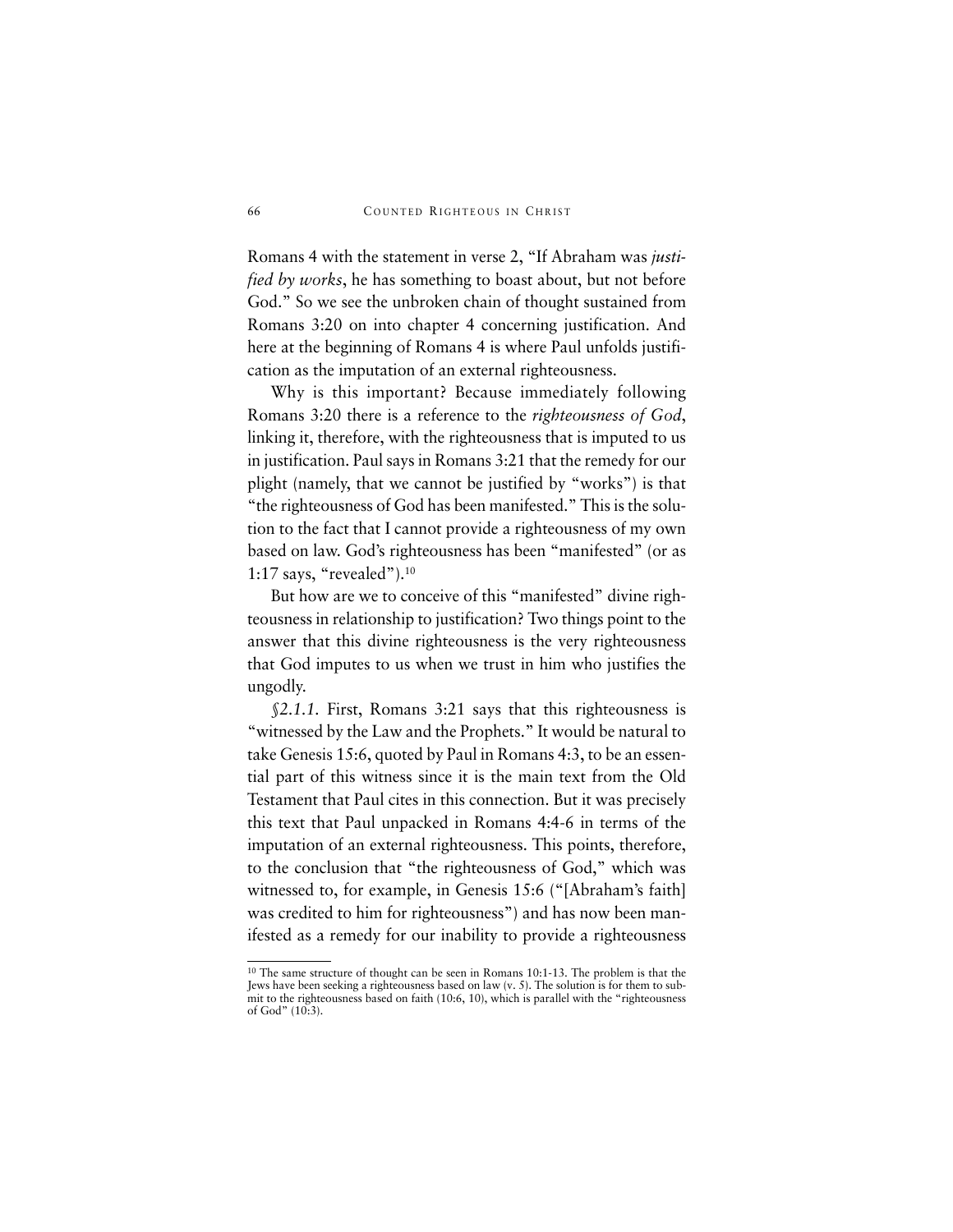Romans 4 with the statement in verse 2, "If Abraham was *justified by works*, he has something to boast about, but not before God." So we see the unbroken chain of thought sustained from Romans 3:20 on into chapter 4 concerning justification. And here at the beginning of Romans 4 is where Paul unfolds justification as the imputation of an external righteousness.

Why is this important? Because immediately following Romans 3:20 there is a reference to the *righteousness of God*, linking it, therefore, with the righteousness that is imputed to us in justification. Paul says in Romans 3:21 that the remedy for our plight (namely, that we cannot be justified by "works") is that "the righteousness of God has been manifested." This is the solution to the fact that I cannot provide a righteousness of my own based on law. God's righteousness has been "manifested" (or as 1:17 says, "revealed").[10]

But how are we to conceive of this "manifested" divine righteousness in relationship to justification? Two things point to the answer that this divine righteousness is the very righteousness that God imputes to us when we trust in him who justifies the ungodly.

*§2.1.1.* First, Romans 3:21 says that this righteousness is "witnessed by the Law and the Prophets." It would be natural to take Genesis 15:6, quoted by Paul in Romans 4:3, to be an essential part of this witness since it is the main text from the Old Testament that Paul cites in this connection. But it was precisely this text that Paul unpacked in Romans 4:4-6 in terms of the imputation of an external righteousness. This points, therefore, to the conclusion that "the righteousness of God," which was witnessed to, for example, in Genesis 15:6 ("[Abraham's faith] was credited to him for righteousness") and has now been manifested as a remedy for our inability to provide a righteousness

---

[10] The same structure of thought can be seen in Romans 10:1-13. The problem is that the Jews have been seeking a righteousness based on law (v. 5). The solution is for them to submit to the righteousness based on faith (10:6, 10), which is parallel with the "righteousness of God" (10:3).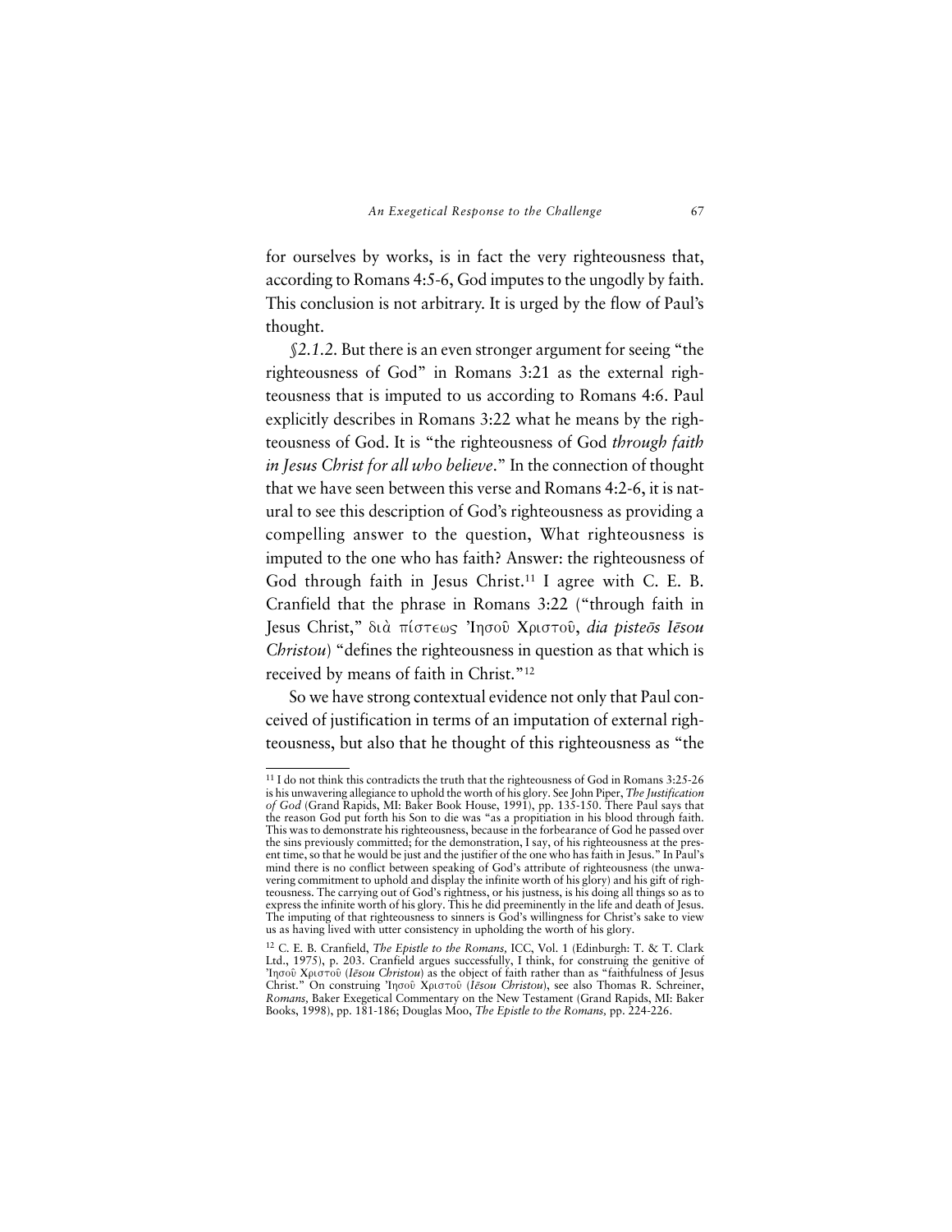for ourselves by works, is in fact the very righteousness that, according to Romans 4:5-6, God imputes to the ungodly by faith. This conclusion is not arbitrary. It is urged by the flow of Paul's thought.

*§2.1.2.* But there is an even stronger argument for seeing "the righteousness of God" in Romans 3:21 as the external righteousness that is imputed to us according to Romans 4:6. Paul explicitly describes in Romans 3:22 what he means by the righteousness of God. It is "the righteousness of God *through faith in Jesus Christ for all who believe*." In the connection of thought that we have seen between this verse and Romans 4:2-6, it is natural to see this description of God's righteousness as providing a compelling answer to the question, What righteousness is imputed to the one who has faith? Answer: the righteousness of God through faith in Jesus Christ.[11] I agree with C. E. B. Cranfield that the phrase in Romans 3:22 ("through faith in Jesus Christ," διὰ πίστεως Ἰησοῦ Χριστοῦ, *dia pisteōs Iēsou Christou*) "defines the righteousness in question as that which is received by means of faith in Christ."[12]

So we have strong contextual evidence not only that Paul conceived of justification in terms of an imputation of external righteousness, but also that he thought of this righteousness as "the

---

[11] I do not think this contradicts the truth that the righteousness of God in Romans 3:25-26 is his unwavering allegiance to uphold the worth of his glory. See John Piper, *The Justification of God* (Grand Rapids, MI: Baker Book House, 1991), pp. 135-150. There Paul says that the reason God put forth his Son to die was "as a propitiation in his blood through faith. This was to demonstrate his righteousness, because in the forbearance of God he passed over the sins previously committed; for the demonstration, I say, of his righteousness at the present time, so that he would be just and the justifier of the one who has faith in Jesus." In Paul's mind there is no conflict between speaking of God's attribute of righteousness (the unwavering commitment to uphold and display the infinite worth of his glory) and his gift of righteousness. The carrying out of God's rightness, or his justness, is his doing all things so as to express the infinite worth of his glory. This he did preeminently in the life and death of Jesus. The imputing of that righteousness to sinners is God's willingness for Christ's sake to view us as having lived with utter consistency in upholding the worth of his glory.

[12] C. E. B. Cranfield, *The Epistle to the Romans,* ICC, Vol. 1 (Edinburgh: T. & T. Clark Ltd., 1975), p. 203. Cranfield argues successfully, I think, for construing the genitive of Ἰησοῦ Χριστοῦ (*Iēsou Christou*) as the object of faith rather than as "faithfulness of Jesus Christ." On construing Ἰησοῦ Χριστοῦ (*Iēsou Christou*), see also Thomas R. Schreiner, *Romans,* Baker Exegetical Commentary on the New Testament (Grand Rapids, MI: Baker Books, 1998), pp. 181-186; Douglas Moo, *The Epistle to the Romans,* pp. 224-226.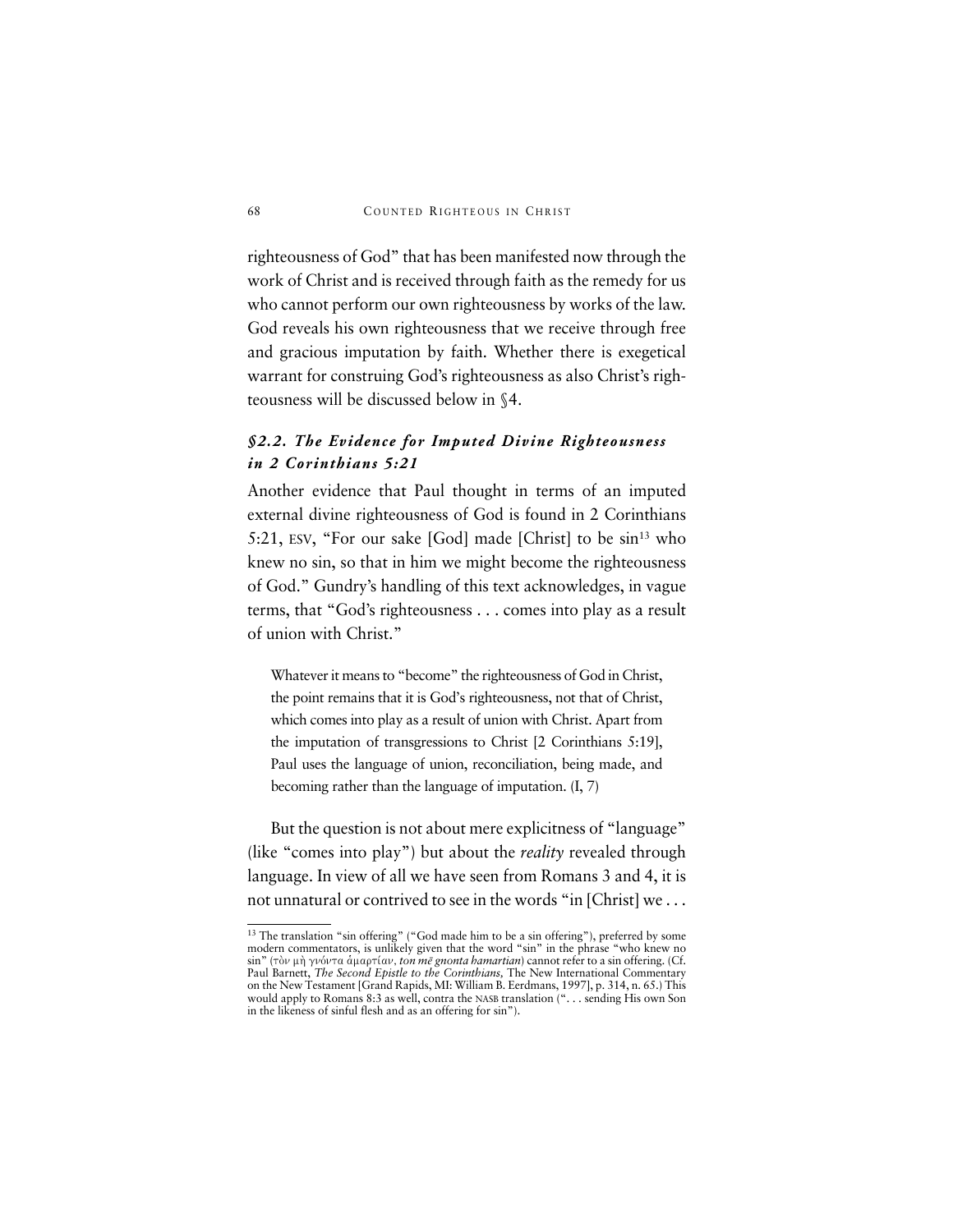righteousness of God" that has been manifested now through the work of Christ and is received through faith as the remedy for us who cannot perform our own righteousness by works of the law. God reveals his own righteousness that we receive through free and gracious imputation by faith. Whether there is exegetical warrant for construing God's righteousness as also Christ's righteousness will be discussed below in §4.

### *§2.2. The Evidence for Imputed Divine Righteousness in 2 Corinthians 5:21*

Another evidence that Paul thought in terms of an imputed external divine righteousness of God is found in 2 Corinthians 5:21, ESV, "For our sake [God] made [Christ] to be sin[13] who knew no sin, so that in him we might become the righteousness of God." Gundry's handling of this text acknowledges, in vague terms, that "God's righteousness . . . comes into play as a result of union with Christ."

> Whatever it means to "become" the righteousness of God in Christ, the point remains that it is God's righteousness, not that of Christ, which comes into play as a result of union with Christ. Apart from the imputation of transgressions to Christ [2 Corinthians 5:19], Paul uses the language of union, reconciliation, being made, and becoming rather than the language of imputation. (I, 7)

But the question is not about mere explicitness of "language" (like "comes into play") but about the *reality* revealed through language. In view of all we have seen from Romans 3 and 4, it is not unnatural or contrived to see in the words "in [Christ] we . . .

---

[13] The translation "sin offering" ("God made him to be a sin offering"), preferred by some modern commentators, is unlikely given that the word "sin" in the phrase "who knew no sin" (τὸν μὴ γνόντα ἁμαρτίαν, *ton mē gnonta hamartian*) cannot refer to a sin offering. (Cf. Paul Barnett, *The Second Epistle to the Corinthians,* The New International Commentary on the New Testament [Grand Rapids, MI: William B. Eerdmans, 1997], p. 314, n. 65.) This would apply to Romans 8:3 as well, contra the NASB translation (". . . sending His own Son in the likeness of sinful flesh and as an offering for sin").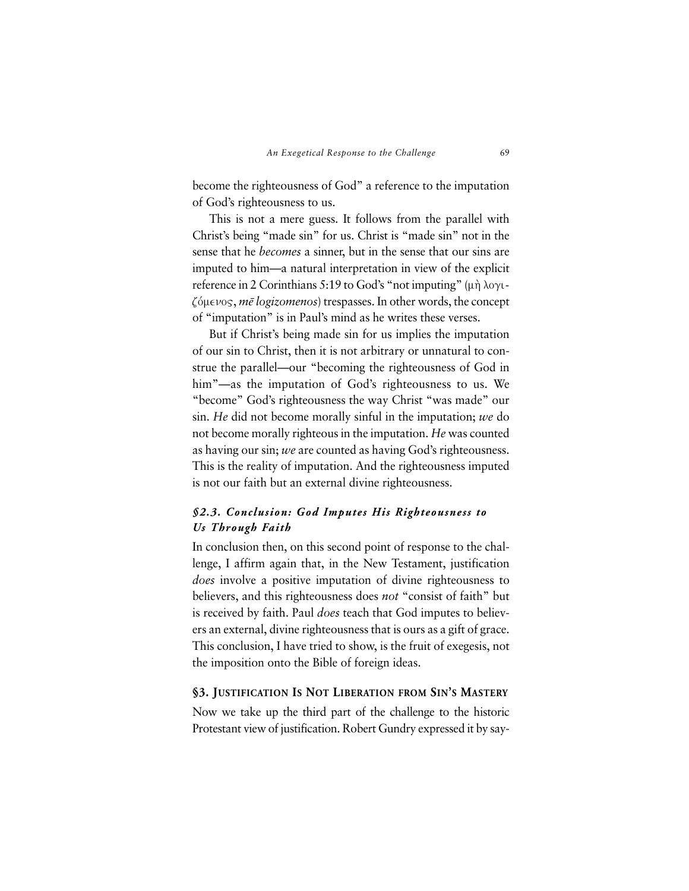become the righteousness of God" a reference to the imputation of God's righteousness to us.

This is not a mere guess. It follows from the parallel with Christ's being "made sin" for us. Christ is "made sin" not in the sense that he *becomes* a sinner, but in the sense that our sins are imputed to him—a natural interpretation in view of the explicit reference in 2 Corinthians 5:19 to God's "not imputing" (μὴ λογιζόμενος, *mē logizomenos*) trespasses. In other words, the concept of "imputation" is in Paul's mind as he writes these verses.

But if Christ's being made sin for us implies the imputation of our sin to Christ, then it is not arbitrary or unnatural to construe the parallel—our "becoming the righteousness of God in him"—as the imputation of God's righteousness to us. We "become" God's righteousness the way Christ "was made" our sin. *He* did not become morally sinful in the imputation; *we* do not become morally righteous in the imputation. *He* was counted as having our sin; *we* are counted as having God's righteousness. This is the reality of imputation. And the righteousness imputed is not our faith but an external divine righteousness.

### *§2.3. Conclusion: God Imputes His Righteousness to Us Through Faith*

In conclusion then, on this second point of response to the challenge, I affirm again that, in the New Testament, justification *does* involve a positive imputation of divine righteousness to believers, and this righteousness does *not* "consist of faith" but is received by faith. Paul *does* teach that God imputes to believers an external, divine righteousness that is ours as a gift of grace. This conclusion, I have tried to show, is the fruit of exegesis, not the imposition onto the Bible of foreign ideas.

## §3. Justification Is Not Liberation from Sin's Mastery

Now we take up the third part of the challenge to the historic Protestant view of justification. Robert Gundry expressed it by say-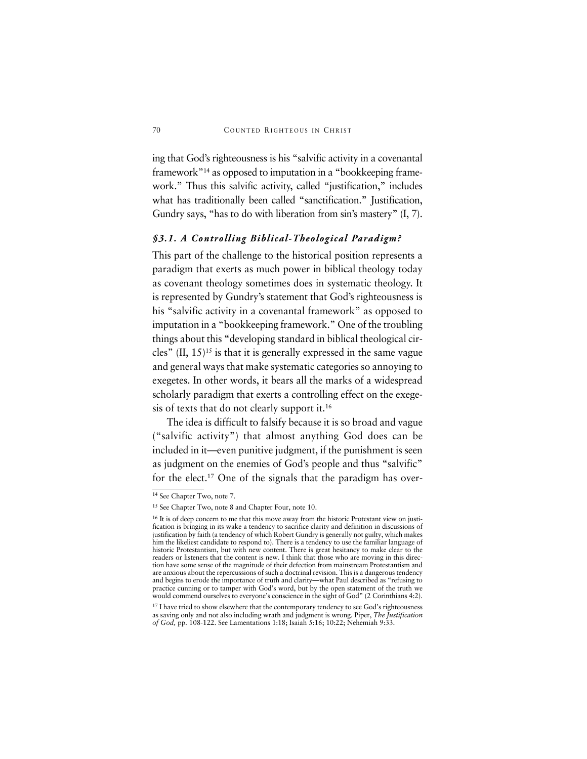ing that God's righteousness is his "salvific activity in a covenantal framework"[14] as opposed to imputation in a "bookkeeping framework." Thus this salvific activity, called "justification," includes what has traditionally been called "sanctification." Justification, Gundry says, "has to do with liberation from sin's mastery" (I, 7).

### *§3.1. A Controlling Biblical-Theological Paradigm?*

This part of the challenge to the historical position represents a paradigm that exerts as much power in biblical theology today as covenant theology sometimes does in systematic theology. It is represented by Gundry's statement that God's righteousness is his "salvific activity in a covenantal framework" as opposed to imputation in a "bookkeeping framework." One of the troubling things about this "developing standard in biblical theological circles" (II, 15)[15] is that it is generally expressed in the same vague and general ways that make systematic categories so annoying to exegetes. In other words, it bears all the marks of a widespread scholarly paradigm that exerts a controlling effect on the exegesis of texts that do not clearly support it.[16]

The idea is difficult to falsify because it is so broad and vague ("salvific activity") that almost anything God does can be included in it—even punitive judgment, if the punishment is seen as judgment on the enemies of God's people and thus "salvific" for the elect.[17] One of the signals that the paradigm has over-

---

[14] See Chapter Two, note 7.

[15] See Chapter Two, note 8 and Chapter Four, note 10.

[16] It is of deep concern to me that this move away from the historic Protestant view on justification is bringing in its wake a tendency to sacrifice clarity and definition in discussions of justification by faith (a tendency of which Robert Gundry is generally not guilty, which makes him the likeliest candidate to respond to). There is a tendency to use the familiar language of historic Protestantism, but with new content. There is great hesitancy to make clear to the readers or listeners that the content is new. I think that those who are moving in this direction have some sense of the magnitude of their defection from mainstream Protestantism and are anxious about the repercussions of such a doctrinal revision. This is a dangerous tendency and begins to erode the importance of truth and clarity—what Paul described as "refusing to practice cunning or to tamper with God's word, but by the open statement of the truth we would commend ourselves to everyone's conscience in the sight of God" (2 Corinthians 4:2).

[17] I have tried to show elsewhere that the contemporary tendency to see God's righteousness as saving only and not also including wrath and judgment is wrong. Piper, *The Justification of God,* pp. 108-122. See Lamentations 1:18; Isaiah 5:16; 10:22; Nehemiah 9:33.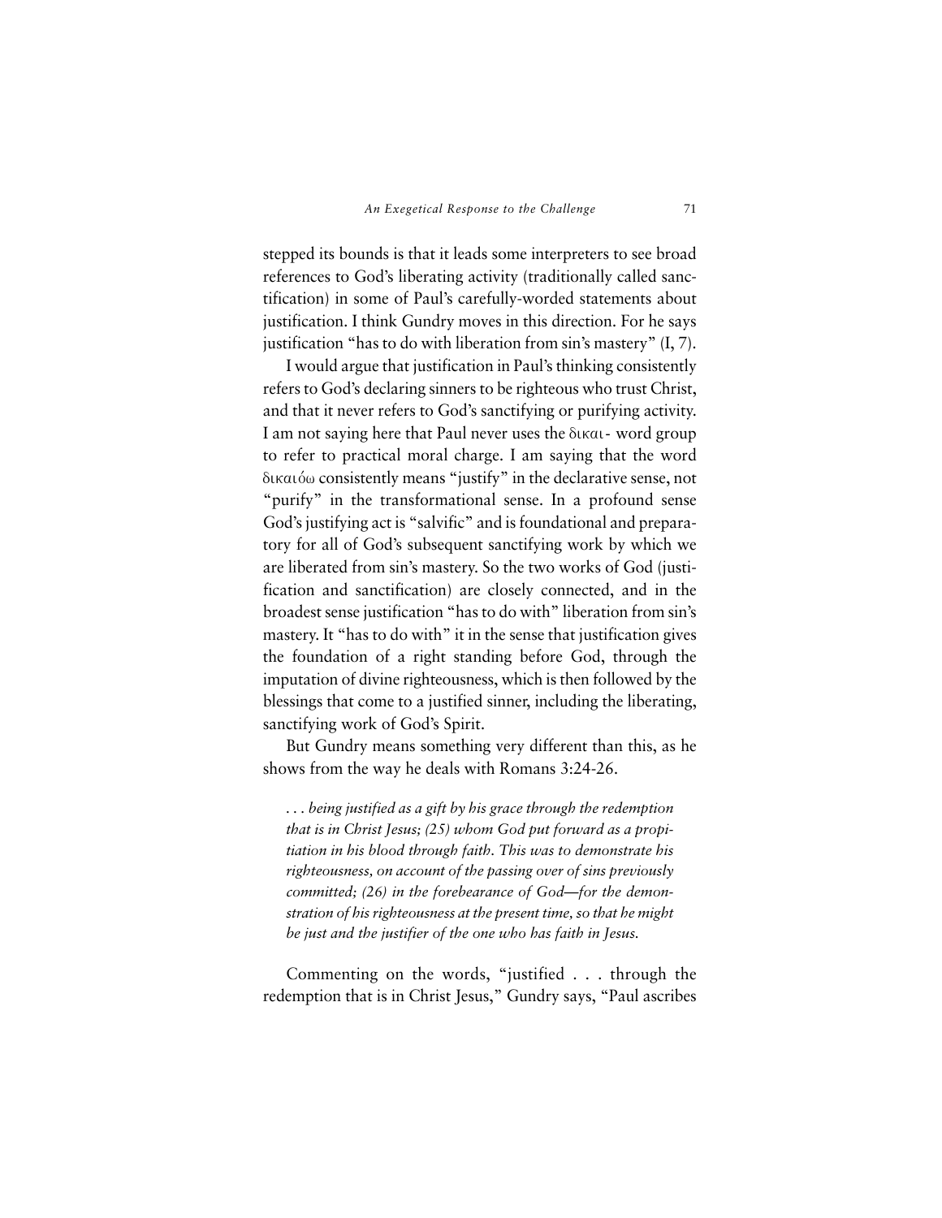stepped its bounds is that it leads some interpreters to see broad references to God's liberating activity (traditionally called sanctification) in some of Paul's carefully-worded statements about justification. I think Gundry moves in this direction. For he says justification "has to do with liberation from sin's mastery" (I, 7).

I would argue that justification in Paul's thinking consistently refers to God's declaring sinners to be righteous who trust Christ, and that it never refers to God's sanctifying or purifying activity. I am not saying here that Paul never uses the δικαι- word group to refer to practical moral charge. I am saying that the word δικαιόω consistently means "justify" in the declarative sense, not "purify" in the transformational sense. In a profound sense God's justifying act is "salvific" and is foundational and preparatory for all of God's subsequent sanctifying work by which we are liberated from sin's mastery. So the two works of God (justification and sanctification) are closely connected, and in the broadest sense justification "has to do with" liberation from sin's mastery. It "has to do with" it in the sense that justification gives the foundation of a right standing before God, through the imputation of divine righteousness, which is then followed by the blessings that come to a justified sinner, including the liberating, sanctifying work of God's Spirit.

But Gundry means something very different than this, as he shows from the way he deals with Romans 3:24-26.

> *. . . being justified as a gift by his grace through the redemption that is in Christ Jesus; (25) whom God put forward as a propitiation in his blood through faith. This was to demonstrate his righteousness, on account of the passing over of sins previously committed; (26) in the forebearance of God—for the demonstration of his righteousness at the present time, so that he might be just and the justifier of the one who has faith in Jesus.*

Commenting on the words, "justified . . . through the redemption that is in Christ Jesus," Gundry says, "Paul ascribes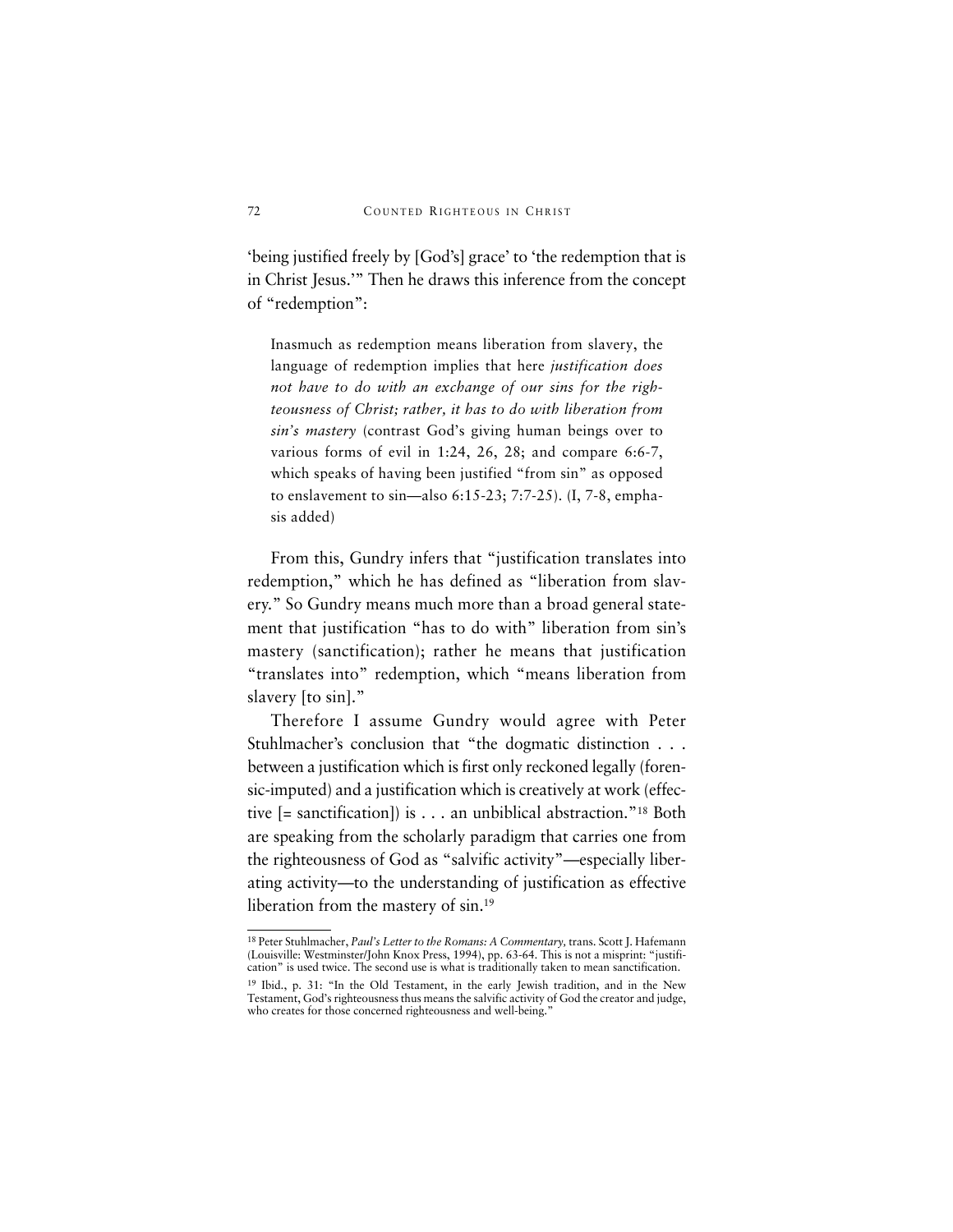'being justified freely by [God's] grace' to 'the redemption that is in Christ Jesus.'" Then he draws this inference from the concept of "redemption":

> Inasmuch as redemption means liberation from slavery, the language of redemption implies that here *justification does not have to do with an exchange of our sins for the righteousness of Christ; rather, it has to do with liberation from sin's mastery* (contrast God's giving human beings over to various forms of evil in 1:24, 26, 28; and compare 6:6-7, which speaks of having been justified "from sin" as opposed to enslavement to sin—also 6:15-23; 7:7-25). (I, 7-8, emphasis added)

From this, Gundry infers that "justification translates into redemption," which he has defined as "liberation from slavery." So Gundry means much more than a broad general statement that justification "has to do with" liberation from sin's mastery (sanctification); rather he means that justification "translates into" redemption, which "means liberation from slavery [to sin]."

Therefore I assume Gundry would agree with Peter Stuhlmacher's conclusion that "the dogmatic distinction . . . between a justification which is first only reckoned legally (forensic-imputed) and a justification which is creatively at work (effective [= sanctification]) is . . . an unbiblical abstraction."[18] Both are speaking from the scholarly paradigm that carries one from the righteousness of God as "salvific activity"—especially liberating activity—to the understanding of justification as effective liberation from the mastery of sin.[19]

---

[18] Peter Stuhlmacher, *Paul's Letter to the Romans: A Commentary,* trans. Scott J. Hafemann (Louisville: Westminster/John Knox Press, 1994), pp. 63-64. This is not a misprint: "justification" is used twice. The second use is what is traditionally taken to mean sanctification.

[19] Ibid., p. 31: "In the Old Testament, in the early Jewish tradition, and in the New Testament, God's righteousness thus means the salvific activity of God the creator and judge, who creates for those concerned righteousness and well-being."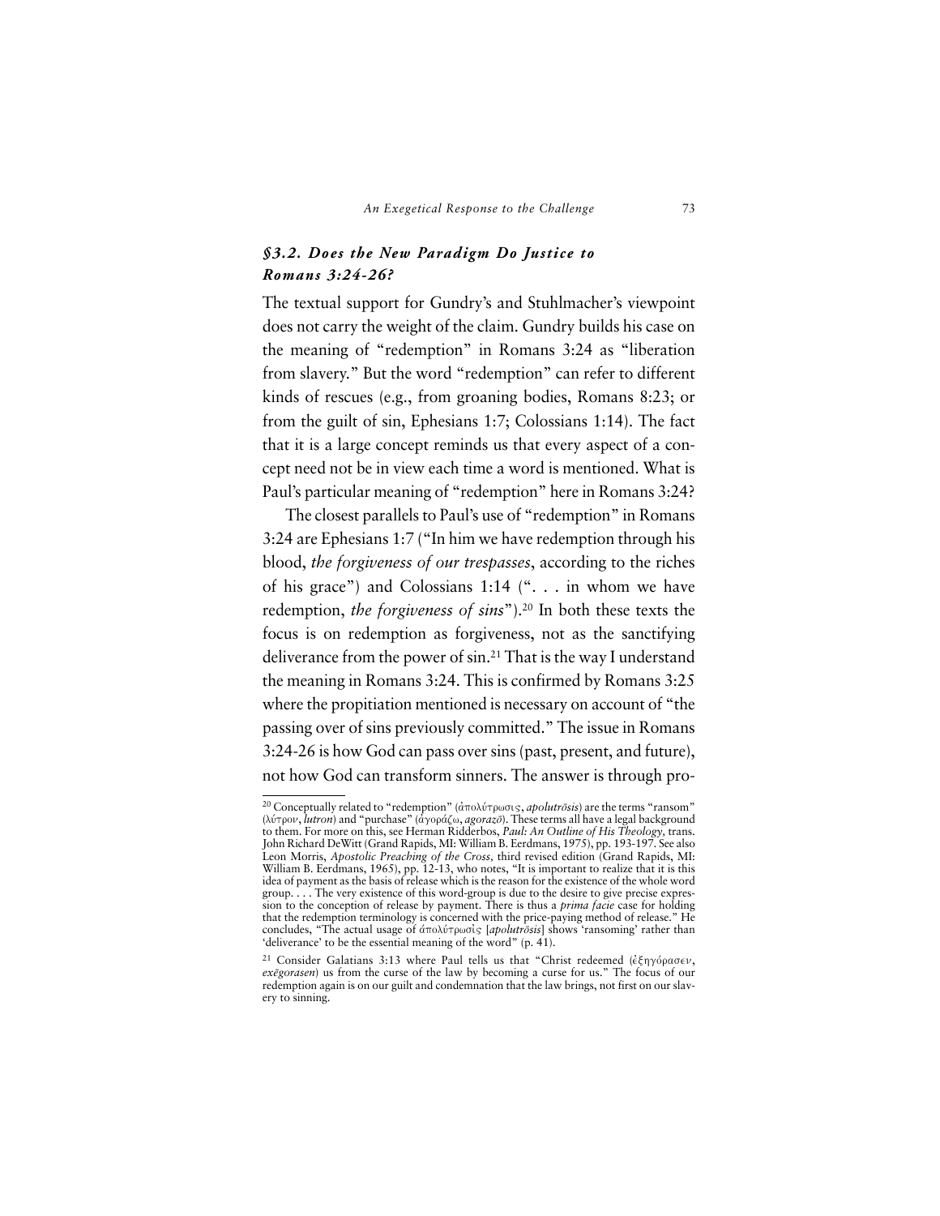### *§3.2. Does the New Paradigm Do Justice to Romans 3:24-26?*

The textual support for Gundry's and Stuhlmacher's viewpoint does not carry the weight of the claim. Gundry builds his case on the meaning of "redemption" in Romans 3:24 as "liberation from slavery." But the word "redemption" can refer to different kinds of rescues (e.g., from groaning bodies, Romans 8:23; or from the guilt of sin, Ephesians 1:7; Colossians 1:14). The fact that it is a large concept reminds us that every aspect of a concept need not be in view each time a word is mentioned. What is Paul's particular meaning of "redemption" here in Romans 3:24?

The closest parallels to Paul's use of "redemption" in Romans 3:24 are Ephesians 1:7 ("In him we have redemption through his blood, *the forgiveness of our trespasses*, according to the riches of his grace") and Colossians 1:14 (". . . in whom we have redemption, *the forgiveness of sins*").[20] In both these texts the focus is on redemption as forgiveness, not as the sanctifying deliverance from the power of sin.[21] That is the way I understand the meaning in Romans 3:24. This is confirmed by Romans 3:25 where the propitiation mentioned is necessary on account of "the passing over of sins previously committed." The issue in Romans 3:24-26 is how God can pass over sins (past, present, and future), not how God can transform sinners. The answer is through pro-

---

[20] Conceptually related to "redemption" (ἀπολύτρωσις, *apolutrōsis*) are the terms "ransom" (λύτρον, *lutron*) and "purchase" (ἀγοράζω, *agorazō*). These terms all have a legal background to them. For more on this, see Herman Ridderbos, *Paul: An Outline of His Theology*, trans. John Richard DeWitt (Grand Rapids, MI: William B. Eerdmans, 1975), pp. 193-197. See also Leon Morris, *Apostolic Preaching of the Cross*, third revised edition (Grand Rapids, MI: William B. Eerdmans, 1965), pp. 12-13, who notes, "It is important to realize that it is this idea of payment as the basis of release which is the reason for the existence of the whole word group. . . . The very existence of this word-group is due to the desire to give precise expression to the conception of release by payment. There is thus a *prima facie* case for holding that the redemption terminology is concerned with the price-paying method of release." He concludes, "The actual usage of ἀπολύτρωσις [*apolutrōsis*] shows 'ransoming' rather than 'deliverance' to be the essential meaning of the word" (p. 41).

[21] Consider Galatians 3:13 where Paul tells us that "Christ redeemed (ἐξηγόρασεν, *exēgorasen*) us from the curse of the law by becoming a curse for us." The focus of our redemption again is on our guilt and condemnation that the law brings, not first on our slavery to sinning.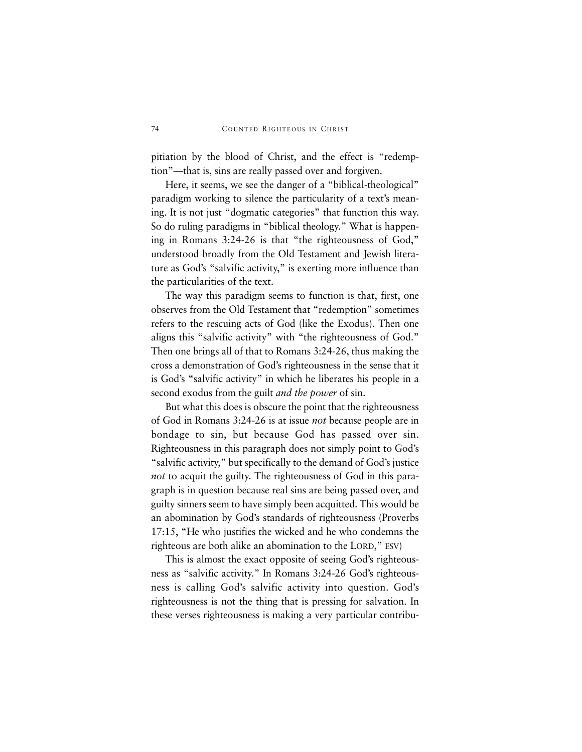pitiation by the blood of Christ, and the effect is "redemption"—that is, sins are really passed over and forgiven.

Here, it seems, we see the danger of a "biblical-theological" paradigm working to silence the particularity of a text's meaning. It is not just "dogmatic categories" that function this way. So do ruling paradigms in "biblical theology." What is happening in Romans 3:24-26 is that "the righteousness of God," understood broadly from the Old Testament and Jewish literature as God's "salvific activity," is exerting more influence than the particularities of the text.

The way this paradigm seems to function is that, first, one observes from the Old Testament that "redemption" sometimes refers to the rescuing acts of God (like the Exodus). Then one aligns this "salvific activity" with "the righteousness of God." Then one brings all of that to Romans 3:24-26, thus making the cross a demonstration of God's righteousness in the sense that it is God's "salvific activity" in which he liberates his people in a second exodus from the guilt *and the power* of sin.

But what this does is obscure the point that the righteousness of God in Romans 3:24-26 is at issue *not* because people are in bondage to sin, but because God has passed over sin. Righteousness in this paragraph does not simply point to God's "salvific activity," but specifically to the demand of God's justice *not* to acquit the guilty. The righteousness of God in this paragraph is in question because real sins are being passed over, and guilty sinners seem to have simply been acquitted. This would be an abomination by God's standards of righteousness (Proverbs 17:15, "He who justifies the wicked and he who condemns the righteous are both alike an abomination to the LORD," ESV)

This is almost the exact opposite of seeing God's righteousness as "salvific activity." In Romans 3:24-26 God's righteousness is calling God's salvific activity into question. God's righteousness is not the thing that is pressing for salvation. In these verses righteousness is making a very particular contribu-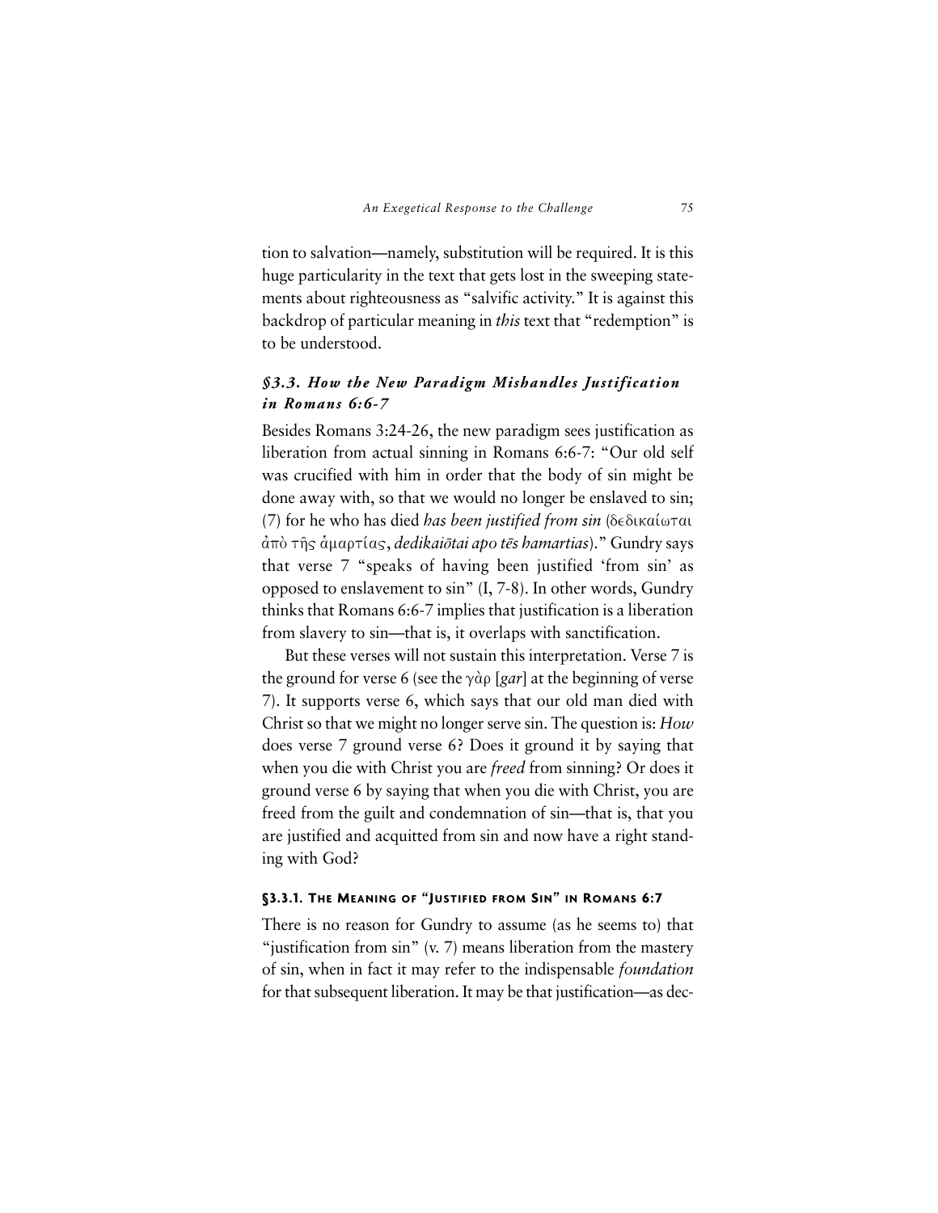tion to salvation—namely, substitution will be required. It is this huge particularity in the text that gets lost in the sweeping statements about righteousness as "salvific activity." It is against this backdrop of particular meaning in *this* text that "redemption" is to be understood.

### *§3.3. How the New Paradigm Mishandles Justification in Romans 6:6-7*

Besides Romans 3:24-26, the new paradigm sees justification as liberation from actual sinning in Romans 6:6-7: "Our old self was crucified with him in order that the body of sin might be done away with, so that we would no longer be enslaved to sin; (7) for he who has died *has been justified from sin* (δεδικαίωται ἀπὸ τῆς ἁμαρτίας, *dedikaiōtai apo tēs hamartias*)." Gundry says that verse 7 "speaks of having been justified 'from sin' as opposed to enslavement to sin" (I, 7-8). In other words, Gundry thinks that Romans 6:6-7 implies that justification is a liberation from slavery to sin—that is, it overlaps with sanctification.

But these verses will not sustain this interpretation. Verse 7 is the ground for verse 6 (see the γὰρ [*gar*] at the beginning of verse 7). It supports verse 6, which says that our old man died with Christ so that we might no longer serve sin. The question is: *How* does verse 7 ground verse 6? Does it ground it by saying that when you die with Christ you are *freed* from sinning? Or does it ground verse 6 by saying that when you die with Christ, you are freed from the guilt and condemnation of sin—that is, that you are justified and acquitted from sin and now have a right standing with God?

#### §3.3.1. The Meaning of "Justified from Sin" in Romans 6:7

There is no reason for Gundry to assume (as he seems to) that "justification from sin" (v. 7) means liberation from the mastery of sin, when in fact it may refer to the indispensable *foundation* for that subsequent liberation. It may be that justification—as dec-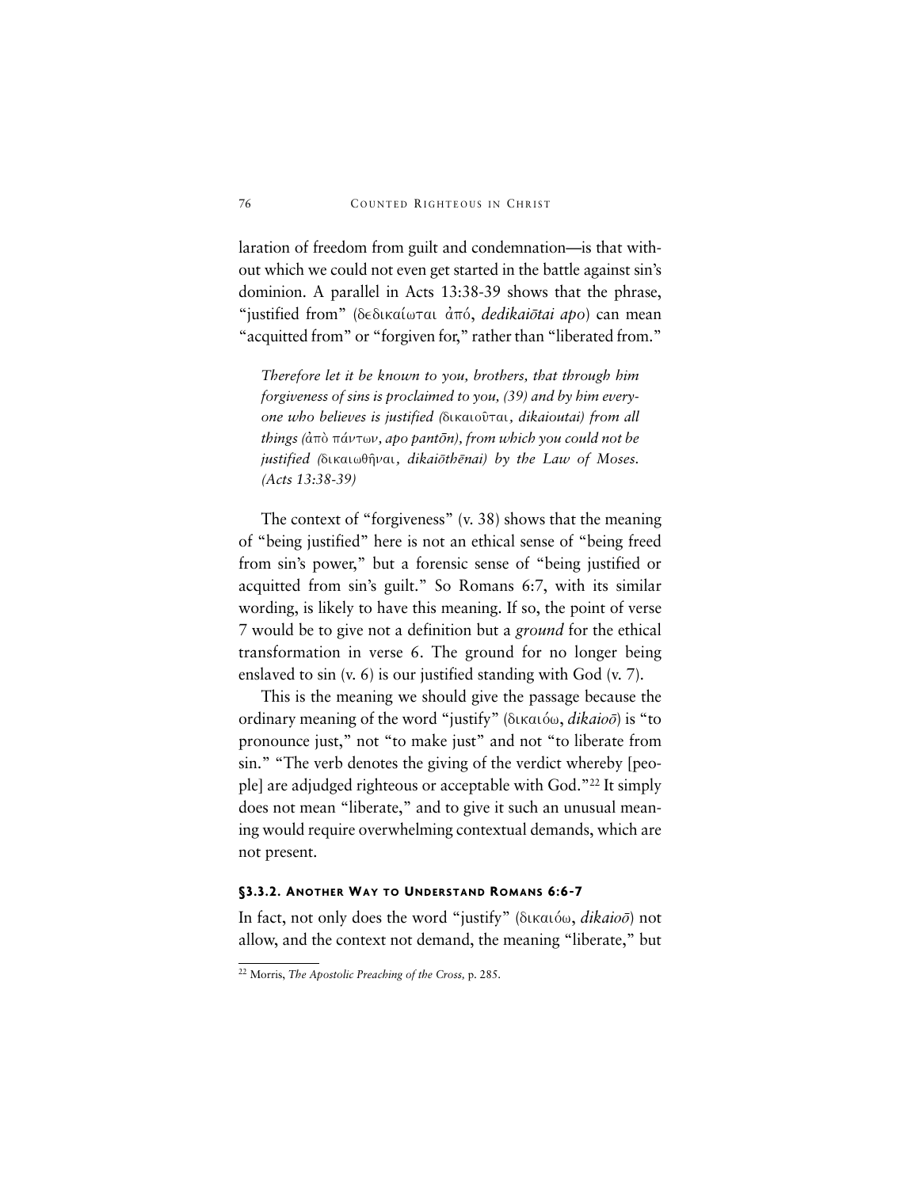laration of freedom from guilt and condemnation—is that without which we could not even get started in the battle against sin's dominion. A parallel in Acts 13:38-39 shows that the phrase, "justified from" (δεδικαίωται ἀπό, *dedikaiōtai apo*) can mean "acquitted from" or "forgiven for," rather than "liberated from."

> *Therefore let it be known to you, brothers, that through him forgiveness of sins is proclaimed to you, (39) and by him everyone who believes is justified (*δικαιοῦται*, dikaioutai) from all things (*ἀπὸ πάντων*, apo pantōn), from which you could not be justified (*δικαιωθῆναι*, dikaiōthēnai) by the Law of Moses. (Acts 13:38-39)*

The context of "forgiveness" (v. 38) shows that the meaning of "being justified" here is not an ethical sense of "being freed from sin's power," but a forensic sense of "being justified or acquitted from sin's guilt." So Romans 6:7, with its similar wording, is likely to have this meaning. If so, the point of verse 7 would be to give not a definition but a *ground* for the ethical transformation in verse 6. The ground for no longer being enslaved to sin (v. 6) is our justified standing with God (v. 7).

This is the meaning we should give the passage because the ordinary meaning of the word "justify" (δικαιόω, *dikaioō*) is "to pronounce just," not "to make just" and not "to liberate from sin." "The verb denotes the giving of the verdict whereby [people] are adjudged righteous or acceptable with God."[22] It simply does not mean "liberate," and to give it such an unusual meaning would require overwhelming contextual demands, which are not present.

#### §3.3.2. Another Way to Understand Romans 6:6-7

In fact, not only does the word "justify" (δικαιόω, *dikaioō*) not allow, and the context not demand, the meaning "liberate," but

[22] Morris, *The Apostolic Preaching of the Cross,* p. 285.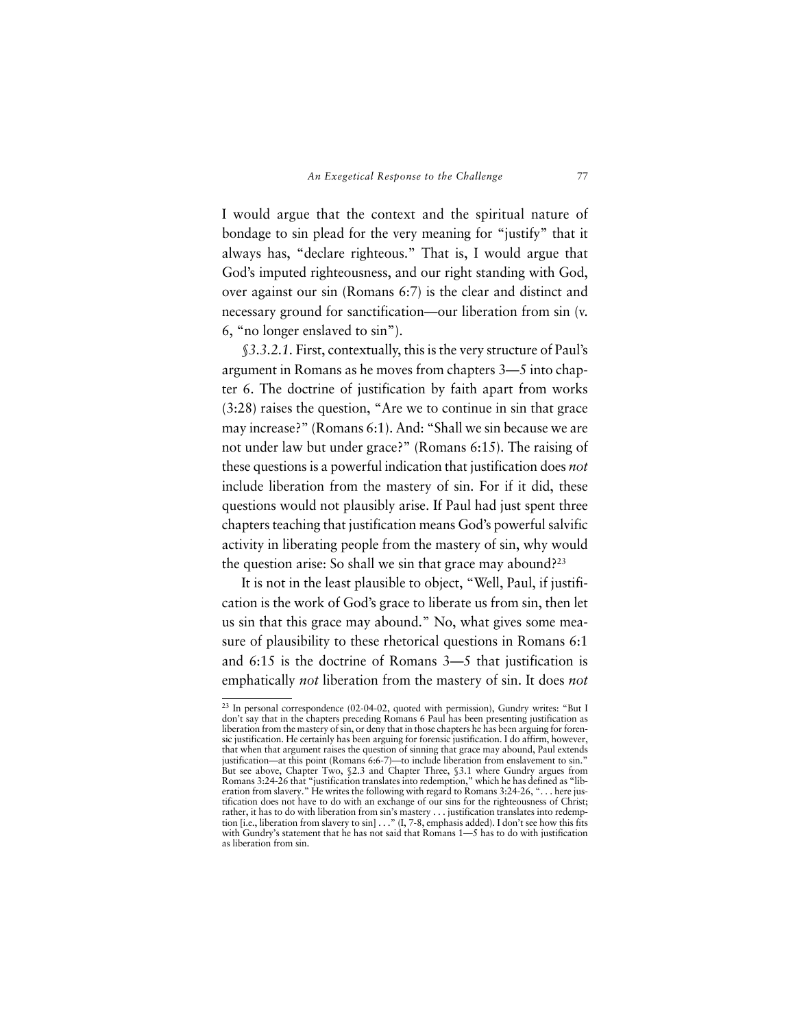I would argue that the context and the spiritual nature of bondage to sin plead for the very meaning for "justify" that it always has, "declare righteous." That is, I would argue that God's imputed righteousness, and our right standing with God, over against our sin (Romans 6:7) is the clear and distinct and necessary ground for sanctification—our liberation from sin (v. 6, "no longer enslaved to sin").

*§3.3.2.1.* First, contextually, this is the very structure of Paul's argument in Romans as he moves from chapters 3—5 into chapter 6. The doctrine of justification by faith apart from works (3:28) raises the question, "Are we to continue in sin that grace may increase?" (Romans 6:1). And: "Shall we sin because we are not under law but under grace?" (Romans 6:15). The raising of these questions is a powerful indication that justification does *not* include liberation from the mastery of sin. For if it did, these questions would not plausibly arise. If Paul had just spent three chapters teaching that justification means God's powerful salvific activity in liberating people from the mastery of sin, why would the question arise: So shall we sin that grace may abound?[23]

It is not in the least plausible to object, "Well, Paul, if justification is the work of God's grace to liberate us from sin, then let us sin that this grace may abound." No, what gives some measure of plausibility to these rhetorical questions in Romans 6:1 and 6:15 is the doctrine of Romans 3—5 that justification is emphatically *not* liberation from the mastery of sin. It does *not*

---

[23] In personal correspondence (02-04-02, quoted with permission), Gundry writes: "But I don't say that in the chapters preceding Romans 6 Paul has been presenting justification as liberation from the mastery of sin, or deny that in those chapters he has been arguing for forensic justification. He certainly has been arguing for forensic justification. I do affirm, however, that when that argument raises the question of sinning that grace may abound, Paul extends justification—at this point (Romans 6:6-7)—to include liberation from enslavement to sin." But see above, Chapter Two, §2.3 and Chapter Three, §3.1 where Gundry argues from Romans 3:24-26 that "justification translates into redemption," which he has defined as "liberation from slavery." He writes the following with regard to Romans 3:24-26, ". . . here justification does not have to do with an exchange of our sins for the righteousness of Christ; rather, it has to do with liberation from sin's mastery . . . justification translates into redemption [i.e., liberation from slavery to sin] . . ." (I, 7-8, emphasis added). I don't see how this fits with Gundry's statement that he has not said that Romans 1—5 has to do with justification as liberation from sin.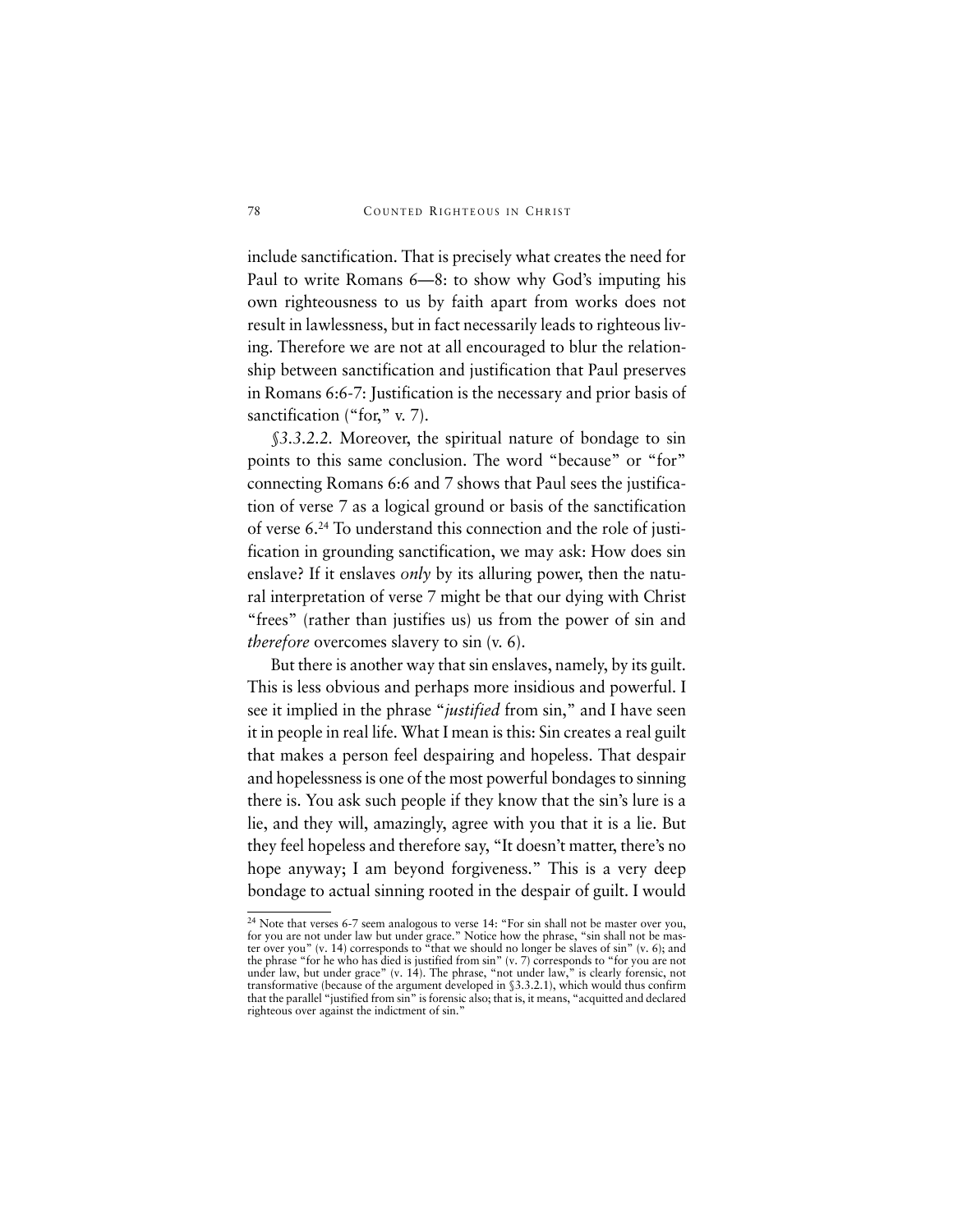include sanctification. That is precisely what creates the need for Paul to write Romans 6—8: to show why God's imputing his own righteousness to us by faith apart from works does not result in lawlessness, but in fact necessarily leads to righteous living. Therefore we are not at all encouraged to blur the relationship between sanctification and justification that Paul preserves in Romans 6:6-7: Justification is the necessary and prior basis of sanctification ("for," v. 7).

*§3.3.2.2.* Moreover, the spiritual nature of bondage to sin points to this same conclusion. The word "because" or "for" connecting Romans 6:6 and 7 shows that Paul sees the justification of verse 7 as a logical ground or basis of the sanctification of verse 6.[24] To understand this connection and the role of justification in grounding sanctification, we may ask: How does sin enslave? If it enslaves *only* by its alluring power, then the natural interpretation of verse 7 might be that our dying with Christ "frees" (rather than justifies us) us from the power of sin and *therefore* overcomes slavery to sin (v. 6).

But there is another way that sin enslaves, namely, by its guilt. This is less obvious and perhaps more insidious and powerful. I see it implied in the phrase "*justified* from sin," and I have seen it in people in real life. What I mean is this: Sin creates a real guilt that makes a person feel despairing and hopeless. That despair and hopelessness is one of the most powerful bondages to sinning there is. You ask such people if they know that the sin's lure is a lie, and they will, amazingly, agree with you that it is a lie. But they feel hopeless and therefore say, "It doesn't matter, there's no hope anyway; I am beyond forgiveness." This is a very deep bondage to actual sinning rooted in the despair of guilt. I would

---

[24] Note that verses 6-7 seem analogous to verse 14: "For sin shall not be master over you, for you are not under law but under grace." Notice how the phrase, "sin shall not be master over you" (v. 14) corresponds to "that we should no longer be slaves of sin" (v. 6); and the phrase "for he who has died is justified from sin" (v. 7) corresponds to "for you are not under law, but under grace" (v. 14). The phrase, "not under law," is clearly forensic, not transformative (because of the argument developed in §3.3.2.1), which would thus confirm that the parallel "justified from sin" is forensic also; that is, it means, "acquitted and declared righteous over against the indictment of sin."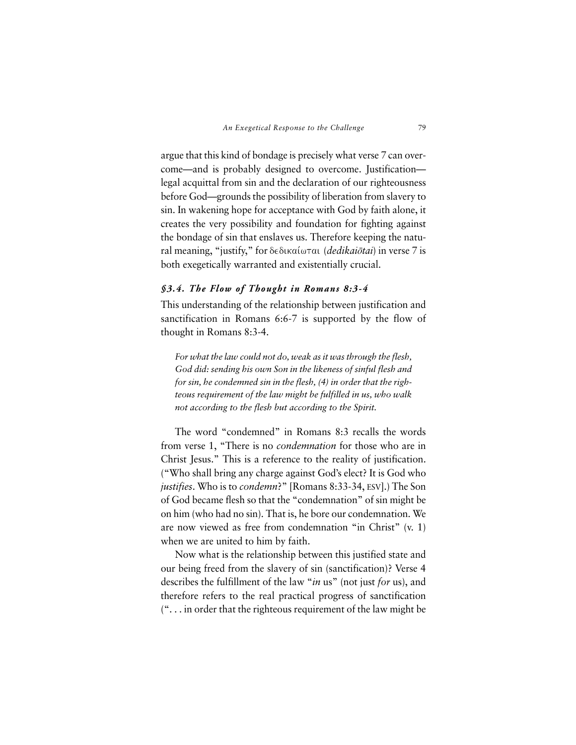argue that this kind of bondage is precisely what verse 7 can overcome—and is probably designed to overcome. Justification—legal acquittal from sin and the declaration of our righteousness before God—grounds the possibility of liberation from slavery to sin. In wakening hope for acceptance with God by faith alone, it creates the very possibility and foundation for fighting against the bondage of sin that enslaves us. Therefore keeping the natural meaning, "justify," for δεδικαίωται (*dedikaiōtai*) in verse 7 is both exegetically warranted and existentially crucial.

### *§3.4. The Flow of Thought in Romans 8:3-4*

This understanding of the relationship between justification and sanctification in Romans 6:6-7 is supported by the flow of thought in Romans 8:3-4.

> *For what the law could not do, weak as it was through the flesh, God did: sending his own Son in the likeness of sinful flesh and for sin, he condemned sin in the flesh, (4) in order that the righteous requirement of the law might be fulfilled in us, who walk not according to the flesh but according to the Spirit.*

The word "condemned" in Romans 8:3 recalls the words from verse 1, "There is no *condemnation* for those who are in Christ Jesus." This is a reference to the reality of justification. ("Who shall bring any charge against God's elect? It is God who *justifies*. Who is to *condemn*?" [Romans 8:33-34, ESV].) The Son of God became flesh so that the "condemnation" of sin might be on him (who had no sin). That is, he bore our condemnation. We are now viewed as free from condemnation "in Christ" (v. 1) when we are united to him by faith.

Now what is the relationship between this justified state and our being freed from the slavery of sin (sanctification)? Verse 4 describes the fulfillment of the law "*in* us" (not just *for* us), and therefore refers to the real practical progress of sanctification (". . . in order that the righteous requirement of the law might be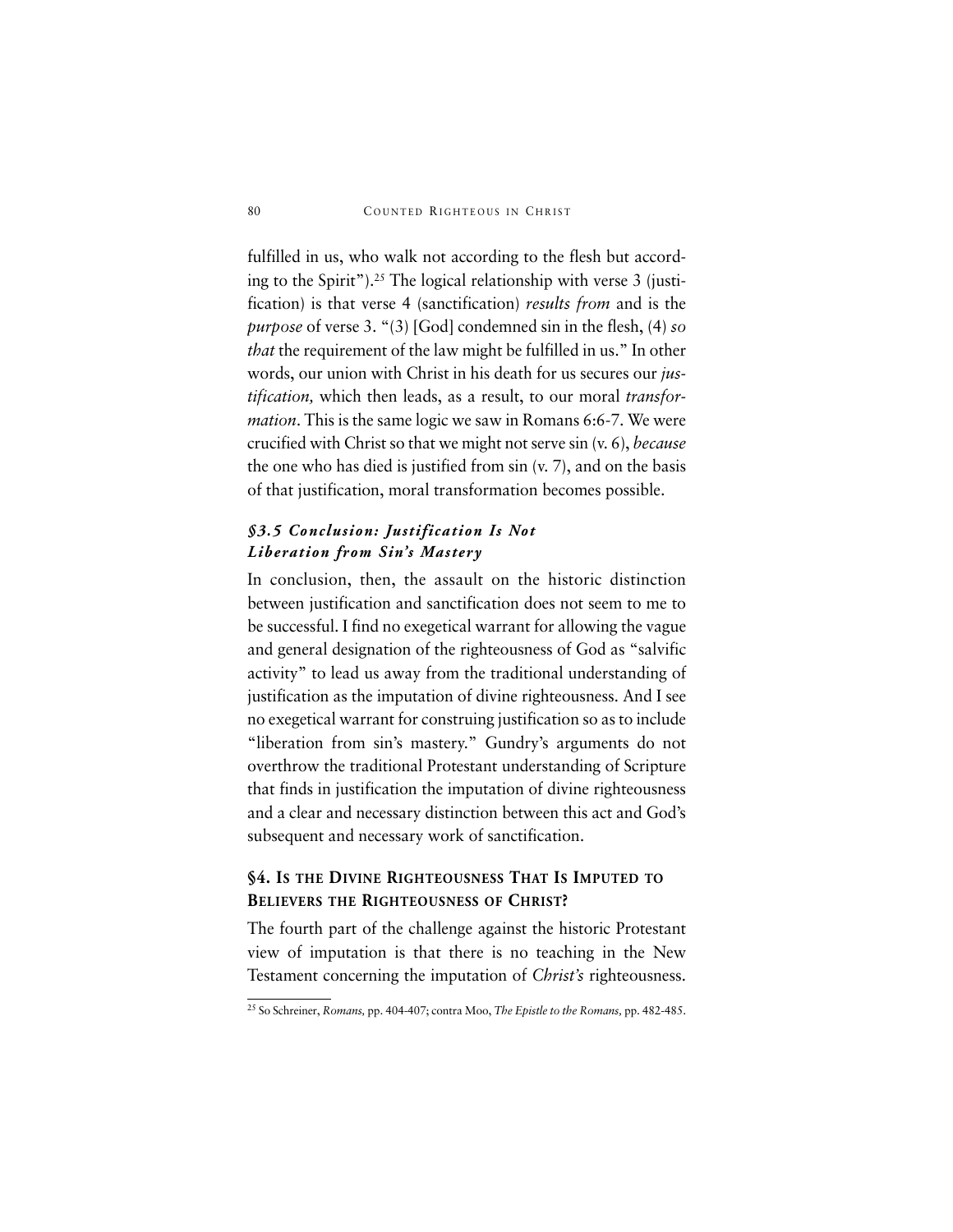fulfilled in us, who walk not according to the flesh but according to the Spirit").[25] The logical relationship with verse 3 (justification) is that verse 4 (sanctification) *results from* and is the *purpose* of verse 3. "(3) [God] condemned sin in the flesh, (4) *so that* the requirement of the law might be fulfilled in us." In other words, our union with Christ in his death for us secures our *justification,* which then leads, as a result, to our moral *transformation*. This is the same logic we saw in Romans 6:6-7. We were crucified with Christ so that we might not serve sin (v. 6), *because* the one who has died is justified from sin (v. 7), and on the basis of that justification, moral transformation becomes possible.

### *§3.5 Conclusion: Justification Is Not Liberation from Sin's Mastery*

In conclusion, then, the assault on the historic distinction between justification and sanctification does not seem to me to be successful. I find no exegetical warrant for allowing the vague and general designation of the righteousness of God as "salvific activity" to lead us away from the traditional understanding of justification as the imputation of divine righteousness. And I see no exegetical warrant for construing justification so as to include "liberation from sin's mastery." Gundry's arguments do not overthrow the traditional Protestant understanding of Scripture that finds in justification the imputation of divine righteousness and a clear and necessary distinction between this act and God's subsequent and necessary work of sanctification.

## §4. Is the Divine Righteousness That Is Imputed to Believers the Righteousness of Christ?

The fourth part of the challenge against the historic Protestant view of imputation is that there is no teaching in the New Testament concerning the imputation of *Christ's* righteousness.

[25] So Schreiner, *Romans,* pp. 404-407; contra Moo, *The Epistle to the Romans,* pp. 482-485.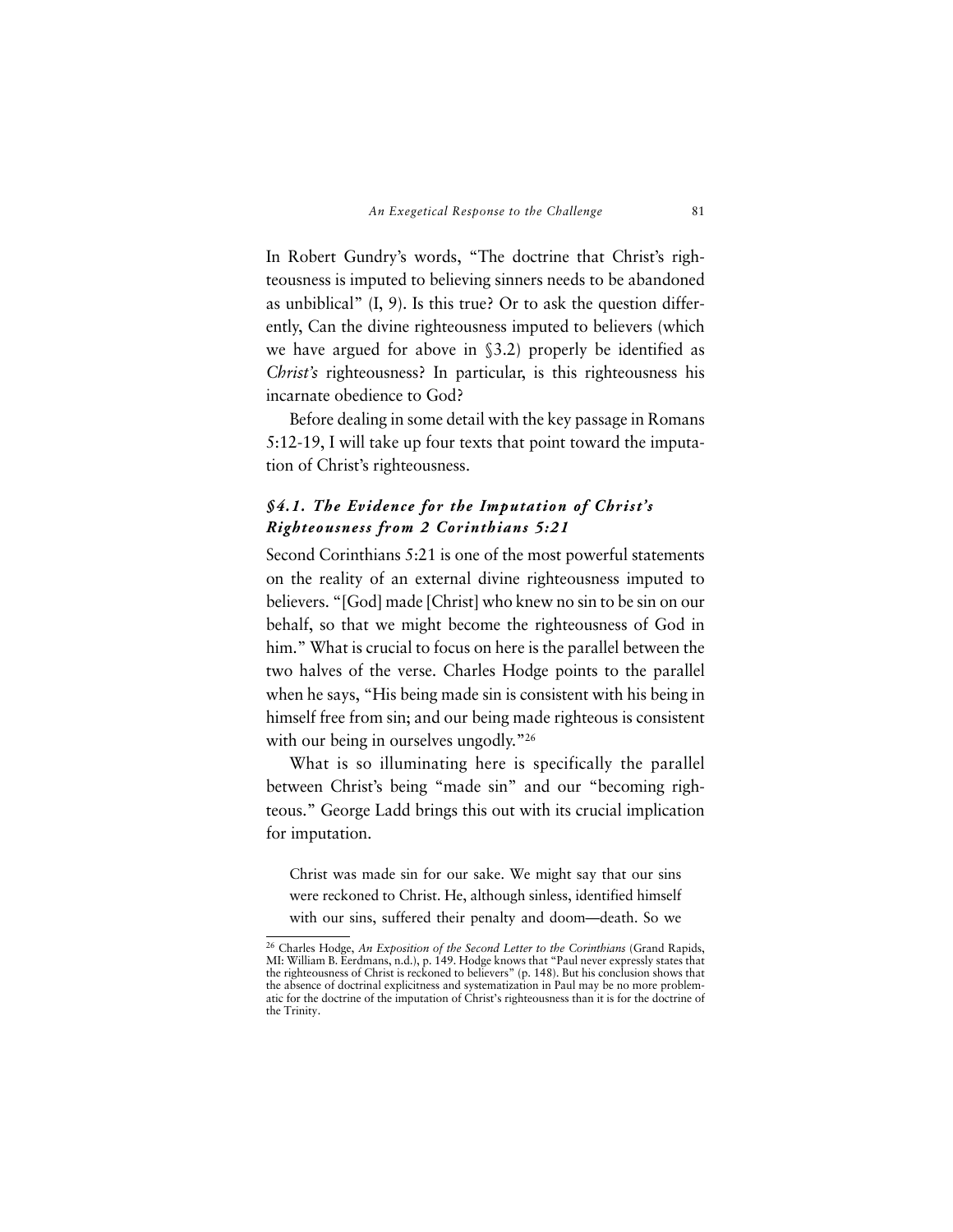In Robert Gundry's words, "The doctrine that Christ's righteousness is imputed to believing sinners needs to be abandoned as unbiblical" (I, 9). Is this true? Or to ask the question differently, Can the divine righteousness imputed to believers (which we have argued for above in §3.2) properly be identified as *Christ's* righteousness? In particular, is this righteousness his incarnate obedience to God?

Before dealing in some detail with the key passage in Romans 5:12-19, I will take up four texts that point toward the imputation of Christ's righteousness.

### *§4.1. The Evidence for the Imputation of Christ's Righteousness from 2 Corinthians 5:21*

Second Corinthians 5:21 is one of the most powerful statements on the reality of an external divine righteousness imputed to believers. "[God] made [Christ] who knew no sin to be sin on our behalf, so that we might become the righteousness of God in him." What is crucial to focus on here is the parallel between the two halves of the verse. Charles Hodge points to the parallel when he says, "His being made sin is consistent with his being in himself free from sin; and our being made righteous is consistent with our being in ourselves ungodly."[26]

What is so illuminating here is specifically the parallel between Christ's being "made sin" and our "becoming righteous." George Ladd brings this out with its crucial implication for imputation.

> Christ was made sin for our sake. We might say that our sins were reckoned to Christ. He, although sinless, identified himself with our sins, suffered their penalty and doom—death. So we

---

[26] Charles Hodge, *An Exposition of the Second Letter to the Corinthians* (Grand Rapids, MI: William B. Eerdmans, n.d.), p. 149. Hodge knows that "Paul never expressly states that the righteousness of Christ is reckoned to believers" (p. 148). But his conclusion shows that the absence of doctrinal explicitness and systematization in Paul may be no more problematic for the doctrine of the imputation of Christ's righteousness than it is for the doctrine of the Trinity.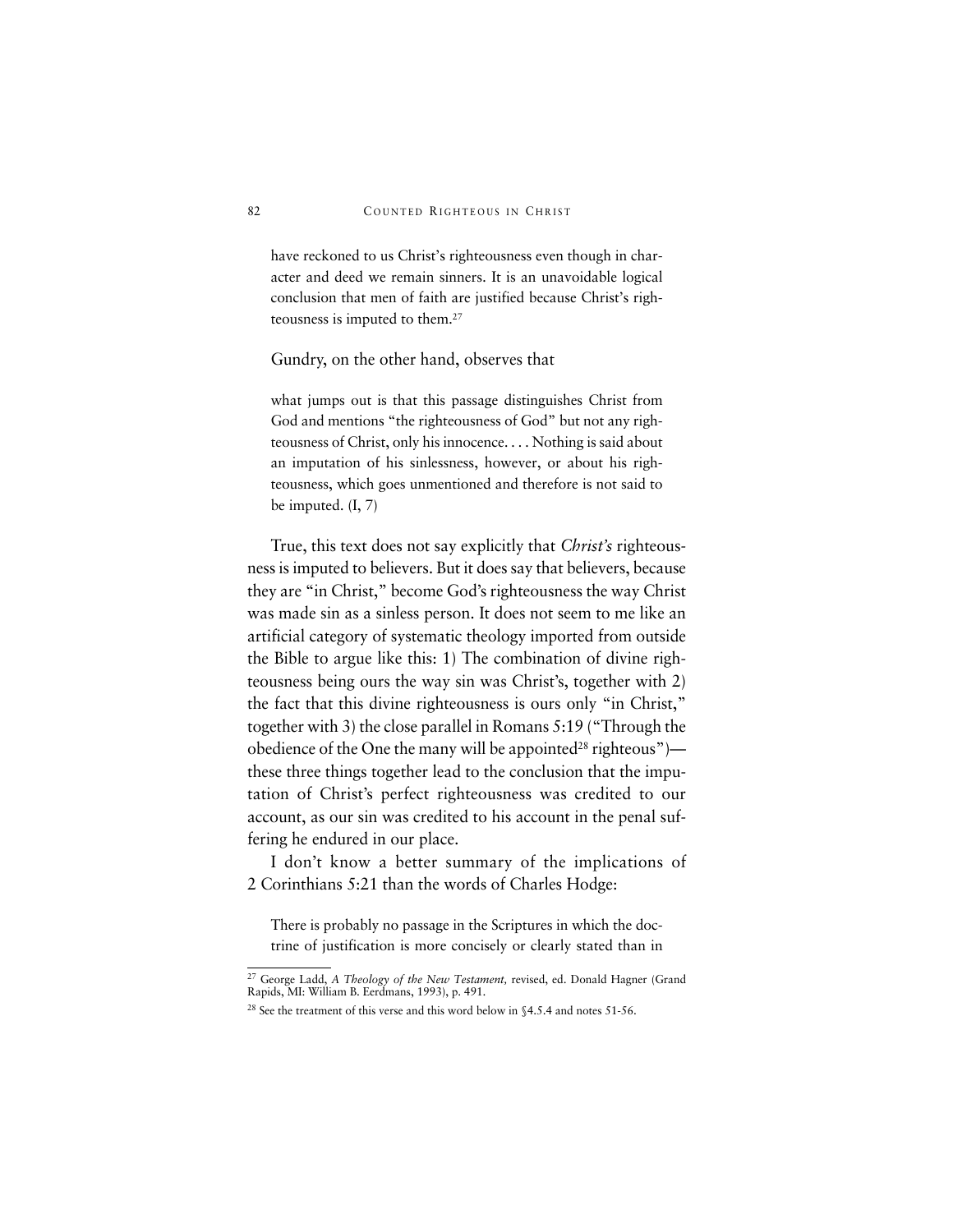> have reckoned to us Christ's righteousness even though in character and deed we remain sinners. It is an unavoidable logical conclusion that men of faith are justified because Christ's righteousness is imputed to them.[27]

Gundry, on the other hand, observes that

> what jumps out is that this passage distinguishes Christ from God and mentions "the righteousness of God" but not any righteousness of Christ, only his innocence. . . . Nothing is said about an imputation of his sinlessness, however, or about his righteousness, which goes unmentioned and therefore is not said to be imputed. (I, 7)

True, this text does not say explicitly that *Christ's* righteousness is imputed to believers. But it does say that believers, because they are "in Christ," become God's righteousness the way Christ was made sin as a sinless person. It does not seem to me like an artificial category of systematic theology imported from outside the Bible to argue like this: 1) The combination of divine righteousness being ours the way sin was Christ's, together with 2) the fact that this divine righteousness is ours only "in Christ," together with 3) the close parallel in Romans 5:19 ("Through the obedience of the One the many will be appointed[28] righteous")—these three things together lead to the conclusion that the imputation of Christ's perfect righteousness was credited to our account, as our sin was credited to his account in the penal suffering he endured in our place.

I don't know a better summary of the implications of 2 Corinthians 5:21 than the words of Charles Hodge:

> There is probably no passage in the Scriptures in which the doctrine of justification is more concisely or clearly stated than in

---

[27] George Ladd, *A Theology of the New Testament,* revised, ed. Donald Hagner (Grand Rapids, MI: William B. Eerdmans, 1993), p. 491.

[28] See the treatment of this verse and this word below in §4.5.4 and notes 51-56.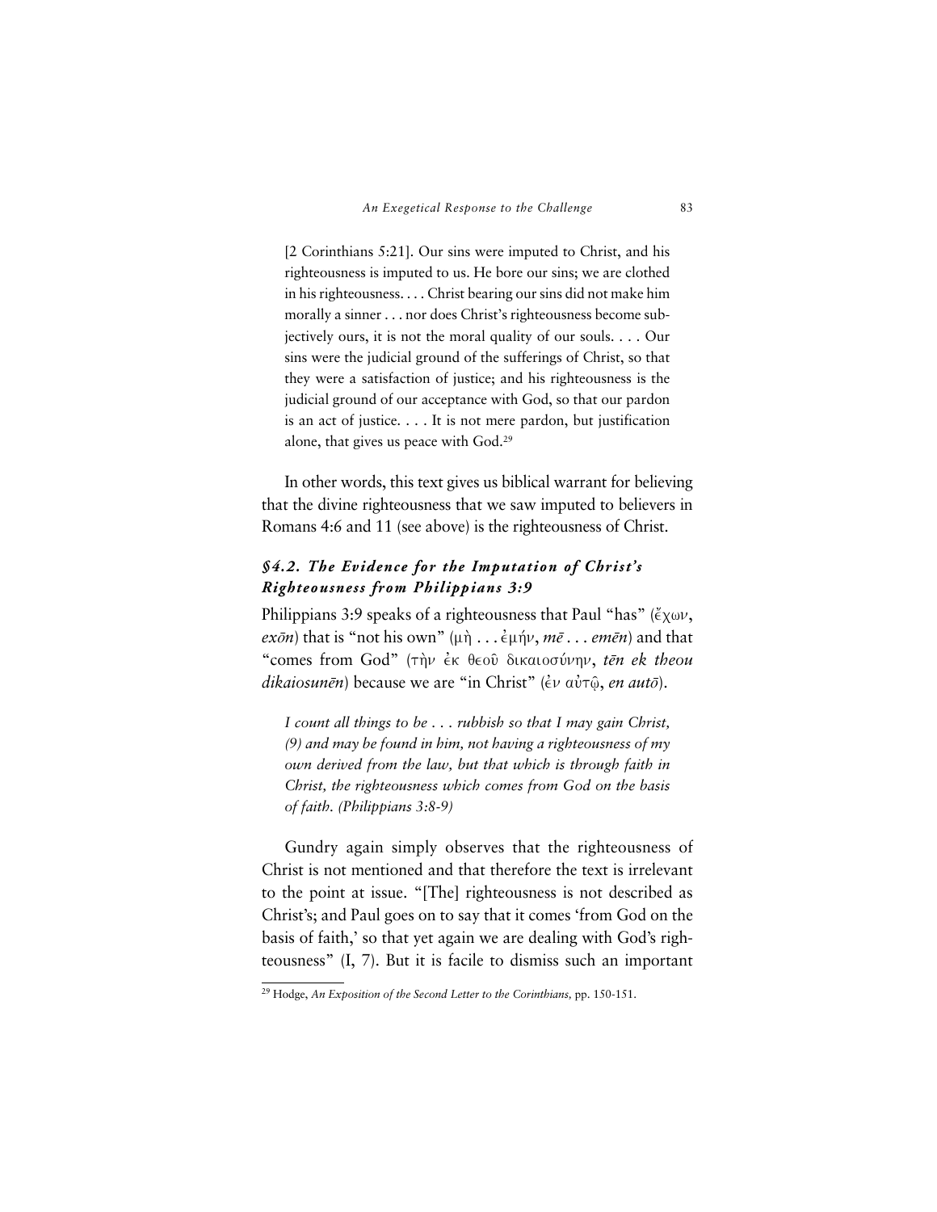> [2 Corinthians 5:21]. Our sins were imputed to Christ, and his righteousness is imputed to us. He bore our sins; we are clothed in his righteousness. . . . Christ bearing our sins did not make him morally a sinner . . . nor does Christ's righteousness become subjectively ours, it is not the moral quality of our souls. . . . Our sins were the judicial ground of the sufferings of Christ, so that they were a satisfaction of justice; and his righteousness is the judicial ground of our acceptance with God, so that our pardon is an act of justice. . . . It is not mere pardon, but justification alone, that gives us peace with God.[29]

In other words, this text gives us biblical warrant for believing that the divine righteousness that we saw imputed to believers in Romans 4:6 and 11 (see above) is the righteousness of Christ.

### *§4.2. The Evidence for the Imputation of Christ's Righteousness from Philippians 3:9*

Philippians 3:9 speaks of a righteousness that Paul "has" (ἔχων, *exōn*) that is "not his own" (μὴ . . . ἐμήν, *mē . . . emēn*) and that "comes from God" (τὴν ἐκ θεοῦ δικαιοσύνην, *tēn ek theou dikaiosunēn*) because we are "in Christ" (ἐν αὐτῷ, *en autō*).

> *I count all things to be . . . rubbish so that I may gain Christ, (9) and may be found in him, not having a righteousness of my own derived from the law, but that which is through faith in Christ, the righteousness which comes from God on the basis of faith. (Philippians 3:8-9)*

Gundry again simply observes that the righteousness of Christ is not mentioned and that therefore the text is irrelevant to the point at issue. "[The] righteousness is not described as Christ's; and Paul goes on to say that it comes 'from God on the basis of faith,' so that yet again we are dealing with God's righteousness" (I, 7). But it is facile to dismiss such an important

---

[29] Hodge, *An Exposition of the Second Letter to the Corinthians,* pp. 150-151.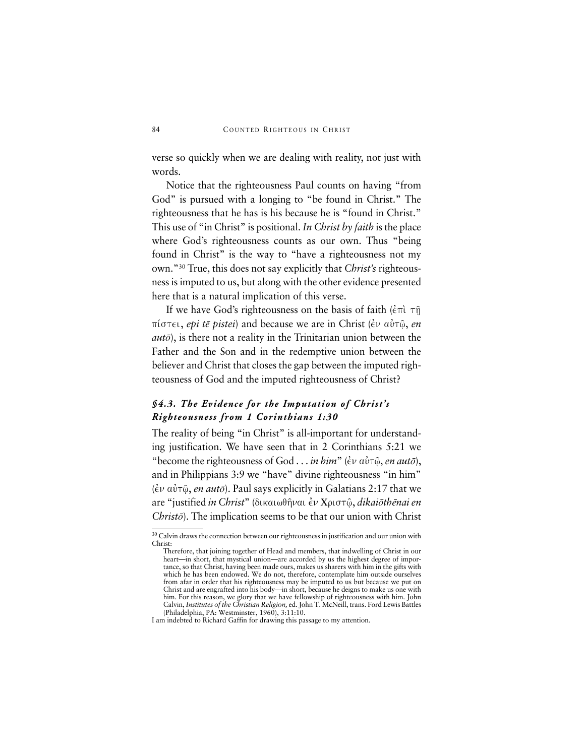verse so quickly when we are dealing with reality, not just with words.

Notice that the righteousness Paul counts on having "from God" is pursued with a longing to "be found in Christ." The righteousness that he has is his because he is "found in Christ." This use of "in Christ" is positional. *In Christ by faith* is the place where God's righteousness counts as our own. Thus "being found in Christ" is the way to "have a righteousness not my own."[30] True, this does not say explicitly that *Christ's* righteousness is imputed to us, but along with the other evidence presented here that is a natural implication of this verse.

If we have God's righteousness on the basis of faith (ἐπὶ τῇ πίστει, *epi tē pistei*) and because we are in Christ (ἐν αὐτῷ, *en autō*), is there not a reality in the Trinitarian union between the Father and the Son and in the redemptive union between the believer and Christ that closes the gap between the imputed righteousness of God and the imputed righteousness of Christ?

### *§4.3. The Evidence for the Imputation of Christ's Righteousness from 1 Corinthians 1:30*

The reality of being "in Christ" is all-important for understanding justification. We have seen that in 2 Corinthians 5:21 we "become the righteousness of God . . . *in him*" (ἐν αὐτῷ, *en autō*), and in Philippians 3:9 we "have" divine righteousness "in him" (ἐν αὐτῷ, *en autō*). Paul says explicitly in Galatians 2:17 that we are "justified *in Christ*" (δικαιωθῆναι ἐν Χριστῷ, *dikaiōthēnai en Christō*). The implication seems to be that our union with Christ

---

[30] Calvin draws the connection between our righteousness in justification and our union with Christ:

> Therefore, that joining together of Head and members, that indwelling of Christ in our heart—in short, that mystical union—are accorded by us the highest degree of importance, so that Christ, having been made ours, makes us sharers with him in the gifts with which he has been endowed. We do not, therefore, contemplate him outside ourselves from afar in order that his righteousness may be imputed to us but because we put on Christ and are engrafted into his body—in short, because he deigns to make us one with him. For this reason, we glory that we have fellowship of righteousness with him. John Calvin, *Institutes of the Christian Religion,* ed. John T. McNeill, trans. Ford Lewis Battles (Philadelphia, PA: Westminster, 1960), 3:11:10.

I am indebted to Richard Gaffin for drawing this passage to my attention.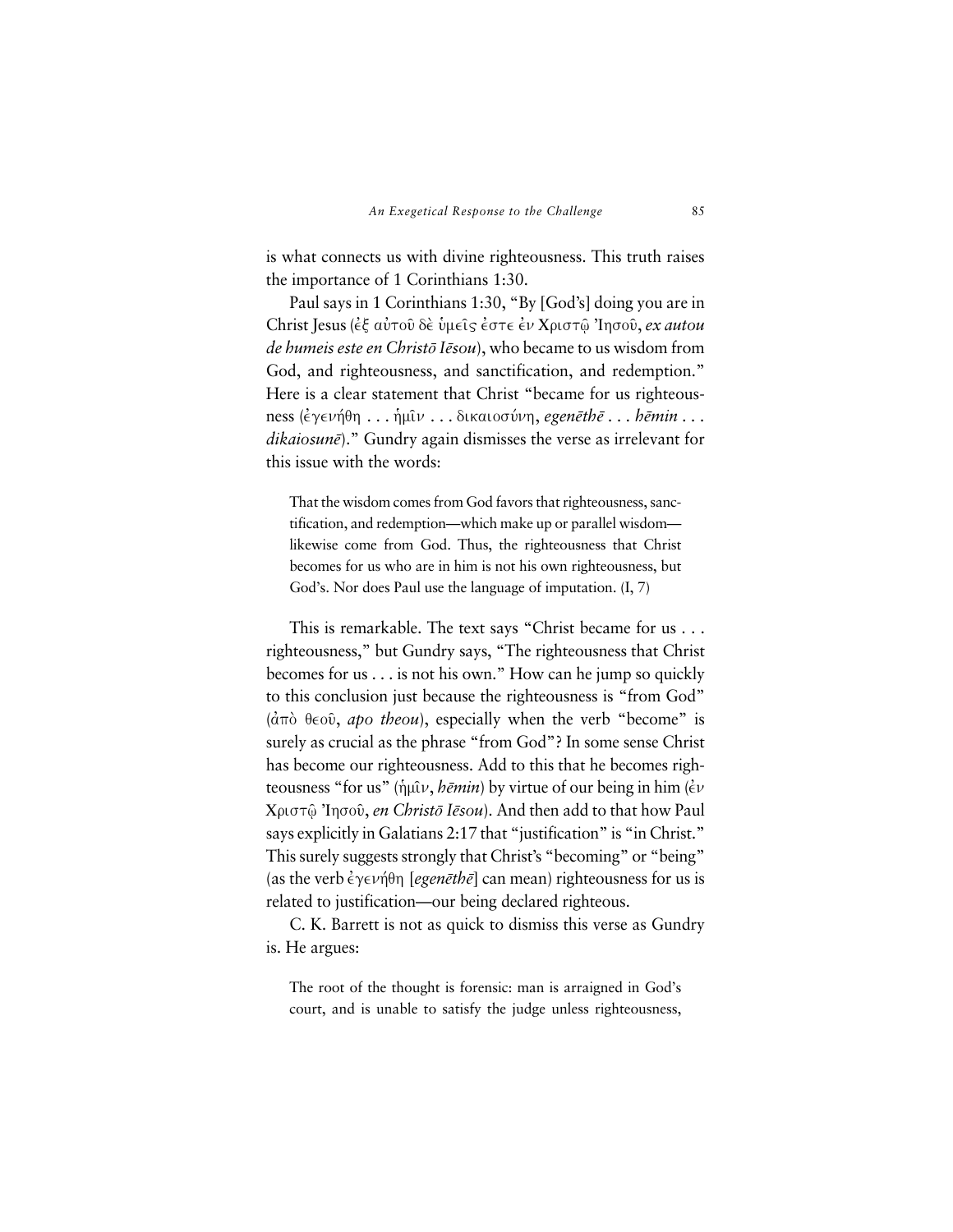is what connects us with divine righteousness. This truth raises the importance of 1 Corinthians 1:30.

Paul says in 1 Corinthians 1:30, "By [God's] doing you are in Christ Jesus (ἐξ αὐτοῦ δὲ ὑμεῖς ἐστε ἐν Χριστῷ Ἰησοῦ, *ex autou de humeis este en Christō Iēsou*), who became to us wisdom from God, and righteousness, and sanctification, and redemption." Here is a clear statement that Christ "became for us righteousness (ἐγενήθη . . . ἡμῖν . . . δικαιοσύνη, *egenēthē . . . hēmin . . . dikaiosunē*)." Gundry again dismisses the verse as irrelevant for this issue with the words:

> That the wisdom comes from God favors that righteousness, sanctification, and redemption—which make up or parallel wisdom—likewise come from God. Thus, the righteousness that Christ becomes for us who are in him is not his own righteousness, but God's. Nor does Paul use the language of imputation. (I, 7)

This is remarkable. The text says "Christ became for us . . . righteousness," but Gundry says, "The righteousness that Christ becomes for us . . . is not his own." How can he jump so quickly to this conclusion just because the righteousness is "from God" (ἀπὸ θεοῦ, *apo theou*), especially when the verb "become" is surely as crucial as the phrase "from God"? In some sense Christ has become our righteousness. Add to this that he becomes righteousness "for us" (ἡμῖν, *hēmin*) by virtue of our being in him (ἐν Χριστῷ Ἰησοῦ, *en Christō Iēsou*). And then add to that how Paul says explicitly in Galatians 2:17 that "justification" is "in Christ." This surely suggests strongly that Christ's "becoming" or "being" (as the verb ἐγενήθη [*egenēthē*] can mean) righteousness for us is related to justification—our being declared righteous.

C. K. Barrett is not as quick to dismiss this verse as Gundry is. He argues:

> The root of the thought is forensic: man is arraigned in God's court, and is unable to satisfy the judge unless righteousness,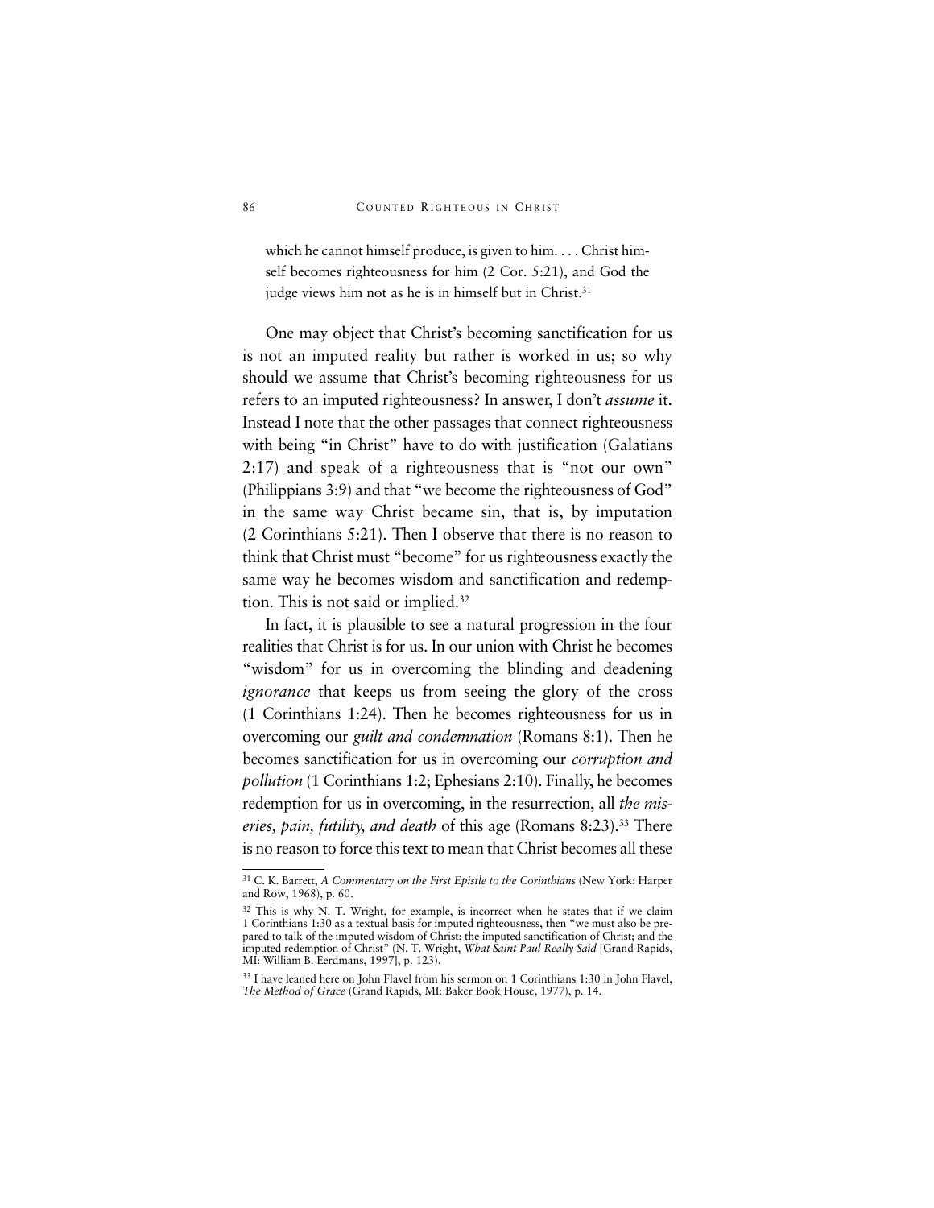> which he cannot himself produce, is given to him. . . . Christ himself becomes righteousness for him (2 Cor. 5:21), and God the judge views him not as he is in himself but in Christ.[31]

One may object that Christ's becoming sanctification for us is not an imputed reality but rather is worked in us; so why should we assume that Christ's becoming righteousness for us refers to an imputed righteousness? In answer, I don't *assume* it. Instead I note that the other passages that connect righteousness with being "in Christ" have to do with justification (Galatians 2:17) and speak of a righteousness that is "not our own" (Philippians 3:9) and that "we become the righteousness of God" in the same way Christ became sin, that is, by imputation (2 Corinthians 5:21). Then I observe that there is no reason to think that Christ must "become" for us righteousness exactly the same way he becomes wisdom and sanctification and redemption. This is not said or implied.[32]

In fact, it is plausible to see a natural progression in the four realities that Christ is for us. In our union with Christ he becomes "wisdom" for us in overcoming the blinding and deadening *ignorance* that keeps us from seeing the glory of the cross (1 Corinthians 1:24). Then he becomes righteousness for us in overcoming our *guilt and condemnation* (Romans 8:1). Then he becomes sanctification for us in overcoming our *corruption and pollution* (1 Corinthians 1:2; Ephesians 2:10). Finally, he becomes redemption for us in overcoming, in the resurrection, all *the miseries, pain, futility, and death* of this age (Romans 8:23).[33] There is no reason to force this text to mean that Christ becomes all these

---

[31] C. K. Barrett, *A Commentary on the First Epistle to the Corinthians* (New York: Harper and Row, 1968), p. 60.

[32] This is why N. T. Wright, for example, is incorrect when he states that if we claim 1 Corinthians 1:30 as a textual basis for imputed righteousness, then "we must also be prepared to talk of the imputed wisdom of Christ; the imputed sanctification of Christ; and the imputed redemption of Christ" (N. T. Wright, *What Saint Paul Really Said* [Grand Rapids, MI: William B. Eerdmans, 1997], p. 123).

[33] I have leaned here on John Flavel from his sermon on 1 Corinthians 1:30 in John Flavel, *The Method of Grace* (Grand Rapids, MI: Baker Book House, 1977), p. 14.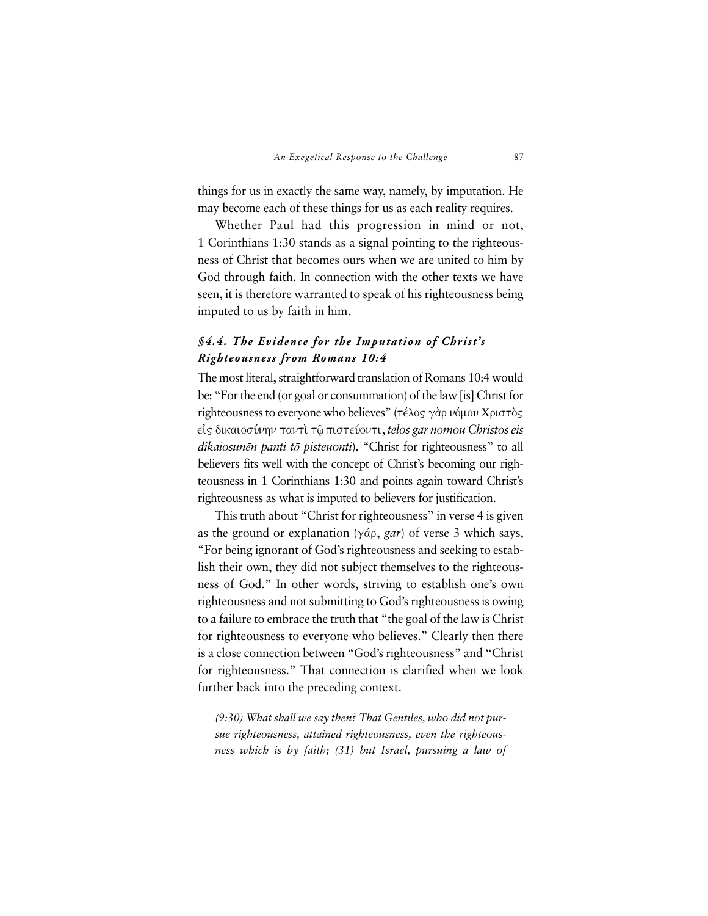things for us in exactly the same way, namely, by imputation. He may become each of these things for us as each reality requires.

Whether Paul had this progression in mind or not, 1 Corinthians 1:30 stands as a signal pointing to the righteousness of Christ that becomes ours when we are united to him by God through faith. In connection with the other texts we have seen, it is therefore warranted to speak of his righteousness being imputed to us by faith in him.

### *§4.4. The Evidence for the Imputation of Christ's Righteousness from Romans 10:4*

The most literal, straightforward translation of Romans 10:4 would be: "For the end (or goal or consummation) of the law [is] Christ for righteousness to everyone who believes" (τέλος γὰρ νόμου Χριστὸς εἰς δικαιοσύνην παντὶ τῷ πιστεύοντι, *telos gar nomou Christos eis dikaiosunēn panti tō pisteuonti*). "Christ for righteousness" to all believers fits well with the concept of Christ's becoming our righteousness in 1 Corinthians 1:30 and points again toward Christ's righteousness as what is imputed to believers for justification.

This truth about "Christ for righteousness" in verse 4 is given as the ground or explanation (γάρ, *gar*) of verse 3 which says, "For being ignorant of God's righteousness and seeking to establish their own, they did not subject themselves to the righteousness of God." In other words, striving to establish one's own righteousness and not submitting to God's righteousness is owing to a failure to embrace the truth that "the goal of the law is Christ for righteousness to everyone who believes." Clearly then there is a close connection between "God's righteousness" and "Christ for righteousness." That connection is clarified when we look further back into the preceding context.

*(9:30) What shall we say then? That Gentiles, who did not pursue righteousness, attained righteousness, even the righteousness which is by faith; (31) but Israel, pursuing a law of*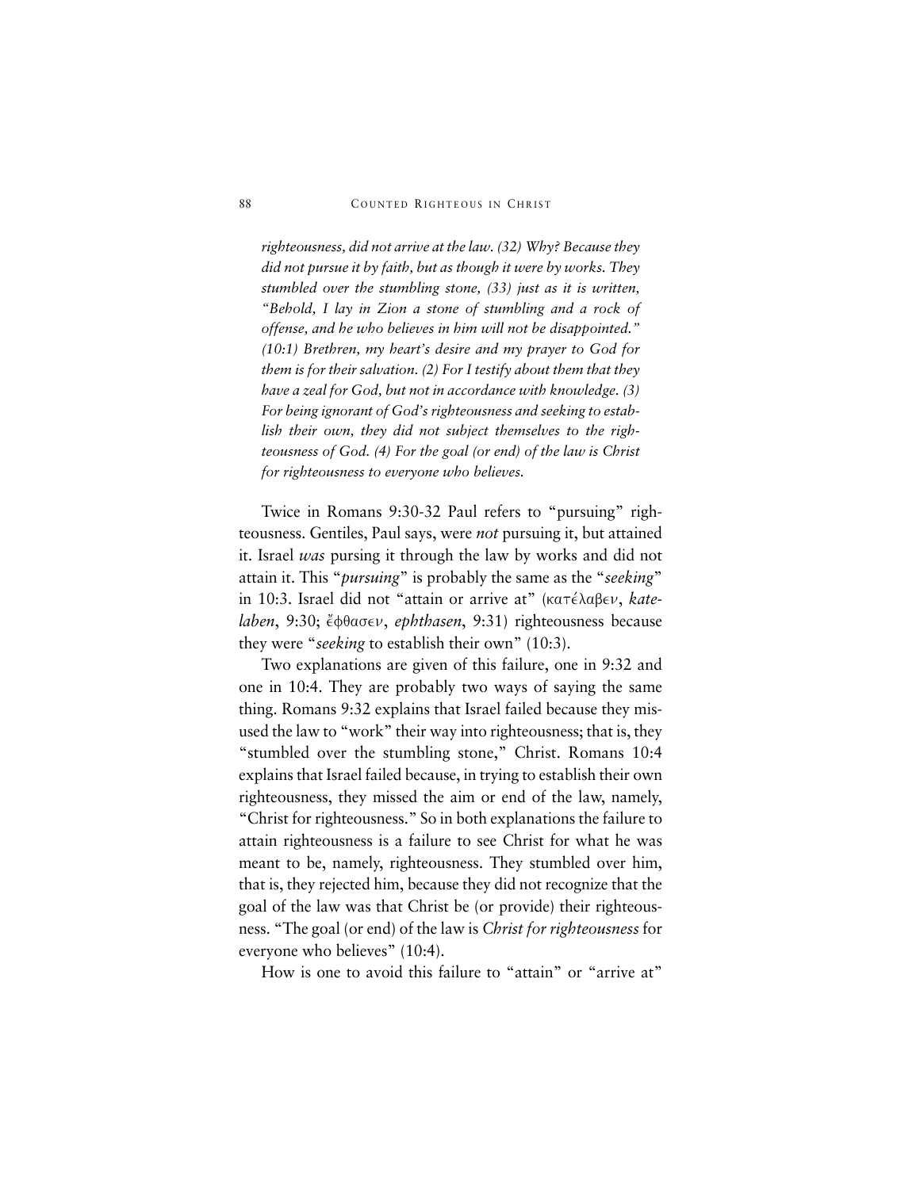*righteousness, did not arrive at the law. (32) Why? Because they did not pursue it by faith, but as though it were by works. They stumbled over the stumbling stone, (33) just as it is written, "Behold, I lay in Zion a stone of stumbling and a rock of offense, and he who believes in him will not be disappointed." (10:1) Brethren, my heart's desire and my prayer to God for them is for their salvation. (2) For I testify about them that they have a zeal for God, but not in accordance with knowledge. (3) For being ignorant of God's righteousness and seeking to establish their own, they did not subject themselves to the righteousness of God. (4) For the goal (or end) of the law is Christ for righteousness to everyone who believes.*

Twice in Romans 9:30-32 Paul refers to "pursuing" righteousness. Gentiles, Paul says, were *not* pursuing it, but attained it. Israel *was* pursing it through the law by works and did not attain it. This "*pursuing*" is probably the same as the "*seeking*" in 10:3. Israel did not "attain or arrive at" (κατέλαβεν, *katelaben*, 9:30; ἔφθασεν, *ephthasen*, 9:31) righteousness because they were "*seeking* to establish their own" (10:3).

Two explanations are given of this failure, one in 9:32 and one in 10:4. They are probably two ways of saying the same thing. Romans 9:32 explains that Israel failed because they misused the law to "work" their way into righteousness; that is, they "stumbled over the stumbling stone," Christ. Romans 10:4 explains that Israel failed because, in trying to establish their own righteousness, they missed the aim or end of the law, namely, "Christ for righteousness." So in both explanations the failure to attain righteousness is a failure to see Christ for what he was meant to be, namely, righteousness. They stumbled over him, that is, they rejected him, because they did not recognize that the goal of the law was that Christ be (or provide) their righteousness. "The goal (or end) of the law is *Christ for righteousness* for everyone who believes" (10:4).

How is one to avoid this failure to "attain" or "arrive at"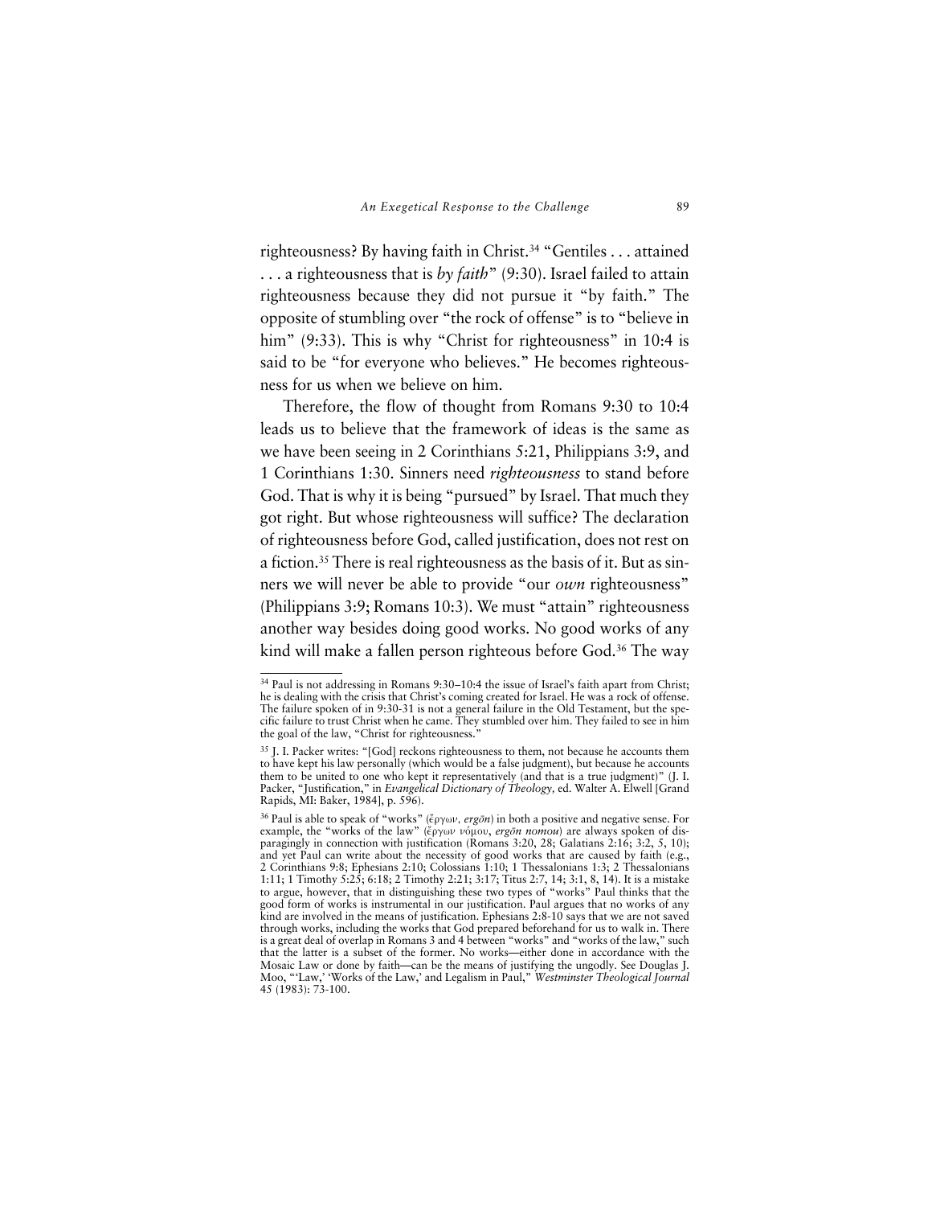righteousness? By having faith in Christ.[34] "Gentiles . . . attained . . . a righteousness that is *by faith*" (9:30). Israel failed to attain righteousness because they did not pursue it "by faith." The opposite of stumbling over "the rock of offense" is to "believe in him" (9:33). This is why "Christ for righteousness" in 10:4 is said to be "for everyone who believes." He becomes righteousness for us when we believe on him.

Therefore, the flow of thought from Romans 9:30 to 10:4 leads us to believe that the framework of ideas is the same as we have been seeing in 2 Corinthians 5:21, Philippians 3:9, and 1 Corinthians 1:30. Sinners need *righteousness* to stand before God. That is why it is being "pursued" by Israel. That much they got right. But whose righteousness will suffice? The declaration of righteousness before God, called justification, does not rest on a fiction.[35] There is real righteousness as the basis of it. But as sinners we will never be able to provide "our *own* righteousness" (Philippians 3:9; Romans 10:3). We must "attain" righteousness another way besides doing good works. No good works of any kind will make a fallen person righteous before God.[36] The way

---

[34] Paul is not addressing in Romans 9:30–10:4 the issue of Israel's faith apart from Christ; he is dealing with the crisis that Christ's coming created for Israel. He was a rock of offense. The failure spoken of in 9:30-31 is not a general failure in the Old Testament, but the specific failure to trust Christ when he came. They stumbled over him. They failed to see in him the goal of the law, "Christ for righteousness."

[35] J. I. Packer writes: "[God] reckons righteousness to them, not because he accounts them to have kept his law personally (which would be a false judgment), but because he accounts them to be united to one who kept it representatively (and that is a true judgment)" (J. I. Packer, "Justification," in *Evangelical Dictionary of Theology,* ed. Walter A. Elwell [Grand Rapids, MI: Baker, 1984], p. 596).

[36] Paul is able to speak of "works" (ἔργων, *ergōn*) in both a positive and negative sense. For example, the "works of the law" (ἔργων νόμου, *ergōn nomou*) are always spoken of disparagingly in connection with justification (Romans 3:20, 28; Galatians 2:16; 3:2, 5, 10); and yet Paul can write about the necessity of good works that are caused by faith (e.g., 2 Corinthians 9:8; Ephesians 2:10; Colossians 1:10; 1 Thessalonians 1:3; 2 Thessalonians 1:11; 1 Timothy 5:25; 6:18; 2 Timothy 2:21; 3:17; Titus 2:7, 14; 3:1, 8, 14). It is a mistake to argue, however, that in distinguishing these two types of "works" Paul thinks that the good form of works is instrumental in our justification. Paul argues that no works of any kind are involved in the means of justification. Ephesians 2:8-10 says that we are not saved through works, including the works that God prepared beforehand for us to walk in. There is a great deal of overlap in Romans 3 and 4 between "works" and "works of the law," such that the latter is a subset of the former. No works—either done in accordance with the Mosaic Law or done by faith—can be the means of justifying the ungodly. See Douglas J. Moo, "'Law,' 'Works of the Law,' and Legalism in Paul," *Westminster Theological Journal* 45 (1983): 73-100.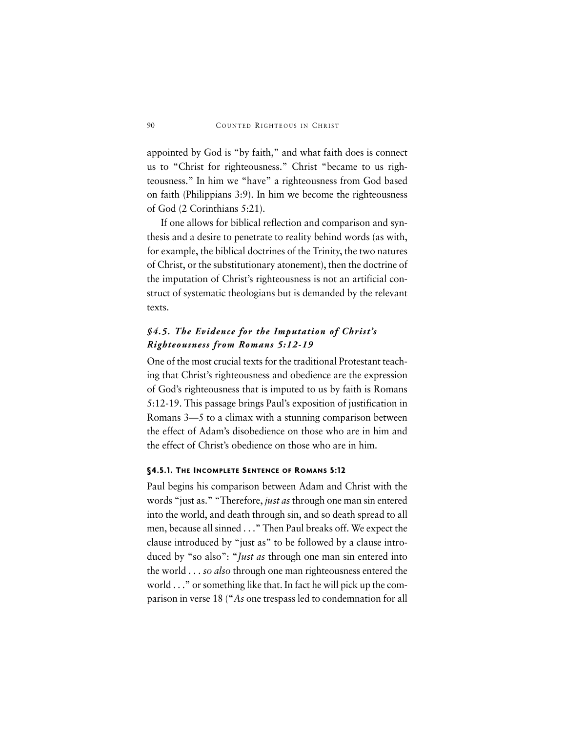appointed by God is "by faith," and what faith does is connect us to "Christ for righteousness." Christ "became to us righteousness." In him we "have" a righteousness from God based on faith (Philippians 3:9). In him we become the righteousness of God (2 Corinthians 5:21).

If one allows for biblical reflection and comparison and synthesis and a desire to penetrate to reality behind words (as with, for example, the biblical doctrines of the Trinity, the two natures of Christ, or the substitutionary atonement), then the doctrine of the imputation of Christ's righteousness is not an artificial construct of systematic theologians but is demanded by the relevant texts.

## *§4.5. The Evidence for the Imputation of Christ's Righteousness from Romans 5:12-19*

One of the most crucial texts for the traditional Protestant teaching that Christ's righteousness and obedience are the expression of God's righteousness that is imputed to us by faith is Romans 5:12-19. This passage brings Paul's exposition of justification in Romans 3—5 to a climax with a stunning comparison between the effect of Adam's disobedience on those who are in him and the effect of Christ's obedience on those who are in him.

### §4.5.1. The Incomplete Sentence of Romans 5:12

Paul begins his comparison between Adam and Christ with the words "just as." "Therefore, *just as* through one man sin entered into the world, and death through sin, and so death spread to all men, because all sinned . . ." Then Paul breaks off. We expect the clause introduced by "just as" to be followed by a clause introduced by "so also": "*Just as* through one man sin entered into the world . . . *so also* through one man righteousness entered the world . . ." or something like that. In fact he will pick up the comparison in verse 18 ("*As* one trespass led to condemnation for all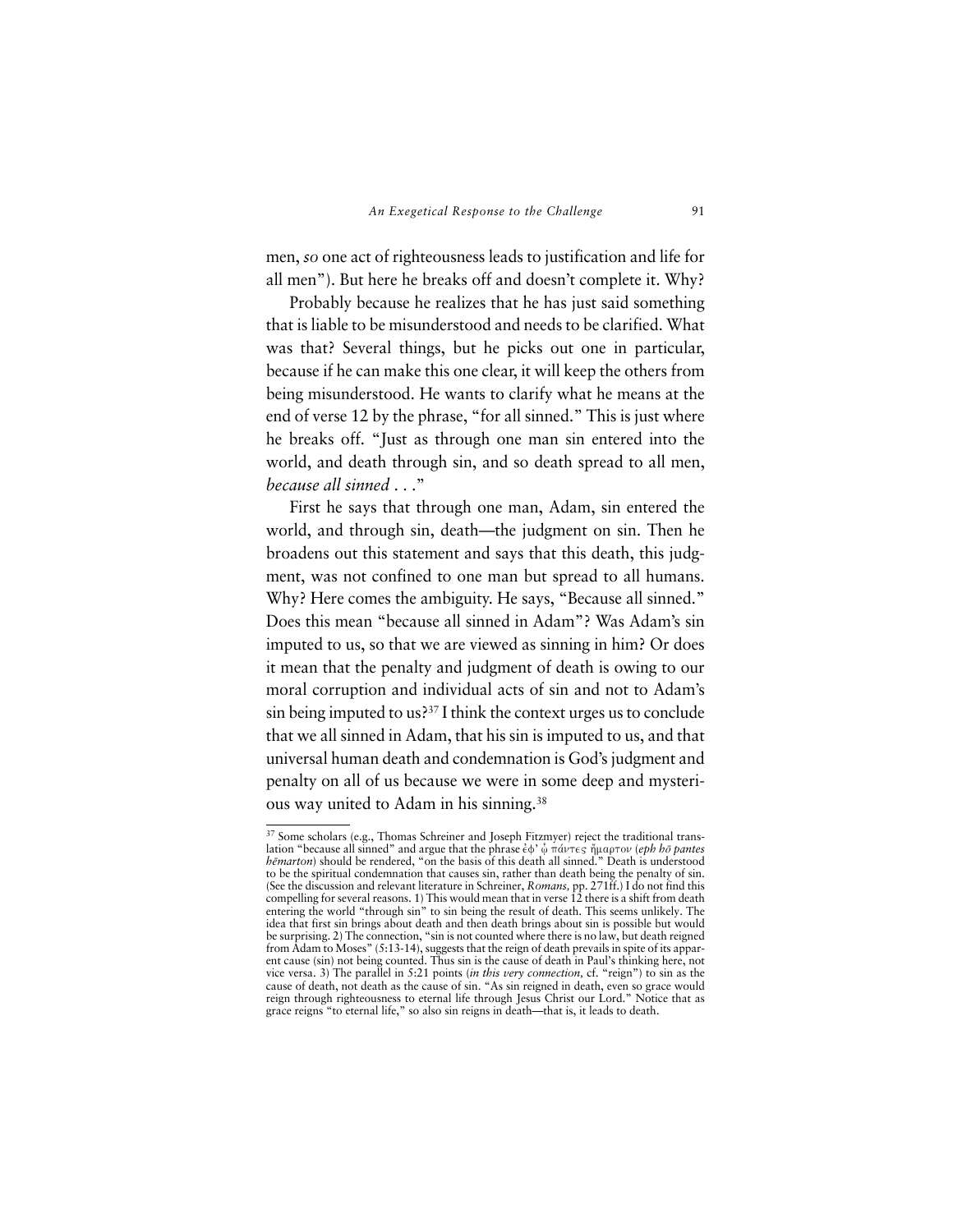men, *so* one act of righteousness leads to justification and life for all men"). But here he breaks off and doesn't complete it. Why?

Probably because he realizes that he has just said something that is liable to be misunderstood and needs to be clarified. What was that? Several things, but he picks out one in particular, because if he can make this one clear, it will keep the others from being misunderstood. He wants to clarify what he means at the end of verse 12 by the phrase, "for all sinned." This is just where he breaks off. "Just as through one man sin entered into the world, and death through sin, and so death spread to all men, *because all sinned . . .*"

First he says that through one man, Adam, sin entered the world, and through sin, death—the judgment on sin. Then he broadens out this statement and says that this death, this judgment, was not confined to one man but spread to all humans. Why? Here comes the ambiguity. He says, "Because all sinned." Does this mean "because all sinned in Adam"? Was Adam's sin imputed to us, so that we are viewed as sinning in him? Or does it mean that the penalty and judgment of death is owing to our moral corruption and individual acts of sin and not to Adam's sin being imputed to us?[37] I think the context urges us to conclude that we all sinned in Adam, that his sin is imputed to us, and that universal human death and condemnation is God's judgment and penalty on all of us because we were in some deep and mysterious way united to Adam in his sinning.[38]

---

[37] Some scholars (e.g., Thomas Schreiner and Joseph Fitzmyer) reject the traditional translation "because all sinned" and argue that the phrase ἐφ' ᾧ πάντες ἥμαρτον (*eph hō pantes hēmarton*) should be rendered, "on the basis of this death all sinned." Death is understood to be the spiritual condemnation that causes sin, rather than death being the penalty of sin. (See the discussion and relevant literature in Schreiner, *Romans,* pp. 271ff.) I do not find this compelling for several reasons. 1) This would mean that in verse 12 there is a shift from death entering the world "through sin" to sin being the result of death. This seems unlikely. The idea that first sin brings about death and then death brings about sin is possible but would be surprising. 2) The connection, "sin is not counted where there is no law, but death reigned from Adam to Moses" (5:13-14), suggests that the reign of death prevails in spite of its apparent cause (sin) not being counted. Thus sin is the cause of death in Paul's thinking here, not vice versa. 3) The parallel in 5:21 points (*in this very connection,* cf. "reign") to sin as the cause of death, not death as the cause of sin. "As sin reigned in death, even so grace would reign through righteousness to eternal life through Jesus Christ our Lord." Notice that as grace reigns "to eternal life," so also sin reigns in death—that is, it leads to death.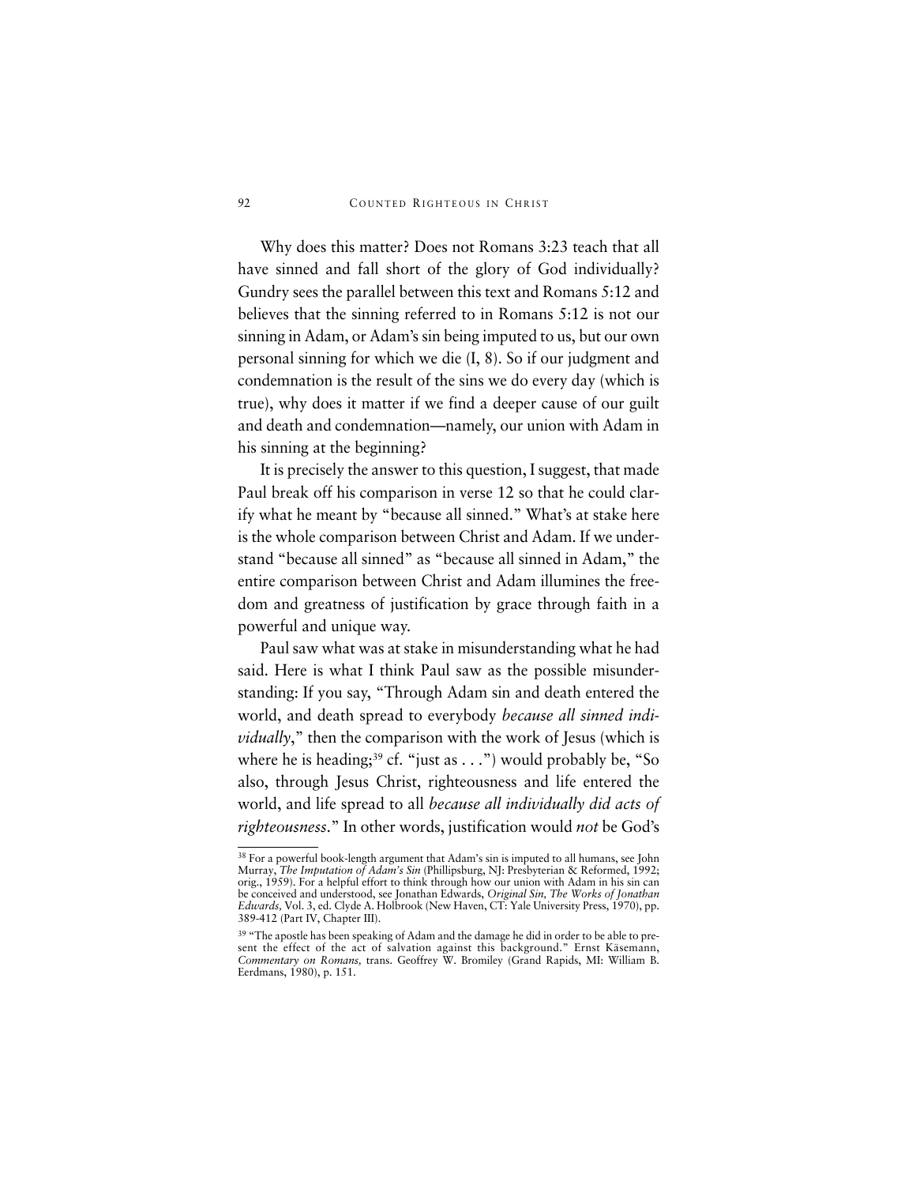Why does this matter? Does not Romans 3:23 teach that all have sinned and fall short of the glory of God individually? Gundry sees the parallel between this text and Romans 5:12 and believes that the sinning referred to in Romans 5:12 is not our sinning in Adam, or Adam's sin being imputed to us, but our own personal sinning for which we die (I, 8). So if our judgment and condemnation is the result of the sins we do every day (which is true), why does it matter if we find a deeper cause of our guilt and death and condemnation—namely, our union with Adam in his sinning at the beginning?

It is precisely the answer to this question, I suggest, that made Paul break off his comparison in verse 12 so that he could clarify what he meant by "because all sinned." What's at stake here is the whole comparison between Christ and Adam. If we understand "because all sinned" as "because all sinned in Adam," the entire comparison between Christ and Adam illumines the freedom and greatness of justification by grace through faith in a powerful and unique way.

Paul saw what was at stake in misunderstanding what he had said. Here is what I think Paul saw as the possible misunderstanding: If you say, "Through Adam sin and death entered the world, and death spread to everybody *because all sinned individually*," then the comparison with the work of Jesus (which is where he is heading;[39] cf. "just as . . .") would probably be, "So also, through Jesus Christ, righteousness and life entered the world, and life spread to all *because all individually did acts of righteousness*." In other words, justification would *not* be God's

---

[38] For a powerful book-length argument that Adam's sin is imputed to all humans, see John Murray, *The Imputation of Adam's Sin* (Phillipsburg, NJ: Presbyterian & Reformed, 1992; orig., 1959). For a helpful effort to think through how our union with Adam in his sin can be conceived and understood, see Jonathan Edwards, *Original Sin, The Works of Jonathan Edwards*, Vol. 3, ed. Clyde A. Holbrook (New Haven, CT: Yale University Press, 1970), pp. 389-412 (Part IV, Chapter III).

[39] "The apostle has been speaking of Adam and the damage he did in order to be able to present the effect of the act of salvation against this background." Ernst Käsemann, *Commentary on Romans*, trans. Geoffrey W. Bromiley (Grand Rapids, MI: William B. Eerdmans, 1980), p. 151.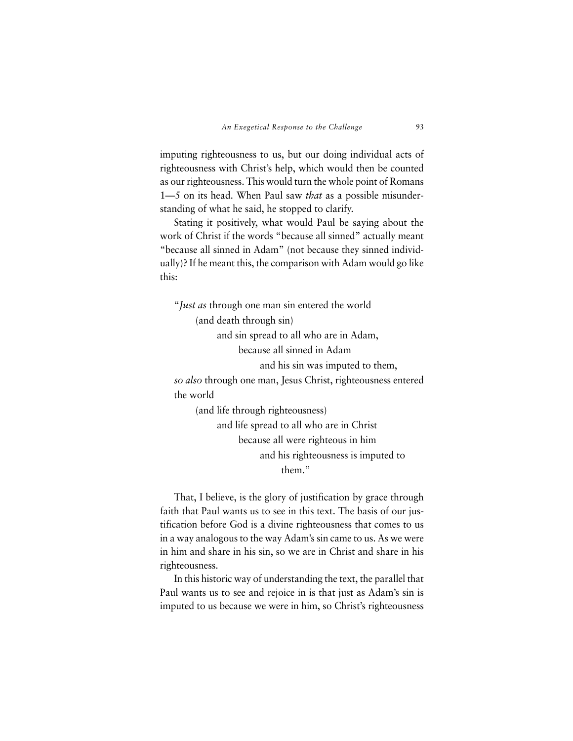imputing righteousness to us, but our doing individual acts of righteousness with Christ's help, which would then be counted as our righteousness. This would turn the whole point of Romans 1—5 on its head. When Paul saw *that* as a possible misunderstanding of what he said, he stopped to clarify.

Stating it positively, what would Paul be saying about the work of Christ if the words "because all sinned" actually meant "because all sinned in Adam" (not because they sinned individually)? If he meant this, the comparison with Adam would go like this:

> "*Just as* through one man sin entered the world
> (and death through sin)
> and sin spread to all who are in Adam,
> because all sinned in Adam
> and his sin was imputed to them,
> *so also* through one man, Jesus Christ, righteousness entered the world
> (and life through righteousness)
> and life spread to all who are in Christ
> because all were righteous in him
> and his righteousness is imputed to them."

That, I believe, is the glory of justification by grace through faith that Paul wants us to see in this text. The basis of our justification before God is a divine righteousness that comes to us in a way analogous to the way Adam's sin came to us. As we were in him and share in his sin, so we are in Christ and share in his righteousness.

In this historic way of understanding the text, the parallel that Paul wants us to see and rejoice in is that just as Adam's sin is imputed to us because we were in him, so Christ's righteousness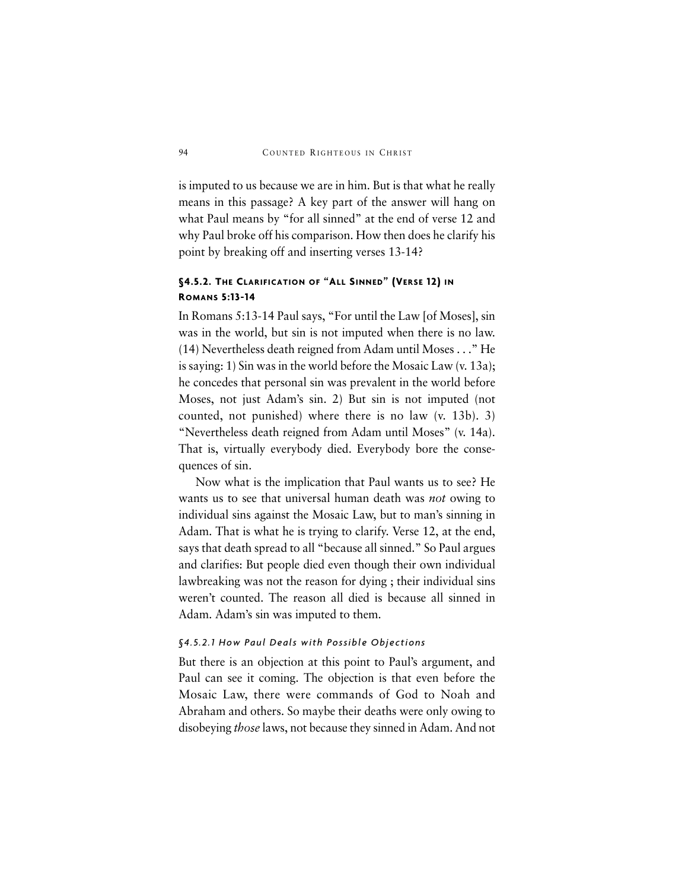is imputed to us because we are in him. But is that what he really means in this passage? A key part of the answer will hang on what Paul means by "for all sinned" at the end of verse 12 and why Paul broke off his comparison. How then does he clarify his point by breaking off and inserting verses 13-14?

### §4.5.2. The Clarification of "All Sinned" (Verse 12) in Romans 5:13-14

In Romans 5:13-14 Paul says, "For until the Law [of Moses], sin was in the world, but sin is not imputed when there is no law. (14) Nevertheless death reigned from Adam until Moses . . ." He is saying: 1) Sin was in the world before the Mosaic Law (v. 13a); he concedes that personal sin was prevalent in the world before Moses, not just Adam's sin. 2) But sin is not imputed (not counted, not punished) where there is no law (v. 13b). 3) "Nevertheless death reigned from Adam until Moses" (v. 14a). That is, virtually everybody died. Everybody bore the consequences of sin.

Now what is the implication that Paul wants us to see? He wants us to see that universal human death was *not* owing to individual sins against the Mosaic Law, but to man's sinning in Adam. That is what he is trying to clarify. Verse 12, at the end, says that death spread to all "because all sinned." So Paul argues and clarifies: But people died even though their own individual lawbreaking was not the reason for dying ; their individual sins weren't counted. The reason all died is because all sinned in Adam. Adam's sin was imputed to them.

#### *§4.5.2.1 How Paul Deals with Possible Objections*

But there is an objection at this point to Paul's argument, and Paul can see it coming. The objection is that even before the Mosaic Law, there were commands of God to Noah and Abraham and others. So maybe their deaths were only owing to disobeying *those* laws, not because they sinned in Adam. And not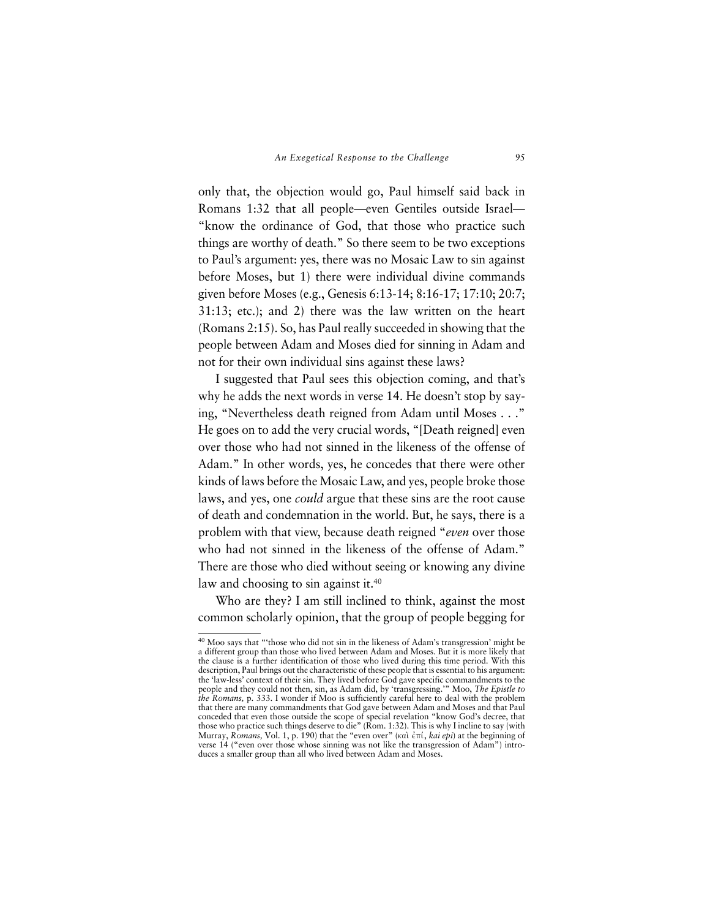only that, the objection would go, Paul himself said back in Romans 1:32 that all people—even Gentiles outside Israel—"know the ordinance of God, that those who practice such things are worthy of death." So there seem to be two exceptions to Paul's argument: yes, there was no Mosaic Law to sin against before Moses, but 1) there were individual divine commands given before Moses (e.g., Genesis 6:13-14; 8:16-17; 17:10; 20:7; 31:13; etc.); and 2) there was the law written on the heart (Romans 2:15). So, has Paul really succeeded in showing that the people between Adam and Moses died for sinning in Adam and not for their own individual sins against these laws?

I suggested that Paul sees this objection coming, and that's why he adds the next words in verse 14. He doesn't stop by saying, "Nevertheless death reigned from Adam until Moses . . ." He goes on to add the very crucial words, "[Death reigned] even over those who had not sinned in the likeness of the offense of Adam." In other words, yes, he concedes that there were other kinds of laws before the Mosaic Law, and yes, people broke those laws, and yes, one *could* argue that these sins are the root cause of death and condemnation in the world. But, he says, there is a problem with that view, because death reigned "*even* over those who had not sinned in the likeness of the offense of Adam." There are those who died without seeing or knowing any divine law and choosing to sin against it.[40]

Who are they? I am still inclined to think, against the most common scholarly opinion, that the group of people begging for

---

[40] Moo says that "'those who did not sin in the likeness of Adam's transgression' might be a different group than those who lived between Adam and Moses. But it is more likely that the clause is a further identification of those who lived during this time period. With this description, Paul brings out the characteristic of these people that is essential to his argument: the 'law-less' context of their sin. They lived before God gave specific commandments to the people and they could not then, sin, as Adam did, by 'transgressing.'" Moo, *The Epistle to the Romans,* p. 333. I wonder if Moo is sufficiently careful here to deal with the problem that there are many commandments that God gave between Adam and Moses and that Paul conceded that even those outside the scope of special revelation "know God's decree, that those who practice such things deserve to die" (Rom. 1:32). This is why I incline to say (with Murray, *Romans,* Vol. 1, p. 190) that the "even over" (καὶ ἐπί, *kai epi*) at the beginning of verse 14 ("even over those whose sinning was not like the transgression of Adam") introduces a smaller group than all who lived between Adam and Moses.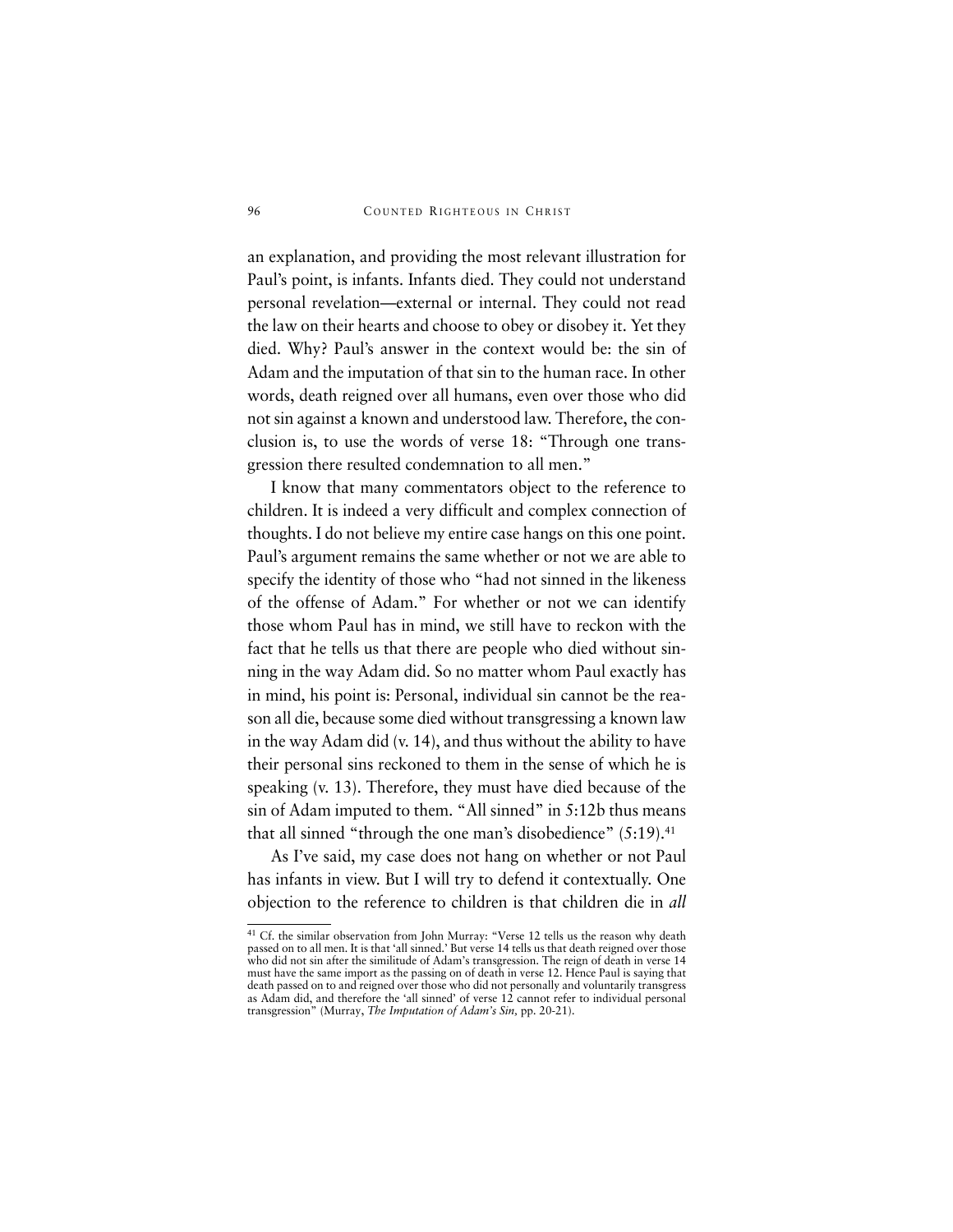an explanation, and providing the most relevant illustration for Paul's point, is infants. Infants died. They could not understand personal revelation—external or internal. They could not read the law on their hearts and choose to obey or disobey it. Yet they died. Why? Paul's answer in the context would be: the sin of Adam and the imputation of that sin to the human race. In other words, death reigned over all humans, even over those who did not sin against a known and understood law. Therefore, the conclusion is, to use the words of verse 18: "Through one transgression there resulted condemnation to all men."

I know that many commentators object to the reference to children. It is indeed a very difficult and complex connection of thoughts. I do not believe my entire case hangs on this one point. Paul's argument remains the same whether or not we are able to specify the identity of those who "had not sinned in the likeness of the offense of Adam." For whether or not we can identify those whom Paul has in mind, we still have to reckon with the fact that he tells us that there are people who died without sinning in the way Adam did. So no matter whom Paul exactly has in mind, his point is: Personal, individual sin cannot be the reason all die, because some died without transgressing a known law in the way Adam did (v. 14), and thus without the ability to have their personal sins reckoned to them in the sense of which he is speaking (v. 13). Therefore, they must have died because of the sin of Adam imputed to them. "All sinned" in 5:12b thus means that all sinned "through the one man's disobedience" (5:19).[41]

As I've said, my case does not hang on whether or not Paul has infants in view. But I will try to defend it contextually. One objection to the reference to children is that children die in *all*

[41] Cf. the similar observation from John Murray: "Verse 12 tells us the reason why death passed on to all men. It is that 'all sinned.' But verse 14 tells us that death reigned over those who did not sin after the similitude of Adam's transgression. The reign of death in verse 14 must have the same import as the passing on of death in verse 12. Hence Paul is saying that death passed on to and reigned over those who did not personally and voluntarily transgress as Adam did, and therefore the 'all sinned' of verse 12 cannot refer to individual personal transgression" (Murray, *The Imputation of Adam's Sin,* pp. 20-21).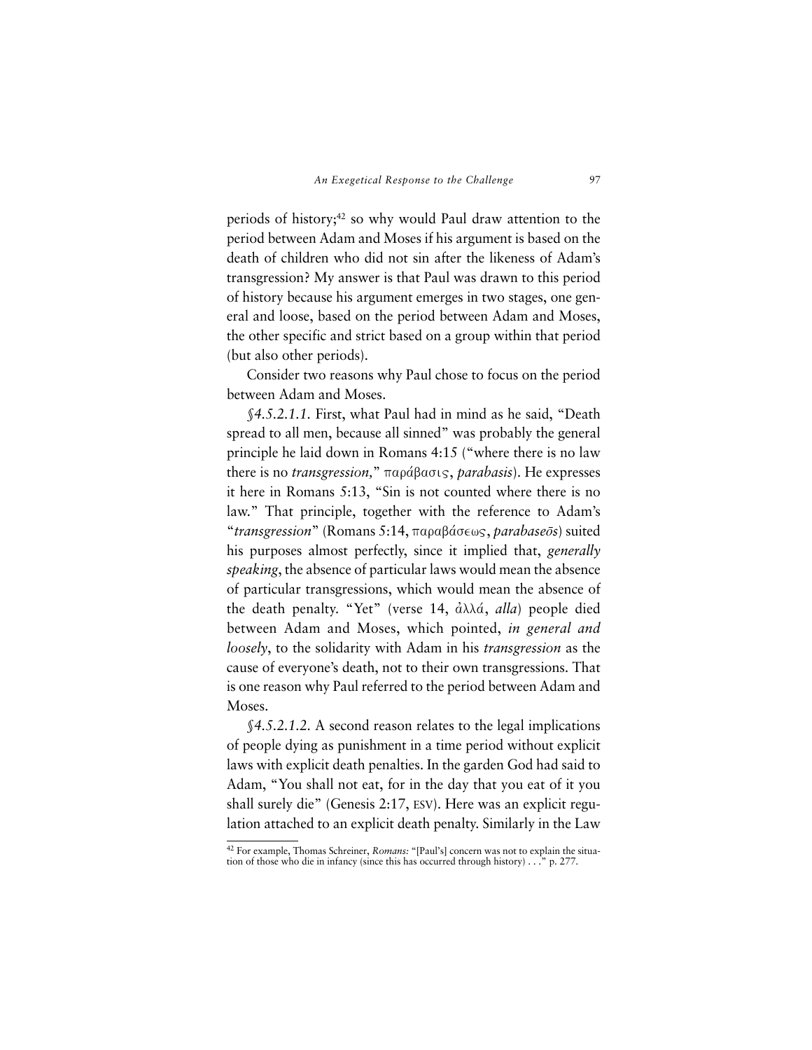periods of history;[42] so why would Paul draw attention to the period between Adam and Moses if his argument is based on the death of children who did not sin after the likeness of Adam's transgression? My answer is that Paul was drawn to this period of history because his argument emerges in two stages, one general and loose, based on the period between Adam and Moses, the other specific and strict based on a group within that period (but also other periods).

Consider two reasons why Paul chose to focus on the period between Adam and Moses.

*§4.5.2.1.1.* First, what Paul had in mind as he said, "Death spread to all men, because all sinned" was probably the general principle he laid down in Romans 4:15 ("where there is no law there is no *transgression,*" παράβασις, *parabasis*). He expresses it here in Romans 5:13, "Sin is not counted where there is no law." That principle, together with the reference to Adam's "*transgression*" (Romans 5:14, παραβάσεως, *parabaseōs*) suited his purposes almost perfectly, since it implied that, *generally speaking*, the absence of particular laws would mean the absence of particular transgressions, which would mean the absence of the death penalty. "Yet" (verse 14, ἀλλά, *alla*) people died between Adam and Moses, which pointed, *in general and loosely*, to the solidarity with Adam in his *transgression* as the cause of everyone's death, not to their own transgressions. That is one reason why Paul referred to the period between Adam and Moses.

*§4.5.2.1.2.* A second reason relates to the legal implications of people dying as punishment in a time period without explicit laws with explicit death penalties. In the garden God had said to Adam, "You shall not eat, for in the day that you eat of it you shall surely die" (Genesis 2:17, ESV). Here was an explicit regulation attached to an explicit death penalty. Similarly in the Law

[42] For example, Thomas Schreiner, *Romans:* "[Paul's] concern was not to explain the situation of those who die in infancy (since this has occurred through history) . . ." p. 277.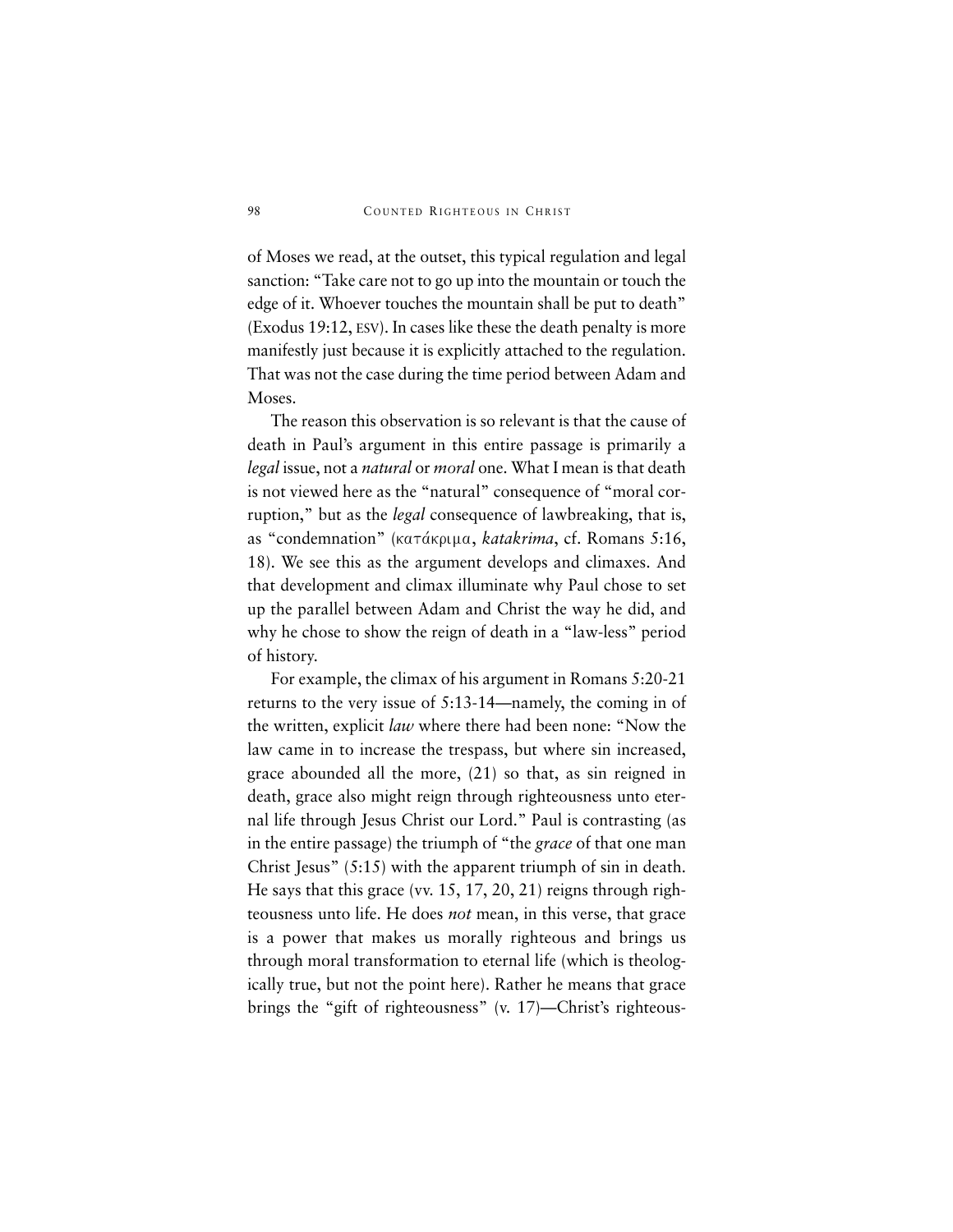of Moses we read, at the outset, this typical regulation and legal sanction: "Take care not to go up into the mountain or touch the edge of it. Whoever touches the mountain shall be put to death" (Exodus 19:12, ESV). In cases like these the death penalty is more manifestly just because it is explicitly attached to the regulation. That was not the case during the time period between Adam and Moses.

The reason this observation is so relevant is that the cause of death in Paul's argument in this entire passage is primarily a *legal* issue, not a *natural* or *moral* one. What I mean is that death is not viewed here as the "natural" consequence of "moral corruption," but as the *legal* consequence of lawbreaking, that is, as "condemnation" (κατάκριμα, *katakrima*, cf. Romans 5:16, 18). We see this as the argument develops and climaxes. And that development and climax illuminate why Paul chose to set up the parallel between Adam and Christ the way he did, and why he chose to show the reign of death in a "law-less" period of history.

For example, the climax of his argument in Romans 5:20-21 returns to the very issue of 5:13-14—namely, the coming in of the written, explicit *law* where there had been none: "Now the law came in to increase the trespass, but where sin increased, grace abounded all the more, (21) so that, as sin reigned in death, grace also might reign through righteousness unto eternal life through Jesus Christ our Lord." Paul is contrasting (as in the entire passage) the triumph of "the *grace* of that one man Christ Jesus" (5:15) with the apparent triumph of sin in death. He says that this grace (vv. 15, 17, 20, 21) reigns through righteousness unto life. He does *not* mean, in this verse, that grace is a power that makes us morally righteous and brings us through moral transformation to eternal life (which is theologically true, but not the point here). Rather he means that grace brings the "gift of righteousness" (v. 17)—Christ's righteous-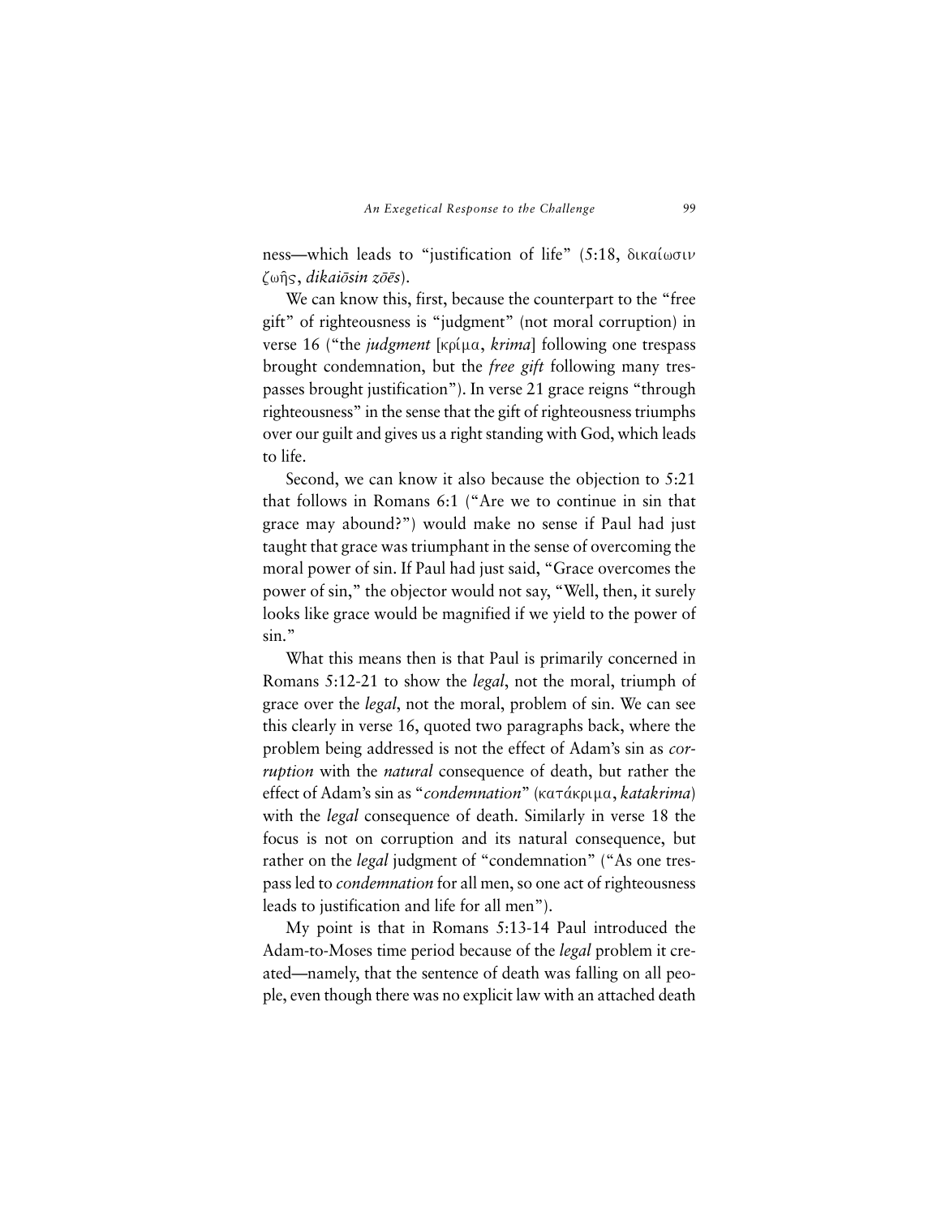ness—which leads to "justification of life" (5:18, δικαίωσιν ζωῆς, *dikaiōsin zōēs*).

We can know this, first, because the counterpart to the "free gift" of righteousness is "judgment" (not moral corruption) in verse 16 ("the *judgment* [κρίμα, *krima*] following one trespass brought condemnation, but the *free gift* following many trespasses brought justification"). In verse 21 grace reigns "through righteousness" in the sense that the gift of righteousness triumphs over our guilt and gives us a right standing with God, which leads to life.

Second, we can know it also because the objection to 5:21 that follows in Romans 6:1 ("Are we to continue in sin that grace may abound?") would make no sense if Paul had just taught that grace was triumphant in the sense of overcoming the moral power of sin. If Paul had just said, "Grace overcomes the power of sin," the objector would not say, "Well, then, it surely looks like grace would be magnified if we yield to the power of sin."

What this means then is that Paul is primarily concerned in Romans 5:12-21 to show the *legal*, not the moral, triumph of grace over the *legal*, not the moral, problem of sin. We can see this clearly in verse 16, quoted two paragraphs back, where the problem being addressed is not the effect of Adam's sin as *corruption* with the *natural* consequence of death, but rather the effect of Adam's sin as "*condemnation*" (κατάκριμα, *katakrima*) with the *legal* consequence of death. Similarly in verse 18 the focus is not on corruption and its natural consequence, but rather on the *legal* judgment of "condemnation" ("As one trespass led to *condemnation* for all men, so one act of righteousness leads to justification and life for all men").

My point is that in Romans 5:13-14 Paul introduced the Adam-to-Moses time period because of the *legal* problem it created—namely, that the sentence of death was falling on all people, even though there was no explicit law with an attached death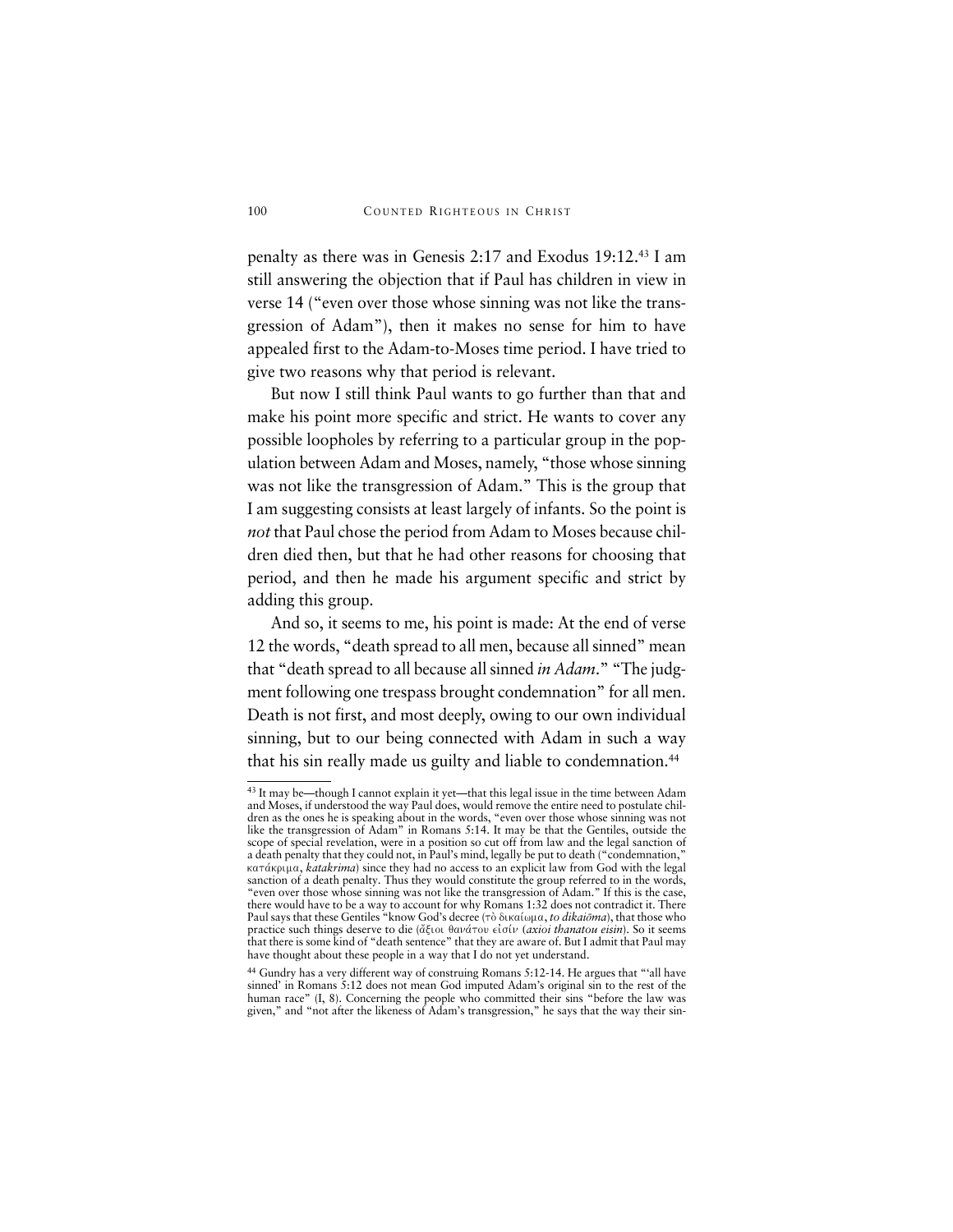penalty as there was in Genesis 2:17 and Exodus 19:12.[43] I am still answering the objection that if Paul has children in view in verse 14 ("even over those whose sinning was not like the transgression of Adam"), then it makes no sense for him to have appealed first to the Adam-to-Moses time period. I have tried to give two reasons why that period is relevant.

But now I still think Paul wants to go further than that and make his point more specific and strict. He wants to cover any possible loopholes by referring to a particular group in the population between Adam and Moses, namely, "those whose sinning was not like the transgression of Adam." This is the group that I am suggesting consists at least largely of infants. So the point is *not* that Paul chose the period from Adam to Moses because children died then, but that he had other reasons for choosing that period, and then he made his argument specific and strict by adding this group.

And so, it seems to me, his point is made: At the end of verse 12 the words, "death spread to all men, because all sinned" mean that "death spread to all because all sinned *in Adam*." "The judgment following one trespass brought condemnation" for all men. Death is not first, and most deeply, owing to our own individual sinning, but to our being connected with Adam in such a way that his sin really made us guilty and liable to condemnation.[44]

---

[43] It may be—though I cannot explain it yet—that this legal issue in the time between Adam and Moses, if understood the way Paul does, would remove the entire need to postulate children as the ones he is speaking about in the words, "even over those whose sinning was not like the transgression of Adam" in Romans 5:14. It may be that the Gentiles, outside the scope of special revelation, were in a position so cut off from law and the legal sanction of a death penalty that they could not, in Paul's mind, legally be put to death ("condemnation," κατάκριμα, *katakrima*) since they had no access to an explicit law from God with the legal sanction of a death penalty. Thus they would constitute the group referred to in the words, "even over those whose sinning was not like the transgression of Adam." If this is the case, there would have to be a way to account for why Romans 1:32 does not contradict it. There Paul says that these Gentiles "know God's decree (τὸ δικαίωμα, *to dikaiōma*), that those who practice such things deserve to die (ἄξιοι θανάτου εἰσίν (*axioi thanatou eisin*). So it seems that there is some kind of "death sentence" that they are aware of. But I admit that Paul may have thought about these people in a way that I do not yet understand.

[44] Gundry has a very different way of construing Romans 5:12-14. He argues that "'all have sinned' in Romans 5:12 does not mean God imputed Adam's original sin to the rest of the human race" (I, 8). Concerning the people who committed their sins "before the law was given," and "not after the likeness of Adam's transgression," he says that the way their sin-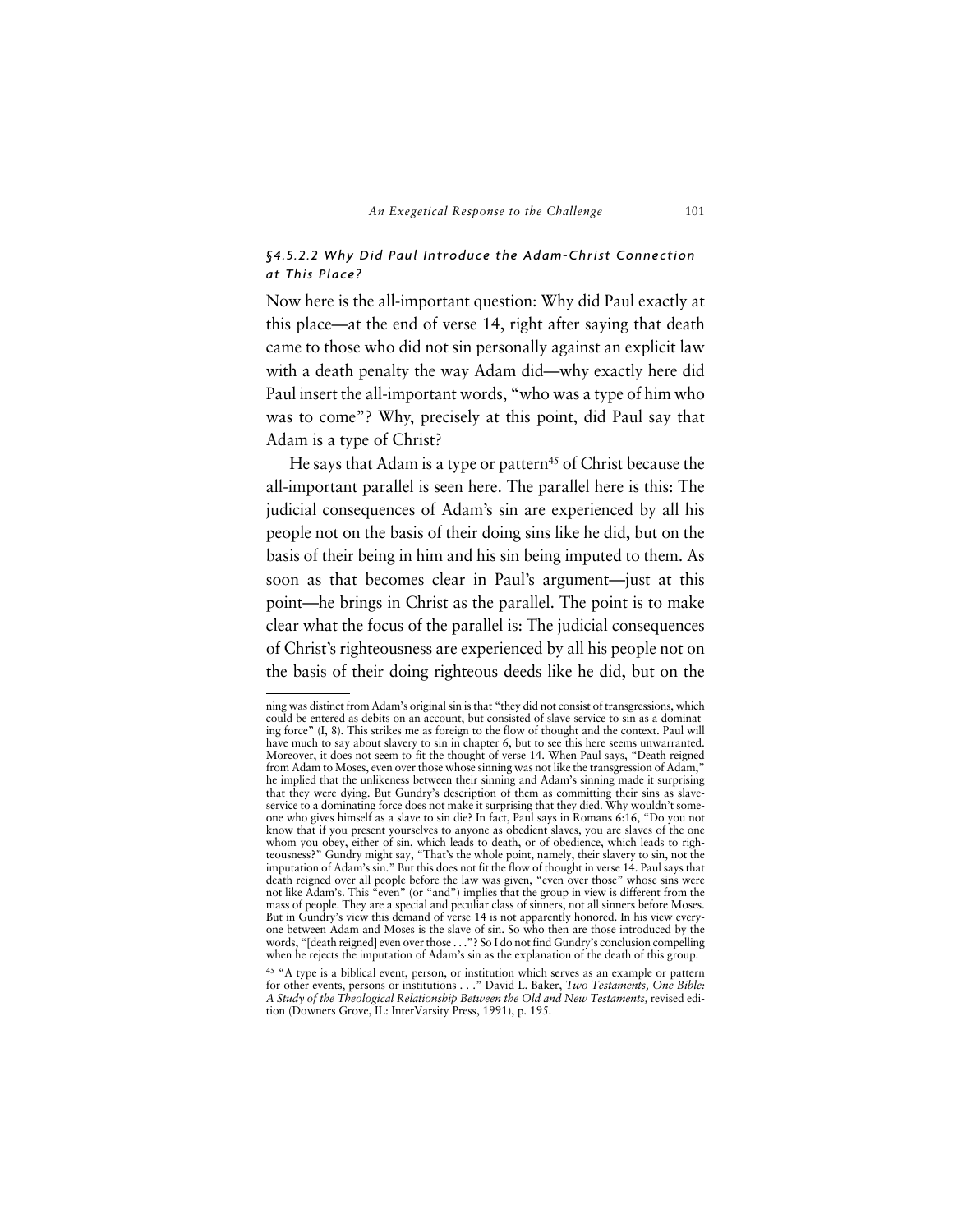### §4.5.2.2 *Why Did Paul Introduce the Adam-Christ Connection at This Place?*

Now here is the all-important question: Why did Paul exactly at this place—at the end of verse 14, right after saying that death came to those who did not sin personally against an explicit law with a death penalty the way Adam did—why exactly here did Paul insert the all-important words, "who was a type of him who was to come"? Why, precisely at this point, did Paul say that Adam is a type of Christ?

He says that Adam is a type or pattern[45] of Christ because the all-important parallel is seen here. The parallel here is this: The judicial consequences of Adam's sin are experienced by all his people not on the basis of their doing sins like he did, but on the basis of their being in him and his sin being imputed to them. As soon as that becomes clear in Paul's argument—just at this point—he brings in Christ as the parallel. The point is to make clear what the focus of the parallel is: The judicial consequences of Christ's righteousness are experienced by all his people not on the basis of their doing righteous deeds like he did, but on the

---

ning was distinct from Adam's original sin is that "they did not consist of transgressions, which could be entered as debits on an account, but consisted of slave-service to sin as a dominating force" (I, 8). This strikes me as foreign to the flow of thought and the context. Paul will have much to say about slavery to sin in chapter 6, but to see this here seems unwarranted. Moreover, it does not seem to fit the thought of verse 14. When Paul says, "Death reigned from Adam to Moses, even over those whose sinning was not like the transgression of Adam," he implied that the unlikeness between their sinning and Adam's sinning made it surprising that they were dying. But Gundry's description of them as committing their sins as slave-service to a dominating force does not make it surprising that they died. Why wouldn't someone who gives himself as a slave to sin die? In fact, Paul says in Romans 6:16, "Do you not know that if you present yourselves to anyone as obedient slaves, you are slaves of the one whom you obey, either of sin, which leads to death, or of obedience, which leads to righteousness?" Gundry might say, "That's the whole point, namely, their slavery to sin, not the imputation of Adam's sin." But this does not fit the flow of thought in verse 14. Paul says that death reigned over all people before the law was given, "even over those" whose sins were not like Adam's. This "even" (or "and") implies that the group in view is different from the mass of people. They are a special and peculiar class of sinners, not all sinners before Moses. But in Gundry's view this demand of verse 14 is not apparently honored. In his view everyone between Adam and Moses is the slave of sin. So who then are those introduced by the words, "[death reigned] even over those . . ."? So I do not find Gundry's conclusion compelling when he rejects the imputation of Adam's sin as the explanation of the death of this group.

[45] "A type is a biblical event, person, or institution which serves as an example or pattern for other events, persons or institutions . . ." David L. Baker, *Two Testaments, One Bible: A Study of the Theological Relationship Between the Old and New Testaments,* revised edition (Downers Grove, IL: InterVarsity Press, 1991), p. 195.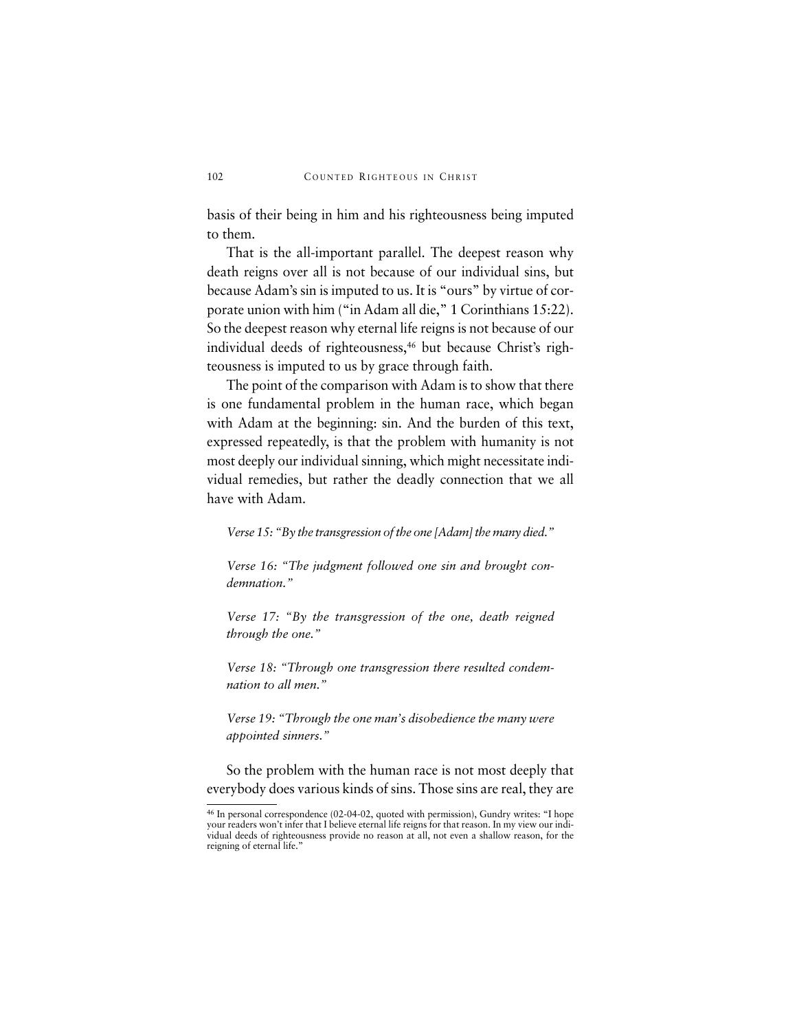basis of their being in him and his righteousness being imputed to them.

That is the all-important parallel. The deepest reason why death reigns over all is not because of our individual sins, but because Adam's sin is imputed to us. It is "ours" by virtue of corporate union with him ("in Adam all die," 1 Corinthians 15:22). So the deepest reason why eternal life reigns is not because of our individual deeds of righteousness,[46] but because Christ's righteousness is imputed to us by grace through faith.

The point of the comparison with Adam is to show that there is one fundamental problem in the human race, which began with Adam at the beginning: sin. And the burden of this text, expressed repeatedly, is that the problem with humanity is not most deeply our individual sinning, which might necessitate individual remedies, but rather the deadly connection that we all have with Adam.

*Verse 15: "By the transgression of the one [Adam] the many died."*

*Verse 16: "The judgment followed one sin and brought condemnation."*

*Verse 17: "By the transgression of the one, death reigned through the one."*

*Verse 18: "Through one transgression there resulted condemnation to all men."*

*Verse 19: "Through the one man's disobedience the many were appointed sinners."*

So the problem with the human race is not most deeply that everybody does various kinds of sins. Those sins are real, they are

---

[46] In personal correspondence (02-04-02, quoted with permission), Gundry writes: "I hope your readers won't infer that I believe eternal life reigns for that reason. In my view our individual deeds of righteousness provide no reason at all, not even a shallow reason, for the reigning of eternal life."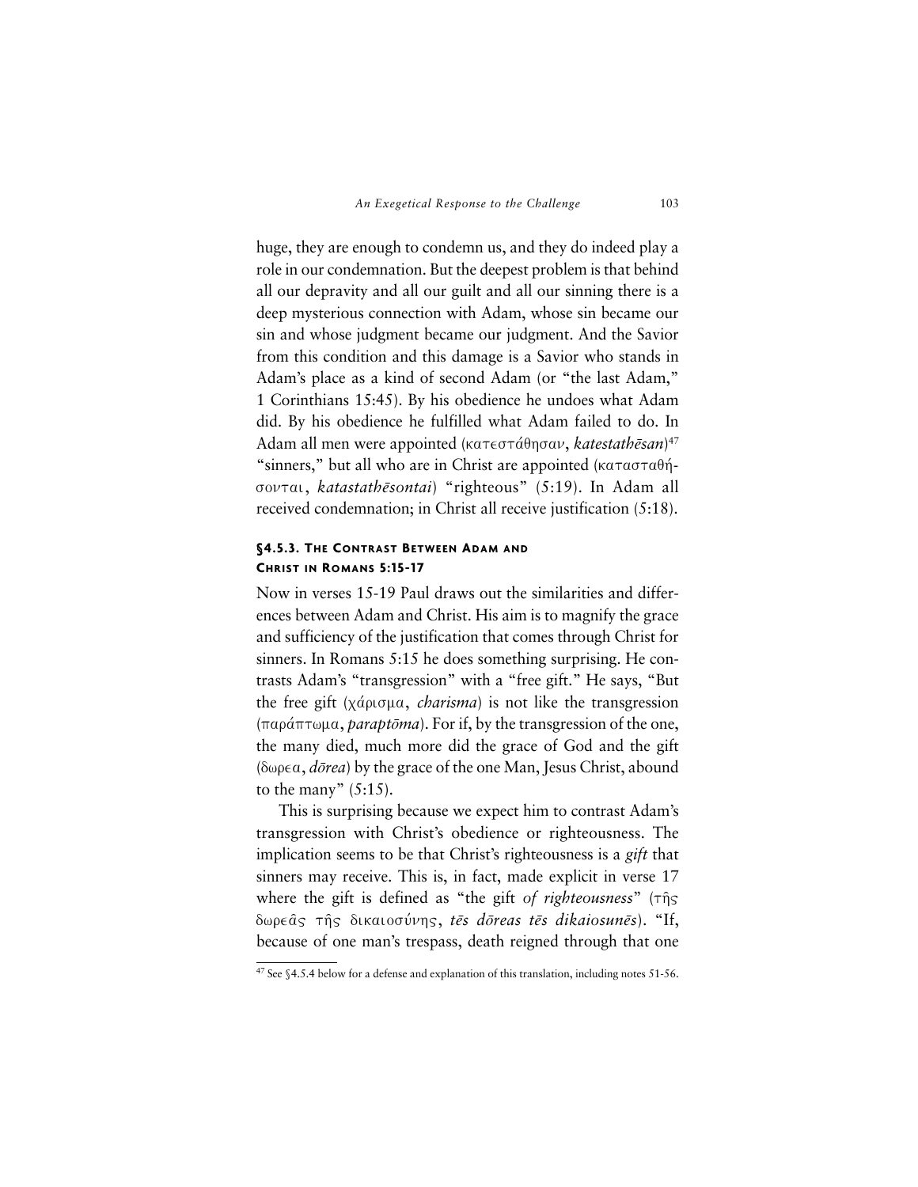huge, they are enough to condemn us, and they do indeed play a role in our condemnation. But the deepest problem is that behind all our depravity and all our guilt and all our sinning there is a deep mysterious connection with Adam, whose sin became our sin and whose judgment became our judgment. And the Savior from this condition and this damage is a Savior who stands in Adam's place as a kind of second Adam (or "the last Adam," 1 Corinthians 15:45). By his obedience he undoes what Adam did. By his obedience he fulfilled what Adam failed to do. In Adam all men were appointed (κατεστάθησαν, *katestathēsan*)[47] "sinners," but all who are in Christ are appointed (κατασταθήσονται, *katastathēsontai*) "righteous" (5:19). In Adam all received condemnation; in Christ all receive justification (5:18).

### §4.5.3. The Contrast Between Adam and Christ in Romans 5:15-17

Now in verses 15-19 Paul draws out the similarities and differences between Adam and Christ. His aim is to magnify the grace and sufficiency of the justification that comes through Christ for sinners. In Romans 5:15 he does something surprising. He contrasts Adam's "transgression" with a "free gift." He says, "But the free gift (χάρισμα, *charisma*) is not like the transgression (παράπτωμα, *paraptōma*). For if, by the transgression of the one, the many died, much more did the grace of God and the gift (δωρεα, *dōrea*) by the grace of the one Man, Jesus Christ, abound to the many" (5:15).

This is surprising because we expect him to contrast Adam's transgression with Christ's obedience or righteousness. The implication seems to be that Christ's righteousness is a *gift* that sinners may receive. This is, in fact, made explicit in verse 17 where the gift is defined as "the gift *of righteousness*" (τῆς δωρεᾶς τῆς δικαιοσύνης, *tēs dōreas tēs dikaiosunēs*). "If, because of one man's trespass, death reigned through that one

---

[47] See §4.5.4 below for a defense and explanation of this translation, including notes 51-56.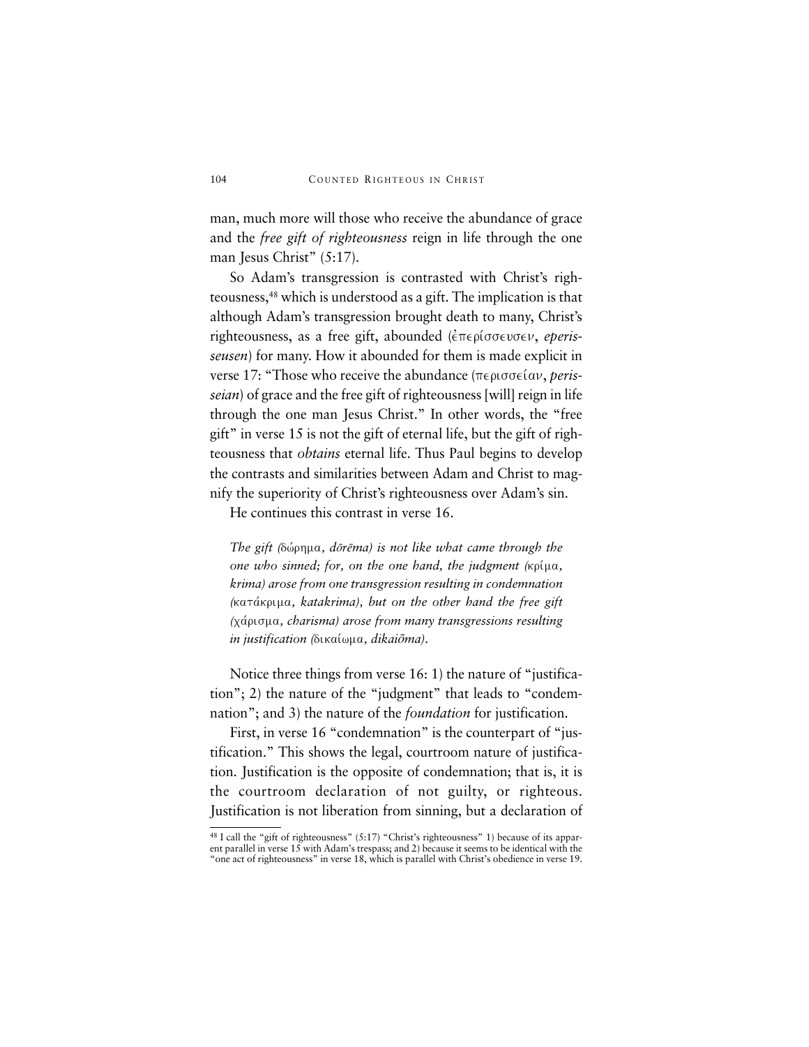man, much more will those who receive the abundance of grace and the *free gift of righteousness* reign in life through the one man Jesus Christ" (5:17).

So Adam's transgression is contrasted with Christ's righteousness,[48] which is understood as a gift. The implication is that although Adam's transgression brought death to many, Christ's righteousness, as a free gift, abounded (ἐπερίσσευσεν, *eperisseusen*) for many. How it abounded for them is made explicit in verse 17: "Those who receive the abundance (περισσείαν, *perisseian*) of grace and the free gift of righteousness [will] reign in life through the one man Jesus Christ." In other words, the "free gift" in verse 15 is not the gift of eternal life, but the gift of righteousness that *obtains* eternal life. Thus Paul begins to develop the contrasts and similarities between Adam and Christ to magnify the superiority of Christ's righteousness over Adam's sin.

He continues this contrast in verse 16.

> *The gift (*δώρημα*, dōrēma) is not like what came through the one who sinned; for, on the one hand, the judgment (*κρίμα*, krima) arose from one transgression resulting in condemnation (*κατάκριμα*, katakrima), but on the other hand the free gift (*χάρισμα*, charisma) arose from many transgressions resulting in justification (*δικαίωμα*, dikaiōma).*

Notice three things from verse 16: 1) the nature of "justification"; 2) the nature of the "judgment" that leads to "condemnation"; and 3) the nature of the *foundation* for justification.

First, in verse 16 "condemnation" is the counterpart of "justification." This shows the legal, courtroom nature of justification. Justification is the opposite of condemnation; that is, it is the courtroom declaration of not guilty, or righteous. Justification is not liberation from sinning, but a declaration of

---

[48] I call the "gift of righteousness" (5:17) "Christ's righteousness" 1) because of its apparent parallel in verse 15 with Adam's trespass; and 2) because it seems to be identical with the "one act of righteousness" in verse 18, which is parallel with Christ's obedience in verse 19.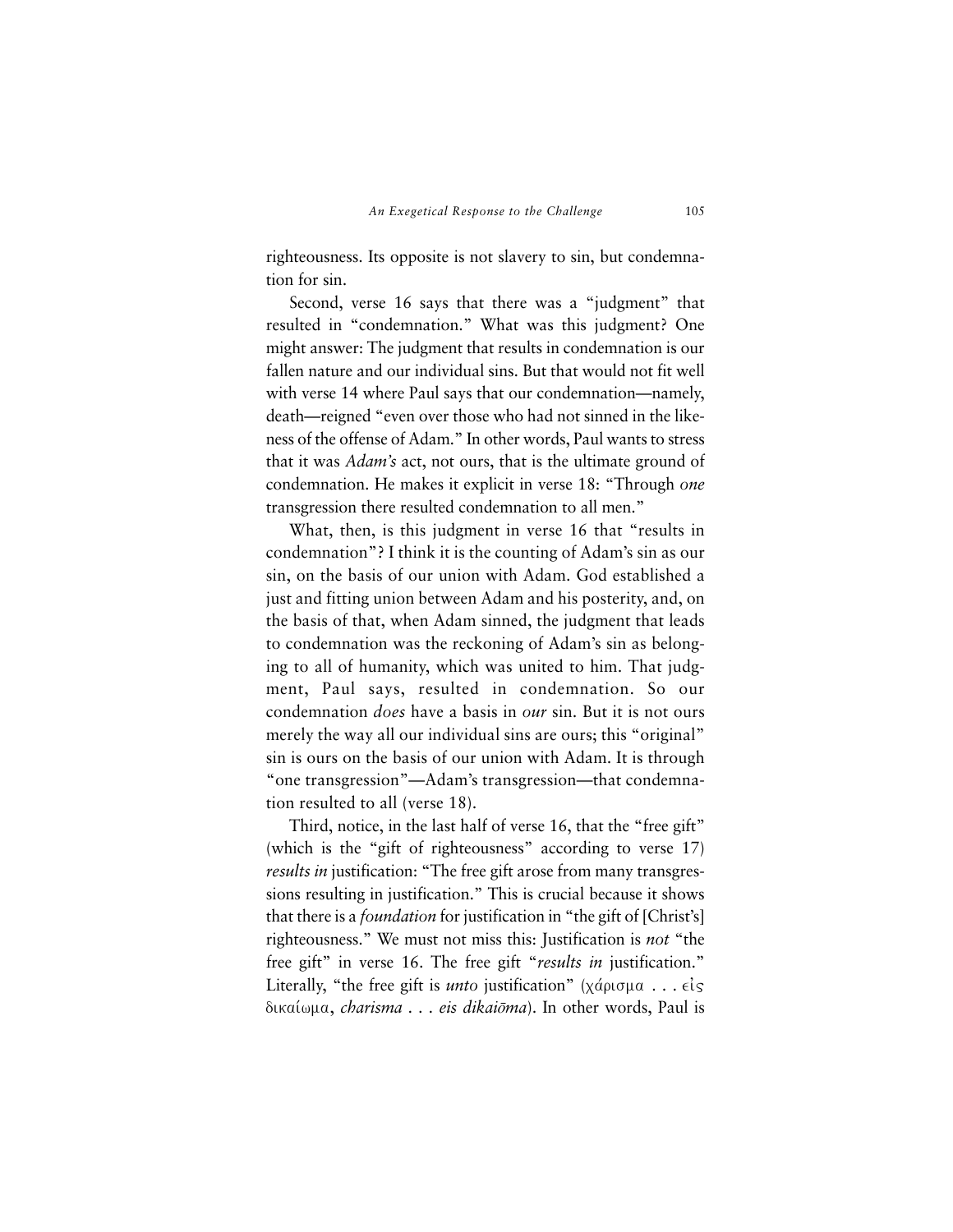righteousness. Its opposite is not slavery to sin, but condemnation for sin.

Second, verse 16 says that there was a "judgment" that resulted in "condemnation." What was this judgment? One might answer: The judgment that results in condemnation is our fallen nature and our individual sins. But that would not fit well with verse 14 where Paul says that our condemnation—namely, death—reigned "even over those who had not sinned in the likeness of the offense of Adam." In other words, Paul wants to stress that it was *Adam's* act, not ours, that is the ultimate ground of condemnation. He makes it explicit in verse 18: "Through *one* transgression there resulted condemnation to all men."

What, then, is this judgment in verse 16 that "results in condemnation"? I think it is the counting of Adam's sin as our sin, on the basis of our union with Adam. God established a just and fitting union between Adam and his posterity, and, on the basis of that, when Adam sinned, the judgment that leads to condemnation was the reckoning of Adam's sin as belonging to all of humanity, which was united to him. That judgment, Paul says, resulted in condemnation. So our condemnation *does* have a basis in *our* sin. But it is not ours merely the way all our individual sins are ours; this "original" sin is ours on the basis of our union with Adam. It is through "one transgression"—Adam's transgression—that condemnation resulted to all (verse 18).

Third, notice, in the last half of verse 16, that the "free gift" (which is the "gift of righteousness" according to verse 17) *results in* justification: "The free gift arose from many transgressions resulting in justification." This is crucial because it shows that there is a *foundation* for justification in "the gift of [Christ's] righteousness." We must not miss this: Justification is *not* "the free gift" in verse 16. The free gift "*results in* justification." Literally, "the free gift is *unto* justification" (χάρισμα . . . εἰς δικαίωμα, *charisma . . . eis dikaiōma*). In other words, Paul is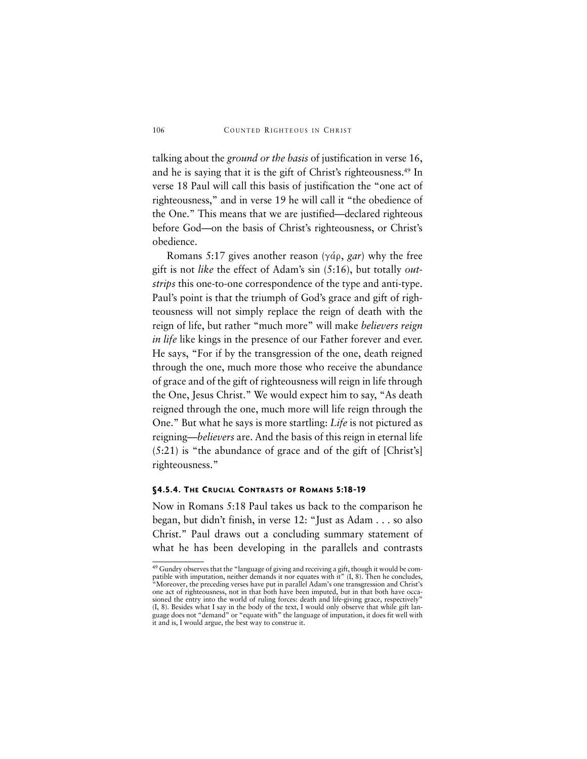talking about the *ground or the basis* of justification in verse 16, and he is saying that it is the gift of Christ's righteousness.[49] In verse 18 Paul will call this basis of justification the "one act of righteousness," and in verse 19 he will call it "the obedience of the One." This means that we are justified—declared righteous before God—on the basis of Christ's righteousness, or Christ's obedience.

Romans 5:17 gives another reason (γάρ, *gar*) why the free gift is not *like* the effect of Adam's sin (5:16), but totally *outstrips* this one-to-one correspondence of the type and anti-type. Paul's point is that the triumph of God's grace and gift of righteousness will not simply replace the reign of death with the reign of life, but rather "much more" will make *believers reign in life* like kings in the presence of our Father forever and ever. He says, "For if by the transgression of the one, death reigned through the one, much more those who receive the abundance of grace and of the gift of righteousness will reign in life through the One, Jesus Christ." We would expect him to say, "As death reigned through the one, much more will life reign through the One." But what he says is more startling: *Life* is not pictured as reigning—*believers* are. And the basis of this reign in eternal life (5:21) is "the abundance of grace and of the gift of [Christ's] righteousness."

#### §4.5.4. The Crucial Contrasts of Romans 5:18-19

Now in Romans 5:18 Paul takes us back to the comparison he began, but didn't finish, in verse 12: "Just as Adam . . . so also Christ." Paul draws out a concluding summary statement of what he has been developing in the parallels and contrasts

---

[49] Gundry observes that the "language of giving and receiving a gift, though it would be compatible with imputation, neither demands it nor equates with it" (I, 8). Then he concludes, "Moreover, the preceding verses have put in parallel Adam's one transgression and Christ's one act of righteousness, not in that both have been imputed, but in that both have occasioned the entry into the world of ruling forces: death and life-giving grace, respectively" (I, 8). Besides what I say in the body of the text, I would only observe that while gift language does not "demand" or "equate with" the language of imputation, it does fit well with it and is, I would argue, the best way to construe it.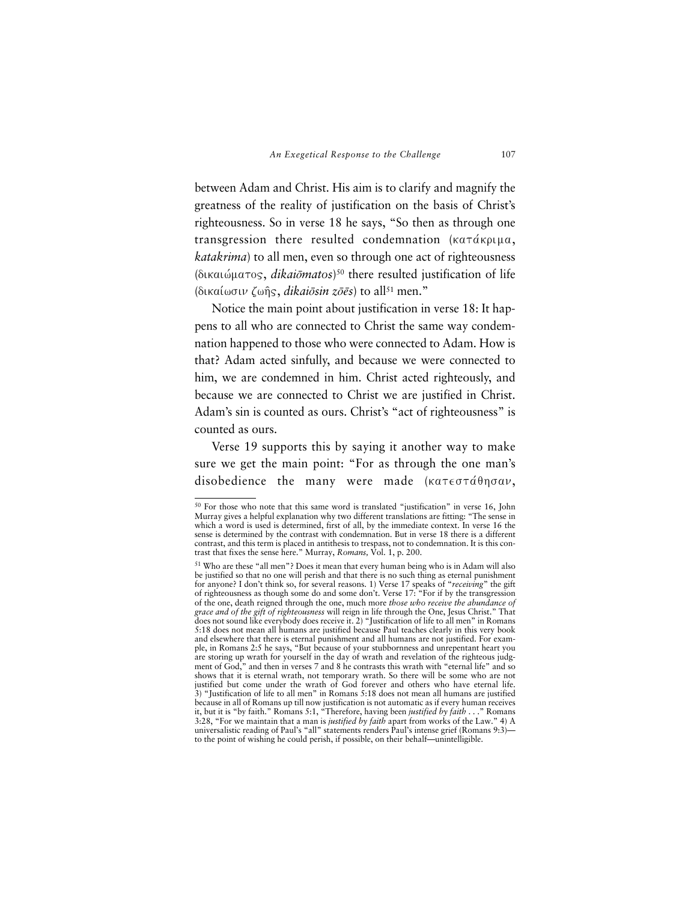between Adam and Christ. His aim is to clarify and magnify the greatness of the reality of justification on the basis of Christ's righteousness. So in verse 18 he says, "So then as through one transgression there resulted condemnation (κατάκριμα, *katakrima*) to all men, even so through one act of righteousness (δικαιώματος, *dikaiōmatos*)[50] there resulted justification of life (δικαίωσιν ζωῆς, *dikaiōsin zōēs*) to all[51] men."

Notice the main point about justification in verse 18: It happens to all who are connected to Christ the same way condemnation happened to those who were connected to Adam. How is that? Adam acted sinfully, and because we were connected to him, we are condemned in him. Christ acted righteously, and because we are connected to Christ we are justified in Christ. Adam's sin is counted as ours. Christ's "act of righteousness" is counted as ours.

Verse 19 supports this by saying it another way to make sure we get the main point: "For as through the one man's disobedience the many were made (κατεστάθησαν,

---

[50] For those who note that this same word is translated "justification" in verse 16, John Murray gives a helpful explanation why two different translations are fitting: "The sense in which a word is used is determined, first of all, by the immediate context. In verse 16 the sense is determined by the contrast with condemnation. But in verse 18 there is a different contrast, and this term is placed in antithesis to trespass, not to condemnation. It is this contrast that fixes the sense here." Murray, *Romans,* Vol. 1, p. 200.

[51] Who are these "all men"? Does it mean that every human being who is in Adam will also be justified so that no one will perish and that there is no such thing as eternal punishment for anyone? I don't think so, for several reasons. 1) Verse 17 speaks of "*receiving*" the gift of righteousness as though some do and some don't. Verse 17: "For if by the transgression of the one, death reigned through the one, much more *those who receive the abundance of grace and of the gift of righteousness* will reign in life through the One, Jesus Christ." That does not sound like everybody does receive it. 2) "Justification of life to all men" in Romans 5:18 does not mean all humans are justified because Paul teaches clearly in this very book and elsewhere that there is eternal punishment and all humans are not justified. For example, in Romans 2:5 he says, "But because of your stubbornness and unrepentant heart you are storing up wrath for yourself in the day of wrath and revelation of the righteous judgment of God," and then in verses 7 and 8 he contrasts this wrath with "eternal life" and so shows that it is eternal wrath, not temporary wrath. So there will be some who are not justified but come under the wrath of God forever and others who have eternal life. 3) "Justification of life to all men" in Romans 5:18 does not mean all humans are justified because in all of Romans up till now justification is not automatic as if every human receives it, but it is "by faith." Romans 5:1, "Therefore, having been *justified by faith* . . ." Romans 3:28, "For we maintain that a man is *justified by faith* apart from works of the Law." 4) A universalistic reading of Paul's "all" statements renders Paul's intense grief (Romans 9:3)—to the point of wishing he could perish, if possible, on their behalf—unintelligible.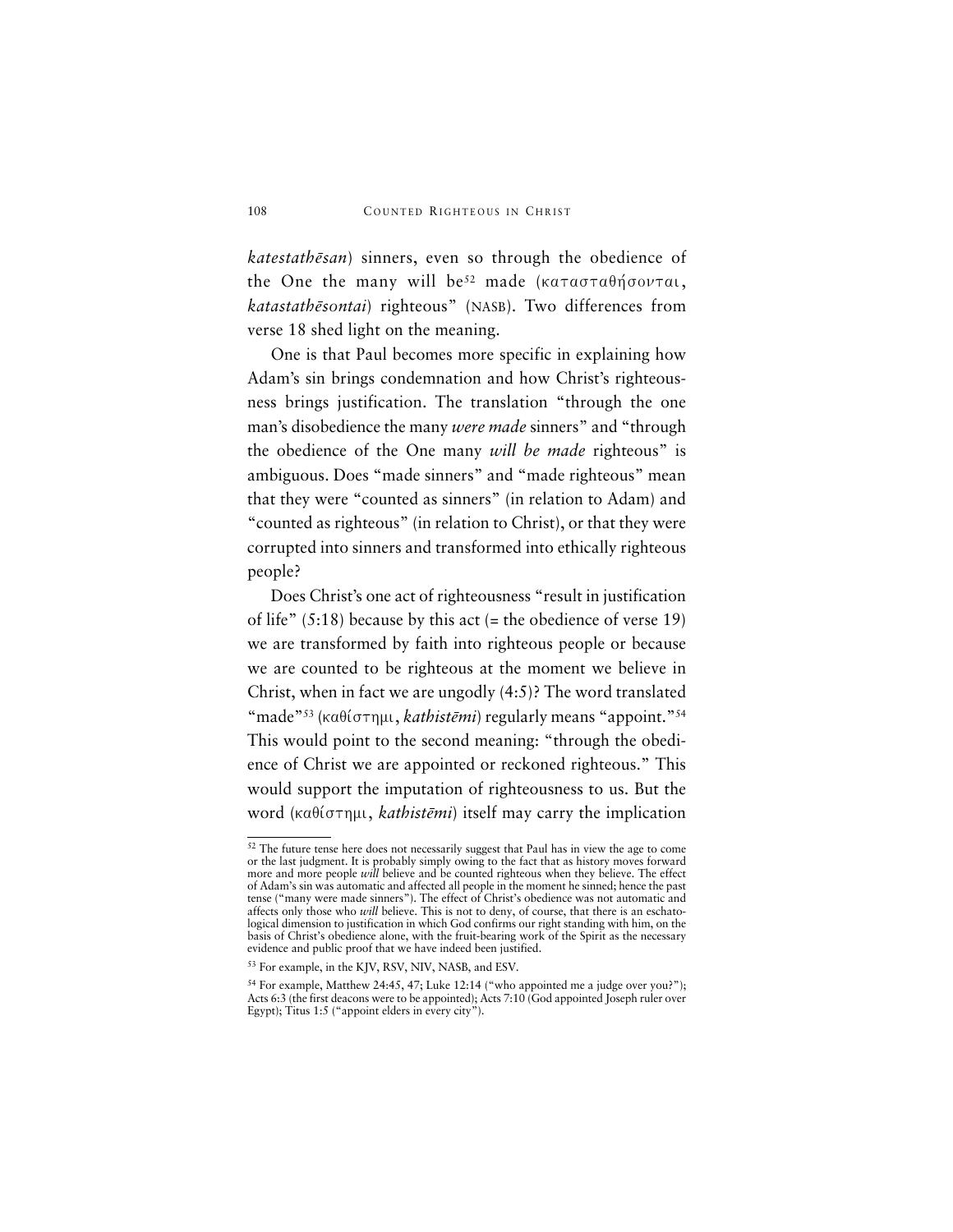*katestathēsan*) sinners, even so through the obedience of the One the many will be[52] made (κατασταθήσονται, *katastathēsontai*) righteous" (NASB). Two differences from verse 18 shed light on the meaning.

One is that Paul becomes more specific in explaining how Adam's sin brings condemnation and how Christ's righteousness brings justification. The translation "through the one man's disobedience the many *were made* sinners" and "through the obedience of the One many *will be made* righteous" is ambiguous. Does "made sinners" and "made righteous" mean that they were "counted as sinners" (in relation to Adam) and "counted as righteous" (in relation to Christ), or that they were corrupted into sinners and transformed into ethically righteous people?

Does Christ's one act of righteousness "result in justification of life" (5:18) because by this act (= the obedience of verse 19) we are transformed by faith into righteous people or because we are counted to be righteous at the moment we believe in Christ, when in fact we are ungodly (4:5)? The word translated "made"[53] (καθίστημι, *kathistēmi*) regularly means "appoint."[54] This would point to the second meaning: "through the obedience of Christ we are appointed or reckoned righteous." This would support the imputation of righteousness to us. But the word (καθίστημι, *kathistēmi*) itself may carry the implication

---

[52] The future tense here does not necessarily suggest that Paul has in view the age to come or the last judgment. It is probably simply owing to the fact that as history moves forward more and more people *will* believe and be counted righteous when they believe. The effect of Adam's sin was automatic and affected all people in the moment he sinned; hence the past tense ("many were made sinners"). The effect of Christ's obedience was not automatic and affects only those who *will* believe. This is not to deny, of course, that there is an eschatological dimension to justification in which God confirms our right standing with him, on the basis of Christ's obedience alone, with the fruit-bearing work of the Spirit as the necessary evidence and public proof that we have indeed been justified.

[53] For example, in the KJV, RSV, NIV, NASB, and ESV.

[54] For example, Matthew 24:45, 47; Luke 12:14 ("who appointed me a judge over you?"); Acts 6:3 (the first deacons were to be appointed); Acts 7:10 (God appointed Joseph ruler over Egypt); Titus 1:5 ("appoint elders in every city").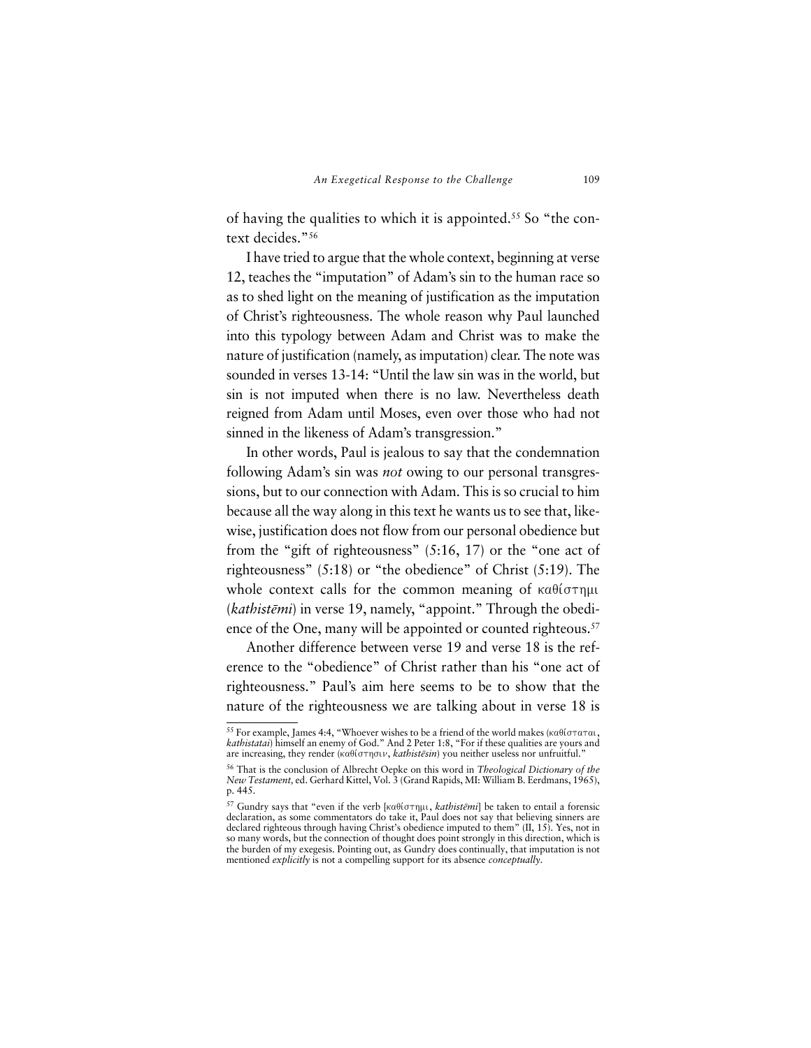of having the qualities to which it is appointed.[55] So "the context decides."[56]

I have tried to argue that the whole context, beginning at verse 12, teaches the "imputation" of Adam's sin to the human race so as to shed light on the meaning of justification as the imputation of Christ's righteousness. The whole reason why Paul launched into this typology between Adam and Christ was to make the nature of justification (namely, as imputation) clear. The note was sounded in verses 13-14: "Until the law sin was in the world, but sin is not imputed when there is no law. Nevertheless death reigned from Adam until Moses, even over those who had not sinned in the likeness of Adam's transgression."

In other words, Paul is jealous to say that the condemnation following Adam's sin was *not* owing to our personal transgressions, but to our connection with Adam. This is so crucial to him because all the way along in this text he wants us to see that, likewise, justification does not flow from our personal obedience but from the "gift of righteousness" (5:16, 17) or the "one act of righteousness" (5:18) or "the obedience" of Christ (5:19). The whole context calls for the common meaning of καθίστημι (*kathistēmi*) in verse 19, namely, "appoint." Through the obedience of the One, many will be appointed or counted righteous.[57]

Another difference between verse 19 and verse 18 is the reference to the "obedience" of Christ rather than his "one act of righteousness." Paul's aim here seems to be to show that the nature of the righteousness we are talking about in verse 18 is

---

[55] For example, James 4:4, "Whoever wishes to be a friend of the world makes (καθίσταται, *kathistatai*) himself an enemy of God." And 2 Peter 1:8, "For if these qualities are yours and are increasing, they render (καθίστησιν, *kathistēsin*) you neither useless nor unfruitful."

[56] That is the conclusion of Albrecht Oepke on this word in *Theological Dictionary of the New Testament,* ed. Gerhard Kittel, Vol. 3 (Grand Rapids, MI: William B. Eerdmans, 1965), p. 445.

[57] Gundry says that "even if the verb [καθίστημι, *kathistēmi*] be taken to entail a forensic declaration, as some commentators do take it, Paul does not say that believing sinners are declared righteous through having Christ's obedience imputed to them" (II, 15). Yes, not in so many words, but the connection of thought does point strongly in this direction, which is the burden of my exegesis. Pointing out, as Gundry does continually, that imputation is not mentioned *explicitly* is not a compelling support for its absence *conceptually*.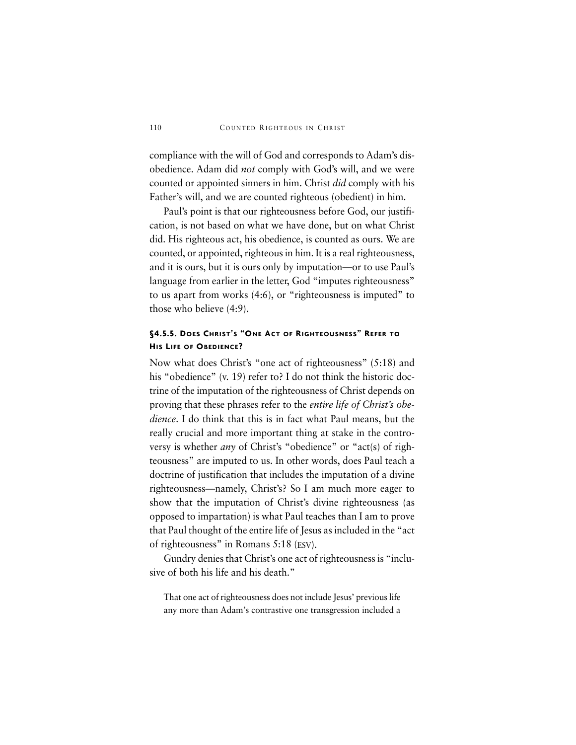compliance with the will of God and corresponds to Adam's disobedience. Adam did *not* comply with God's will, and we were counted or appointed sinners in him. Christ *did* comply with his Father's will, and we are counted righteous (obedient) in him.

Paul's point is that our righteousness before God, our justification, is not based on what we have done, but on what Christ did. His righteous act, his obedience, is counted as ours. We are counted, or appointed, righteous in him. It is a real righteousness, and it is ours, but it is ours only by imputation—or to use Paul's language from earlier in the letter, God "imputes righteousness" to us apart from works (4:6), or "righteousness is imputed" to those who believe (4:9).

### §4.5.5. Does Christ's "One Act of Righteousness" Refer to His Life of Obedience?

Now what does Christ's "one act of righteousness" (5:18) and his "obedience" (v. 19) refer to? I do not think the historic doctrine of the imputation of the righteousness of Christ depends on proving that these phrases refer to the *entire life of Christ's obedience*. I do think that this is in fact what Paul means, but the really crucial and more important thing at stake in the controversy is whether *any* of Christ's "obedience" or "act(s) of righteousness" are imputed to us. In other words, does Paul teach a doctrine of justification that includes the imputation of a divine righteousness—namely, Christ's? So I am much more eager to show that the imputation of Christ's divine righteousness (as opposed to impartation) is what Paul teaches than I am to prove that Paul thought of the entire life of Jesus as included in the "act of righteousness" in Romans 5:18 (ESV).

Gundry denies that Christ's one act of righteousness is "inclusive of both his life and his death."

> That one act of righteousness does not include Jesus' previous life any more than Adam's contrastive one transgression included a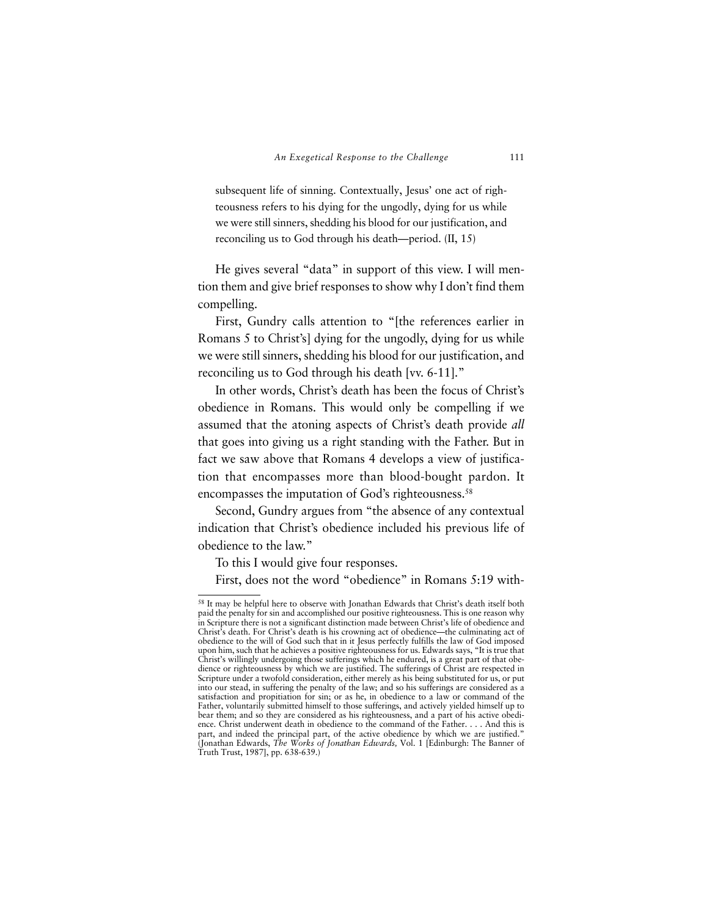subsequent life of sinning. Contextually, Jesus' one act of righteousness refers to his dying for the ungodly, dying for us while we were still sinners, shedding his blood for our justification, and reconciling us to God through his death—period. (II, 15)

He gives several "data" in support of this view. I will mention them and give brief responses to show why I don't find them compelling.

First, Gundry calls attention to "[the references earlier in Romans 5 to Christ's] dying for the ungodly, dying for us while we were still sinners, shedding his blood for our justification, and reconciling us to God through his death [vv. 6-11]."

In other words, Christ's death has been the focus of Christ's obedience in Romans. This would only be compelling if we assumed that the atoning aspects of Christ's death provide *all* that goes into giving us a right standing with the Father. But in fact we saw above that Romans 4 develops a view of justification that encompasses more than blood-bought pardon. It encompasses the imputation of God's righteousness.[58]

Second, Gundry argues from "the absence of any contextual indication that Christ's obedience included his previous life of obedience to the law."

To this I would give four responses.

First, does not the word "obedience" in Romans 5:19 with-

[58] It may be helpful here to observe with Jonathan Edwards that Christ's death itself both paid the penalty for sin and accomplished our positive righteousness. This is one reason why in Scripture there is not a significant distinction made between Christ's life of obedience and Christ's death. For Christ's death is his crowning act of obedience—the culminating act of obedience to the will of God such that in it Jesus perfectly fulfills the law of God imposed upon him, such that he achieves a positive righteousness for us. Edwards says, "It is true that Christ's willingly undergoing those sufferings which he endured, is a great part of that obedience or righteousness by which we are justified. The sufferings of Christ are respected in Scripture under a twofold consideration, either merely as his being substituted for us, or put into our stead, in suffering the penalty of the law; and so his sufferings are considered as a satisfaction and propitiation for sin; or as he, in obedience to a law or command of the Father, voluntarily submitted himself to those sufferings, and actively yielded himself up to bear them; and so they are considered as his righteousness, and a part of his active obedience. Christ underwent death in obedience to the command of the Father. . . . And this is part, and indeed the principal part, of the active obedience by which we are justified." (Jonathan Edwards, *The Works of Jonathan Edwards,* Vol. 1 [Edinburgh: The Banner of Truth Trust, 1987], pp. 638-639.)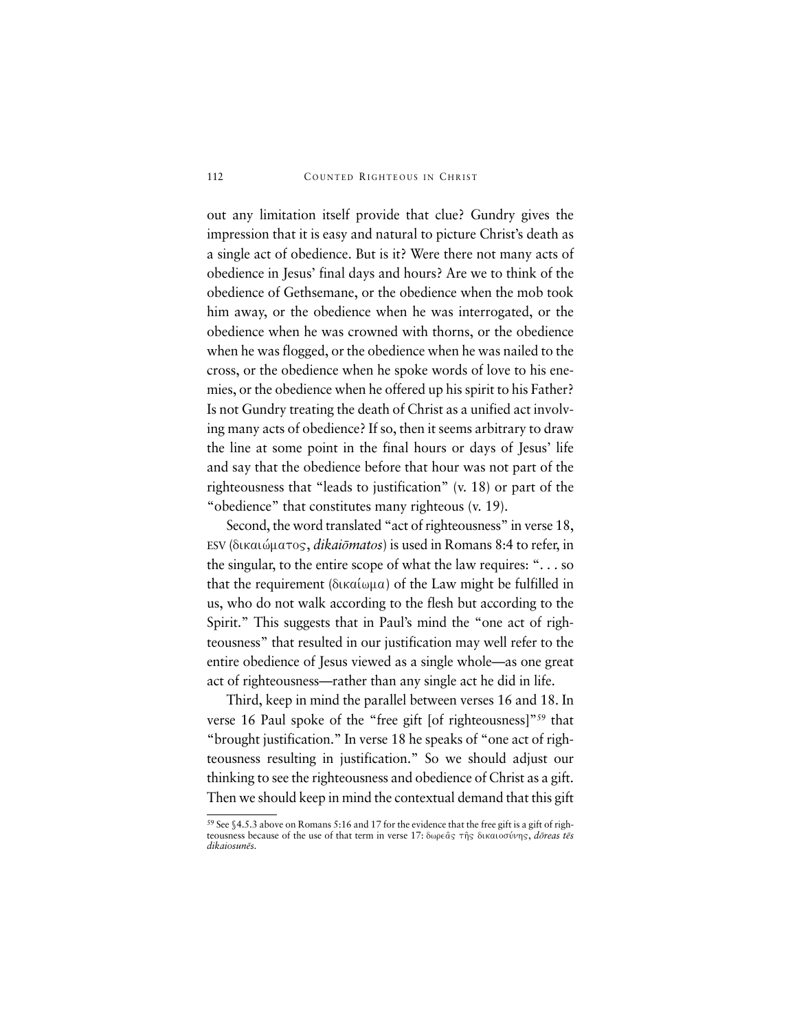out any limitation itself provide that clue? Gundry gives the impression that it is easy and natural to picture Christ's death as a single act of obedience. But is it? Were there not many acts of obedience in Jesus' final days and hours? Are we to think of the obedience of Gethsemane, or the obedience when the mob took him away, or the obedience when he was interrogated, or the obedience when he was crowned with thorns, or the obedience when he was flogged, or the obedience when he was nailed to the cross, or the obedience when he spoke words of love to his enemies, or the obedience when he offered up his spirit to his Father? Is not Gundry treating the death of Christ as a unified act involving many acts of obedience? If so, then it seems arbitrary to draw the line at some point in the final hours or days of Jesus' life and say that the obedience before that hour was not part of the righteousness that "leads to justification" (v. 18) or part of the "obedience" that constitutes many righteous (v. 19).

Second, the word translated "act of righteousness" in verse 18, ESV (δικαιώματος, *dikaiōmatos*) is used in Romans 8:4 to refer, in the singular, to the entire scope of what the law requires: ". . . so that the requirement (δικαίωμα) of the Law might be fulfilled in us, who do not walk according to the flesh but according to the Spirit." This suggests that in Paul's mind the "one act of righteousness" that resulted in our justification may well refer to the entire obedience of Jesus viewed as a single whole—as one great act of righteousness—rather than any single act he did in life.

Third, keep in mind the parallel between verses 16 and 18. In verse 16 Paul spoke of the "free gift [of righteousness]"[59] that "brought justification." In verse 18 he speaks of "one act of righteousness resulting in justification." So we should adjust our thinking to see the righteousness and obedience of Christ as a gift. Then we should keep in mind the contextual demand that this gift

[59] See §4.5.3 above on Romans 5:16 and 17 for the evidence that the free gift is a gift of righteousness because of the use of that term in verse 17: δωρεᾶς τῆς δικαιοσύνης, *dōreas tēs dikaiosunēs*.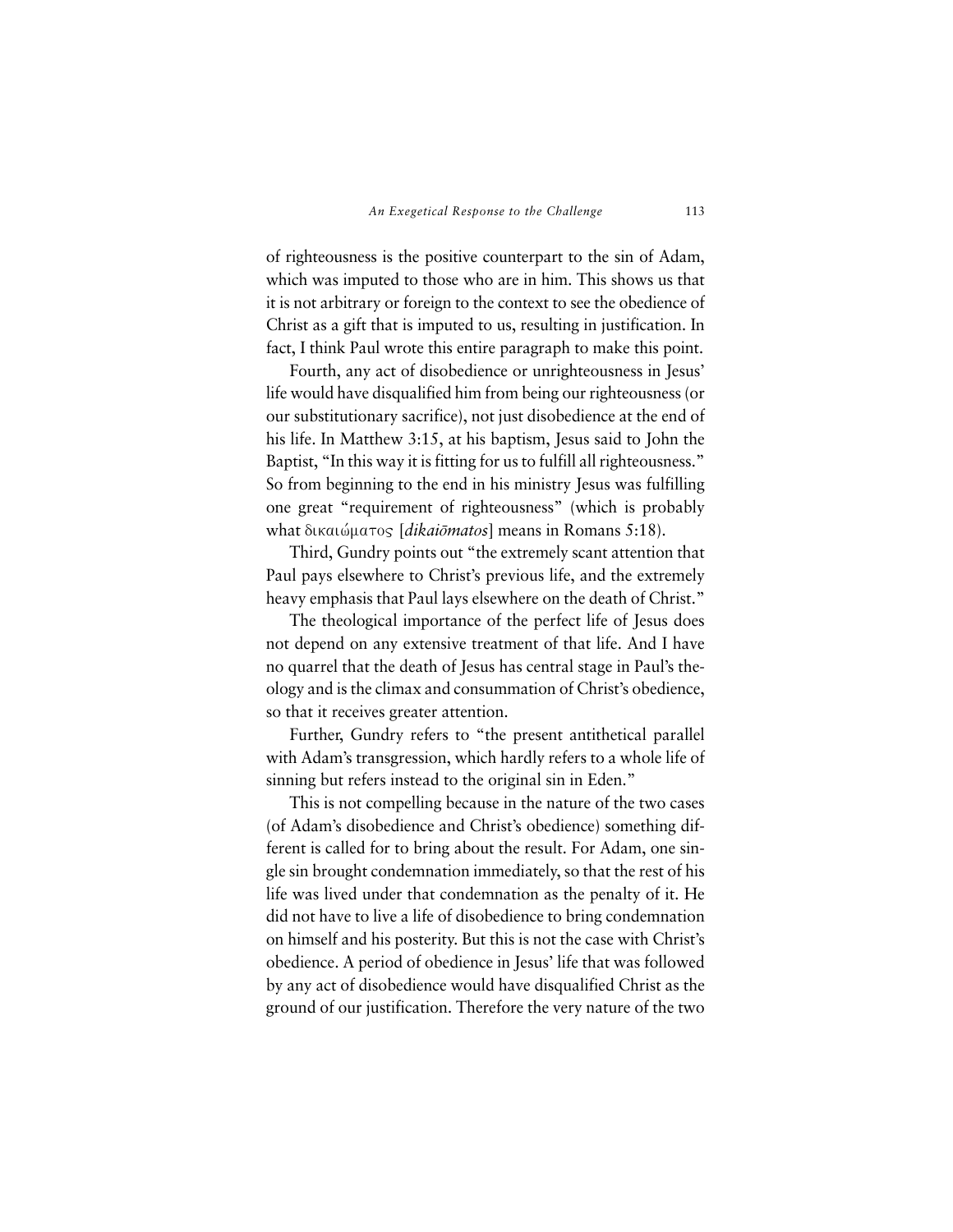of righteousness is the positive counterpart to the sin of Adam, which was imputed to those who are in him. This shows us that it is not arbitrary or foreign to the context to see the obedience of Christ as a gift that is imputed to us, resulting in justification. In fact, I think Paul wrote this entire paragraph to make this point.

Fourth, any act of disobedience or unrighteousness in Jesus' life would have disqualified him from being our righteousness (or our substitutionary sacrifice), not just disobedience at the end of his life. In Matthew 3:15, at his baptism, Jesus said to John the Baptist, "In this way it is fitting for us to fulfill all righteousness." So from beginning to the end in his ministry Jesus was fulfilling one great "requirement of righteousness" (which is probably what δικαιώματος [*dikaiōmatos*] means in Romans 5:18).

Third, Gundry points out "the extremely scant attention that Paul pays elsewhere to Christ's previous life, and the extremely heavy emphasis that Paul lays elsewhere on the death of Christ."

The theological importance of the perfect life of Jesus does not depend on any extensive treatment of that life. And I have no quarrel that the death of Jesus has central stage in Paul's theology and is the climax and consummation of Christ's obedience, so that it receives greater attention.

Further, Gundry refers to "the present antithetical parallel with Adam's transgression, which hardly refers to a whole life of sinning but refers instead to the original sin in Eden."

This is not compelling because in the nature of the two cases (of Adam's disobedience and Christ's obedience) something different is called for to bring about the result. For Adam, one single sin brought condemnation immediately, so that the rest of his life was lived under that condemnation as the penalty of it. He did not have to live a life of disobedience to bring condemnation on himself and his posterity. But this is not the case with Christ's obedience. A period of obedience in Jesus' life that was followed by any act of disobedience would have disqualified Christ as the ground of our justification. Therefore the very nature of the two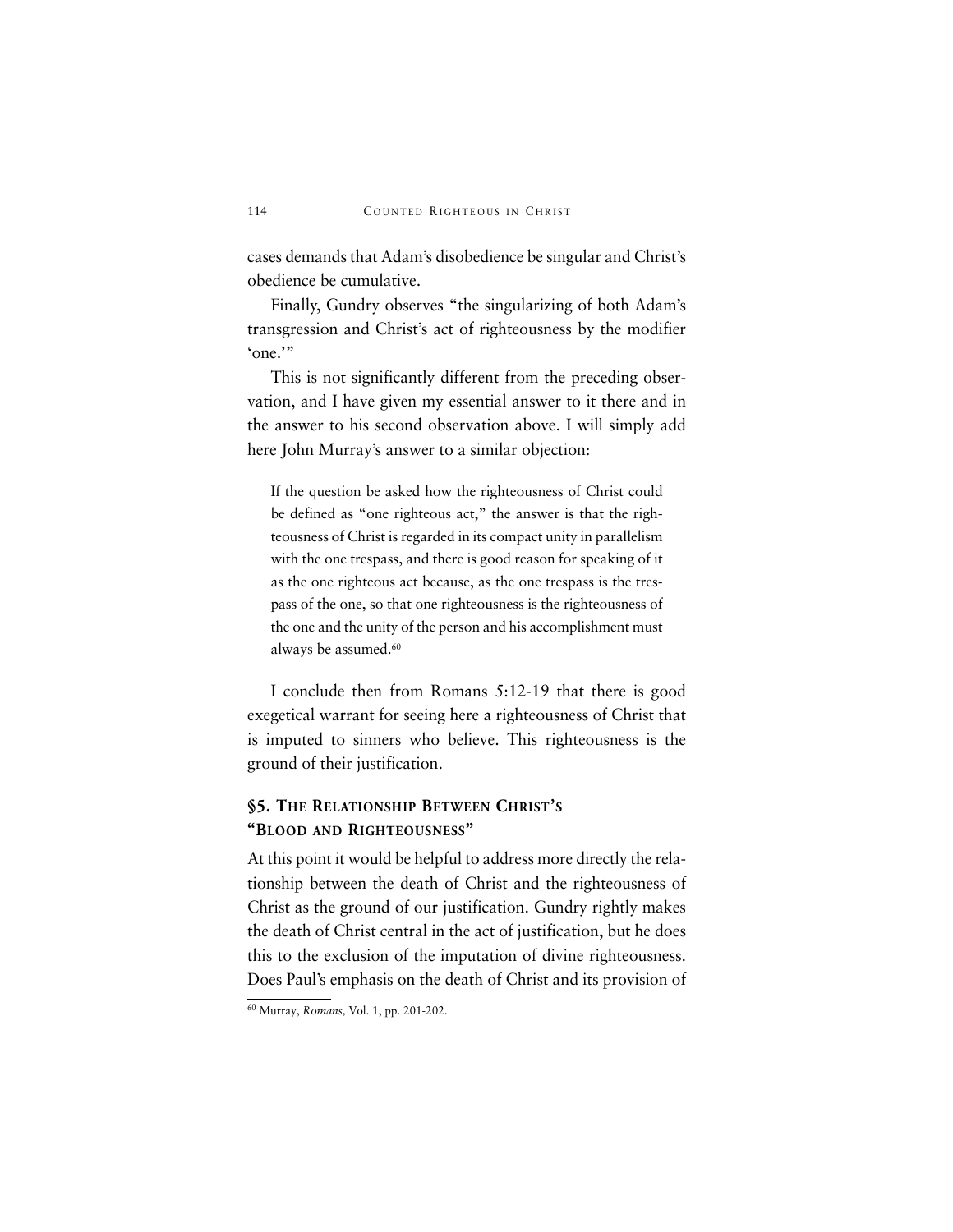cases demands that Adam's disobedience be singular and Christ's obedience be cumulative.

Finally, Gundry observes "the singularizing of both Adam's transgression and Christ's act of righteousness by the modifier 'one.'"

This is not significantly different from the preceding observation, and I have given my essential answer to it there and in the answer to his second observation above. I will simply add here John Murray's answer to a similar objection:

> If the question be asked how the righteousness of Christ could be defined as "one righteous act," the answer is that the righteousness of Christ is regarded in its compact unity in parallelism with the one trespass, and there is good reason for speaking of it as the one righteous act because, as the one trespass is the trespass of the one, so that one righteousness is the righteousness of the one and the unity of the person and his accomplishment must always be assumed.[60]

I conclude then from Romans 5:12-19 that there is good exegetical warrant for seeing here a righteousness of Christ that is imputed to sinners who believe. This righteousness is the ground of their justification.

## §5. The Relationship Between Christ's "Blood and Righteousness"

At this point it would be helpful to address more directly the relationship between the death of Christ and the righteousness of Christ as the ground of our justification. Gundry rightly makes the death of Christ central in the act of justification, but he does this to the exclusion of the imputation of divine righteousness. Does Paul's emphasis on the death of Christ and its provision of

[60] Murray, *Romans,* Vol. 1, pp. 201-202.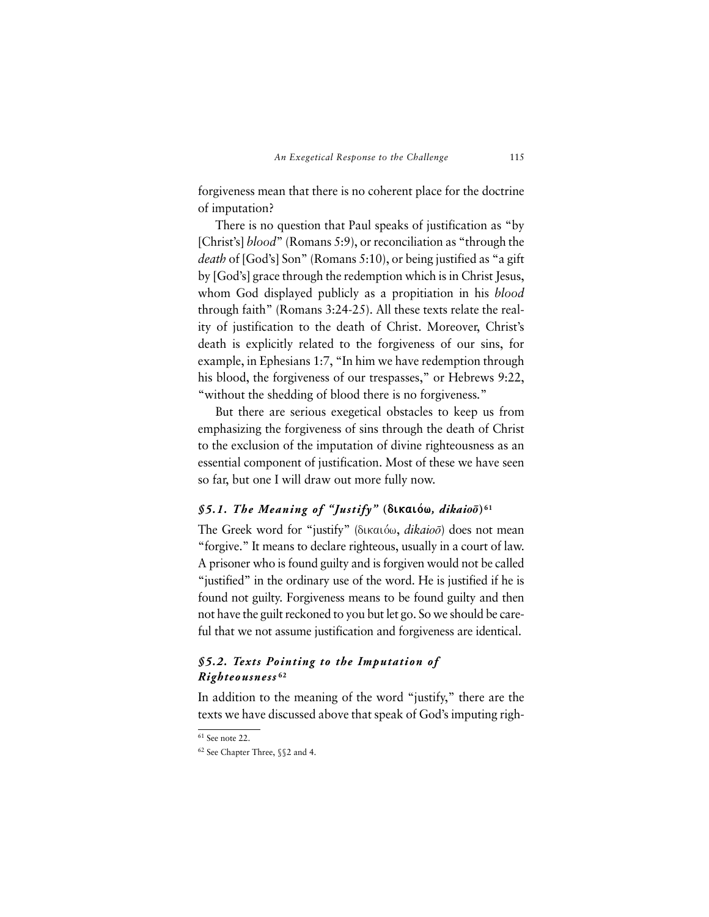forgiveness mean that there is no coherent place for the doctrine of imputation?

There is no question that Paul speaks of justification as "by [Christ's] *blood*" (Romans 5:9), or reconciliation as "through the *death* of [God's] Son" (Romans 5:10), or being justified as "a gift by [God's] grace through the redemption which is in Christ Jesus, whom God displayed publicly as a propitiation in his *blood* through faith" (Romans 3:24-25). All these texts relate the reality of justification to the death of Christ. Moreover, Christ's death is explicitly related to the forgiveness of our sins, for example, in Ephesians 1:7, "In him we have redemption through his blood, the forgiveness of our trespasses," or Hebrews 9:22, "without the shedding of blood there is no forgiveness."

But there are serious exegetical obstacles to keep us from emphasizing the forgiveness of sins through the death of Christ to the exclusion of the imputation of divine righteousness as an essential component of justification. Most of these we have seen so far, but one I will draw out more fully now.

### *§5.1. The Meaning of "Justify"* (δικαιόω, *dikaioō*)[61]

The Greek word for "justify" (δικαιόω, *dikaioō*) does not mean "forgive." It means to declare righteous, usually in a court of law. A prisoner who is found guilty and is forgiven would not be called "justified" in the ordinary use of the word. He is justified if he is found not guilty. Forgiveness means to be found guilty and then not have the guilt reckoned to you but let go. So we should be careful that we not assume justification and forgiveness are identical.

### *§5.2. Texts Pointing to the Imputation of Righteousness*[62]

In addition to the meaning of the word "justify," there are the texts we have discussed above that speak of God's imputing righ-

[61] See note 22.

[62] See Chapter Three, §§2 and 4.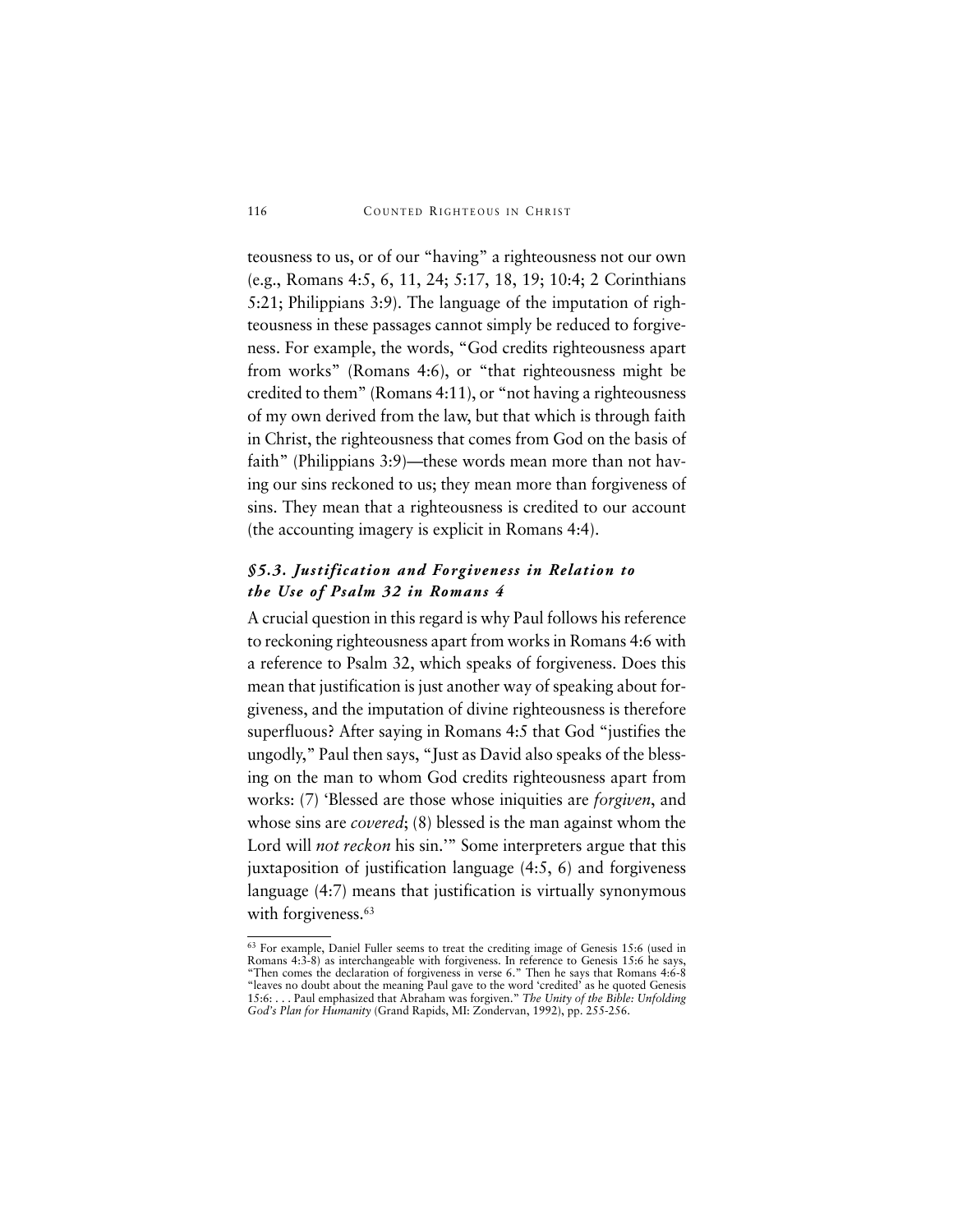teousness to us, or of our "having" a righteousness not our own (e.g., Romans 4:5, 6, 11, 24; 5:17, 18, 19; 10:4; 2 Corinthians 5:21; Philippians 3:9). The language of the imputation of righteousness in these passages cannot simply be reduced to forgiveness. For example, the words, "God credits righteousness apart from works" (Romans 4:6), or "that righteousness might be credited to them" (Romans 4:11), or "not having a righteousness of my own derived from the law, but that which is through faith in Christ, the righteousness that comes from God on the basis of faith" (Philippians 3:9)—these words mean more than not having our sins reckoned to us; they mean more than forgiveness of sins. They mean that a righteousness is credited to our account (the accounting imagery is explicit in Romans 4:4).

### *§5.3. Justification and Forgiveness in Relation to the Use of Psalm 32 in Romans 4*

A crucial question in this regard is why Paul follows his reference to reckoning righteousness apart from works in Romans 4:6 with a reference to Psalm 32, which speaks of forgiveness. Does this mean that justification is just another way of speaking about forgiveness, and the imputation of divine righteousness is therefore superfluous? After saying in Romans 4:5 that God "justifies the ungodly," Paul then says, "Just as David also speaks of the blessing on the man to whom God credits righteousness apart from works: (7) 'Blessed are those whose iniquities are *forgiven*, and whose sins are *covered*; (8) blessed is the man against whom the Lord will *not reckon* his sin.'" Some interpreters argue that this juxtaposition of justification language (4:5, 6) and forgiveness language (4:7) means that justification is virtually synonymous with forgiveness.[63]

---

[63] For example, Daniel Fuller seems to treat the crediting image of Genesis 15:6 (used in Romans 4:3-8) as interchangeable with forgiveness. In reference to Genesis 15:6 he says, "Then comes the declaration of forgiveness in verse 6." Then he says that Romans 4:6-8 "leaves no doubt about the meaning Paul gave to the word 'credited' as he quoted Genesis 15:6: . . . Paul emphasized that Abraham was forgiven." *The Unity of the Bible: Unfolding God's Plan for Humanity* (Grand Rapids, MI: Zondervan, 1992), pp. 255-256.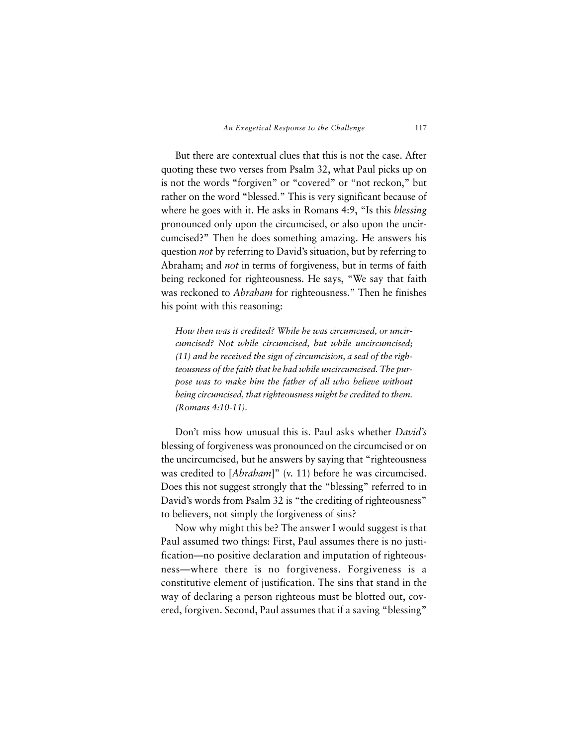But there are contextual clues that this is not the case. After quoting these two verses from Psalm 32, what Paul picks up on is not the words "forgiven" or "covered" or "not reckon," but rather on the word "blessed." This is very significant because of where he goes with it. He asks in Romans 4:9, "Is this *blessing* pronounced only upon the circumcised, or also upon the uncircumcised?" Then he does something amazing. He answers his question *not* by referring to David's situation, but by referring to Abraham; and *not* in terms of forgiveness, but in terms of faith being reckoned for righteousness. He says, "We say that faith was reckoned to *Abraham* for righteousness." Then he finishes his point with this reasoning:

> *How then was it credited? While he was circumcised, or uncircumcised? Not while circumcised, but while uncircumcised; (11) and he received the sign of circumcision, a seal of the righteousness of the faith that he had while uncircumcised. The purpose was to make him the father of all who believe without being circumcised, that righteousness might be credited to them. (Romans 4:10-11).*

Don't miss how unusual this is. Paul asks whether *David's* blessing of forgiveness was pronounced on the circumcised or on the uncircumcised, but he answers by saying that "righteousness was credited to [*Abraham*]" (v. 11) before he was circumcised. Does this not suggest strongly that the "blessing" referred to in David's words from Psalm 32 is "the crediting of righteousness" to believers, not simply the forgiveness of sins?

Now why might this be? The answer I would suggest is that Paul assumed two things: First, Paul assumes there is no justification—no positive declaration and imputation of righteousness—where there is no forgiveness. Forgiveness is a constitutive element of justification. The sins that stand in the way of declaring a person righteous must be blotted out, covered, forgiven. Second, Paul assumes that if a saving "blessing"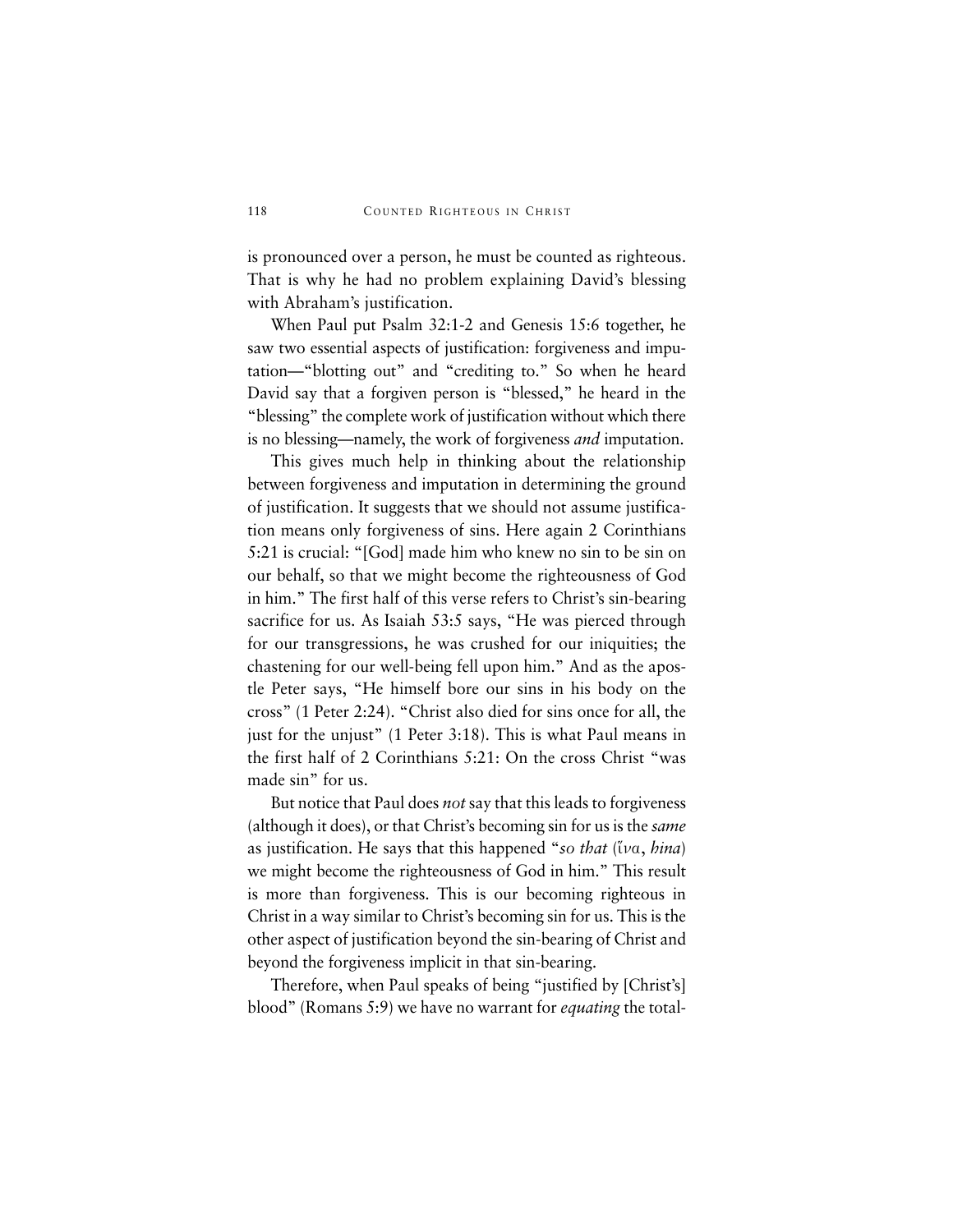is pronounced over a person, he must be counted as righteous. That is why he had no problem explaining David's blessing with Abraham's justification.

When Paul put Psalm 32:1-2 and Genesis 15:6 together, he saw two essential aspects of justification: forgiveness and imputation—"blotting out" and "crediting to." So when he heard David say that a forgiven person is "blessed," he heard in the "blessing" the complete work of justification without which there is no blessing—namely, the work of forgiveness *and* imputation.

This gives much help in thinking about the relationship between forgiveness and imputation in determining the ground of justification. It suggests that we should not assume justification means only forgiveness of sins. Here again 2 Corinthians 5:21 is crucial: "[God] made him who knew no sin to be sin on our behalf, so that we might become the righteousness of God in him." The first half of this verse refers to Christ's sin-bearing sacrifice for us. As Isaiah 53:5 says, "He was pierced through for our transgressions, he was crushed for our iniquities; the chastening for our well-being fell upon him." And as the apostle Peter says, "He himself bore our sins in his body on the cross" (1 Peter 2:24). "Christ also died for sins once for all, the just for the unjust" (1 Peter 3:18). This is what Paul means in the first half of 2 Corinthians 5:21: On the cross Christ "was made sin" for us.

But notice that Paul does *not* say that this leads to forgiveness (although it does), or that Christ's becoming sin for us is the *same* as justification. He says that this happened "*so that* (ἵνα, *hina*) we might become the righteousness of God in him." This result is more than forgiveness. This is our becoming righteous in Christ in a way similar to Christ's becoming sin for us. This is the other aspect of justification beyond the sin-bearing of Christ and beyond the forgiveness implicit in that sin-bearing.

Therefore, when Paul speaks of being "justified by [Christ's] blood" (Romans 5:9) we have no warrant for *equating* the total-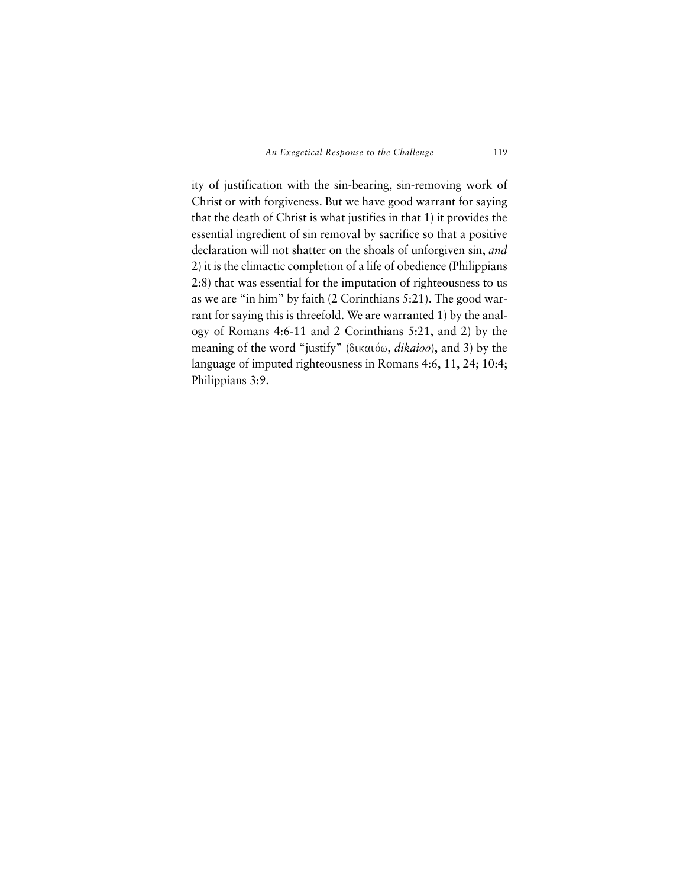ity of justification with the sin-bearing, sin-removing work of Christ or with forgiveness. But we have good warrant for saying that the death of Christ is what justifies in that 1) it provides the essential ingredient of sin removal by sacrifice so that a positive declaration will not shatter on the shoals of unforgiven sin, *and* 2) it is the climactic completion of a life of obedience (Philippians 2:8) that was essential for the imputation of righteousness to us as we are "in him" by faith (2 Corinthians 5:21). The good warrant for saying this is threefold. We are warranted 1) by the analogy of Romans 4:6-11 and 2 Corinthians 5:21, and 2) by the meaning of the word "justify" (δικαιόω, *dikaioō*), and 3) by the language of imputed righteousness in Romans 4:6, 11, 24; 10:4; Philippians 3:9.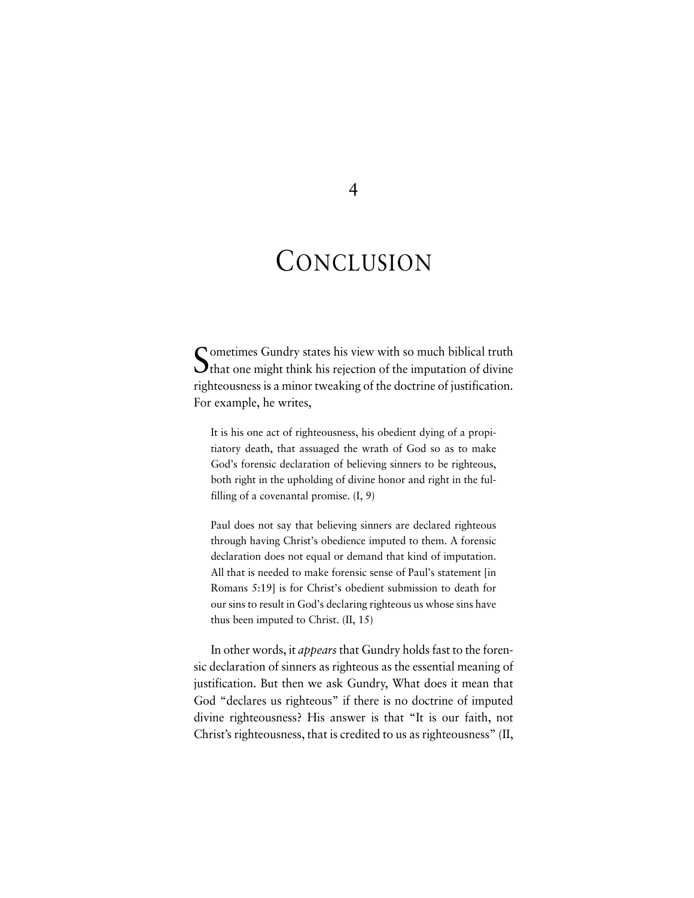# 4

# Conclusion

Sometimes Gundry states his view with so much biblical truth that one might think his rejection of the imputation of divine righteousness is a minor tweaking of the doctrine of justification. For example, he writes,

> It is his one act of righteousness, his obedient dying of a propitiatory death, that assuaged the wrath of God so as to make God's forensic declaration of believing sinners to be righteous, both right in the upholding of divine honor and right in the fulfilling of a covenantal promise. (I, 9)

> Paul does not say that believing sinners are declared righteous through having Christ's obedience imputed to them. A forensic declaration does not equal or demand that kind of imputation. All that is needed to make forensic sense of Paul's statement [in Romans 5:19] is for Christ's obedient submission to death for our sins to result in God's declaring righteous us whose sins have thus been imputed to Christ. (II, 15)

In other words, it *appears* that Gundry holds fast to the forensic declaration of sinners as righteous as the essential meaning of justification. But then we ask Gundry, What does it mean that God "declares us righteous" if there is no doctrine of imputed divine righteousness? His answer is that "It is our faith, not Christ's righteousness, that is credited to us as righteousness" (II,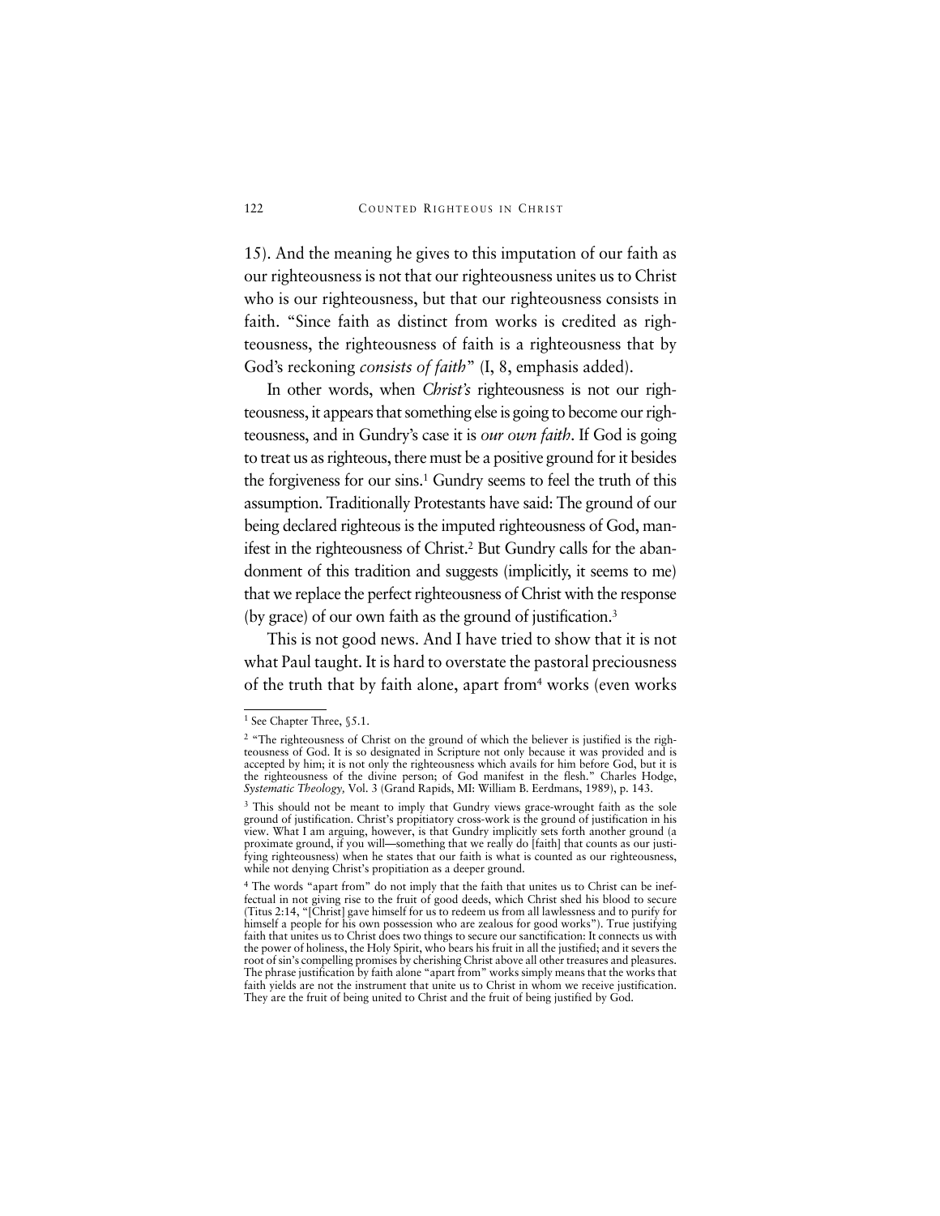15). And the meaning he gives to this imputation of our faith as our righteousness is not that our righteousness unites us to Christ who is our righteousness, but that our righteousness consists in faith. "Since faith as distinct from works is credited as righteousness, the righteousness of faith is a righteousness that by God's reckoning *consists of faith*" (I, 8, emphasis added).

In other words, when *Christ's* righteousness is not our righteousness, it appears that something else is going to become our righteousness, and in Gundry's case it is *our own faith*. If God is going to treat us as righteous, there must be a positive ground for it besides the forgiveness for our sins.[1] Gundry seems to feel the truth of this assumption. Traditionally Protestants have said: The ground of our being declared righteous is the imputed righteousness of God, manifest in the righteousness of Christ.[2] But Gundry calls for the abandonment of this tradition and suggests (implicitly, it seems to me) that we replace the perfect righteousness of Christ with the response (by grace) of our own faith as the ground of justification.[3]

This is not good news. And I have tried to show that it is not what Paul taught. It is hard to overstate the pastoral preciousness of the truth that by faith alone, apart from[4] works (even works

---

[1] See Chapter Three, §5.1.

[2] "The righteousness of Christ on the ground of which the believer is justified is the righteousness of God. It is so designated in Scripture not only because it was provided and is accepted by him; it is not only the righteousness which avails for him before God, but it is the righteousness of the divine person; of God manifest in the flesh." Charles Hodge, *Systematic Theology,* Vol. 3 (Grand Rapids, MI: William B. Eerdmans, 1989), p. 143.

[3] This should not be meant to imply that Gundry views grace-wrought faith as the sole ground of justification. Christ's propitiatory cross-work is the ground of justification in his view. What I am arguing, however, is that Gundry implicitly sets forth another ground (a proximate ground, if you will—something that we really do [faith] that counts as our justifying righteousness) when he states that our faith is what is counted as our righteousness, while not denying Christ's propitiation as a deeper ground.

[4] The words "apart from" do not imply that the faith that unites us to Christ can be ineffectual in not giving rise to the fruit of good deeds, which Christ shed his blood to secure (Titus 2:14, "[Christ] gave himself for us to redeem us from all lawlessness and to purify for himself a people for his own possession who are zealous for good works"). True justifying faith that unites us to Christ does two things to secure our sanctification: It connects us with the power of holiness, the Holy Spirit, who bears his fruit in all the justified; and it severs the root of sin's compelling promises by cherishing Christ above all other treasures and pleasures. The phrase justification by faith alone "apart from" works simply means that the works that faith yields are not the instrument that unite us to Christ in whom we receive justification. They are the fruit of being united to Christ and the fruit of being justified by God.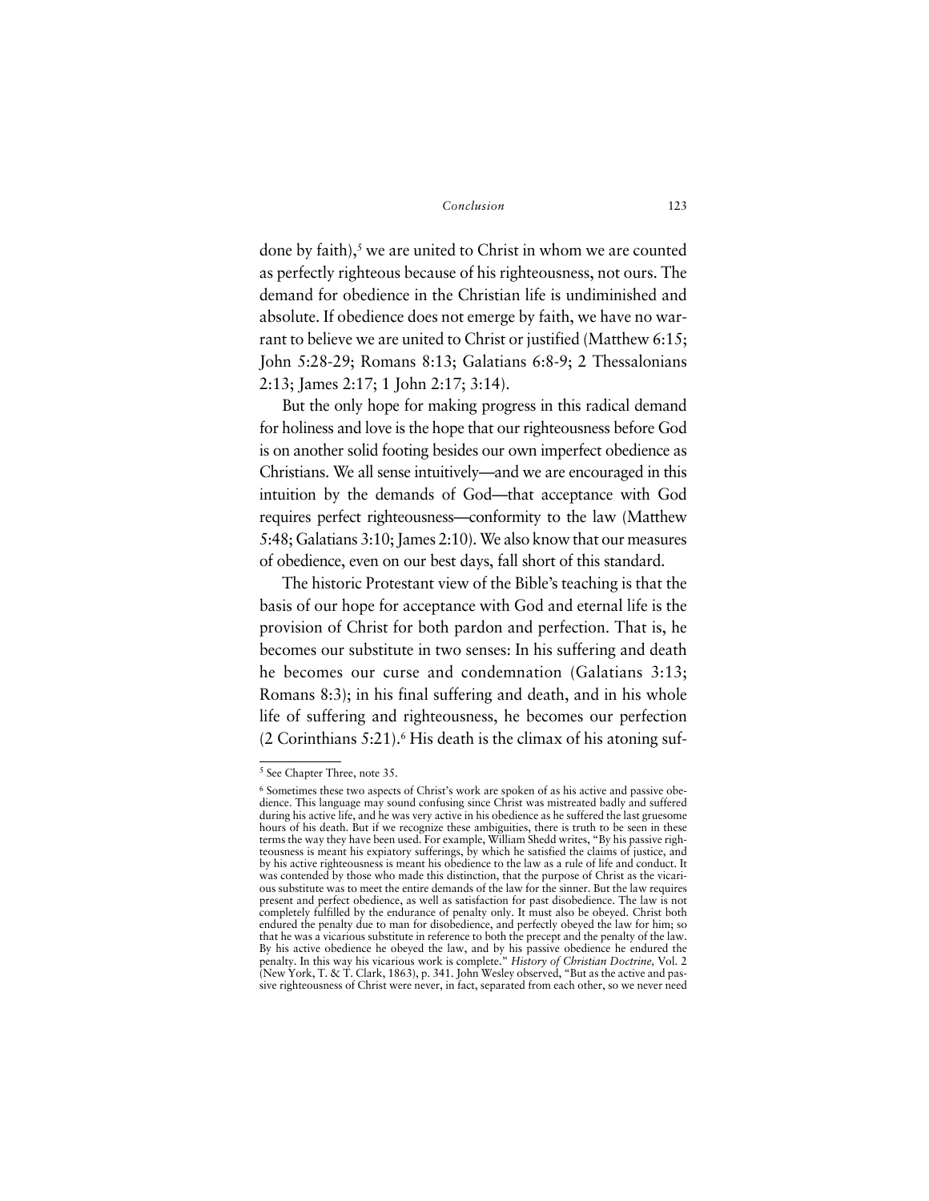done by faith),[5] we are united to Christ in whom we are counted as perfectly righteous because of his righteousness, not ours. The demand for obedience in the Christian life is undiminished and absolute. If obedience does not emerge by faith, we have no warrant to believe we are united to Christ or justified (Matthew 6:15; John 5:28-29; Romans 8:13; Galatians 6:8-9; 2 Thessalonians 2:13; James 2:17; 1 John 2:17; 3:14).

But the only hope for making progress in this radical demand for holiness and love is the hope that our righteousness before God is on another solid footing besides our own imperfect obedience as Christians. We all sense intuitively—and we are encouraged in this intuition by the demands of God—that acceptance with God requires perfect righteousness—conformity to the law (Matthew 5:48; Galatians 3:10; James 2:10). We also know that our measures of obedience, even on our best days, fall short of this standard.

The historic Protestant view of the Bible's teaching is that the basis of our hope for acceptance with God and eternal life is the provision of Christ for both pardon and perfection. That is, he becomes our substitute in two senses: In his suffering and death he becomes our curse and condemnation (Galatians 3:13; Romans 8:3); in his final suffering and death, and in his whole life of suffering and righteousness, he becomes our perfection (2 Corinthians 5:21).[6] His death is the climax of his atoning suf-

---

[5] See Chapter Three, note 35.

[6] Sometimes these two aspects of Christ's work are spoken of as his active and passive obedience. This language may sound confusing since Christ was mistreated badly and suffered during his active life, and he was very active in his obedience as he suffered the last gruesome hours of his death. But if we recognize these ambiguities, there is truth to be seen in these terms the way they have been used. For example, William Shedd writes, "By his passive righteousness is meant his expiatory sufferings, by which he satisfied the claims of justice, and by his active righteousness is meant his obedience to the law as a rule of life and conduct. It was contended by those who made this distinction, that the purpose of Christ as the vicarious substitute was to meet the entire demands of the law for the sinner. But the law requires present and perfect obedience, as well as satisfaction for past disobedience. The law is not completely fulfilled by the endurance of penalty only. It must also be obeyed. Christ both endured the penalty due to man for disobedience, and perfectly obeyed the law for him; so that he was a vicarious substitute in reference to both the precept and the penalty of the law. By his active obedience he obeyed the law, and by his passive obedience he endured the penalty. In this way his vicarious work is complete." *History of Christian Doctrine,* Vol. 2 (New York, T. & T. Clark, 1863), p. 341. John Wesley observed, "But as the active and passive righteousness of Christ were never, in fact, separated from each other, so we never need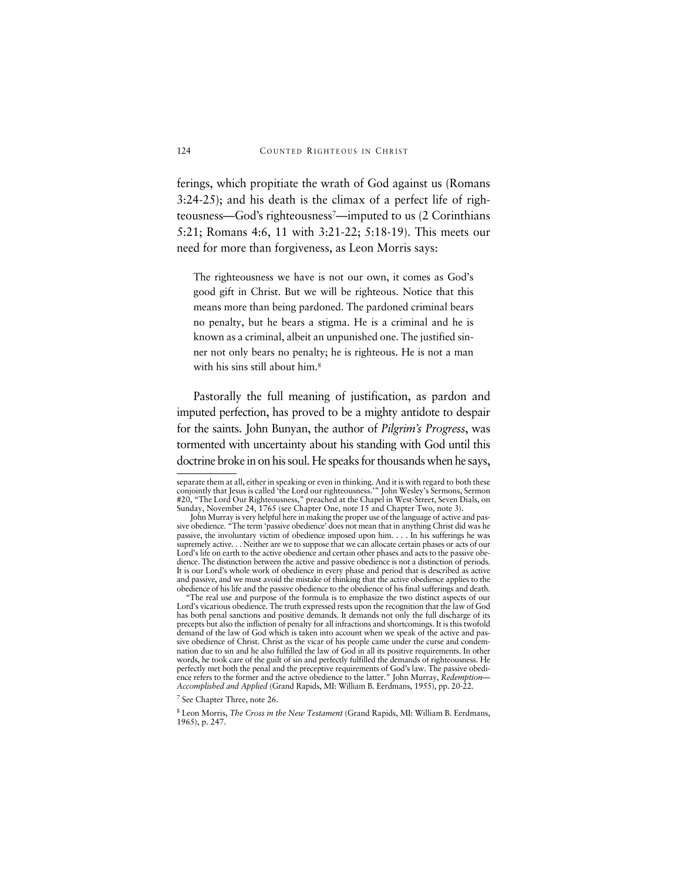ferings, which propitiate the wrath of God against us (Romans 3:24-25); and his death is the climax of a perfect life of righteousness—God's righteousness[7]—imputed to us (2 Corinthians 5:21; Romans 4:6, 11 with 3:21-22; 5:18-19). This meets our need for more than forgiveness, as Leon Morris says:

> The righteousness we have is not our own, it comes as God's good gift in Christ. But we will be righteous. Notice that this means more than being pardoned. The pardoned criminal bears no penalty, but he bears a stigma. He is a criminal and he is known as a criminal, albeit an unpunished one. The justified sinner not only bears no penalty; he is righteous. He is not a man with his sins still about him.[8]

Pastorally the full meaning of justification, as pardon and imputed perfection, has proved to be a mighty antidote to despair for the saints. John Bunyan, the author of *Pilgrim's Progress*, was tormented with uncertainty about his standing with God until this doctrine broke in on his soul. He speaks for thousands when he says,

---

separate them at all, either in speaking or even in thinking. And it is with regard to both these conjointly that Jesus is called 'the Lord our righteousness.'" John Wesley's Sermons, Sermon #20, "The Lord Our Righteousness," preached at the Chapel in West-Street, Seven Dials, on Sunday, November 24, 1765 (see Chapter One, note 15 and Chapter Two, note 3).

John Murray is very helpful here in making the proper use of the language of active and passive obedience. "The term 'passive obedience' does not mean that in anything Christ did was he passive, the involuntary victim of obedience imposed upon him. . . . In his sufferings he was supremely active. . . Neither are we to suppose that we can allocate certain phases or acts of our Lord's life on earth to the active obedience and certain other phases and acts to the passive obedience. The distinction between the active and passive obedience is not a distinction of periods. It is our Lord's whole work of obedience in every phase and period that is described as active and passive, and we must avoid the mistake of thinking that the active obedience applies to the obedience of his life and the passive obedience to the obedience of his final sufferings and death.

"The real use and purpose of the formula is to emphasize the two distinct aspects of our Lord's vicarious obedience. The truth expressed rests upon the recognition that the law of God has both penal sanctions and positive demands. It demands not only the full discharge of its precepts but also the infliction of penalty for all infractions and shortcomings. It is this twofold demand of the law of God which is taken into account when we speak of the active and passive obedience of Christ. Christ as the vicar of his people came under the curse and condemnation due to sin and he also fulfilled the law of God in all its positive requirements. In other words, he took care of the guilt of sin and perfectly fulfilled the demands of righteousness. He perfectly met both the penal and the preceptive requirements of God's law. The passive obedience refers to the former and the active obedience to the latter." John Murray, *Redemption—Accomplished and Applied* (Grand Rapids, MI: William B. Eerdmans, 1955), pp. 20-22.

[7] See Chapter Three, note 26.

[8] Leon Morris, *The Cross in the New Testament* (Grand Rapids, MI: William B. Eerdmans, 1965), p. 247.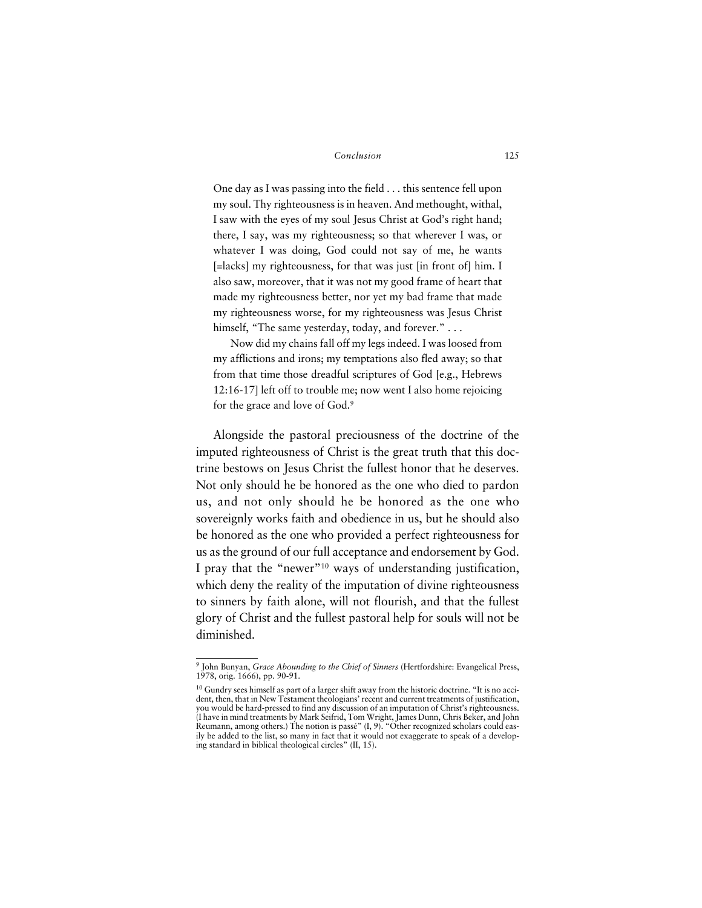> One day as I was passing into the field . . . this sentence fell upon my soul. Thy righteousness is in heaven. And methought, withal, I saw with the eyes of my soul Jesus Christ at God's right hand; there, I say, was my righteousness; so that wherever I was, or whatever I was doing, God could not say of me, he wants [=lacks] my righteousness, for that was just [in front of] him. I also saw, moreover, that it was not my good frame of heart that made my righteousness better, nor yet my bad frame that made my righteousness worse, for my righteousness was Jesus Christ himself, "The same yesterday, today, and forever." . . .
>
> Now did my chains fall off my legs indeed. I was loosed from my afflictions and irons; my temptations also fled away; so that from that time those dreadful scriptures of God [e.g., Hebrews 12:16-17] left off to trouble me; now went I also home rejoicing for the grace and love of God.[9]

Alongside the pastoral preciousness of the doctrine of the imputed righteousness of Christ is the great truth that this doctrine bestows on Jesus Christ the fullest honor that he deserves. Not only should he be honored as the one who died to pardon us, and not only should he be honored as the one who sovereignly works faith and obedience in us, but he should also be honored as the one who provided a perfect righteousness for us as the ground of our full acceptance and endorsement by God. I pray that the "newer"[10] ways of understanding justification, which deny the reality of the imputation of divine righteousness to sinners by faith alone, will not flourish, and that the fullest glory of Christ and the fullest pastoral help for souls will not be diminished.

---

[9] John Bunyan, *Grace Abounding to the Chief of Sinners* (Hertfordshire: Evangelical Press, 1978, orig. 1666), pp. 90-91.

[10] Gundry sees himself as part of a larger shift away from the historic doctrine. "It is no accident, then, that in New Testament theologians' recent and current treatments of justification, you would be hard-pressed to find any discussion of an imputation of Christ's righteousness. (I have in mind treatments by Mark Seifrid, Tom Wright, James Dunn, Chris Beker, and John Reumann, among others.) The notion is passé" (I, 9). "Other recognized scholars could easily be added to the list, so many in fact that it would not exaggerate to speak of a developing standard in biblical theological circles" (II, 15).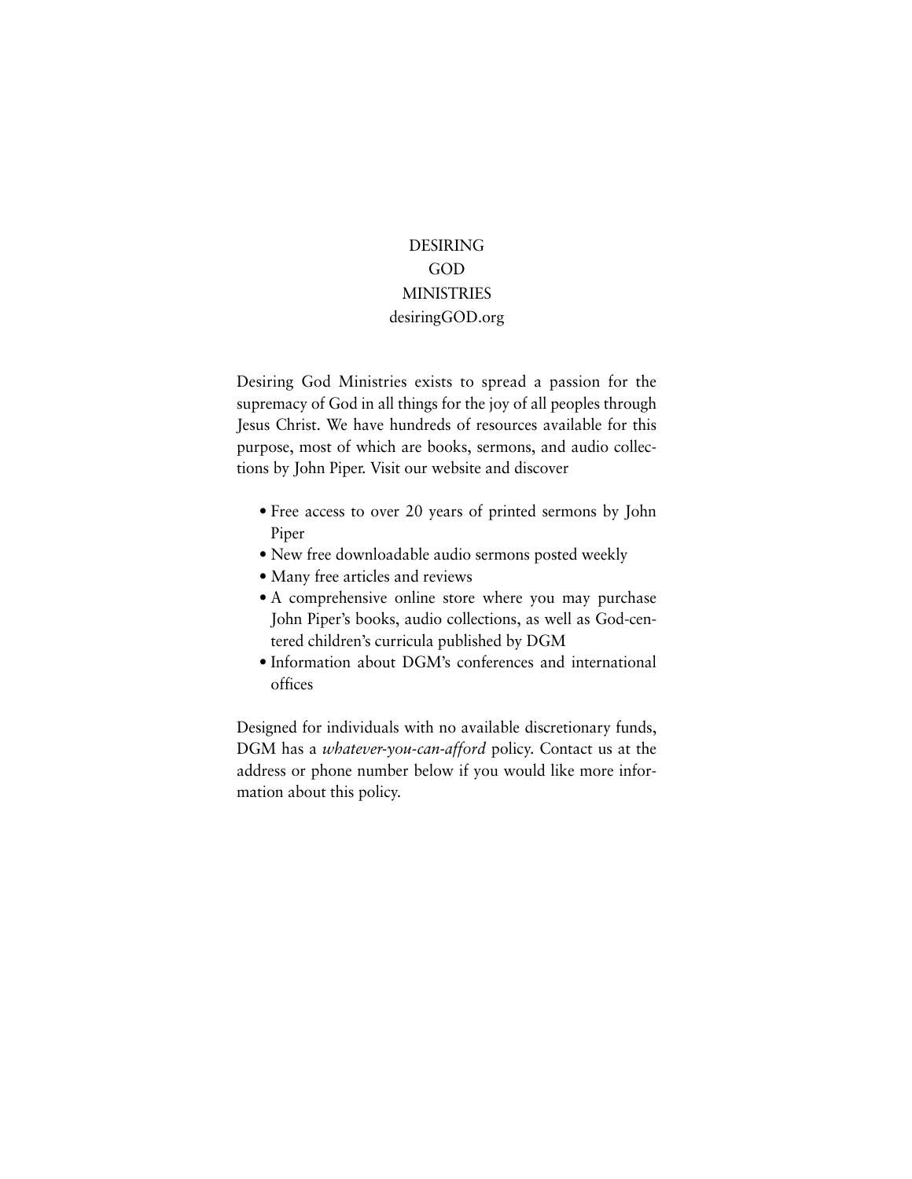DESIRING
GOD
MINISTRIES
desiringGOD.org

Desiring God Ministries exists to spread a passion for the supremacy of God in all things for the joy of all peoples through Jesus Christ. We have hundreds of resources available for this purpose, most of which are books, sermons, and audio collections by John Piper. Visit our website and discover

- Free access to over 20 years of printed sermons by John Piper
- New free downloadable audio sermons posted weekly
- Many free articles and reviews
- A comprehensive online store where you may purchase John Piper's books, audio collections, as well as God-centered children's curricula published by DGM
- Information about DGM's conferences and international offices

Designed for individuals with no available discretionary funds, DGM has a *whatever-you-can-afford* policy. Contact us at the address or phone number below if you would like more information about this policy.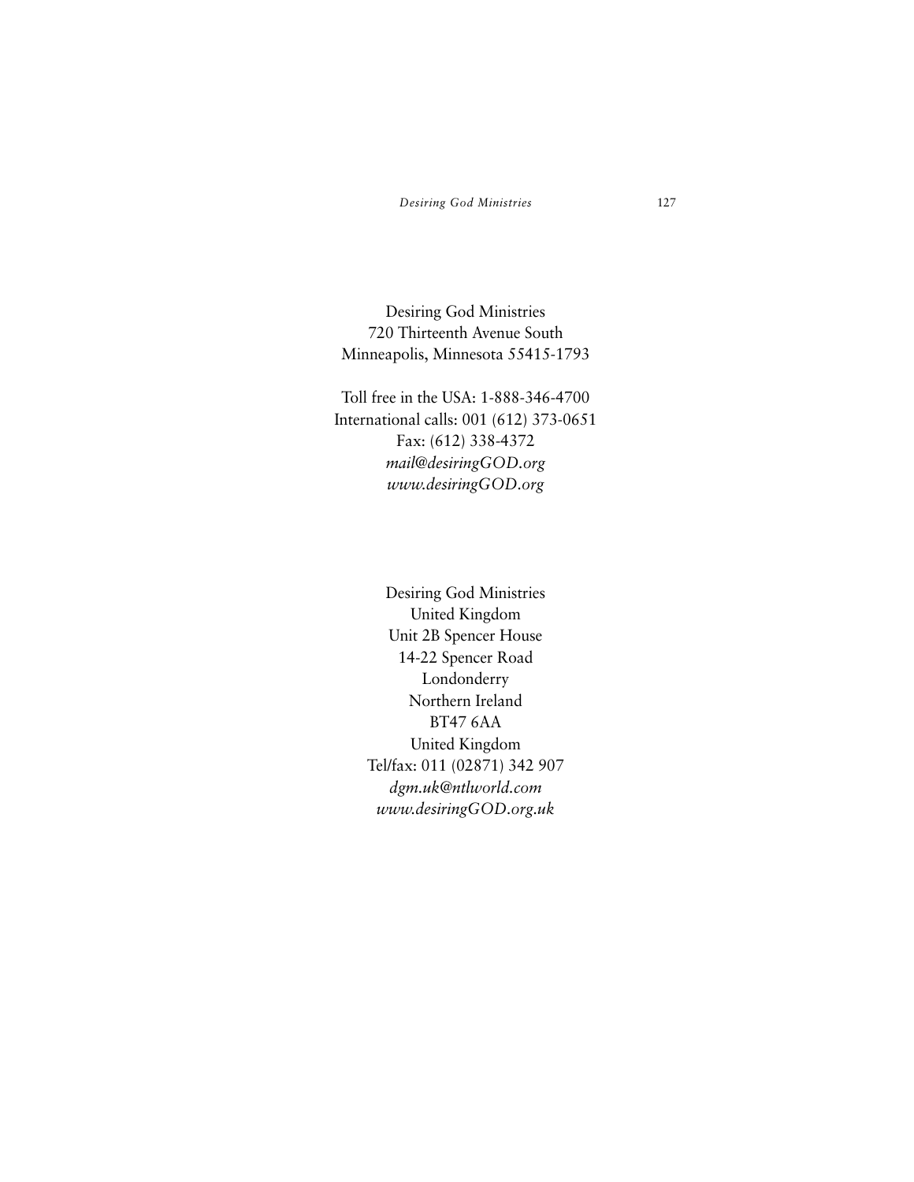Desiring God Ministries
720 Thirteenth Avenue South
Minneapolis, Minnesota 55415-1793

Toll free in the USA: 1-888-346-4700
International calls: 001 (612) 373-0651
Fax: (612) 338-4372
*mail@desiringGOD.org*
*www.desiringGOD.org*

Desiring God Ministries
United Kingdom
Unit 2B Spencer House
14-22 Spencer Road
Londonderry
Northern Ireland
BT47 6AA
United Kingdom
Tel/fax: 011 (02871) 342 907
*dgm.uk@ntlworld.com*
*www.desiringGOD.org.uk*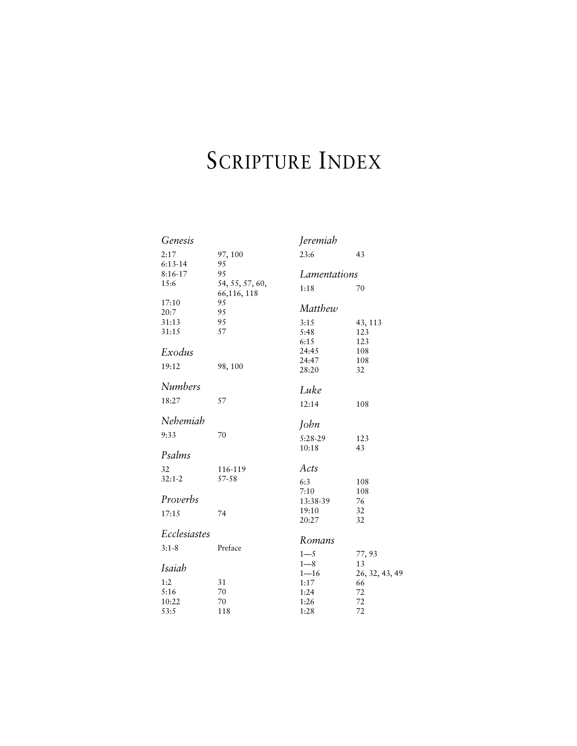# Scripture Index

*Genesis*

| | |
|---|---|
| 2:17 | 97, 100 |
| 6:13-14 | 95 |
| 8:16-17 | 95 |
| 15:6 | 54, 55, 57, 60, 66,116, 118 |
| 17:10 | 95 |
| 20:7 | 95 |
| 31:13 | 95 |
| 31:15 | 57 |

*Exodus*

| | |
|---|---|
| 19:12 | 98, 100 |

*Numbers*

| | |
|---|---|
| 18:27 | 57 |

*Nehemiah*

| | |
|---|---|
| 9:33 | 70 |

*Psalms*

| | |
|---|---|
| 32 | 116-119 |
| 32:1-2 | 57-58 |

*Proverbs*

| | |
|---|---|
| 17:15 | 74 |

*Ecclesiastes*

| | |
|---|---|
| 3:1-8 | Preface |

*Isaiah*

| | |
|---|---|
| 1:2 | 31 |
| 5:16 | 70 |
| 10:22 | 70 |
| 53:5 | 118 |

*Jeremiah*

| | |
|---|---|
| 23:6 | 43 |

*Lamentations*

| | |
|---|---|
| 1:18 | 70 |

*Matthew*

| | |
|---|---|
| 3:15 | 43, 113 |
| 5:48 | 123 |
| 6:15 | 123 |
| 24:45 | 108 |
| 24:47 | 108 |
| 28:20 | 32 |

*Luke*

| | |
|---|---|
| 12:14 | 108 |

*John*

| | |
|---|---|
| 5:28-29 | 123 |
| 10:18 | 43 |

*Acts*

| | |
|---|---|
| 6:3 | 108 |
| 7:10 | 108 |
| 13:38-39 | 76 |
| 19:10 | 32 |
| 20:27 | 32 |

*Romans*

| | |
|---|---|
| 1—5 | 77, 93 |
| 1—8 | 13 |
| 1—16 | 26, 32, 43, 49 |
| 1:17 | 66 |
| 1:24 | 72 |
| 1:26 | 72 |
| 1:28 | 72 |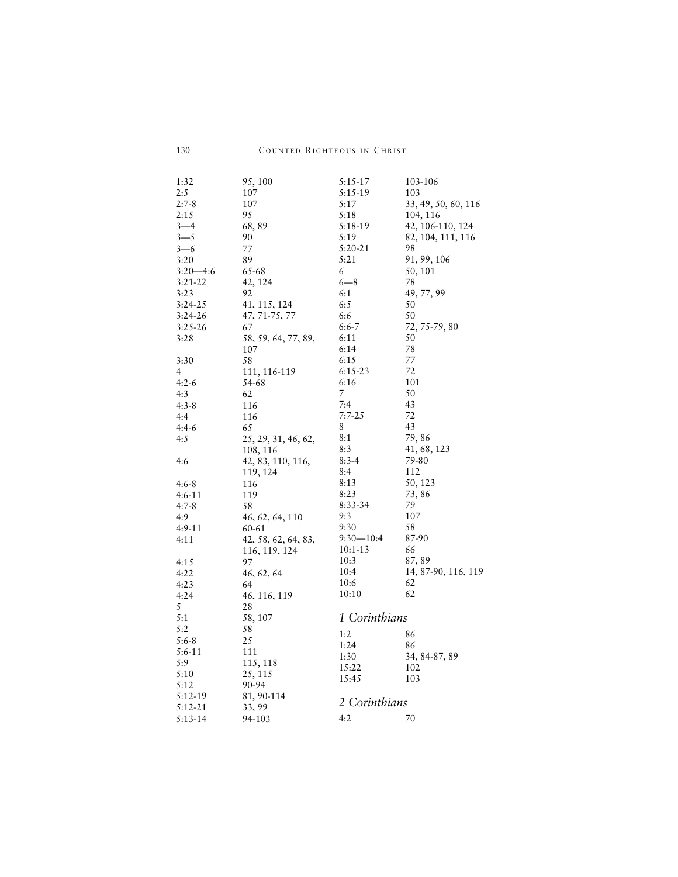1:32 95, 100
2:5 107
2:7-8 107
2:15 95
3—4 68, 89
3—5 90
3—6 77
3:20 89
3:20—4:6 65-68
3:21-22 42, 124
3:23 92
3:24-25 41, 115, 124
3:24-26 47, 71-75, 77
3:25-26 67
3:28 58, 59, 64, 77, 89, 107
3:30 58
4 111, 116-119
4:2-6 54-68
4:3 62
4:3-8 116
4:4 116
4:4-6 65
4:5 25, 29, 31, 46, 62, 108, 116
4:6 42, 83, 110, 116, 119, 124
4:6-8 116
4:6-11 119
4:7-8 58
4:9 46, 62, 64, 110
4:9-11 60-61
4:11 42, 58, 62, 64, 83, 116, 119, 124
4:15 97
4:22 46, 62, 64
4:23 64
4:24 46, 116, 119
5 28
5:1 58, 107
5:2 58
5:6-8 25
5:6-11 111
5:9 115, 118
5:10 25, 115
5:12 90-94
5:12-19 81, 90-114
5:12-21 33, 99
5:13-14 94-103
5:15-17 103-106
5:15-19 103
5:17 33, 49, 50, 60, 116
5:18 104, 116
5:18-19 42, 106-110, 124
5:19 82, 104, 111, 116
5:20-21 98
5:21 91, 99, 106
6 50, 101
6—8 78
6:1 49, 77, 99
6:5 50
6:6 50
6:6-7 72, 75-79, 80
6:11 50
6:14 78
6:15 77
6:15-23 72
6:16 101
7 50
7:4 43
7:7-25 72
8 43
8:1 79, 86
8:3 41, 68, 123
8:3-4 79-80
8:4 112
8:13 50, 123
8:23 73, 86
8:33-34 79
9:3 107
9:30 58
9:30—10:4 87-90
10:1-13 66
10:3 87, 89
10:4 14, 87-90, 116, 119
10:6 62
10:10 62

## *1 Corinthians*

1:2 86
1:24 86
1:30 34, 84-87, 89
15:22 102
15:45 103

## *2 Corinthians*

4:2 70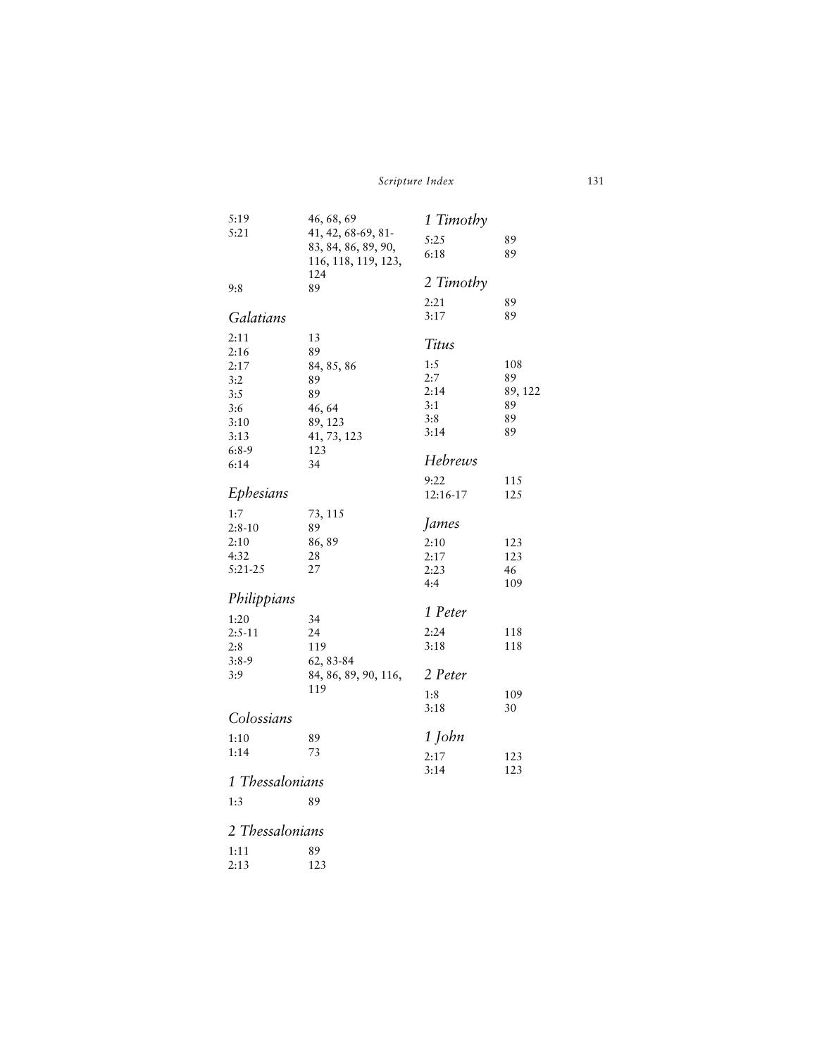| | |
|---|---|
| 5:19 | 46, 68, 69 |
| 5:21 | 41, 42, 68-69, 81-83, 84, 86, 89, 90, 116, 118, 119, 123, 124 |
| 9:8 | 89 |

## *Galatians*

| | |
|---|---|
| 2:11 | 13 |
| 2:16 | 89 |
| 2:17 | 84, 85, 86 |
| 3:2 | 89 |
| 3:5 | 89 |
| 3:6 | 46, 64 |
| 3:10 | 89, 123 |
| 3:13 | 41, 73, 123 |
| 6:8-9 | 123 |
| 6:14 | 34 |

## *Ephesians*

| | |
|---|---|
| 1:7 | 73, 115 |
| 2:8-10 | 89 |
| 2:10 | 86, 89 |
| 4:32 | 28 |
| 5:21-25 | 27 |

## *Philippians*

| | |
|---|---|
| 1:20 | 34 |
| 2:5-11 | 24 |
| 2:8 | 119 |
| 3:8-9 | 62, 83-84 |
| 3:9 | 84, 86, 89, 90, 116, 119 |

## *Colossians*

| | |
|---|---|
| 1:10 | 89 |
| 1:14 | 73 |

## *1 Thessalonians*

| | |
|---|---|
| 1:3 | 89 |

## *2 Thessalonians*

| | |
|---|---|
| 1:11 | 89 |
| 2:13 | 123 |

## *1 Timothy*

| | |
|---|---|
| 5:25 | 89 |
| 6:18 | 89 |

## *2 Timothy*

| | |
|---|---|
| 2:21 | 89 |
| 3:17 | 89 |

## *Titus*

| | |
|---|---|
| 1:5 | 108 |
| 2:7 | 89 |
| 2:14 | 89, 122 |
| 3:1 | 89 |
| 3:8 | 89 |
| 3:14 | 89 |

## *Hebrews*

| | |
|---|---|
| 9:22 | 115 |
| 12:16-17 | 125 |

## *James*

| | |
|---|---|
| 2:10 | 123 |
| 2:17 | 123 |
| 2:23 | 46 |
| 4:4 | 109 |

## *1 Peter*

| | |
|---|---|
| 2:24 | 118 |
| 3:18 | 118 |

## *2 Peter*

| | |
|---|---|
| 1:8 | 109 |
| 3:18 | 30 |

## *1 John*

| | |
|---|---|
| 2:17 | 123 |
| 3:14 | 123 |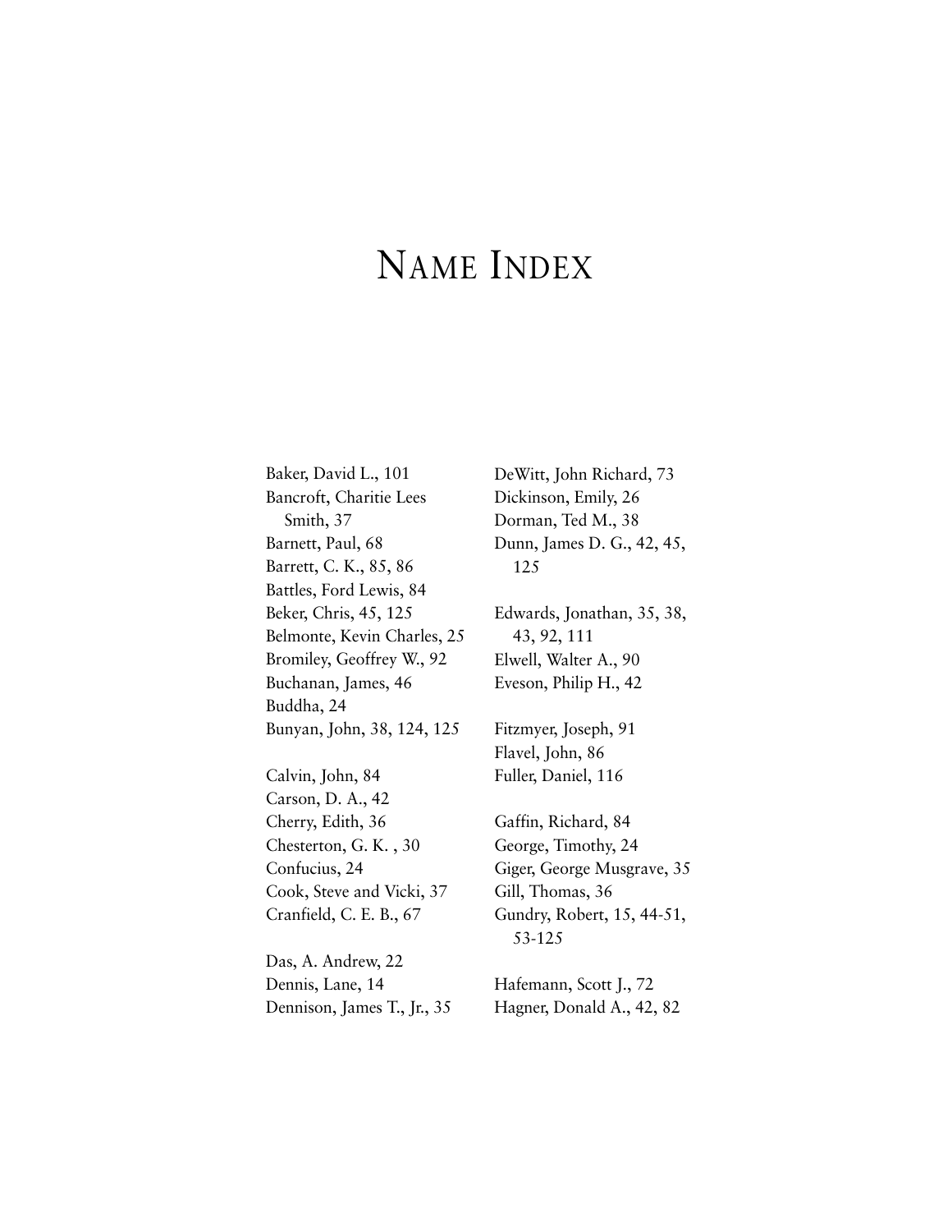# Name Index

Baker, David L., 101
Bancroft, Charitie Lees Smith, 37
Barnett, Paul, 68
Barrett, C. K., 85, 86
Battles, Ford Lewis, 84
Beker, Chris, 45, 125
Belmonte, Kevin Charles, 25
Bromiley, Geoffrey W., 92
Buchanan, James, 46
Buddha, 24
Bunyan, John, 38, 124, 125

Calvin, John, 84
Carson, D. A., 42
Cherry, Edith, 36
Chesterton, G. K. , 30
Confucius, 24
Cook, Steve and Vicki, 37
Cranfield, C. E. B., 67

Das, A. Andrew, 22
Dennis, Lane, 14
Dennison, James T., Jr., 35
DeWitt, John Richard, 73
Dickinson, Emily, 26
Dorman, Ted M., 38
Dunn, James D. G., 42, 45, 125

Edwards, Jonathan, 35, 38, 43, 92, 111
Elwell, Walter A., 90
Eveson, Philip H., 42

Fitzmyer, Joseph, 91
Flavel, John, 86
Fuller, Daniel, 116

Gaffin, Richard, 84
George, Timothy, 24
Giger, George Musgrave, 35
Gill, Thomas, 36
Gundry, Robert, 15, 44-51, 53-125

Hafemann, Scott J., 72
Hagner, Donald A., 42, 82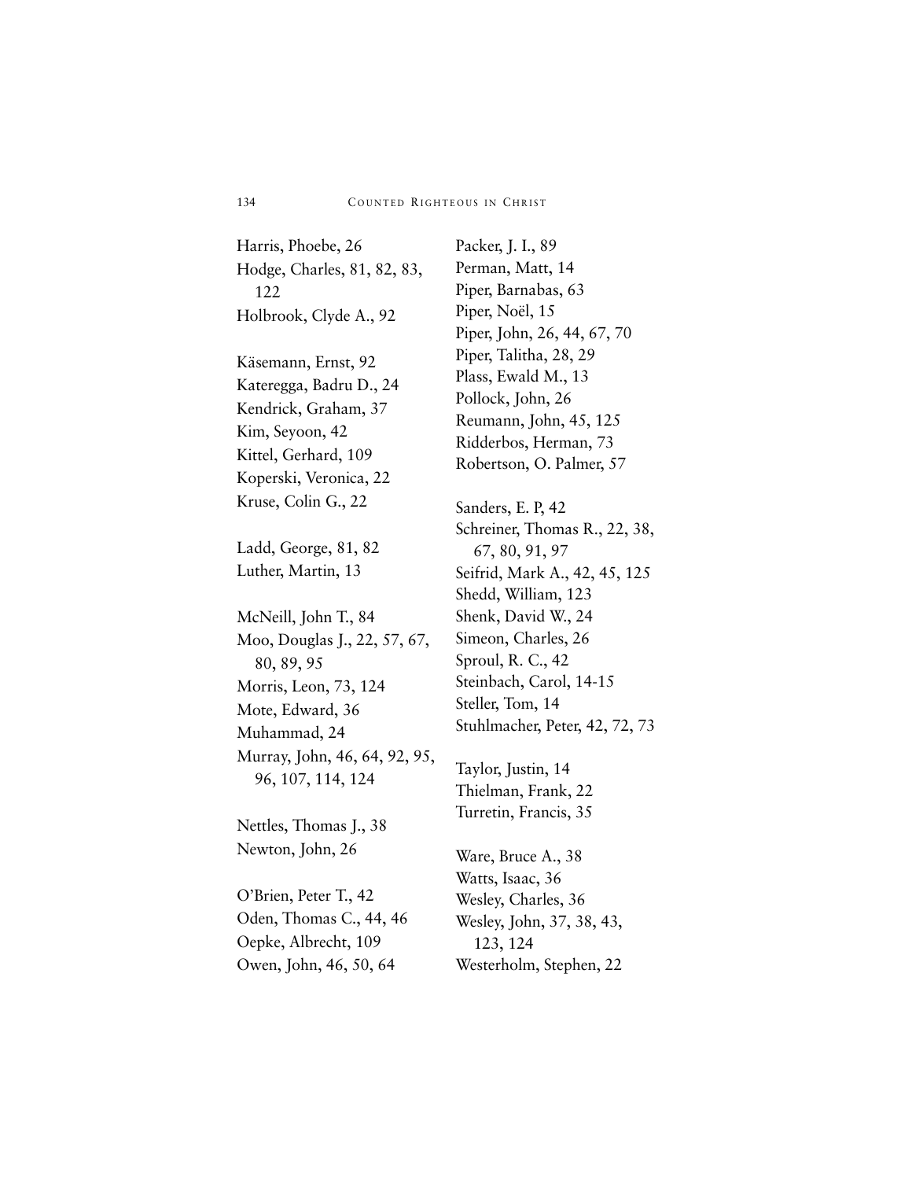Harris, Phoebe, 26
Hodge, Charles, 81, 82, 83, 122
Holbrook, Clyde A., 92

Käsemann, Ernst, 92
Kateregga, Badru D., 24
Kendrick, Graham, 37
Kim, Seyoon, 42
Kittel, Gerhard, 109
Koperski, Veronica, 22
Kruse, Colin G., 22

Ladd, George, 81, 82
Luther, Martin, 13

McNeill, John T., 84
Moo, Douglas J., 22, 57, 67, 80, 89, 95
Morris, Leon, 73, 124
Mote, Edward, 36
Muhammad, 24
Murray, John, 46, 64, 92, 95, 96, 107, 114, 124

Nettles, Thomas J., 38
Newton, John, 26

O'Brien, Peter T., 42
Oden, Thomas C., 44, 46
Oepke, Albrecht, 109
Owen, John, 46, 50, 64

Packer, J. I., 89
Perman, Matt, 14
Piper, Barnabas, 63
Piper, Noël, 15
Piper, John, 26, 44, 67, 70
Piper, Talitha, 28, 29
Plass, Ewald M., 13
Pollock, John, 26
Reumann, John, 45, 125
Ridderbos, Herman, 73
Robertson, O. Palmer, 57

Sanders, E. P, 42
Schreiner, Thomas R., 22, 38, 67, 80, 91, 97
Seifrid, Mark A., 42, 45, 125
Shedd, William, 123
Shenk, David W., 24
Simeon, Charles, 26
Sproul, R. C., 42
Steinbach, Carol, 14-15
Steller, Tom, 14
Stuhlmacher, Peter, 42, 72, 73

Taylor, Justin, 14
Thielman, Frank, 22
Turretin, Francis, 35

Ware, Bruce A., 38
Watts, Isaac, 36
Wesley, Charles, 36
Wesley, John, 37, 38, 43, 123, 124
Westerholm, Stephen, 22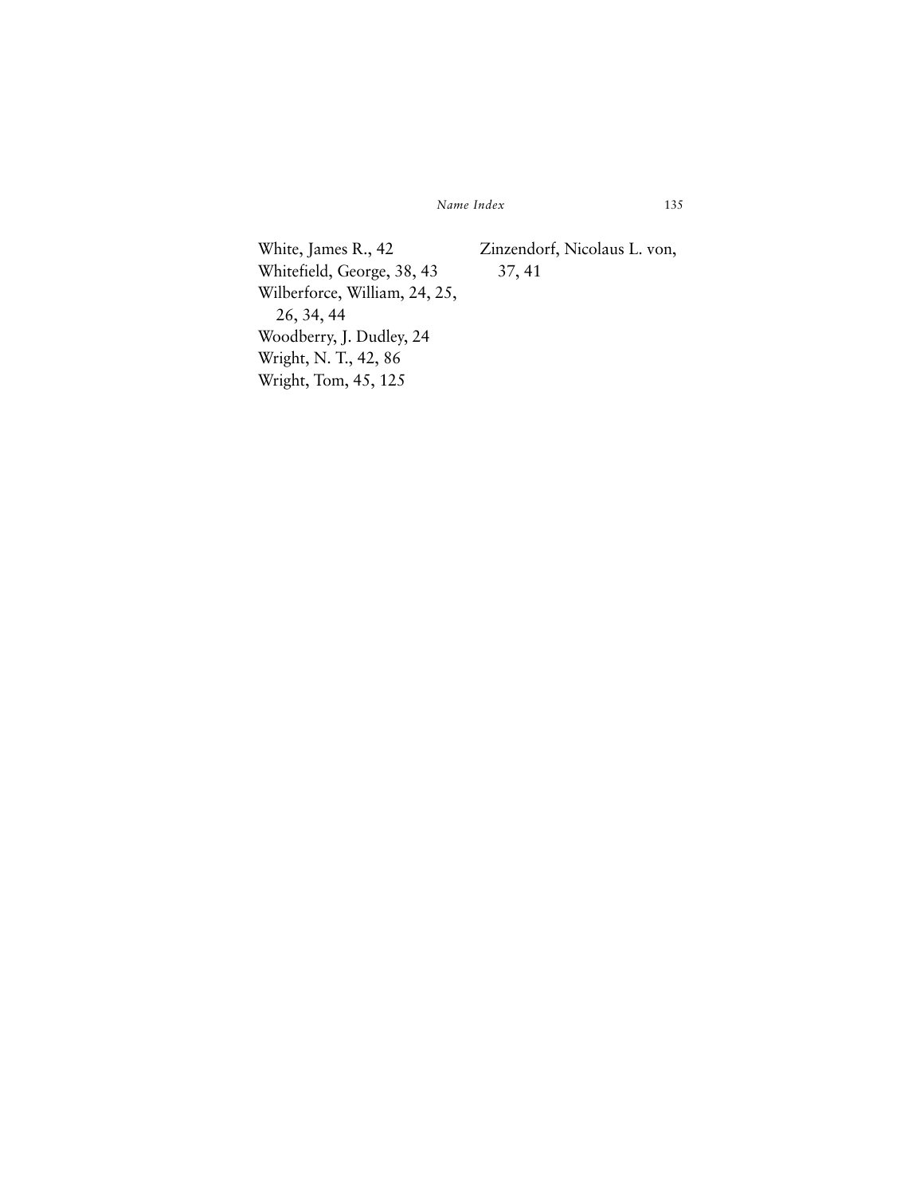White, James R., 42
Whitefield, George, 38, 43
Wilberforce, William, 24, 25, 26, 34, 44
Woodberry, J. Dudley, 24
Wright, N. T., 42, 86
Wright, Tom, 45, 125
Zinzendorf, Nicolaus L. von, 37, 41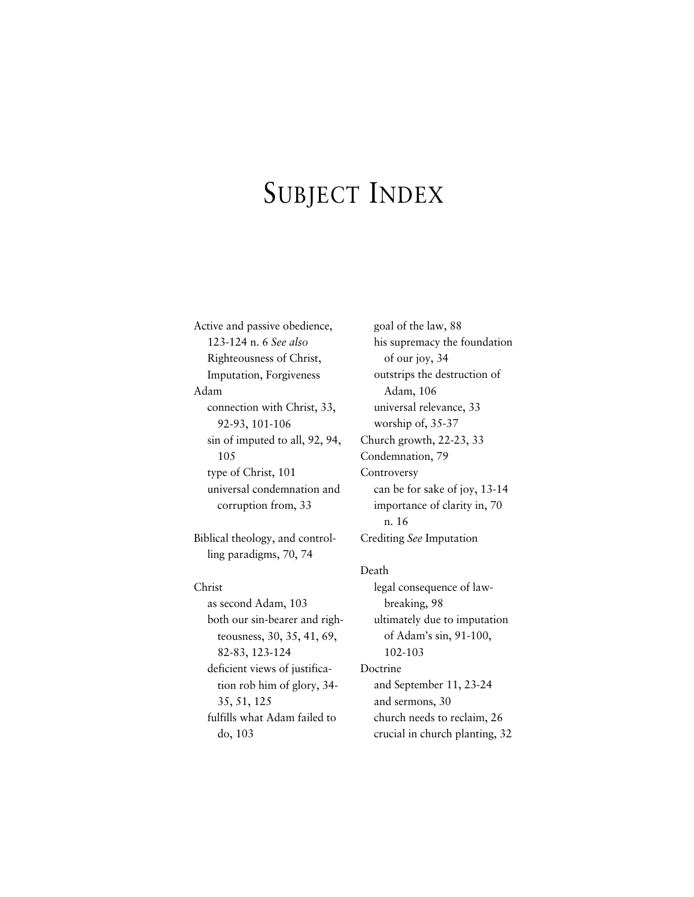# SUBJECT INDEX

Active and passive obedience, 123-124 n. 6 *See also* Righteousness of Christ, Imputation, Forgiveness

Adam
- connection with Christ, 33, 92-93, 101-106
- sin of imputed to all, 92, 94, 105
- type of Christ, 101
- universal condemnation and corruption from, 33

Biblical theology, and controlling paradigms, 70, 74

Christ
- as second Adam, 103
- both our sin-bearer and righteousness, 30, 35, 41, 69, 82-83, 123-124
- deficient views of justification rob him of glory, 34-35, 51, 125
- fulfills what Adam failed to do, 103
- goal of the law, 88
- his supremacy the foundation of our joy, 34
- outstrips the destruction of Adam, 106
- universal relevance, 33
- worship of, 35-37

Church growth, 22-23, 33

Condemnation, 79

Controversy
- can be for sake of joy, 13-14
- importance of clarity in, 70 n. 16

Crediting *See* Imputation

Death
- legal consequence of lawbreaking, 98
- ultimately due to imputation of Adam's sin, 91-100, 102-103

Doctrine
- and September 11, 23-24
- and sermons, 30
- church needs to reclaim, 26
- crucial in church planting, 32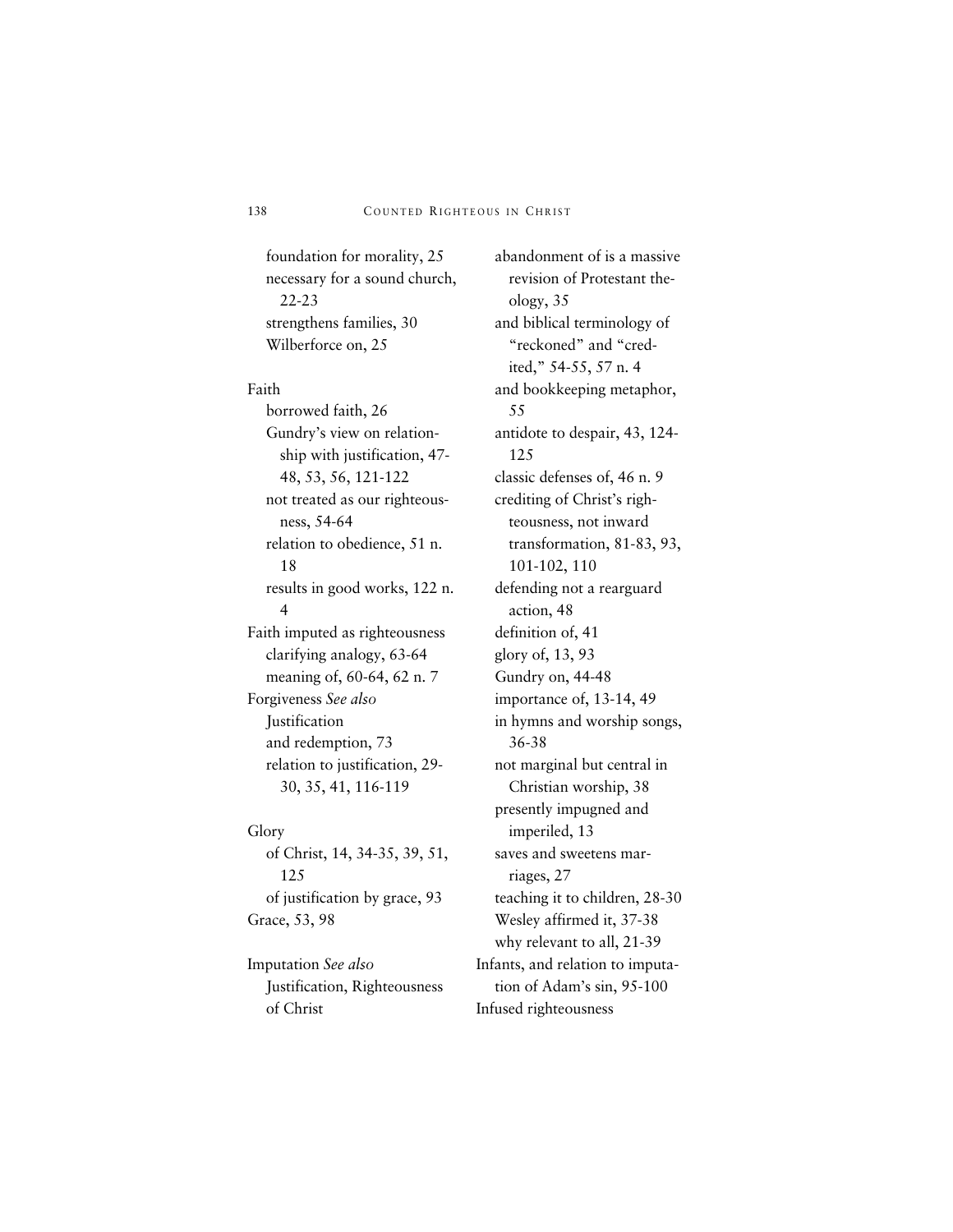foundation for morality, 25
necessary for a sound church, 22-23
strengthens families, 30
Wilberforce on, 25

Faith
borrowed faith, 26
Gundry's view on relationship with justification, 47-48, 53, 56, 121-122
not treated as our righteousness, 54-64
relation to obedience, 51 n. 18
results in good works, 122 n. 4

Faith imputed as righteousness
clarifying analogy, 63-64
meaning of, 60-64, 62 n. 7

Forgiveness *See also* Justification
and redemption, 73
relation to justification, 29-30, 35, 41, 116-119

Glory
of Christ, 14, 34-35, 39, 51, 125
of justification by grace, 93

Grace, 53, 98

Imputation *See also* Justification, Righteousness of Christ
abandonment of is a massive revision of Protestant theology, 35
and biblical terminology of "reckoned" and "credited," 54-55, 57 n. 4
and bookkeeping metaphor, 55
antidote to despair, 43, 124-125
classic defenses of, 46 n. 9
crediting of Christ's righteousness, not inward transformation, 81-83, 93, 101-102, 110
defending not a rearguard action, 48
definition of, 41
glory of, 13, 93
Gundry on, 44-48
importance of, 13-14, 49
in hymns and worship songs, 36-38
not marginal but central in Christian worship, 38
presently impugned and imperiled, 13
saves and sweetens marriages, 27
teaching it to children, 28-30
Wesley affirmed it, 37-38
why relevant to all, 21-39

Infants, and relation to imputation of Adam's sin, 95-100

Infused righteousness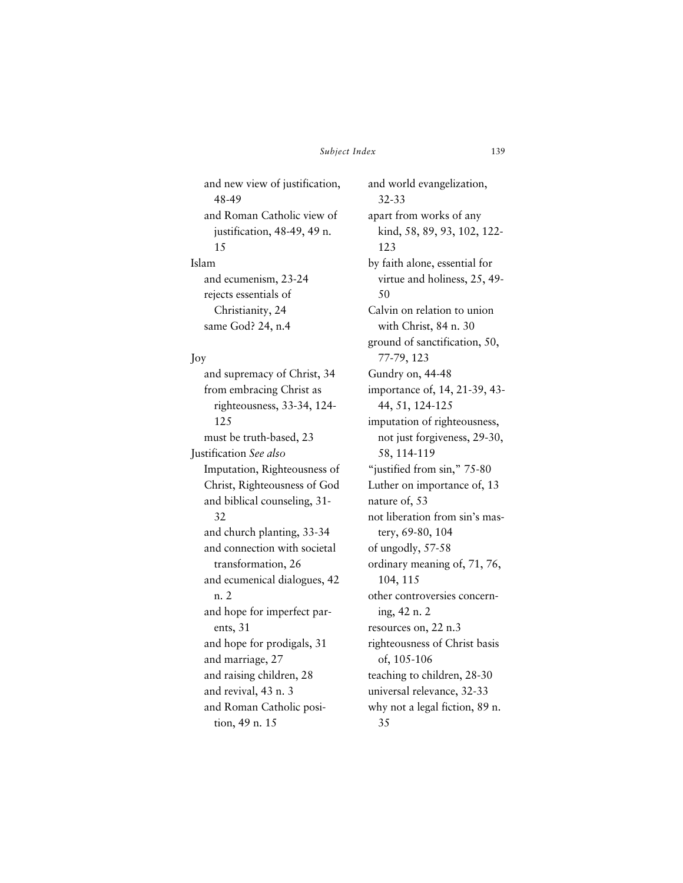and new view of justification, 48-49
and Roman Catholic view of justification, 48-49, 49 n. 15

Islam
and ecumenism, 23-24
rejects essentials of Christianity, 24
same God? 24, n.4

Joy
and supremacy of Christ, 34
from embracing Christ as righteousness, 33-34, 124-125
must be truth-based, 23

Justification *See also* Imputation, Righteousness of Christ, Righteousness of God
and biblical counseling, 31-32
and church planting, 33-34
and connection with societal transformation, 26
and ecumenical dialogues, 42 n. 2
and hope for imperfect parents, 31
and hope for prodigals, 31
and marriage, 27
and raising children, 28
and revival, 43 n. 3
and Roman Catholic position, 49 n. 15
and world evangelization, 32-33
apart from works of any kind, 58, 89, 93, 102, 122-123
by faith alone, essential for virtue and holiness, 25, 49-50
Calvin on relation to union with Christ, 84 n. 30
ground of sanctification, 50, 77-79, 123
Gundry on, 44-48
importance of, 14, 21-39, 43-44, 51, 124-125
imputation of righteousness, not just forgiveness, 29-30, 58, 114-119
"justified from sin," 75-80
Luther on importance of, 13
nature of, 53
not liberation from sin's mastery, 69-80, 104
of ungodly, 57-58
ordinary meaning of, 71, 76, 104, 115
other controversies concerning, 42 n. 2
resources on, 22 n.3
righteousness of Christ basis of, 105-106
teaching to children, 28-30
universal relevance, 32-33
why not a legal fiction, 89 n. 35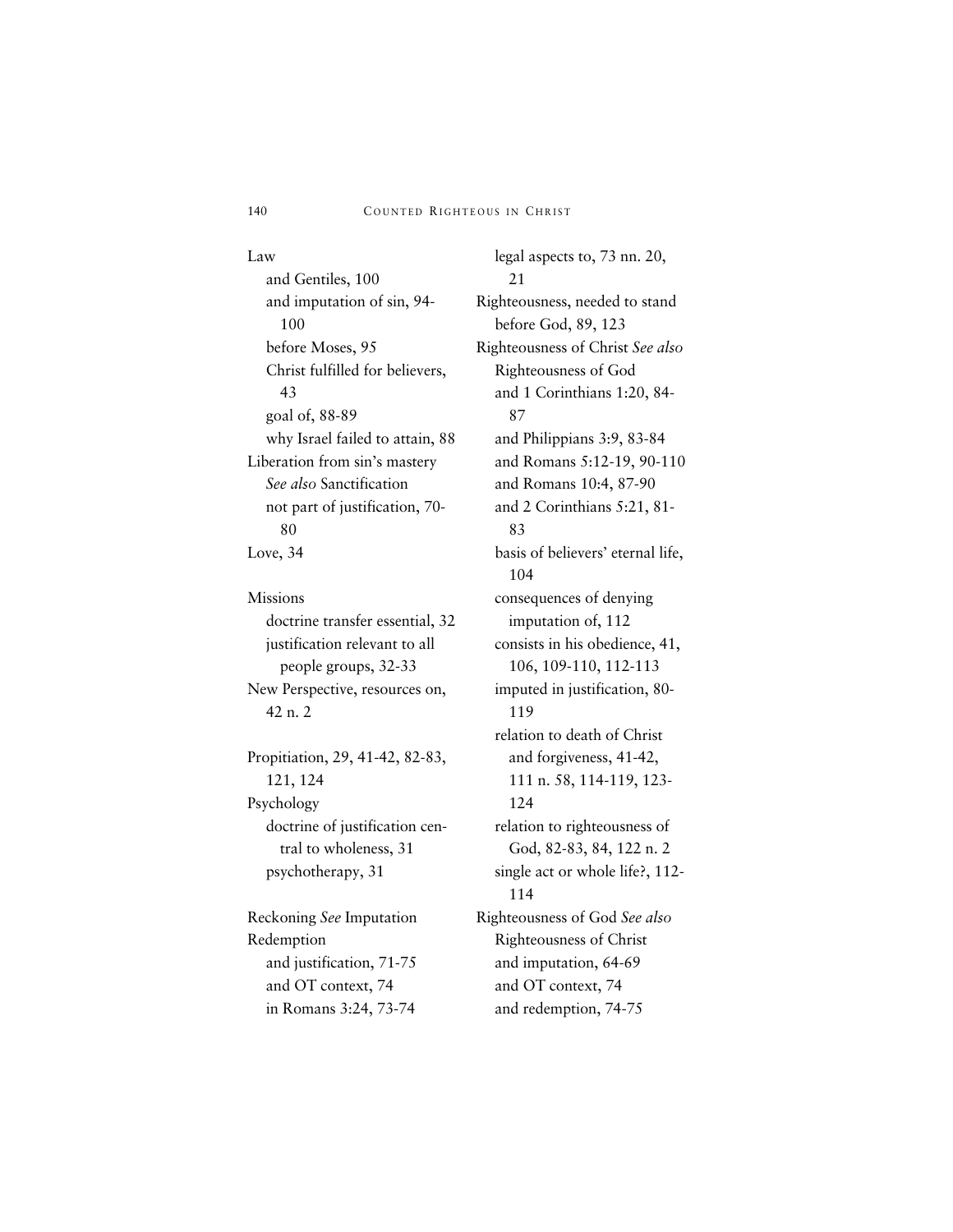Law
- and Gentiles, 100
- and imputation of sin, 94-100
- before Moses, 95
- Christ fulfilled for believers, 43
- goal of, 88-89
- why Israel failed to attain, 88

Liberation from sin's mastery *See also* Sanctification
- not part of justification, 70-80

Love, 34

Missions
- doctrine transfer essential, 32
- justification relevant to all people groups, 32-33

New Perspective, resources on, 42 n. 2

Propitiation, 29, 41-42, 82-83, 121, 124

Psychology
- doctrine of justification central to wholeness, 31
- psychotherapy, 31

Reckoning *See* Imputation

Redemption
- and justification, 71-75
- and OT context, 74
- in Romans 3:24, 73-74
- legal aspects to, 73 nn. 20, 21

Righteousness, needed to stand before God, 89, 123

Righteousness of Christ *See also* Righteousness of God
- and 1 Corinthians 1:20, 84-87
- and Philippians 3:9, 83-84
- and Romans 5:12-19, 90-110
- and Romans 10:4, 87-90
- and 2 Corinthians 5:21, 81-83
- basis of believers' eternal life, 104
- consequences of denying imputation of, 112
- consists in his obedience, 41, 106, 109-110, 112-113
- imputed in justification, 80-119
- relation to death of Christ and forgiveness, 41-42, 111 n. 58, 114-119, 123-124
- relation to righteousness of God, 82-83, 84, 122 n. 2
- single act or whole life?, 112-114

Righteousness of God *See also* Righteousness of Christ
- and imputation, 64-69
- and OT context, 74
- and redemption, 74-75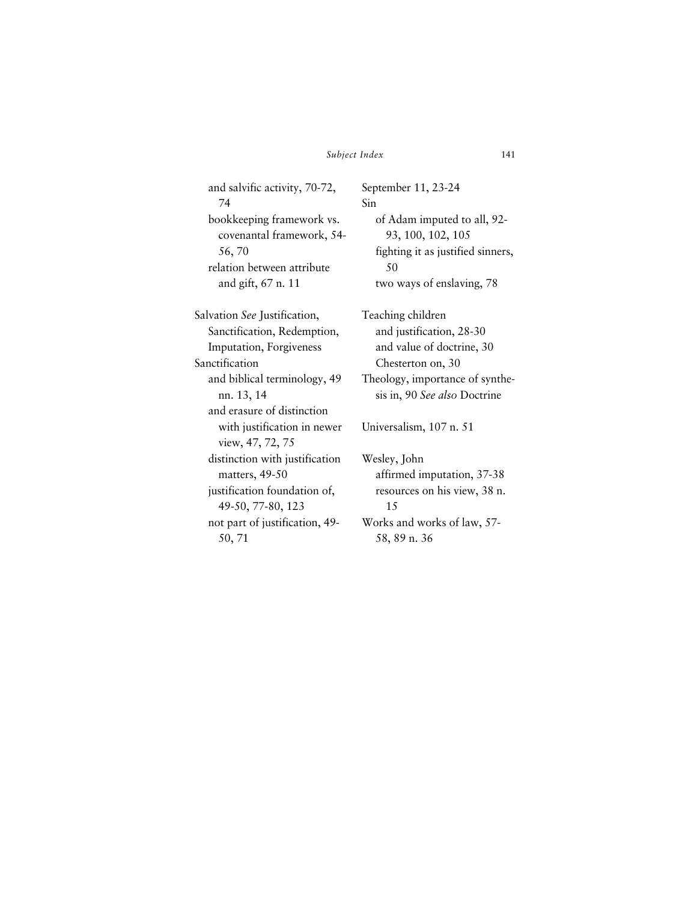and salvific activity, 70-72, 74
bookkeeping framework vs. covenantal framework, 54-56, 70
relation between attribute and gift, 67 n. 11

Salvation *See* Justification, Sanctification, Redemption, Imputation, Forgiveness

Sanctification
and biblical terminology, 49 nn. 13, 14
and erasure of distinction with justification in newer view, 47, 72, 75
distinction with justification matters, 49-50
justification foundation of, 49-50, 77-80, 123
not part of justification, 49-50, 71

September 11, 23-24

Sin
of Adam imputed to all, 92-93, 100, 102, 105
fighting it as justified sinners, 50
two ways of enslaving, 78

Teaching children
and justification, 28-30
and value of doctrine, 30
Chesterton on, 30

Theology, importance of synthesis in, 90 *See also* Doctrine

Universalism, 107 n. 51

Wesley, John
affirmed imputation, 37-38
resources on his view, 38 n. 15

Works and works of law, 57-58, 89 n. 36